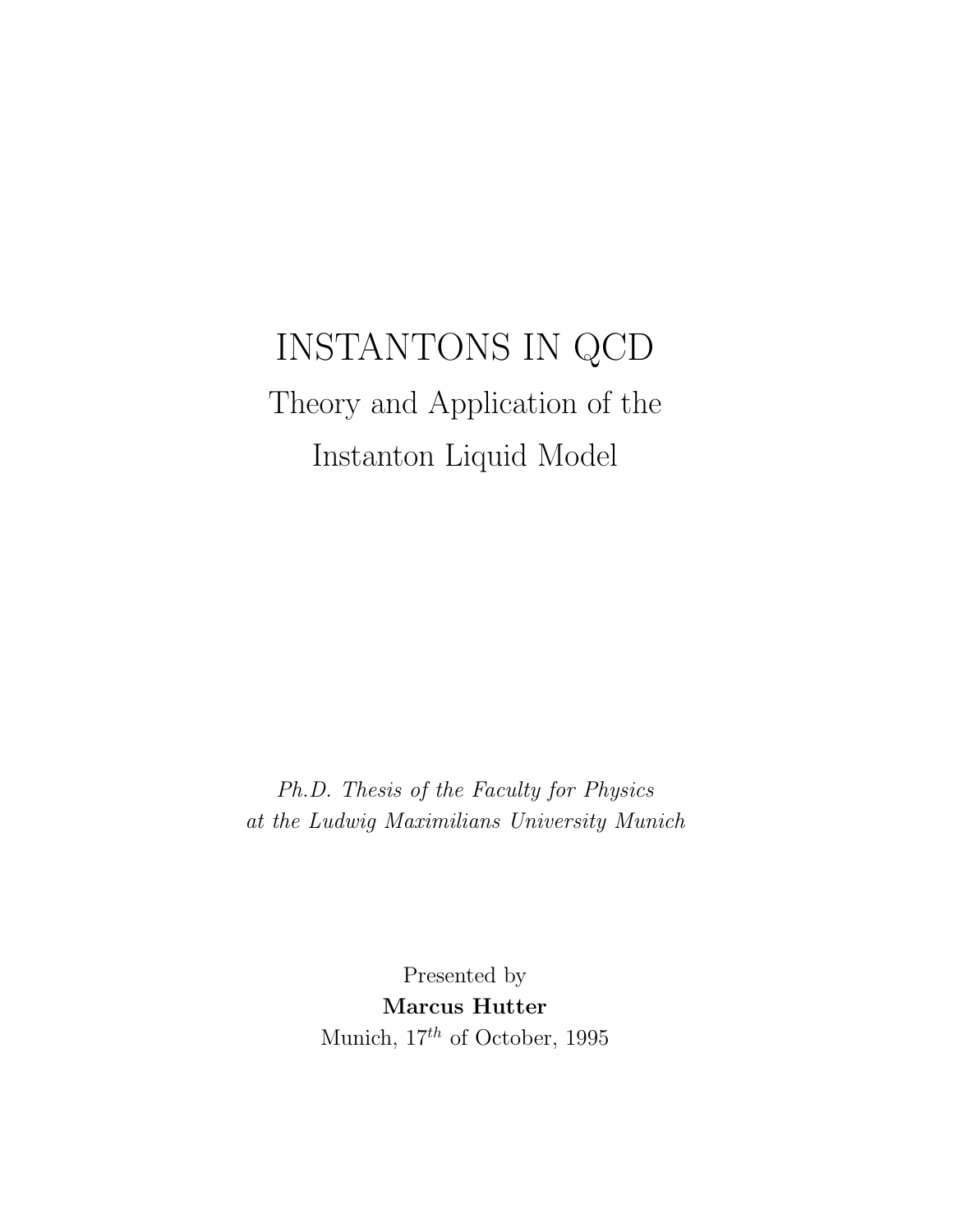# INSTANTONS IN QCD

## Theory and Application of the Instanton Liquid Model

*Ph.D. Thesis of the Faculty for Physics at the Ludwig Maximilians University Munich*

Presented by

**Marcus Hutter**

Munich, $17^{th}$ of October, 1995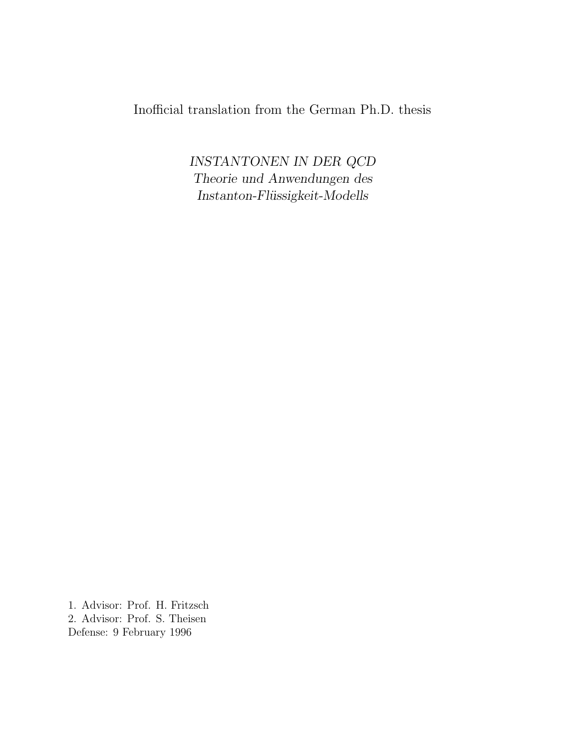Inofficial translation from the German Ph.D. thesis

*INSTANTONEN IN DER QCD*
*Theorie und Anwendungen des*
*Instanton-Flüssigkeit-Modells*

1. Advisor: Prof. H. Fritzsch
2. Advisor: Prof. S. Theisen

Defense: 9 February 1996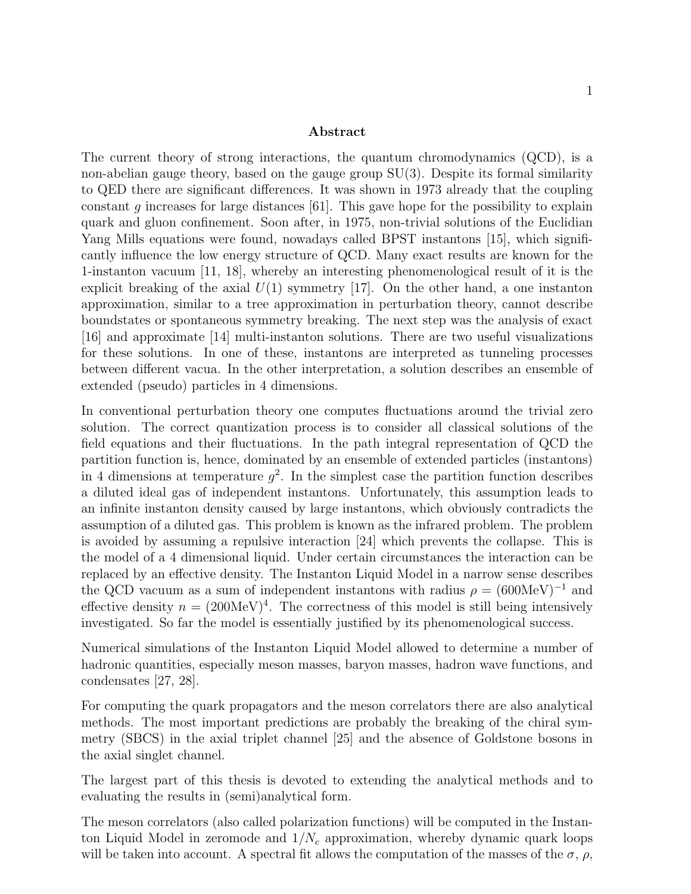## Abstract

The current theory of strong interactions, the quantum chromodynamics (QCD), is a non-abelian gauge theory, based on the gauge group SU(3). Despite its formal similarity to QED there are significant differences. It was shown in 1973 already that the coupling constant $g$ increases for large distances [61]. This gave hope for the possibility to explain quark and gluon confinement. Soon after, in 1975, non-trivial solutions of the Euclidian Yang Mills equations were found, nowadays called BPST instantons [15], which significantly influence the low energy structure of QCD. Many exact results are known for the 1-instanton vacuum [11, 18], whereby an interesting phenomenological result of it is the explicit breaking of the axial $U(1)$ symmetry [17]. On the other hand, a one instanton approximation, similar to a tree approximation in perturbation theory, cannot describe boundstates or spontaneous symmetry breaking. The next step was the analysis of exact [16] and approximate [14] multi-instanton solutions. There are two useful visualizations for these solutions. In one of these, instantons are interpreted as tunneling processes between different vacua. In the other interpretation, a solution describes an ensemble of extended (pseudo) particles in 4 dimensions.

In conventional perturbation theory one computes fluctuations around the trivial zero solution. The correct quantization process is to consider all classical solutions of the field equations and their fluctuations. In the path integral representation of QCD the partition function is, hence, dominated by an ensemble of extended particles (instantons) in 4 dimensions at temperature $g^2$. In the simplest case the partition function describes a diluted ideal gas of independent instantons. Unfortunately, this assumption leads to an infinite instanton density caused by large instantons, which obviously contradicts the assumption of a diluted gas. This problem is known as the infrared problem. The problem is avoided by assuming a repulsive interaction [24] which prevents the collapse. This is the model of a 4 dimensional liquid. Under certain circumstances the interaction can be replaced by an effective density. The Instanton Liquid Model in a narrow sense describes the QCD vacuum as a sum of independent instantons with radius $\rho = (600\text{MeV})^{-1}$ and effective density $n = (200\text{MeV})^4$. The correctness of this model is still being intensively investigated. So far the model is essentially justified by its phenomenological success.

Numerical simulations of the Instanton Liquid Model allowed to determine a number of hadronic quantities, especially meson masses, baryon masses, hadron wave functions, and condensates [27, 28].

For computing the quark propagators and the meson correlators there are also analytical methods. The most important predictions are probably the breaking of the chiral symmetry (SBCS) in the axial triplet channel [25] and the absence of Goldstone bosons in the axial singlet channel.

The largest part of this thesis is devoted to extending the analytical methods and to evaluating the results in (semi)analytical form.

The meson correlators (also called polarization functions) will be computed in the Instanton Liquid Model in zeromode and $1/N_c$ approximation, whereby dynamic quark loops will be taken into account. A spectral fit allows the computation of the masses of the $\sigma$, $\rho$,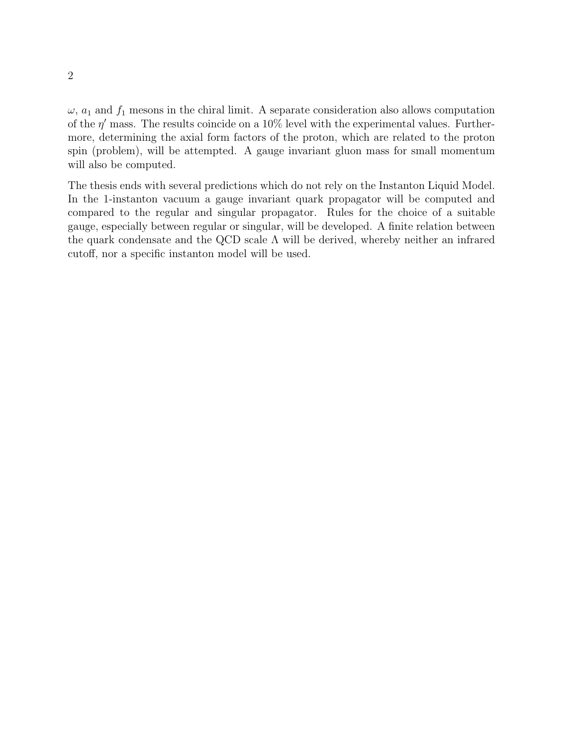$\omega$, $a_1$ and $f_1$ mesons in the chiral limit. A separate consideration also allows computation of the $\eta'$ mass. The results coincide on a 10% level with the experimental values. Furthermore, determining the axial form factors of the proton, which are related to the proton spin (problem), will be attempted. A gauge invariant gluon mass for small momentum will also be computed.

The thesis ends with several predictions which do not rely on the Instanton Liquid Model. In the 1-instanton vacuum a gauge invariant quark propagator will be computed and compared to the regular and singular propagator. Rules for the choice of a suitable gauge, especially between regular or singular, will be developed. A finite relation between the quark condensate and the QCD scale $\Lambda$ will be derived, whereby neither an infrared cutoff, nor a specific instanton model will be used.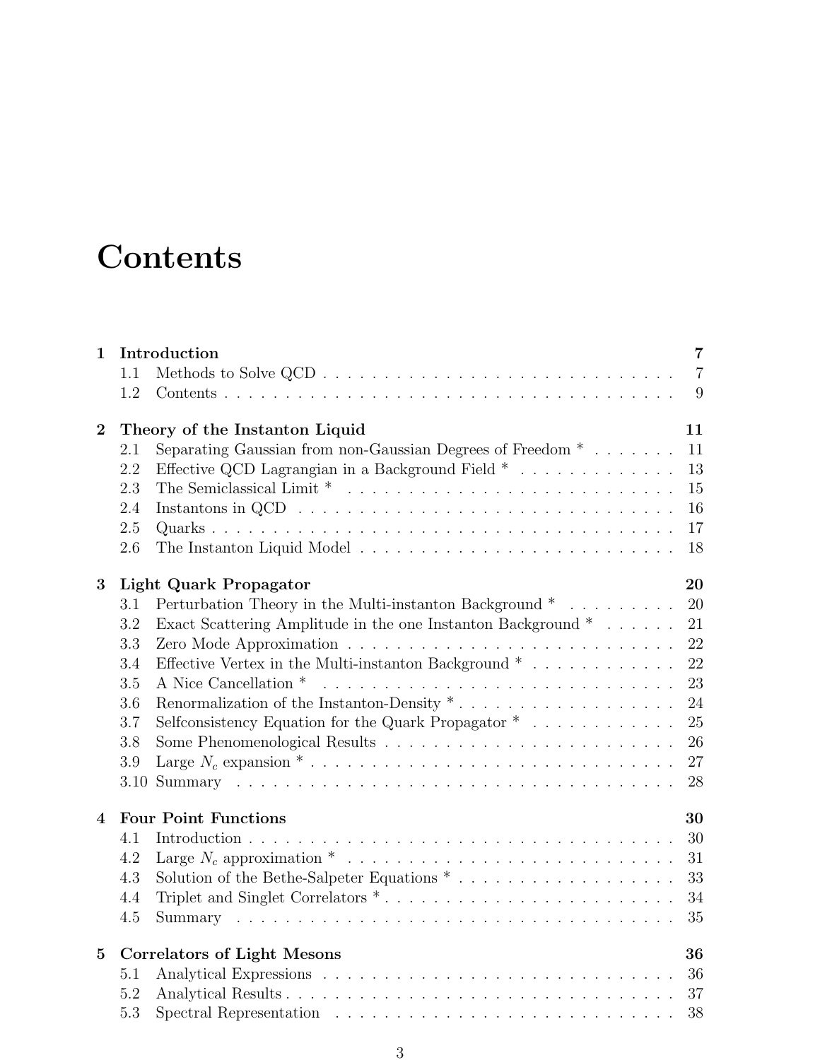# Contents

**1 Introduction** **7**
- 1.1 Methods to Solve QCD . . . . . . . . . . . . . . . . . . . . . . . . . . . . . 7
- 1.2 Contents . . . . . . . . . . . . . . . . . . . . . . . . . . . . . . . . . . . 9

**2 Theory of the Instanton Liquid** **11**
- 2.1 Separating Gaussian from non-Gaussian Degrees of Freedom * . . . . . . . 11
- 2.2 Effective QCD Lagrangian in a Background Field * . . . . . . . . . . . . . 13
- 2.3 The Semiclassical Limit * . . . . . . . . . . . . . . . . . . . . . . . . . . 15
- 2.4 Instantons in QCD . . . . . . . . . . . . . . . . . . . . . . . . . . . . . . 16
- 2.5 Quarks . . . . . . . . . . . . . . . . . . . . . . . . . . . . . . . . . . . . 17
- 2.6 The Instanton Liquid Model . . . . . . . . . . . . . . . . . . . . . . . . . 18

**3 Light Quark Propagator** **20**
- 3.1 Perturbation Theory in the Multi-instanton Background * . . . . . . . . . 20
- 3.2 Exact Scattering Amplitude in the one Instanton Background * . . . . . . 21
- 3.3 Zero Mode Approximation . . . . . . . . . . . . . . . . . . . . . . . . . . 22
- 3.4 Effective Vertex in the Multi-instanton Background * . . . . . . . . . . . . 22
- 3.5 A Nice Cancellation * . . . . . . . . . . . . . . . . . . . . . . . . . . . . 23
- 3.6 Renormalization of the Instanton-Density * . . . . . . . . . . . . . . . . . 24
- 3.7 Selfconsistency Equation for the Quark Propagator * . . . . . . . . . . . . 25
- 3.8 Some Phenomenological Results . . . . . . . . . . . . . . . . . . . . . . . 26
- 3.9 Large $N_c$ expansion * . . . . . . . . . . . . . . . . . . . . . . . . . . . . 27
- 3.10 Summary . . . . . . . . . . . . . . . . . . . . . . . . . . . . . . . . . . . 28

**4 Four Point Functions** **30**
- 4.1 Introduction . . . . . . . . . . . . . . . . . . . . . . . . . . . . . . . . . . 30
- 4.2 Large $N_c$ approximation * . . . . . . . . . . . . . . . . . . . . . . . . . . 31
- 4.3 Solution of the Bethe-Salpeter Equations * . . . . . . . . . . . . . . . . . . 33
- 4.4 Triplet and Singlet Correlators * . . . . . . . . . . . . . . . . . . . . . . . 34
- 4.5 Summary . . . . . . . . . . . . . . . . . . . . . . . . . . . . . . . . . . . 35

**5 Correlators of Light Mesons** **36**
- 5.1 Analytical Expressions . . . . . . . . . . . . . . . . . . . . . . . . . . . . 36
- 5.2 Analytical Results . . . . . . . . . . . . . . . . . . . . . . . . . . . . . . . 37
- 5.3 Spectral Representation . . . . . . . . . . . . . . . . . . . . . . . . . . . . 38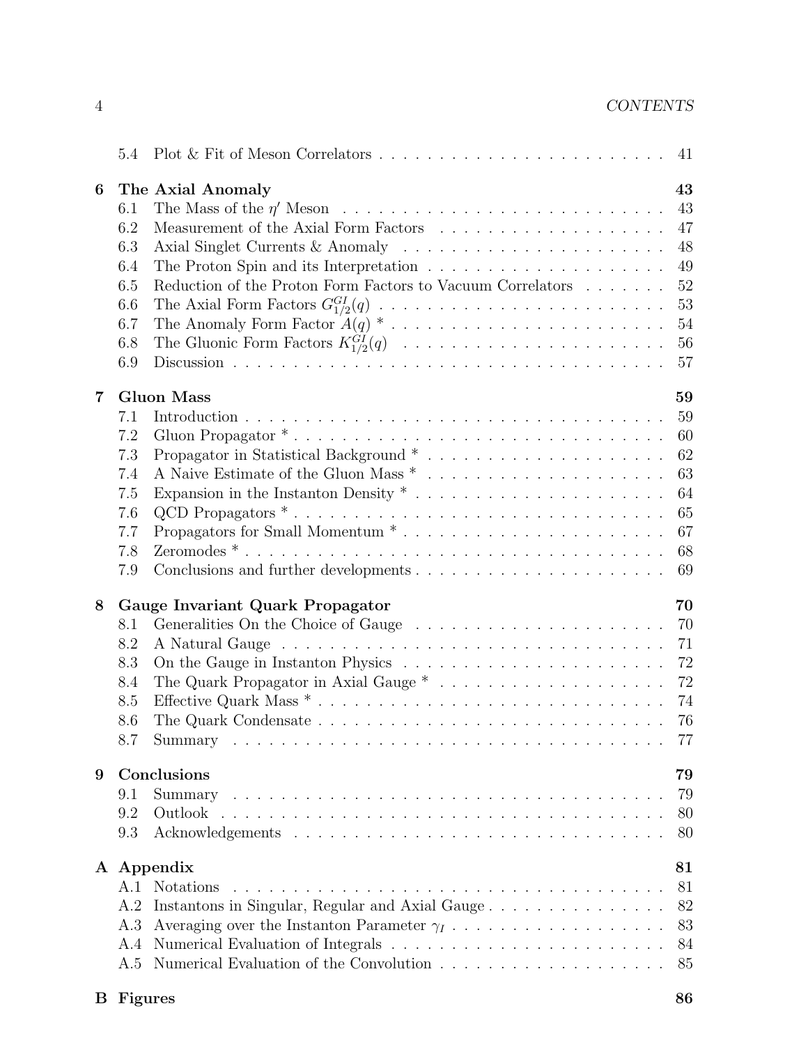5.4 Plot & Fit of Meson Correlators . . . . . . . . . . . . . . . . . . . . . . . . 41

**6 The Axial Anomaly** **43**

6.1 The Mass of the $\eta'$ Meson . . . . . . . . . . . . . . . . . . . . . . . . . . . 43
6.2 Measurement of the Axial Form Factors . . . . . . . . . . . . . . . . . . . 47
6.3 Axial Singlet Currents & Anomaly . . . . . . . . . . . . . . . . . . . . . . 48
6.4 The Proton Spin and its Interpretation . . . . . . . . . . . . . . . . . . . 49
6.5 Reduction of the Proton Form Factors to Vacuum Correlators . . . . . . . 52
6.6 The Axial Form Factors $G^{GI}_{1/2}(q)$ . . . . . . . . . . . . . . . . . . . . . . . 53
6.7 The Anomaly Form Factor $A(q)$ * . . . . . . . . . . . . . . . . . . . . . . 54
6.8 The Gluonic Form Factors $K^{GI}_{1/2}(q)$ . . . . . . . . . . . . . . . . . . . . . 56
6.9 Discussion . . . . . . . . . . . . . . . . . . . . . . . . . . . . . . . . . . . 57

**7 Gluon Mass** **59**

7.1 Introduction . . . . . . . . . . . . . . . . . . . . . . . . . . . . . . . . . . 59
7.2 Gluon Propagator * . . . . . . . . . . . . . . . . . . . . . . . . . . . . . . 60
7.3 Propagator in Statistical Background * . . . . . . . . . . . . . . . . . . . 62
7.4 A Naive Estimate of the Gluon Mass * . . . . . . . . . . . . . . . . . . . 63
7.5 Expansion in the Instanton Density * . . . . . . . . . . . . . . . . . . . . 64
7.6 QCD Propagators * . . . . . . . . . . . . . . . . . . . . . . . . . . . . . . 65
7.7 Propagators for Small Momentum * . . . . . . . . . . . . . . . . . . . . . 67
7.8 Zeromodes * . . . . . . . . . . . . . . . . . . . . . . . . . . . . . . . . . . 68
7.9 Conclusions and further developments . . . . . . . . . . . . . . . . . . . . 69

**8 Gauge Invariant Quark Propagator** **70**

8.1 Generalities On the Choice of Gauge . . . . . . . . . . . . . . . . . . . . 70
8.2 A Natural Gauge . . . . . . . . . . . . . . . . . . . . . . . . . . . . . . . 71
8.3 On the Gauge in Instanton Physics . . . . . . . . . . . . . . . . . . . . . 72
8.4 The Quark Propagator in Axial Gauge * . . . . . . . . . . . . . . . . . . 72
8.5 Effective Quark Mass * . . . . . . . . . . . . . . . . . . . . . . . . . . . . 74
8.6 The Quark Condensate . . . . . . . . . . . . . . . . . . . . . . . . . . . . 76
8.7 Summary . . . . . . . . . . . . . . . . . . . . . . . . . . . . . . . . . . . . 77

**9 Conclusions** **79**

9.1 Summary . . . . . . . . . . . . . . . . . . . . . . . . . . . . . . . . . . . . 79
9.2 Outlook . . . . . . . . . . . . . . . . . . . . . . . . . . . . . . . . . . . . 80
9.3 Acknowledgements . . . . . . . . . . . . . . . . . . . . . . . . . . . . . . 80

**A Appendix** **81**

A.1 Notations . . . . . . . . . . . . . . . . . . . . . . . . . . . . . . . . . . . 81
A.2 Instantons in Singular, Regular and Axial Gauge . . . . . . . . . . . . . . 82
A.3 Averaging over the Instanton Parameter $\gamma_I$ . . . . . . . . . . . . . . . . . 83
A.4 Numerical Evaluation of Integrals . . . . . . . . . . . . . . . . . . . . . . 84
A.5 Numerical Evaluation of the Convolution . . . . . . . . . . . . . . . . . . 85

**B Figures** **86**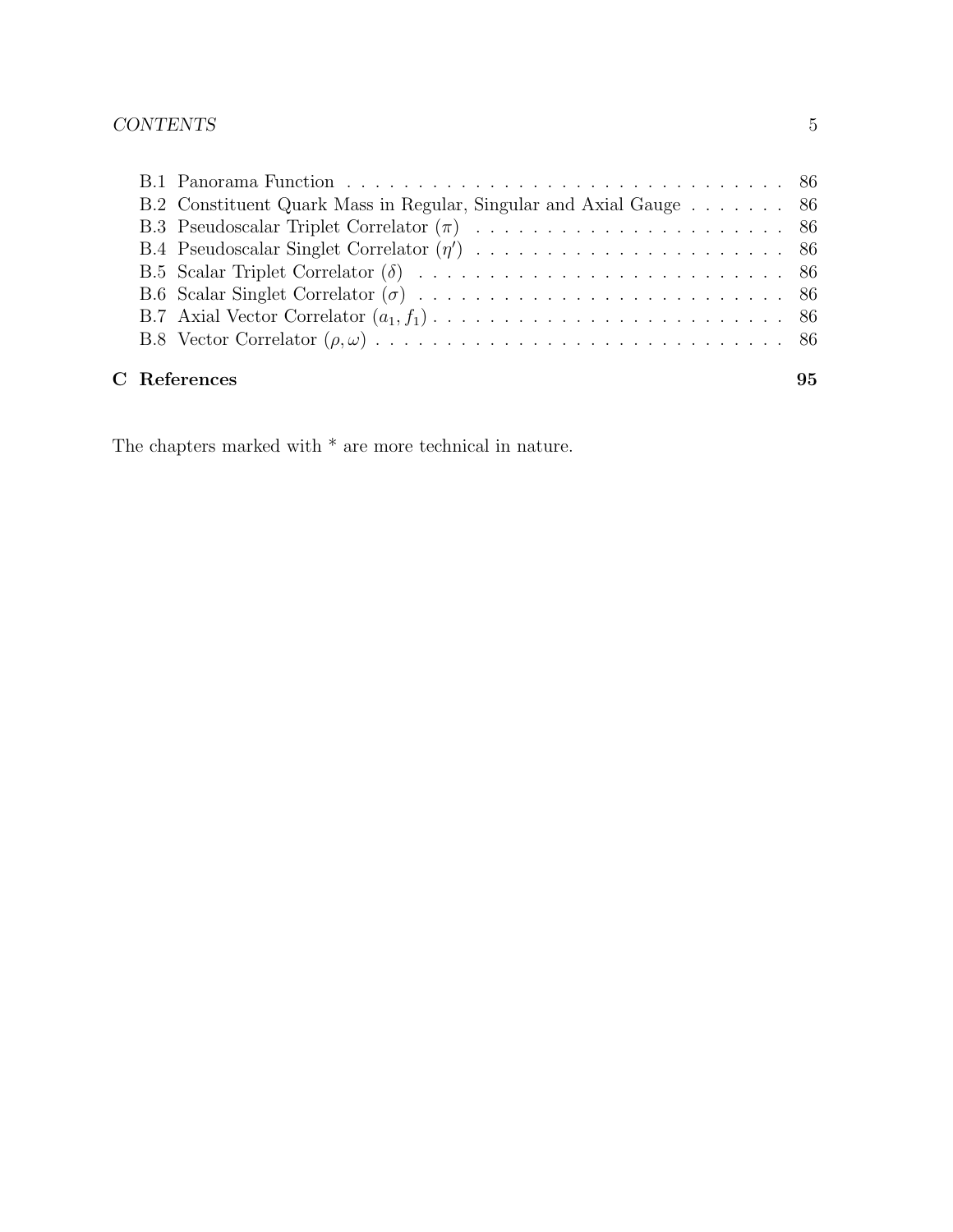B.1 Panorama Function . . . . . . . . . . . . . . . . . . . . . . . . . . . . . . . . . 86
B.2 Constituent Quark Mass in Regular, Singular and Axial Gauge . . . . . . . 86
B.3 Pseudoscalar Triplet Correlator ($\pi$) . . . . . . . . . . . . . . . . . . . . . . 86
B.4 Pseudoscalar Singlet Correlator ($\eta'$) . . . . . . . . . . . . . . . . . . . . . 86
B.5 Scalar Triplet Correlator ($\delta$) . . . . . . . . . . . . . . . . . . . . . . . . . . 86
B.6 Scalar Singlet Correlator ($\sigma$) . . . . . . . . . . . . . . . . . . . . . . . . . . 86
B.7 Axial Vector Correlator ($a_1, f_1$) . . . . . . . . . . . . . . . . . . . . . . . . . 86
B.8 Vector Correlator ($\rho, \omega$) . . . . . . . . . . . . . . . . . . . . . . . . . . . . 86

**C References 95**

The chapters marked with * are more technical in nature.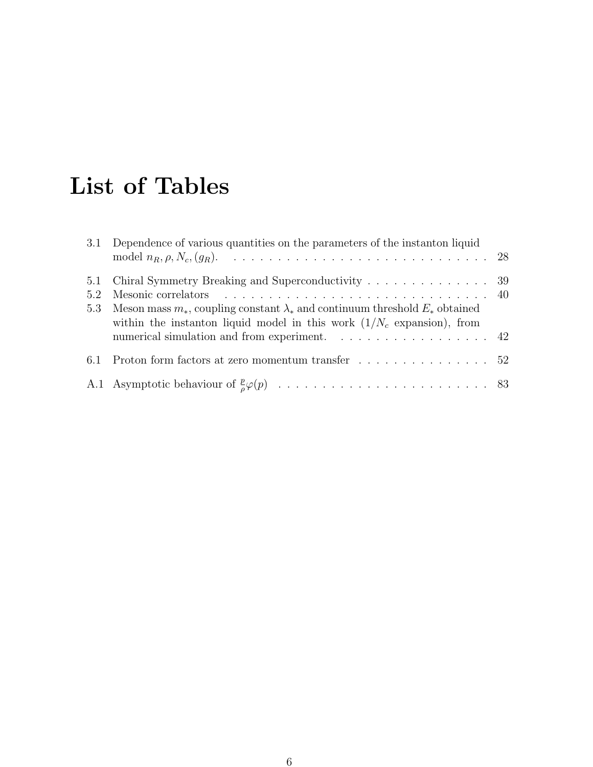# List of Tables

3.1 Dependence of various quantities on the parameters of the instanton liquid model $n_R, \rho, N_c, (g_R)$. . . . . . . . . . . . . . . . . . . . . . . . . . . . . . 28

5.1 Chiral Symmetry Breaking and Superconductivity . . . . . . . . . . . . . . 39

5.2 Mesonic correlators . . . . . . . . . . . . . . . . . . . . . . . . . . . . . . . 40

5.3 Meson mass $m_*$, coupling constant $\lambda_*$ and continuum threshold $E_*$ obtained within the instanton liquid model in this work ($1/N_c$ expansion), from numerical simulation and from experiment. . . . . . . . . . . . . . . . . . 42

6.1 Proton form factors at zero momentum transfer . . . . . . . . . . . . . . . 52

A.1 Asymptotic behaviour of $\frac{p}{\rho}\varphi(p)$ . . . . . . . . . . . . . . . . . . . . . . . . . 83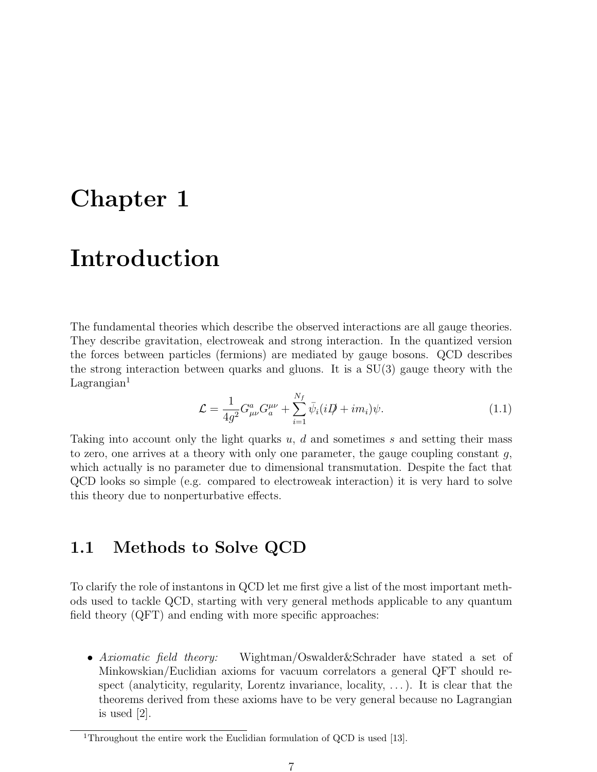# Chapter 1

# Introduction

The fundamental theories which describe the observed interactions are all gauge theories. They describe gravitation, electroweak and strong interaction. In the quantized version the forces between particles (fermions) are mediated by gauge bosons. QCD describes the strong interaction between quarks and gluons. It is a SU(3) gauge theory with the Lagrangian[1]

$$\mathcal{L} = \frac{1}{4g^2} G^a_{\mu\nu} G^{\mu\nu}_a + \sum_{i=1}^{N_f} \bar{\psi}_i (i\not{D} + im_i)\psi. \tag{1.1}$$

Taking into account only the light quarks $u$, $d$ and sometimes $s$ and setting their mass to zero, one arrives at a theory with only one parameter, the gauge coupling constant $g$, which actually is no parameter due to dimensional transmutation. Despite the fact that QCD looks so simple (e.g. compared to electroweak interaction) it is very hard to solve this theory due to nonperturbative effects.

## 1.1 Methods to Solve QCD

To clarify the role of instantons in QCD let me first give a list of the most important methods used to tackle QCD, starting with very general methods applicable to any quantum field theory (QFT) and ending with more specific approaches:

- *Axiomatic field theory:* Wightman/Oswalder&Schrader have stated a set of Minkowskian/Euclidian axioms for vacuum correlators a general QFT should respect (analyticity, regularity, Lorentz invariance, locality, ...). It is clear that the theorems derived from these axioms have to be very general because no Lagrangian is used [2].

[1] Throughout the entire work the Euclidian formulation of QCD is used [13].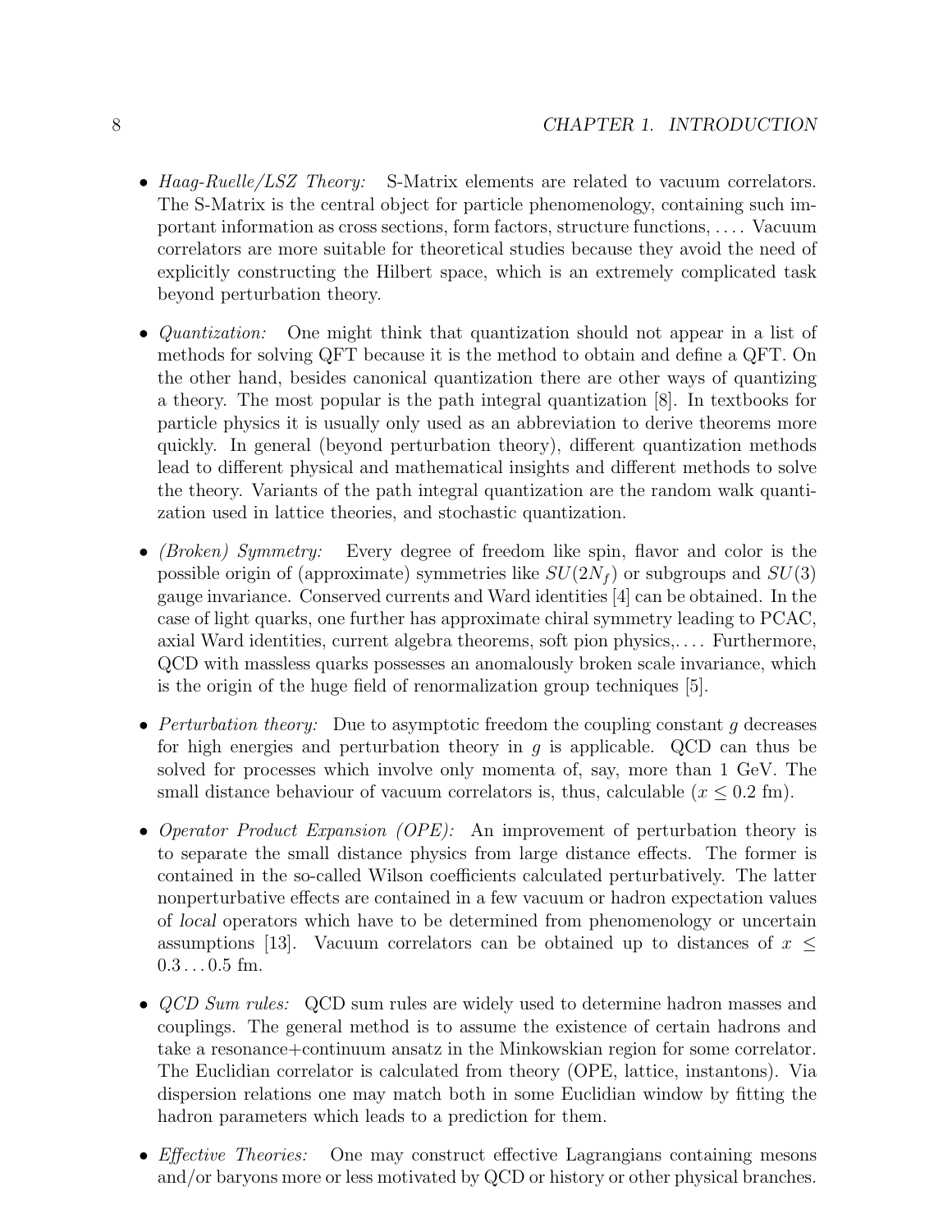- *Haag-Ruelle/LSZ Theory:* S-Matrix elements are related to vacuum correlators. The S-Matrix is the central object for particle phenomenology, containing such important information as cross sections, form factors, structure functions, .... Vacuum correlators are more suitable for theoretical studies because they avoid the need of explicitly constructing the Hilbert space, which is an extremely complicated task beyond perturbation theory.

- *Quantization:* One might think that quantization should not appear in a list of methods for solving QFT because it is the method to obtain and define a QFT. On the other hand, besides canonical quantization there are other ways of quantizing a theory. The most popular is the path integral quantization [8]. In textbooks for particle physics it is usually only used as an abbreviation to derive theorems more quickly. In general (beyond perturbation theory), different quantization methods lead to different physical and mathematical insights and different methods to solve the theory. Variants of the path integral quantization are the random walk quantization used in lattice theories, and stochastic quantization.

- *(Broken) Symmetry:* Every degree of freedom like spin, flavor and color is the possible origin of (approximate) symmetries like $SU(2N_f)$ or subgroups and $SU(3)$ gauge invariance. Conserved currents and Ward identities [4] can be obtained. In the case of light quarks, one further has approximate chiral symmetry leading to PCAC, axial Ward identities, current algebra theorems, soft pion physics,.... Furthermore, QCD with massless quarks possesses an anomalously broken scale invariance, which is the origin of the huge field of renormalization group techniques [5].

- *Perturbation theory:* Due to asymptotic freedom the coupling constant $g$ decreases for high energies and perturbation theory in $g$ is applicable. QCD can thus be solved for processes which involve only momenta of, say, more than 1 GeV. The small distance behaviour of vacuum correlators is, thus, calculable ($x \leq 0.2$ fm).

- *Operator Product Expansion (OPE):* An improvement of perturbation theory is to separate the small distance physics from large distance effects. The former is contained in the so-called Wilson coefficients calculated perturbatively. The latter nonperturbative effects are contained in a few vacuum or hadron expectation values of *local* operators which have to be determined from phenomenology or uncertain assumptions [13]. Vacuum correlators can be obtained up to distances of $x \leq 0.3 \ldots 0.5$ fm.

- *QCD Sum rules:* QCD sum rules are widely used to determine hadron masses and couplings. The general method is to assume the existence of certain hadrons and take a resonance+continuum ansatz in the Minkowskian region for some correlator. The Euclidian correlator is calculated from theory (OPE, lattice, instantons). Via dispersion relations one may match both in some Euclidian window by fitting the hadron parameters which leads to a prediction for them.

- *Effective Theories:* One may construct effective Lagrangians containing mesons and/or baryons more or less motivated by QCD or history or other physical branches.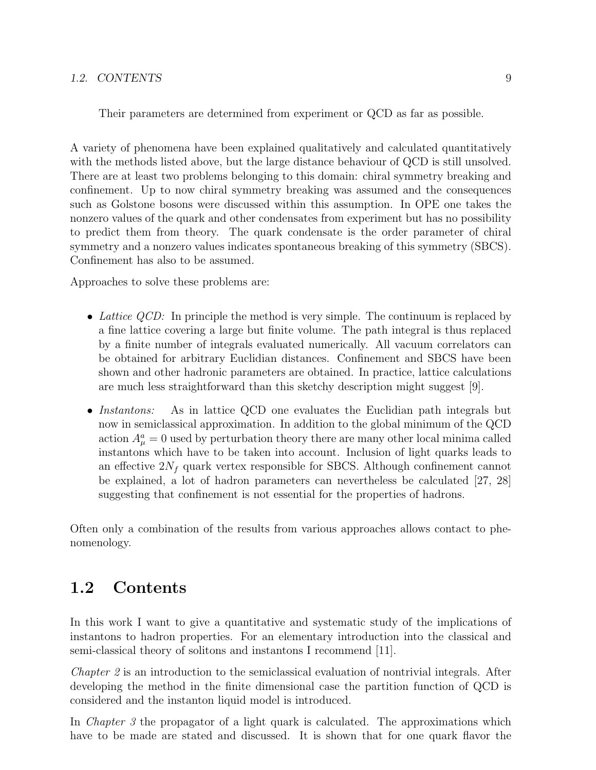Their parameters are determined from experiment or QCD as far as possible.

A variety of phenomena have been explained qualitatively and calculated quantitatively with the methods listed above, but the large distance behaviour of QCD is still unsolved. There are at least two problems belonging to this domain: chiral symmetry breaking and confinement. Up to now chiral symmetry breaking was assumed and the consequences such as Golstone bosons were discussed within this assumption. In OPE one takes the nonzero values of the quark and other condensates from experiment but has no possibility to predict them from theory. The quark condensate is the order parameter of chiral symmetry and a nonzero values indicates spontaneous breaking of this symmetry (SBCS). Confinement has also to be assumed.

Approaches to solve these problems are:

- *Lattice QCD:* In principle the method is very simple. The continuum is replaced by a fine lattice covering a large but finite volume. The path integral is thus replaced by a finite number of integrals evaluated numerically. All vacuum correlators can be obtained for arbitrary Euclidian distances. Confinement and SBCS have been shown and other hadronic parameters are obtained. In practice, lattice calculations are much less straightforward than this sketchy description might suggest [9].

- *Instantons:* As in lattice QCD one evaluates the Euclidian path integrals but now in semiclassical approximation. In addition to the global minimum of the QCD action $A^a_\mu = 0$ used by perturbation theory there are many other local minima called instantons which have to be taken into account. Inclusion of light quarks leads to an effective $2N_f$ quark vertex responsible for SBCS. Although confinement cannot be explained, a lot of hadron parameters can nevertheless be calculated [27, 28] suggesting that confinement is not essential for the properties of hadrons.

Often only a combination of the results from various approaches allows contact to phenomenology.

## 1.2 Contents

In this work I want to give a quantitative and systematic study of the implications of instantons to hadron properties. For an elementary introduction into the classical and semi-classical theory of solitons and instantons I recommend [11].

*Chapter 2* is an introduction to the semiclassical evaluation of nontrivial integrals. After developing the method in the finite dimensional case the partition function of QCD is considered and the instanton liquid model is introduced.

In *Chapter 3* the propagator of a light quark is calculated. The approximations which have to be made are stated and discussed. It is shown that for one quark flavor the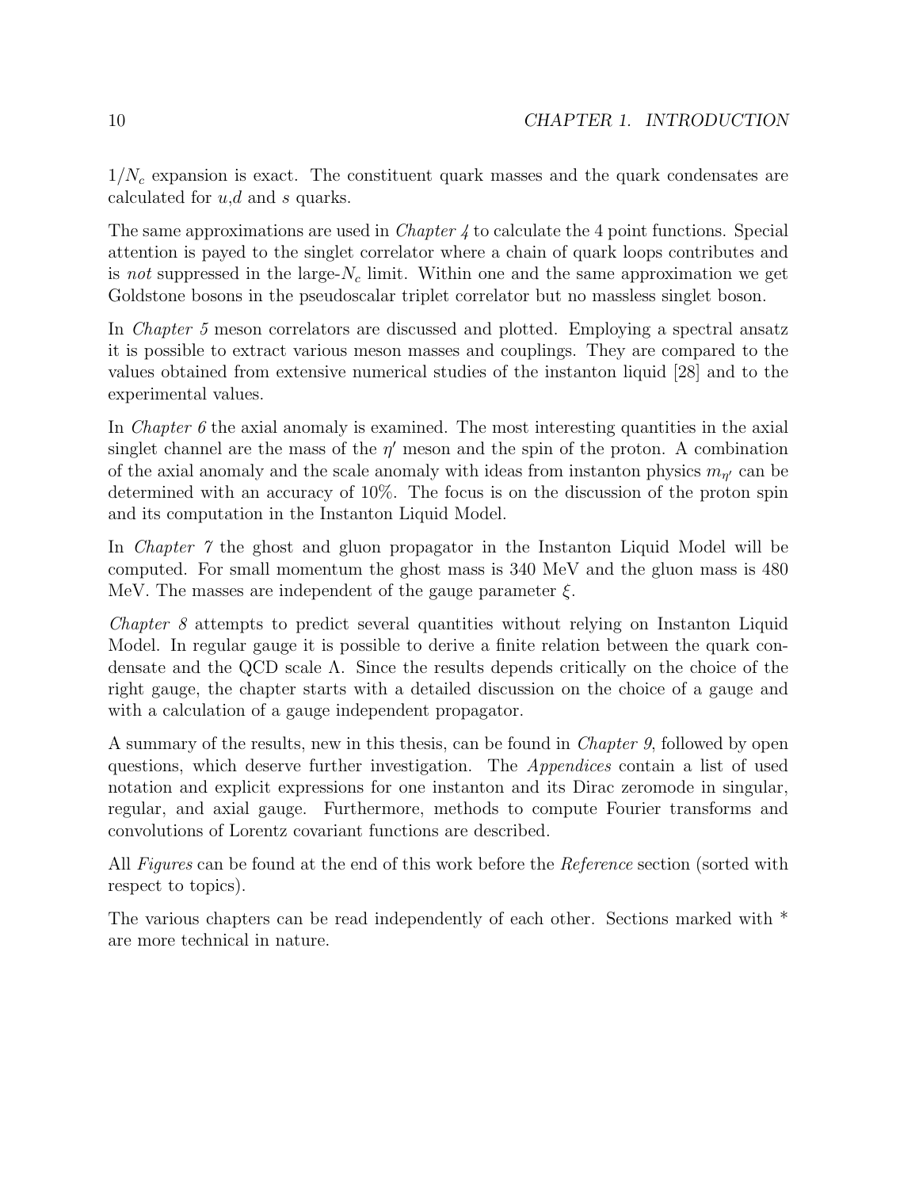$1/N_c$ expansion is exact. The constituent quark masses and the quark condensates are calculated for $u$,$d$ and $s$ quarks.

The same approximations are used in *Chapter 4* to calculate the 4 point functions. Special attention is payed to the singlet correlator where a chain of quark loops contributes and is *not* suppressed in the large-$N_c$ limit. Within one and the same approximation we get Goldstone bosons in the pseudoscalar triplet correlator but no massless singlet boson.

In *Chapter 5* meson correlators are discussed and plotted. Employing a spectral ansatz it is possible to extract various meson masses and couplings. They are compared to the values obtained from extensive numerical studies of the instanton liquid [28] and to the experimental values.

In *Chapter 6* the axial anomaly is examined. The most interesting quantities in the axial singlet channel are the mass of the $\eta'$ meson and the spin of the proton. A combination of the axial anomaly and the scale anomaly with ideas from instanton physics $m_{\eta'}$ can be determined with an accuracy of 10%. The focus is on the discussion of the proton spin and its computation in the Instanton Liquid Model.

In *Chapter 7* the ghost and gluon propagator in the Instanton Liquid Model will be computed. For small momentum the ghost mass is 340 MeV and the gluon mass is 480 MeV. The masses are independent of the gauge parameter $\xi$.

*Chapter 8* attempts to predict several quantities without relying on Instanton Liquid Model. In regular gauge it is possible to derive a finite relation between the quark condensate and the QCD scale $\Lambda$. Since the results depends critically on the choice of the right gauge, the chapter starts with a detailed discussion on the choice of a gauge and with a calculation of a gauge independent propagator.

A summary of the results, new in this thesis, can be found in *Chapter 9*, followed by open questions, which deserve further investigation. The *Appendices* contain a list of used notation and explicit expressions for one instanton and its Dirac zeromode in singular, regular, and axial gauge. Furthermore, methods to compute Fourier transforms and convolutions of Lorentz covariant functions are described.

All *Figures* can be found at the end of this work before the *Reference* section (sorted with respect to topics).

The various chapters can be read independently of each other. Sections marked with * are more technical in nature.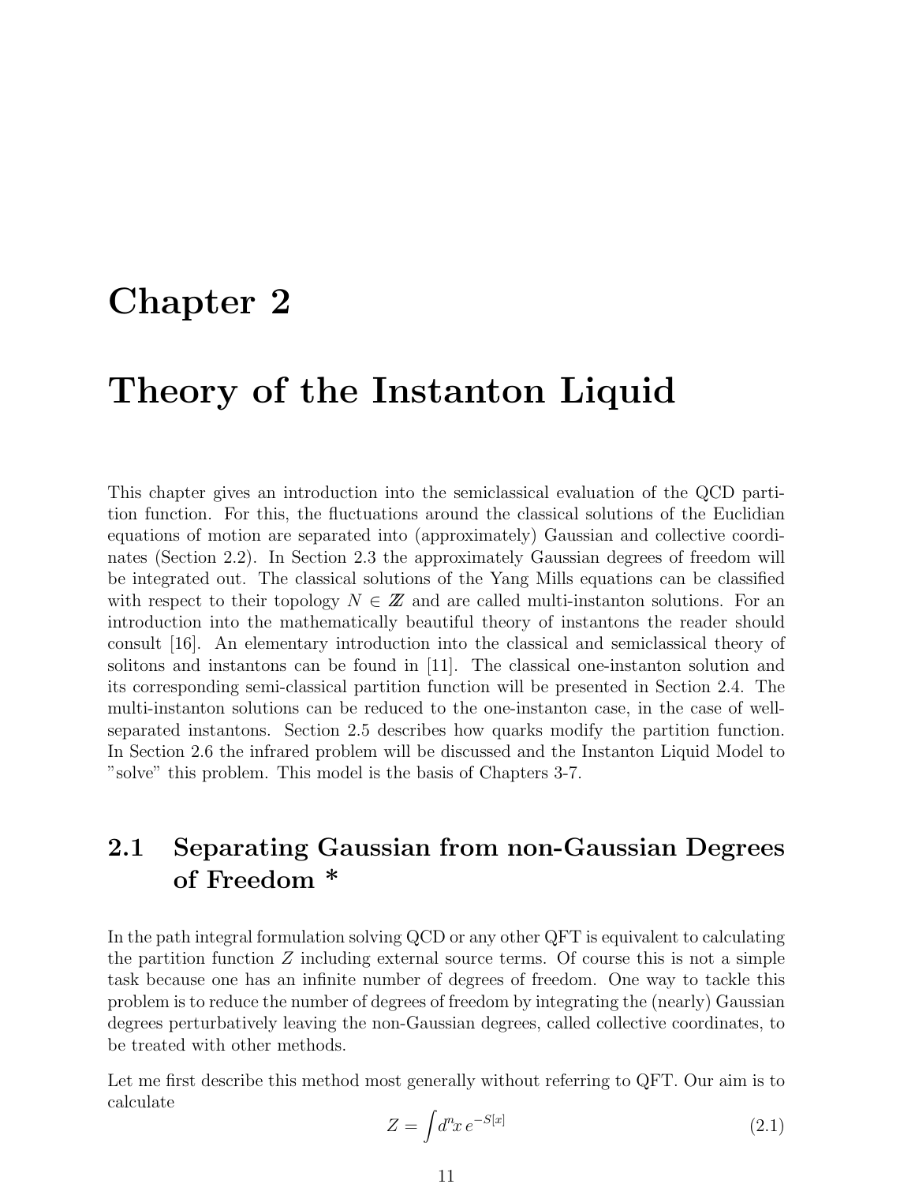# Chapter 2

# Theory of the Instanton Liquid

This chapter gives an introduction into the semiclassical evaluation of the QCD partition function. For this, the fluctuations around the classical solutions of the Euclidian equations of motion are separated into (approximately) Gaussian and collective coordinates (Section 2.2). In Section 2.3 the approximately Gaussian degrees of freedom will be integrated out. The classical solutions of the Yang Mills equations can be classified with respect to their topology $N \in \mathbb{Z}$ and are called multi-instanton solutions. For an introduction into the mathematically beautiful theory of instantons the reader should consult [16]. An elementary introduction into the classical and semiclassical theory of solitons and instantons can be found in [11]. The classical one-instanton solution and its corresponding semi-classical partition function will be presented in Section 2.4. The multi-instanton solutions can be reduced to the one-instanton case, in the case of well-separated instantons. Section 2.5 describes how quarks modify the partition function. In Section 2.6 the infrared problem will be discussed and the Instanton Liquid Model to "solve" this problem. This model is the basis of Chapters 3-7.

## 2.1 Separating Gaussian from non-Gaussian Degrees of Freedom *

In the path integral formulation solving QCD or any other QFT is equivalent to calculating the partition function $Z$ including external source terms. Of course this is not a simple task because one has an infinite number of degrees of freedom. One way to tackle this problem is to reduce the number of degrees of freedom by integrating the (nearly) Gaussian degrees perturbatively leaving the non-Gaussian degrees, called collective coordinates, to be treated with other methods.

Let me first describe this method most generally without referring to QFT. Our aim is to calculate

$$Z = \int d^n x \, e^{-S[x]} \tag{2.1}$$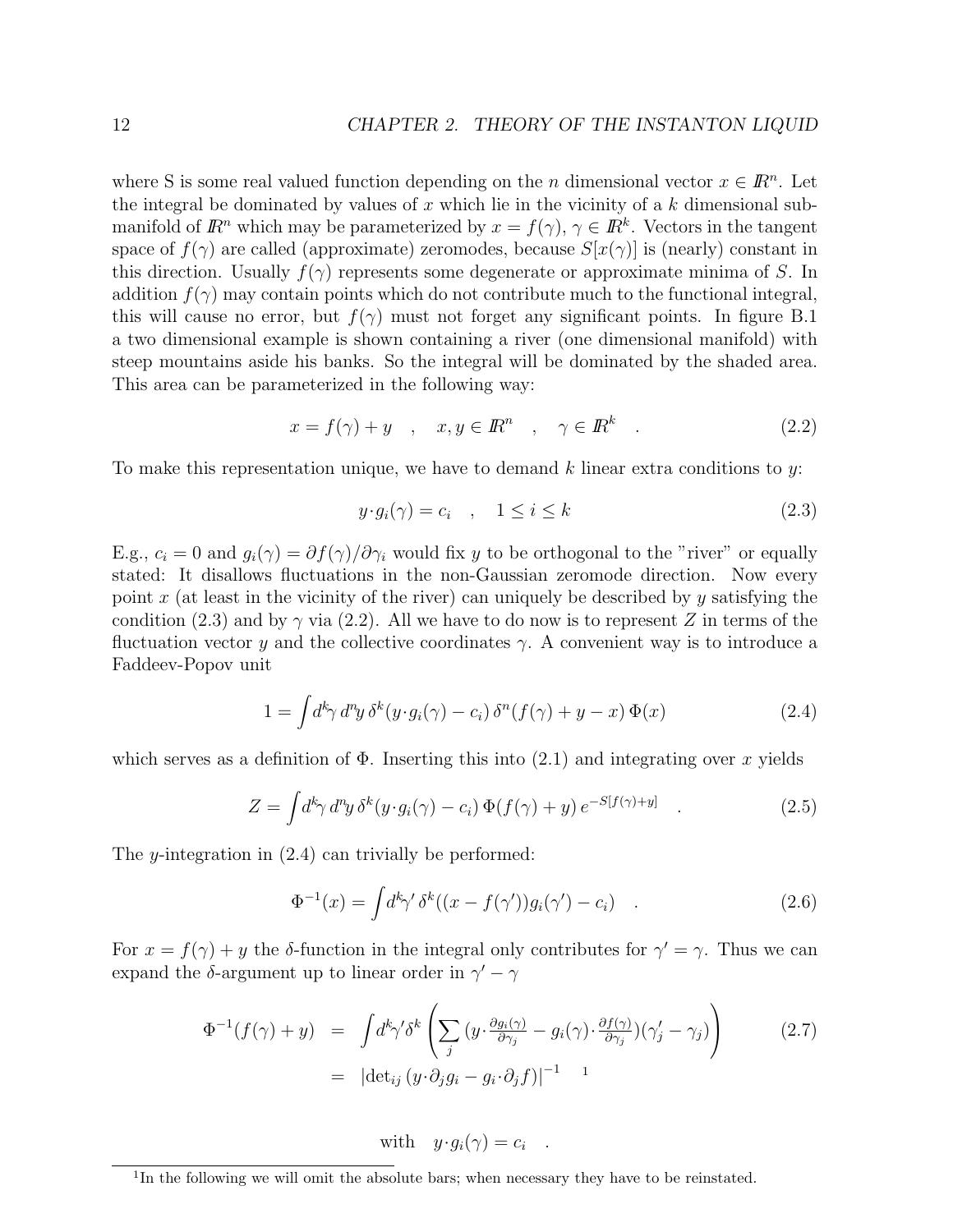where S is some real valued function depending on the $n$ dimensional vector $x \in I\!R^n$. Let the integral be dominated by values of $x$ which lie in the vicinity of a $k$ dimensional submanifold of $I\!R^n$ which may be parameterized by $x = f(\gamma)$, $\gamma \in I\!R^k$. Vectors in the tangent space of $f(\gamma)$ are called (approximate) zeromodes, because $S[x(\gamma)]$ is (nearly) constant in this direction. Usually $f(\gamma)$ represents some degenerate or approximate minima of $S$. In addition $f(\gamma)$ may contain points which do not contribute much to the functional integral, this will cause no error, but $f(\gamma)$ must not forget any significant points. In figure B.1 a two dimensional example is shown containing a river (one dimensional manifold) with steep mountains aside his banks. So the integral will be dominated by the shaded area. This area can be parameterized in the following way:

$$x = f(\gamma) + y \quad , \quad x, y \in I\!R^n \quad , \quad \gamma \in I\!R^k \quad . \tag{2.2}$$

To make this representation unique, we have to demand $k$ linear extra conditions to $y$:

$$y \cdot g_i(\gamma) = c_i \quad , \quad 1 \leq i \leq k \tag{2.3}$$

E.g., $c_i = 0$ and $g_i(\gamma) = \partial f(\gamma)/\partial\gamma_i$ would fix $y$ to be orthogonal to the "river" or equally stated: It disallows fluctuations in the non-Gaussian zeromode direction. Now every point $x$ (at least in the vicinity of the river) can uniquely be described by $y$ satisfying the condition (2.3) and by $\gamma$ via (2.2). All we have to do now is to represent $Z$ in terms of the fluctuation vector $y$ and the collective coordinates $\gamma$. A convenient way is to introduce a Faddeev-Popov unit

$$1 = \int d^k\gamma \, d^n y \, \delta^k(y \cdot g_i(\gamma) - c_i) \, \delta^n(f(\gamma) + y - x) \, \Phi(x) \tag{2.4}$$

which serves as a definition of $\Phi$. Inserting this into (2.1) and integrating over $x$ yields

$$Z = \int d^k\gamma \, d^n y \, \delta^k(y \cdot g_i(\gamma) - c_i) \, \Phi(f(\gamma) + y) \, e^{-S[f(\gamma)+y]} \quad . \tag{2.5}$$

The $y$-integration in (2.4) can trivially be performed:

$$\Phi^{-1}(x) = \int d^k\gamma' \, \delta^k((x - f(\gamma'))g_i(\gamma') - c_i) \quad . \tag{2.6}$$

For $x = f(\gamma) + y$ the $\delta$-function in the integral only contributes for $\gamma' = \gamma$. Thus we can expand the $\delta$-argument up to linear order in $\gamma' - \gamma$

$$\begin{aligned} \Phi^{-1}(f(\gamma) + y) &= \int d^k\gamma' \delta^k \left( \sum_j (y \cdot \tfrac{\partial g_i(\gamma)}{\partial \gamma_j} - g_i(\gamma) \cdot \tfrac{\partial f(\gamma)}{\partial \gamma_j})(\gamma'_j - \gamma_j) \right) \\ &= \left| \det{}_{ij} \left( y \cdot \partial_j g_i - g_i \cdot \partial_j f \right) \right|^{-1} \quad {}^{1} \end{aligned} \tag{2.7}$$

$$\text{with} \quad y \cdot g_i(\gamma) = c_i \quad .$$

[1] In the following we will omit the absolute bars; when necessary they have to be reinstated.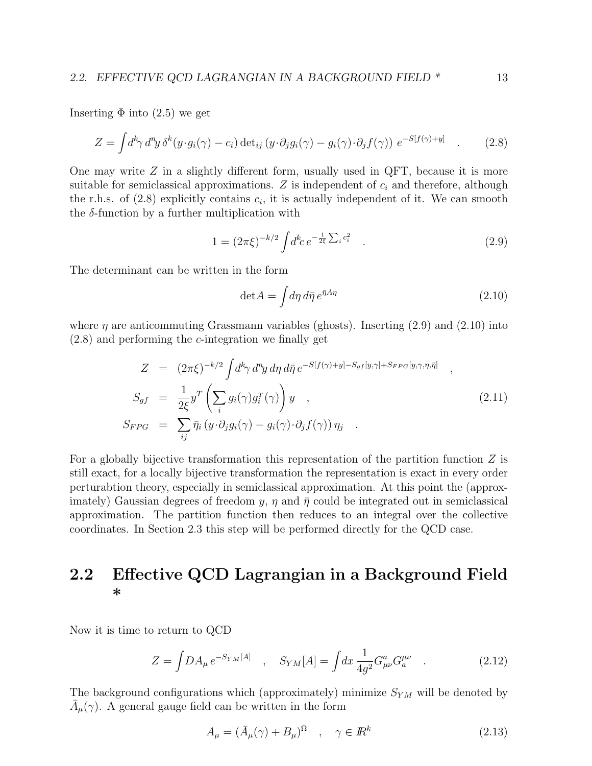Inserting $\Phi$ into (2.5) we get

$$Z = \int d^k\gamma\, d^n y\, \delta^k(y\cdot g_i(\gamma) - c_i)\, \det{}_{ij}\left(y\cdot\partial_j g_i(\gamma) - g_i(\gamma)\cdot\partial_j f(\gamma)\right)\, e^{-S[f(\gamma)+y]} \quad . \tag{2.8}$$

One may write $Z$ in a slightly different form, usually used in QFT, because it is more suitable for semiclassical approximations. $Z$ is independent of $c_i$ and therefore, although the r.h.s. of (2.8) explicitly contains $c_i$, it is actually independent of it. We can smooth the $\delta$-function by a further multiplication with

$$1 = (2\pi\xi)^{-k/2} \int d^k c\, e^{-\frac{1}{2\xi}\sum_i c_i^2} \quad . \tag{2.9}$$

The determinant can be written in the form

$$\det A = \int d\eta\, d\bar{\eta}\, e^{\bar{\eta} A \eta} \tag{2.10}$$

where $\eta$ are anticommuting Grassmann variables (ghosts). Inserting (2.9) and (2.10) into (2.8) and performing the $c$-integration we finally get

$$\begin{aligned}
Z &= (2\pi\xi)^{-k/2} \int d^k\gamma\, d^n y\, d\eta\, d\bar{\eta}\, e^{-S[f(\gamma)+y] - S_{gf}[y,\gamma] + S_{FPG}[y,\gamma,\eta,\bar{\eta}]} \quad , \\
S_{gf} &= \frac{1}{2\xi} y^T \left(\sum_i g_i(\gamma) g_i^T(\gamma)\right) y \quad , \\
S_{FPG} &= \sum_{ij} \bar{\eta}_i \left(y\cdot\partial_j g_i(\gamma) - g_i(\gamma)\cdot\partial_j f(\gamma)\right) \eta_j \quad .
\end{aligned} \tag{2.11}$$

For a globally bijective transformation this representation of the partition function $Z$ is still exact, for a locally bijective transformation the representation is exact in every order perturabtion theory, especially in semiclassical approximation. At this point the (approximately) Gaussian degrees of freedom $y$, $\eta$ and $\bar{\eta}$ could be integrated out in semiclassical approximation. The partition function then reduces to an integral over the collective coordinates. In Section 2.3 this step will be performed directly for the QCD case.

## 2.2 Effective QCD Lagrangian in a Background Field *

Now it is time to return to QCD

$$Z = \int DA_\mu\, e^{-S_{YM}[A]} \quad , \quad S_{YM}[A] = \int dx\, \frac{1}{4g^2} G^a_{\mu\nu} G_a^{\mu\nu} \quad . \tag{2.12}$$

The background configurations which (approximately) minimize $S_{YM}$ will be denoted by $\bar{A}_\mu(\gamma)$. A general gauge field can be written in the form

$$A_\mu = (\bar{A}_\mu(\gamma) + B_\mu)^\Omega \quad , \quad \gamma \in \mathbb{R}^k \tag{2.13}$$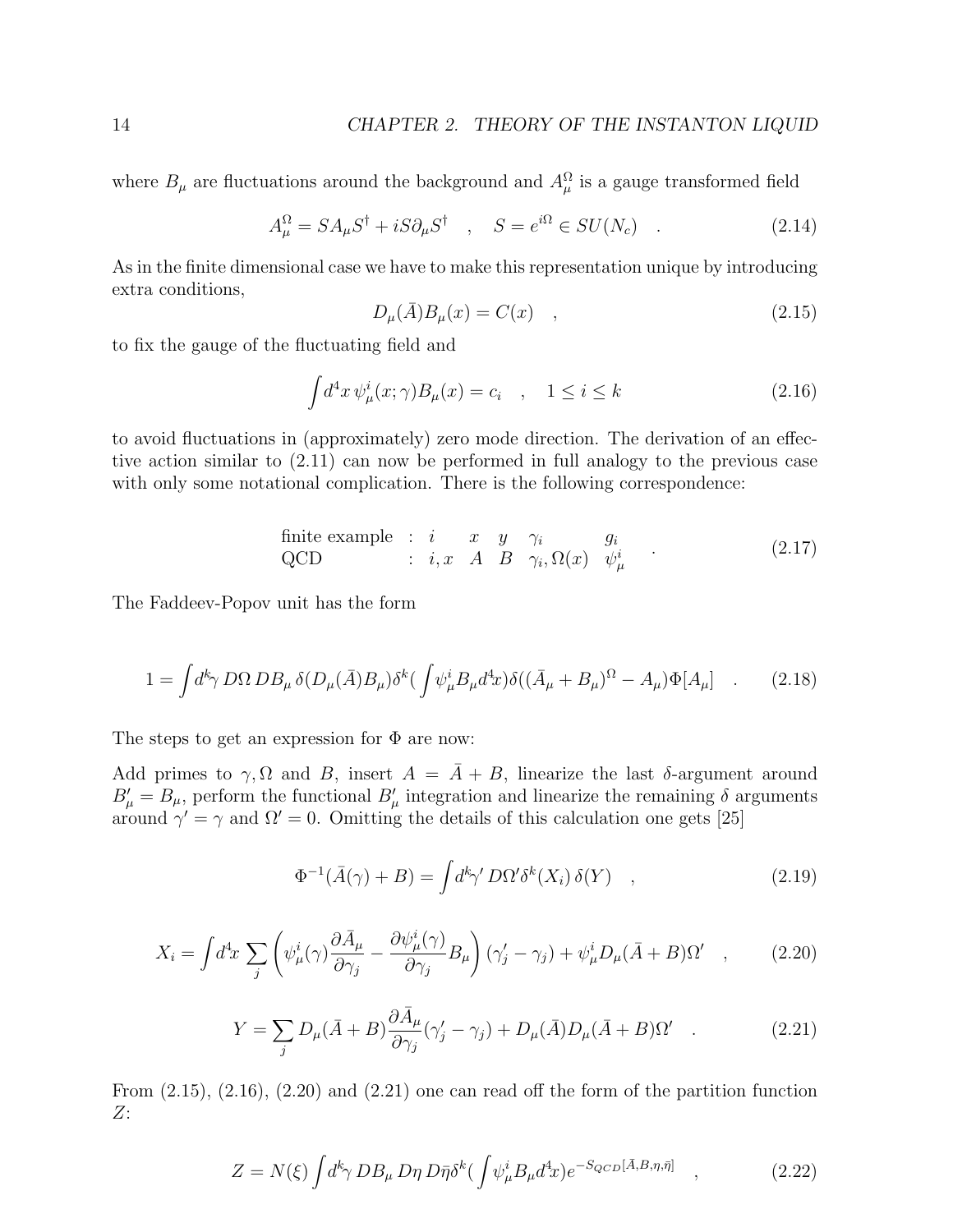where $B_\mu$ are fluctuations around the background and $A_\mu^\Omega$ is a gauge transformed field

$$A_\mu^\Omega = S A_\mu S^\dagger + i S \partial_\mu S^\dagger \quad , \quad S = e^{i\Omega} \in SU(N_c) \quad . \tag{2.14}$$

As in the finite dimensional case we have to make this representation unique by introducing extra conditions,

$$D_\mu(\bar{A}) B_\mu(x) = C(x) \quad , \tag{2.15}$$

to fix the gauge of the fluctuating field and

$$\int d^4x \, \psi_\mu^i(x;\gamma) B_\mu(x) = c_i \quad , \quad 1 \leq i \leq k \tag{2.16}$$

to avoid fluctuations in (approximately) zero mode direction. The derivation of an effective action similar to (2.11) can now be performed in full analogy to the previous case with only some notational complication. There is the following correspondence:

$$\begin{array}{llllll} \text{finite example} & : \; i & x & y & \gamma_i & g_i \\ \text{QCD} & : \; i, x & A & B & \gamma_i, \Omega(x) & \psi_\mu^i \end{array} \quad . \tag{2.17}$$

The Faddeev-Popov unit has the form

$$1 = \int d^k\gamma \, D\Omega \, DB_\mu \, \delta(D_\mu(\bar{A})B_\mu) \delta^k(\int \psi_\mu^i B_\mu d^4x) \delta((\bar{A}_\mu + B_\mu)^\Omega - A_\mu) \Phi[A_\mu] \quad . \tag{2.18}$$

The steps to get an expression for $\Phi$ are now:

Add primes to $\gamma, \Omega$ and $B$, insert $A = \bar{A} + B$, linearize the last $\delta$-argument around $B'_\mu = B_\mu$, perform the functional $B'_\mu$ integration and linearize the remaining $\delta$ arguments around $\gamma' = \gamma$ and $\Omega' = 0$. Omitting the details of this calculation one gets [25]

$$\Phi^{-1}(\bar{A}(\gamma) + B) = \int d^k\gamma' \, D\Omega' \delta^k(X_i) \, \delta(Y) \quad , \tag{2.19}$$

$$X_i = \int d^4x \sum_j \left( \psi_\mu^i(\gamma) \frac{\partial \bar{A}_\mu}{\partial \gamma_j} - \frac{\partial \psi_\mu^i(\gamma)}{\partial \gamma_j} B_\mu \right) (\gamma'_j - \gamma_j) + \psi_\mu^i D_\mu(\bar{A} + B)\Omega' \quad , \tag{2.20}$$

$$Y = \sum_j D_\mu(\bar{A} + B) \frac{\partial \bar{A}_\mu}{\partial \gamma_j} (\gamma'_j - \gamma_j) + D_\mu(\bar{A}) D_\mu(\bar{A} + B)\Omega' \quad . \tag{2.21}$$

From (2.15), (2.16), (2.20) and (2.21) one can read off the form of the partition function $Z$:

$$Z = N(\xi) \int d^k\gamma \, DB_\mu \, D\eta \, D\bar{\eta} \delta^k(\int \psi_\mu^i B_\mu d^4x) e^{-S_{QCD}[\bar{A}, B, \eta, \bar{\eta}]} \quad , \tag{2.22}$$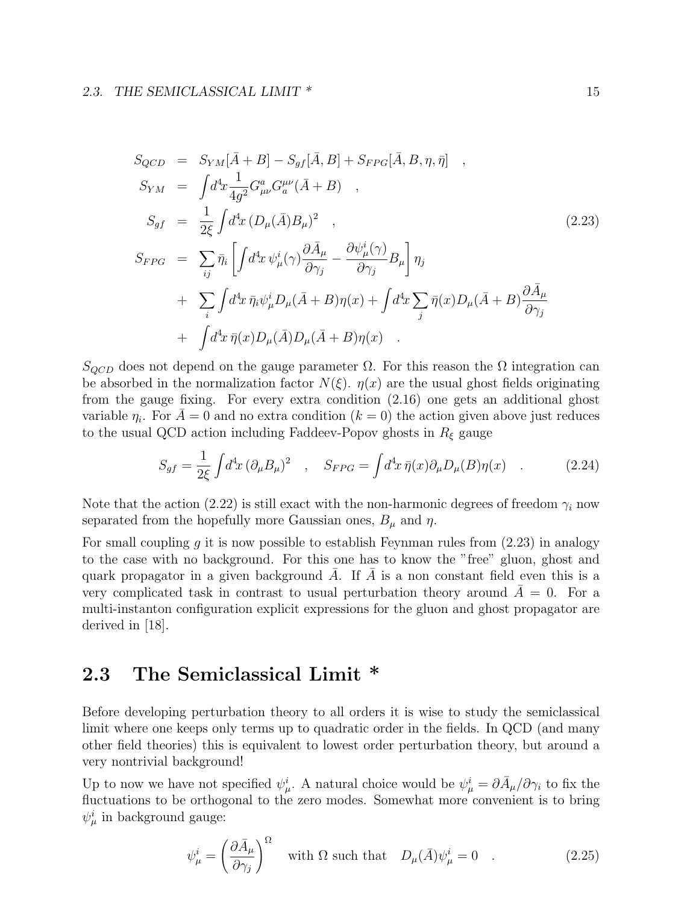$$
\begin{aligned}
S_{QCD} &= S_{YM}[\bar{A}+B] - S_{gf}[\bar{A},B] + S_{FPG}[\bar{A},B,\eta,\bar{\eta}] \quad , \\
S_{YM} &= \int d^4x \frac{1}{4g^2} G^a_{\mu\nu} G^{\mu\nu}_a(\bar{A}+B) \quad , \\
S_{gf} &= \frac{1}{2\xi} \int d^4x \, (D_\mu(\bar{A}) B_\mu)^2 \quad , \\
S_{FPG} &= \sum_{ij} \bar{\eta}_i \left[ \int d^4x \, \psi^i_\mu(\gamma) \frac{\partial \bar{A}_\mu}{\partial \gamma_j} - \frac{\partial \psi^i_\mu(\gamma)}{\partial \gamma_j} B_\mu \right] \eta_j \\
&+ \sum_i \int d^4x \, \bar{\eta}_i \psi^i_\mu D_\mu(\bar{A}+B)\eta(x) + \int d^4x \sum_j \bar{\eta}(x) D_\mu(\bar{A}+B) \frac{\partial \bar{A}_\mu}{\partial \gamma_j} \\
&+ \int d^4x \, \bar{\eta}(x) D_\mu(\bar{A}) D_\mu(\bar{A}+B)\eta(x) \quad .
\end{aligned}
\tag{2.23}
$$

$S_{QCD}$ does not depend on the gauge parameter $\Omega$. For this reason the $\Omega$ integration can be absorbed in the normalization factor $N(\xi)$. $\eta(x)$ are the usual ghost fields originating from the gauge fixing. For every extra condition (2.16) one gets an additional ghost variable $\eta_i$. For $\bar{A}=0$ and no extra condition ($k=0$) the action given above just reduces to the usual QCD action including Faddeev-Popov ghosts in $R_\xi$ gauge

$$
S_{gf} = \frac{1}{2\xi} \int d^4x \, (\partial_\mu B_\mu)^2 \quad , \quad S_{FPG} = \int d^4x \, \bar{\eta}(x) \partial_\mu D_\mu(B) \eta(x) \quad . \tag{2.24}
$$

Note that the action (2.22) is still exact with the non-harmonic degrees of freedom $\gamma_i$ now separated from the hopefully more Gaussian ones, $B_\mu$ and $\eta$.

For small coupling $g$ it is now possible to establish Feynman rules from (2.23) in analogy to the case with no background. For this one has to know the "free" gluon, ghost and quark propagator in a given background $\bar{A}$. If $\bar{A}$ is a non constant field even this is a very complicated task in contrast to usual perturbation theory around $\bar{A}=0$. For a multi-instanton configuration explicit expressions for the gluon and ghost propagator are derived in [18].

## 2.3 The Semiclassical Limit *

Before developing perturbation theory to all orders it is wise to study the semiclassical limit where one keeps only terms up to quadratic order in the fields. In QCD (and many other field theories) this is equivalent to lowest order perturbation theory, but around a very nontrivial background!

Up to now we have not specified $\psi^i_\mu$. A natural choice would be $\psi^i_\mu = \partial \bar{A}_\mu / \partial \gamma_i$ to fix the fluctuations to be orthogonal to the zero modes. Somewhat more convenient is to bring $\psi^i_\mu$ in background gauge:

$$
\psi^i_\mu = \left( \frac{\partial \bar{A}_\mu}{\partial \gamma_j} \right)^\Omega \quad \text{with } \Omega \text{ such that} \quad D_\mu(\bar{A}) \psi^i_\mu = 0 \quad . \tag{2.25}
$$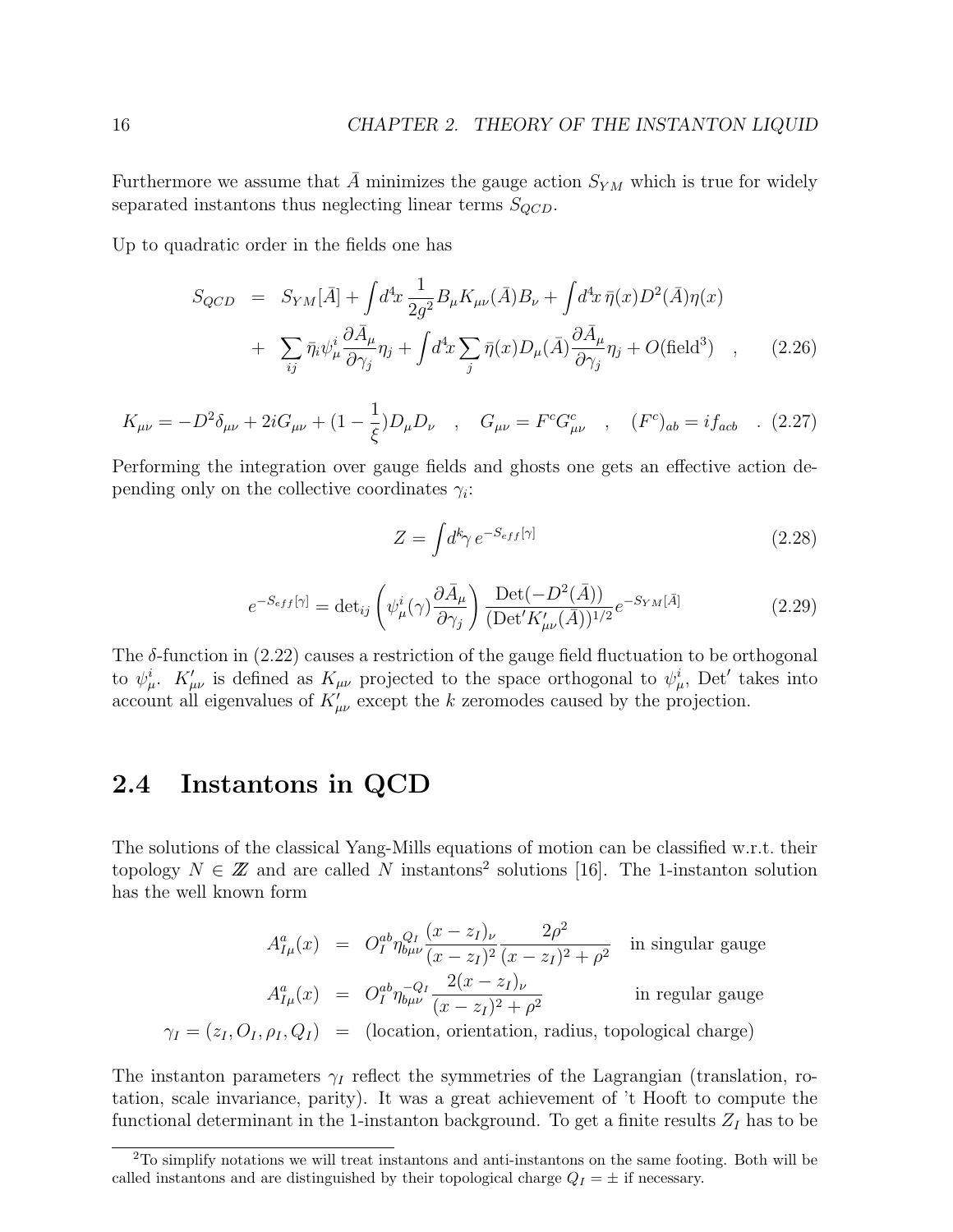Furthermore we assume that $\bar{A}$ minimizes the gauge action $S_{YM}$ which is true for widely separated instantons thus neglecting linear terms $S_{QCD}$.

Up to quadratic order in the fields one has

$$
\begin{aligned}
S_{QCD} &= S_{YM}[\bar{A}] + \int d^4x\, \frac{1}{2g^2} B_\mu K_{\mu\nu}(\bar{A}) B_\nu + \int d^4x\, \bar{\eta}(x) D^2(\bar{A}) \eta(x) \\
&+ \sum_{ij} \bar{\eta}_i \psi^i_\mu \frac{\partial \bar{A}_\mu}{\partial \gamma_j} \eta_j + \int d^4x \sum_j \bar{\eta}(x) D_\mu(\bar{A}) \frac{\partial \bar{A}_\mu}{\partial \gamma_j} \eta_j + O(\text{field}^3) \quad , \qquad (2.26)
\end{aligned}
$$

$$
K_{\mu\nu} = -D^2 \delta_{\mu\nu} + 2iG_{\mu\nu} + (1 - \frac{1}{\xi}) D_\mu D_\nu \quad , \quad G_{\mu\nu} = F^c G^c_{\mu\nu} \quad , \quad (F^c)_{ab} = i f_{acb} \quad . \qquad (2.27)
$$

Performing the integration over gauge fields and ghosts one gets an effective action depending only on the collective coordinates $\gamma_i$:

$$
Z = \int d^k\gamma\, e^{-S_{eff}[\gamma]} \qquad (2.28)
$$

$$
e^{-S_{eff}[\gamma]} = \det_{ij} \left( \psi^i_\mu(\gamma) \frac{\partial \bar{A}_\mu}{\partial \gamma_j} \right) \frac{\mathrm{Det}(-D^2(\bar{A}))}{(\mathrm{Det}' K'_{\mu\nu}(\bar{A}))^{1/2}} e^{-S_{YM}[\bar{A}]} \qquad (2.29)
$$

The $\delta$-function in (2.22) causes a restriction of the gauge field fluctuation to be orthogonal to $\psi^i_\mu$. $K'_{\mu\nu}$ is defined as $K_{\mu\nu}$ projected to the space orthogonal to $\psi^i_\mu$, Det$'$ takes into account all eigenvalues of $K'_{\mu\nu}$ except the $k$ zeromodes caused by the projection.

## 2.4 Instantons in QCD

The solutions of the classical Yang-Mills equations of motion can be classified w.r.t. their topology $N \in \mathbb{Z}$ and are called $N$ instantons[2] solutions [16]. The 1-instanton solution has the well known form

$$
\begin{aligned}
A^a_{I\mu}(x) &= O^{ab}_I \eta^{Q_I}_{b\mu\nu} \frac{(x - z_I)_\nu}{(x - z_I)^2} \frac{2\rho^2}{(x - z_I)^2 + \rho^2} \quad \text{in singular gauge} \\
A^a_{I\mu}(x) &= O^{ab}_I \eta^{-Q_I}_{b\mu\nu} \frac{2(x - z_I)_\nu}{(x - z_I)^2 + \rho^2} \quad \text{in regular gauge} \\
\gamma_I = (z_I, O_I, \rho_I, Q_I) &= \text{(location, orientation, radius, topological charge)}
\end{aligned}
$$

The instanton parameters $\gamma_I$ reflect the symmetries of the Lagrangian (translation, rotation, scale invariance, parity). It was a great achievement of 't Hooft to compute the functional determinant in the 1-instanton background. To get a finite results $Z_I$ has to be

[2] To simplify notations we will treat instantons and anti-instantons on the same footing. Both will be called instantons and are distinguished by their topological charge $Q_I = \pm$ if necessary.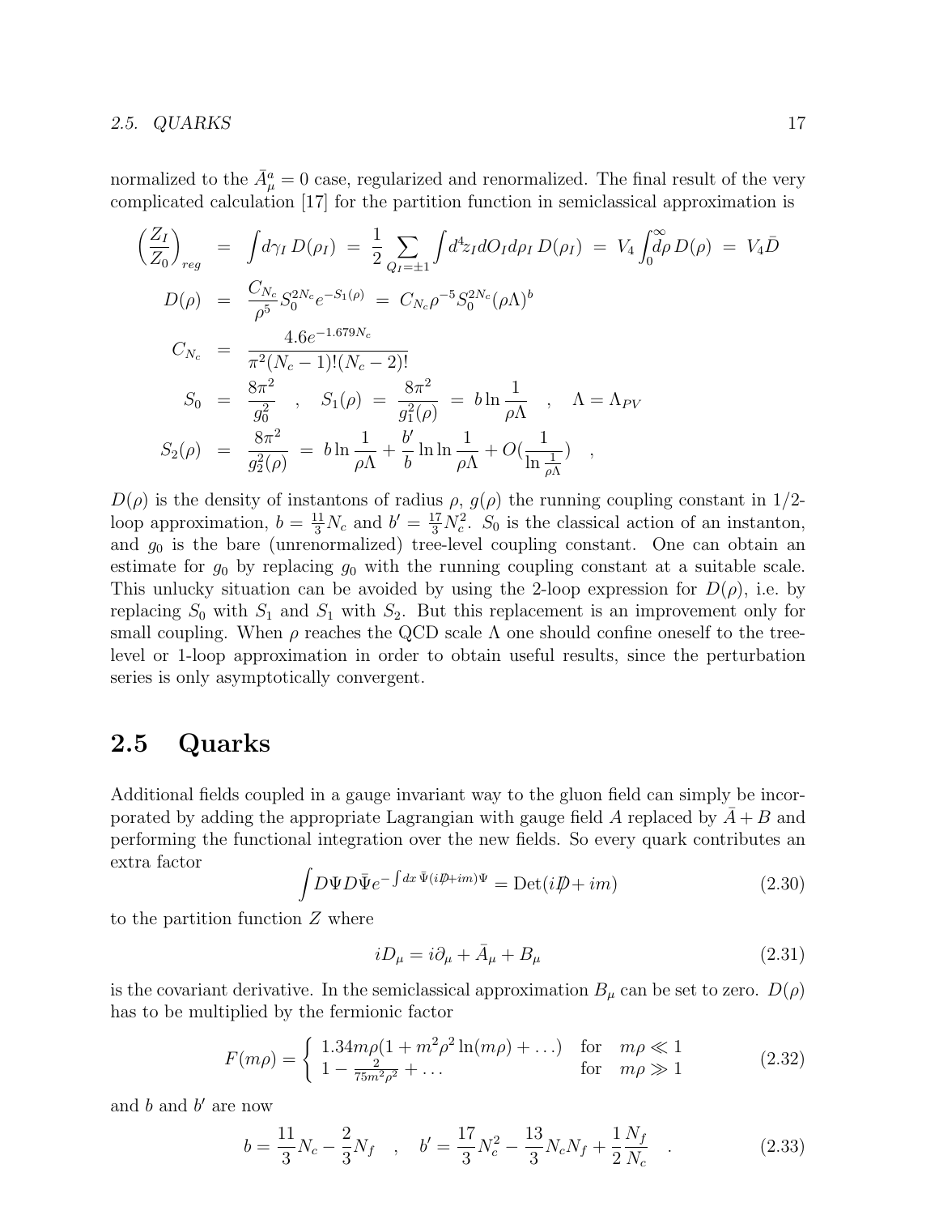normalized to the $\bar{A}^a_\mu = 0$ case, regularized and renormalized. The final result of the very complicated calculation [17] for the partition function in semiclassical approximation is

$$
\begin{aligned}
\left(\frac{Z_I}{Z_0}\right)_{reg} &= \int d\gamma_I\, D(\rho_I) \;=\; \frac{1}{2}\sum_{Q_I=\pm 1}\int d^4 z_I dO_I d\rho_I\, D(\rho_I) \;=\; V_4\int_0^\infty d\rho\, D(\rho) \;=\; V_4 \bar{D} \\
D(\rho) &= \frac{C_{N_c}}{\rho^5} S_0^{2N_c} e^{-S_1(\rho)} \;=\; C_{N_c}\rho^{-5} S_0^{2N_c} (\rho\Lambda)^b \\
C_{N_c} &= \frac{4.6 e^{-1.679 N_c}}{\pi^2 (N_c-1)!(N_c-2)!} \\
S_0 &= \frac{8\pi^2}{g_0^2} \quad , \quad S_1(\rho) \;=\; \frac{8\pi^2}{g_1^2(\rho)} \;=\; b\ln\frac{1}{\rho\Lambda} \quad , \quad \Lambda = \Lambda_{PV} \\
S_2(\rho) &= \frac{8\pi^2}{g_2^2(\rho)} \;=\; b\ln\frac{1}{\rho\Lambda} + \frac{b'}{b}\ln\ln\frac{1}{\rho\Lambda} + O\Big(\frac{1}{\ln\frac{1}{\rho\Lambda}}\Big) \quad ,
\end{aligned}
$$

$D(\rho)$ is the density of instantons of radius $\rho$, $g(\rho)$ the running coupling constant in 1/2-loop approximation, $b = \frac{11}{3}N_c$ and $b' = \frac{17}{3}N_c^2$. $S_0$ is the classical action of an instanton, and $g_0$ is the bare (unrenormalized) tree-level coupling constant. One can obtain an estimate for $g_0$ by replacing $g_0$ with the running coupling constant at a suitable scale. This unlucky situation can be avoided by using the 2-loop expression for $D(\rho)$, i.e. by replacing $S_0$ with $S_1$ and $S_1$ with $S_2$. But this replacement is an improvement only for small coupling. When $\rho$ reaches the QCD scale $\Lambda$ one should confine oneself to the tree-level or 1-loop approximation in order to obtain useful results, since the perturbation series is only asymptotically convergent.

## 2.5 Quarks

Additional fields coupled in a gauge invariant way to the gluon field can simply be incorporated by adding the appropriate Lagrangian with gauge field $A$ replaced by $\bar{A} + B$ and performing the functional integration over the new fields. So every quark contributes an extra factor

$$\int D\Psi D\bar{\Psi} e^{-\int dx\, \bar{\Psi}(i\not{D}+im)\Psi} = \mathrm{Det}(i\not{D} + im) \tag{2.30}$$

to the partition function $Z$ where

$$iD_\mu = i\partial_\mu + \bar{A}_\mu + B_\mu \tag{2.31}$$

is the covariant derivative. In the semiclassical approximation $B_\mu$ can be set to zero. $D(\rho)$ has to be multiplied by the fermionic factor

$$F(m\rho) = \begin{cases} 1.34 m\rho(1 + m^2\rho^2\ln(m\rho) + \ldots) & \text{for} \quad m\rho \ll 1 \\ 1 - \frac{2}{75 m^2\rho^2} + \ldots & \text{for} \quad m\rho \gg 1 \end{cases} \tag{2.32}$$

and $b$ and $b'$ are now

$$b = \frac{11}{3}N_c - \frac{2}{3}N_f \quad , \quad b' = \frac{17}{3}N_c^2 - \frac{13}{3}N_c N_f + \frac{1}{2}\frac{N_f}{N_c} \quad . \tag{2.33}$$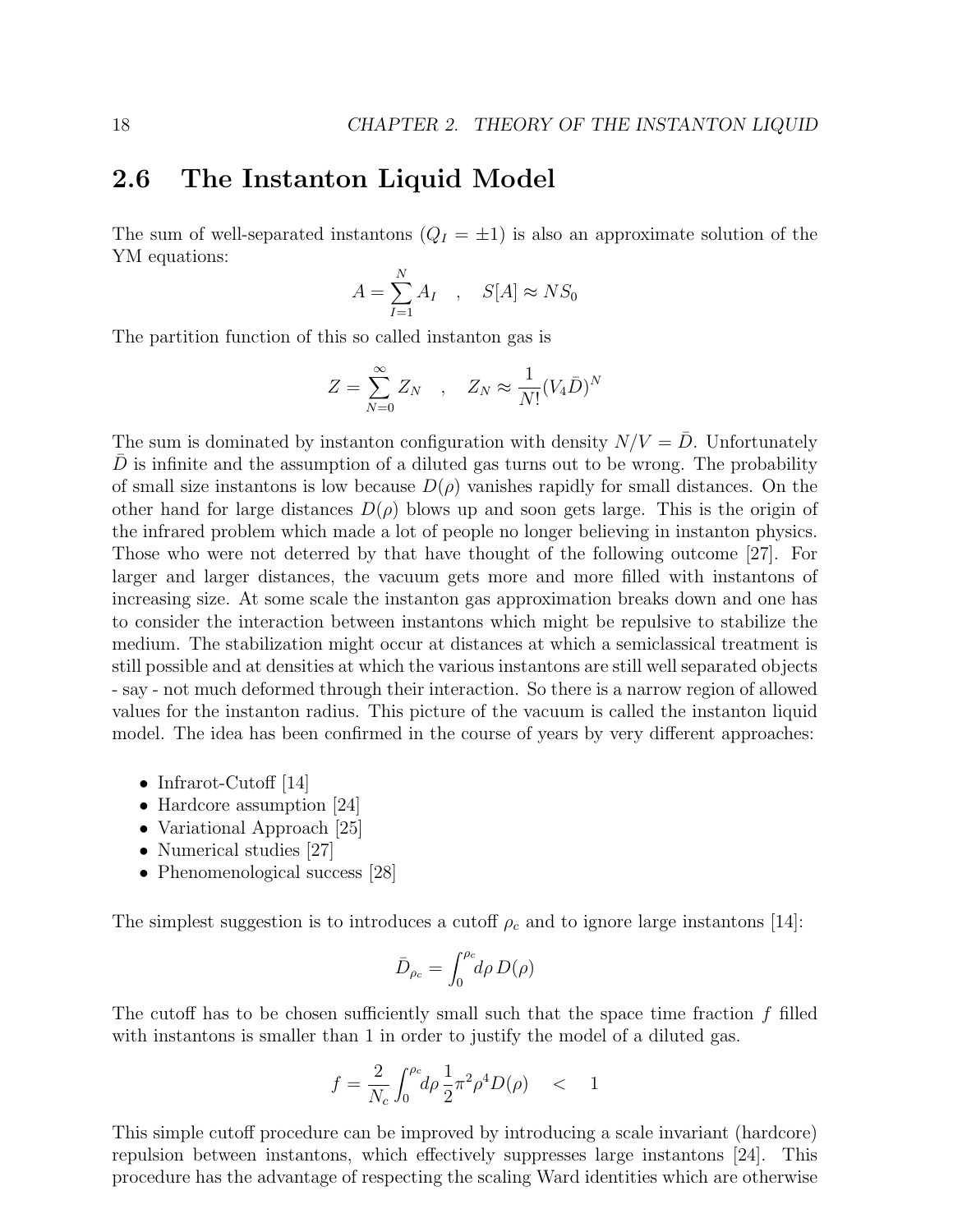## 2.6 The Instanton Liquid Model

The sum of well-separated instantons ($Q_I = \pm 1$) is also an approximate solution of the YM equations:

$$A = \sum_{I=1}^{N} A_I \quad , \quad S[A] \approx N S_0$$

The partition function of this so called instanton gas is

$$Z = \sum_{N=0}^{\infty} Z_N \quad , \quad Z_N \approx \frac{1}{N!}(V_4 \bar{D})^N$$

The sum is dominated by instanton configuration with density $N/V = \bar{D}$. Unfortunately $\bar{D}$ is infinite and the assumption of a diluted gas turns out to be wrong. The probability of small size instantons is low because $D(\rho)$ vanishes rapidly for small distances. On the other hand for large distances $D(\rho)$ blows up and soon gets large. This is the origin of the infrared problem which made a lot of people no longer believing in instanton physics. Those who were not deterred by that have thought of the following outcome [27]. For larger and larger distances, the vacuum gets more and more filled with instantons of increasing size. At some scale the instanton gas approximation breaks down and one has to consider the interaction between instantons which might be repulsive to stabilize the medium. The stabilization might occur at distances at which a semiclassical treatment is still possible and at densities at which the various instantons are still well separated objects - say - not much deformed through their interaction. So there is a narrow region of allowed values for the instanton radius. This picture of the vacuum is called the instanton liquid model. The idea has been confirmed in the course of years by very different approaches:

- Infrarot-Cutoff [14]
- Hardcore assumption [24]
- Variational Approach [25]
- Numerical studies [27]
- Phenomenological success [28]

The simplest suggestion is to introduces a cutoff $\rho_c$ and to ignore large instantons [14]:

$$\bar{D}_{\rho_c} = \int_0^{\rho_c} d\rho \, D(\rho)$$

The cutoff has to be chosen sufficiently small such that the space time fraction $f$ filled with instantons is smaller than 1 in order to justify the model of a diluted gas.

$$f = \frac{2}{N_c} \int_0^{\rho_c} d\rho \, \frac{1}{2} \pi^2 \rho^4 D(\rho) \quad < \quad 1$$

This simple cutoff procedure can be improved by introducing a scale invariant (hardcore) repulsion between instantons, which effectively suppresses large instantons [24]. This procedure has the advantage of respecting the scaling Ward identities which are otherwise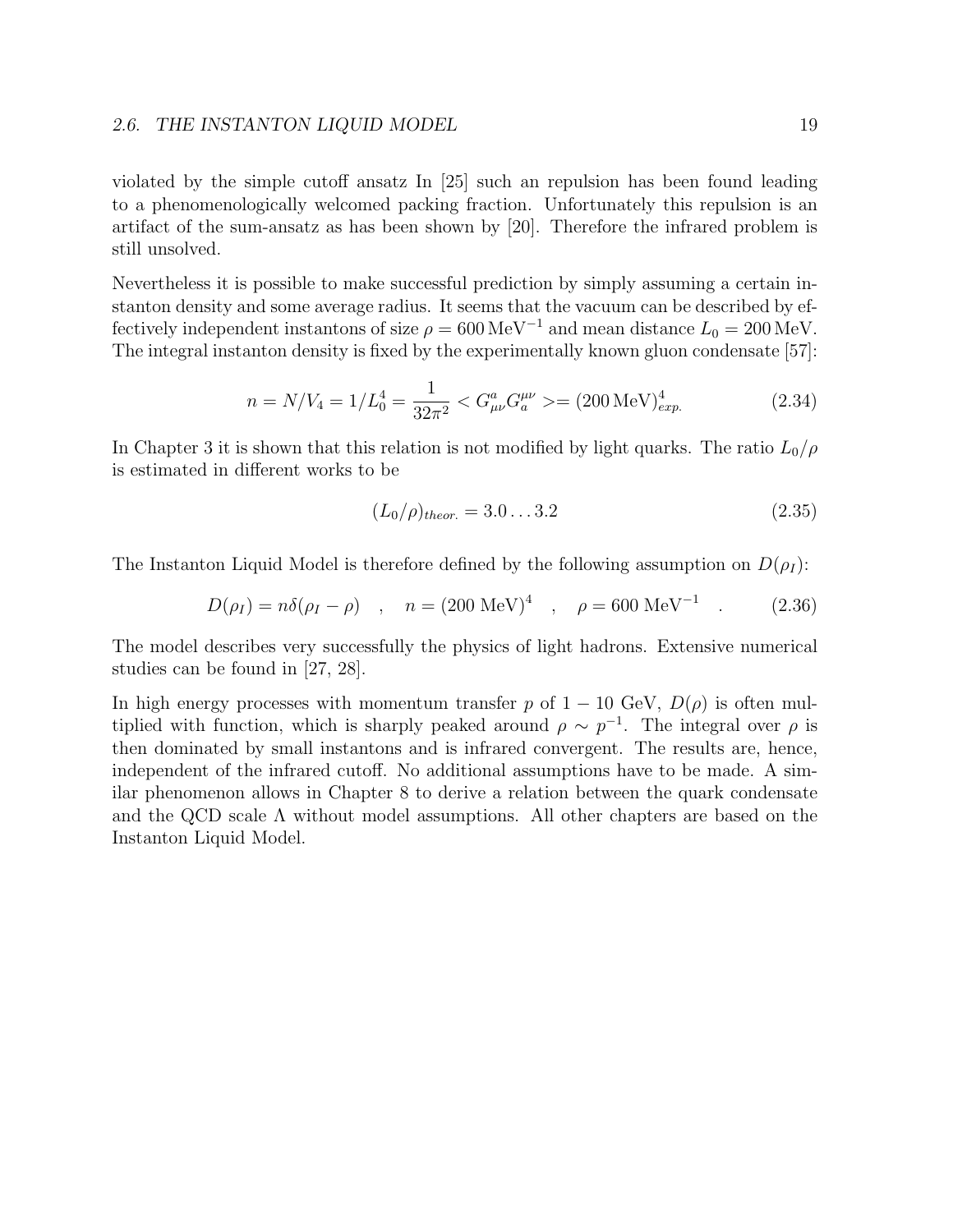violated by the simple cutoff ansatz In [25] such an repulsion has been found leading to a phenomenologically welcomed packing fraction. Unfortunately this repulsion is an artifact of the sum-ansatz as has been shown by [20]. Therefore the infrared problem is still unsolved.

Nevertheless it is possible to make successful prediction by simply assuming a certain instanton density and some average radius. It seems that the vacuum can be described by effectively independent instantons of size $\rho = 600\,\mathrm{MeV}^{-1}$ and mean distance $L_0 = 200\,\mathrm{MeV}$. The integral instanton density is fixed by the experimentally known gluon condensate [57]:

$$n = N/V_4 = 1/L_0^4 = \frac{1}{32\pi^2} < G^a_{\mu\nu} G^{\mu\nu}_a >= (200\,\mathrm{MeV})^4_{exp.} \tag{2.34}$$

In Chapter 3 it is shown that this relation is not modified by light quarks. The ratio $L_0/\rho$ is estimated in different works to be

$$(L_0/\rho)_{theor.} = 3.0 \ldots 3.2 \tag{2.35}$$

The Instanton Liquid Model is therefore defined by the following assumption on $D(\rho_I)$:

$$D(\rho_I) = n\delta(\rho_I - \rho) \quad , \quad n = (200\ \mathrm{MeV})^4 \quad , \quad \rho = 600\ \mathrm{MeV}^{-1} \quad . \tag{2.36}$$

The model describes very successfully the physics of light hadrons. Extensive numerical studies can be found in [27, 28].

In high energy processes with momentum transfer $p$ of $1 - 10$ GeV, $D(\rho)$ is often multiplied with function, which is sharply peaked around $\rho \sim p^{-1}$. The integral over $\rho$ is then dominated by small instantons and is infrared convergent. The results are, hence, independent of the infrared cutoff. No additional assumptions have to be made. A similar phenomenon allows in Chapter 8 to derive a relation between the quark condensate and the QCD scale $\Lambda$ without model assumptions. All other chapters are based on the Instanton Liquid Model.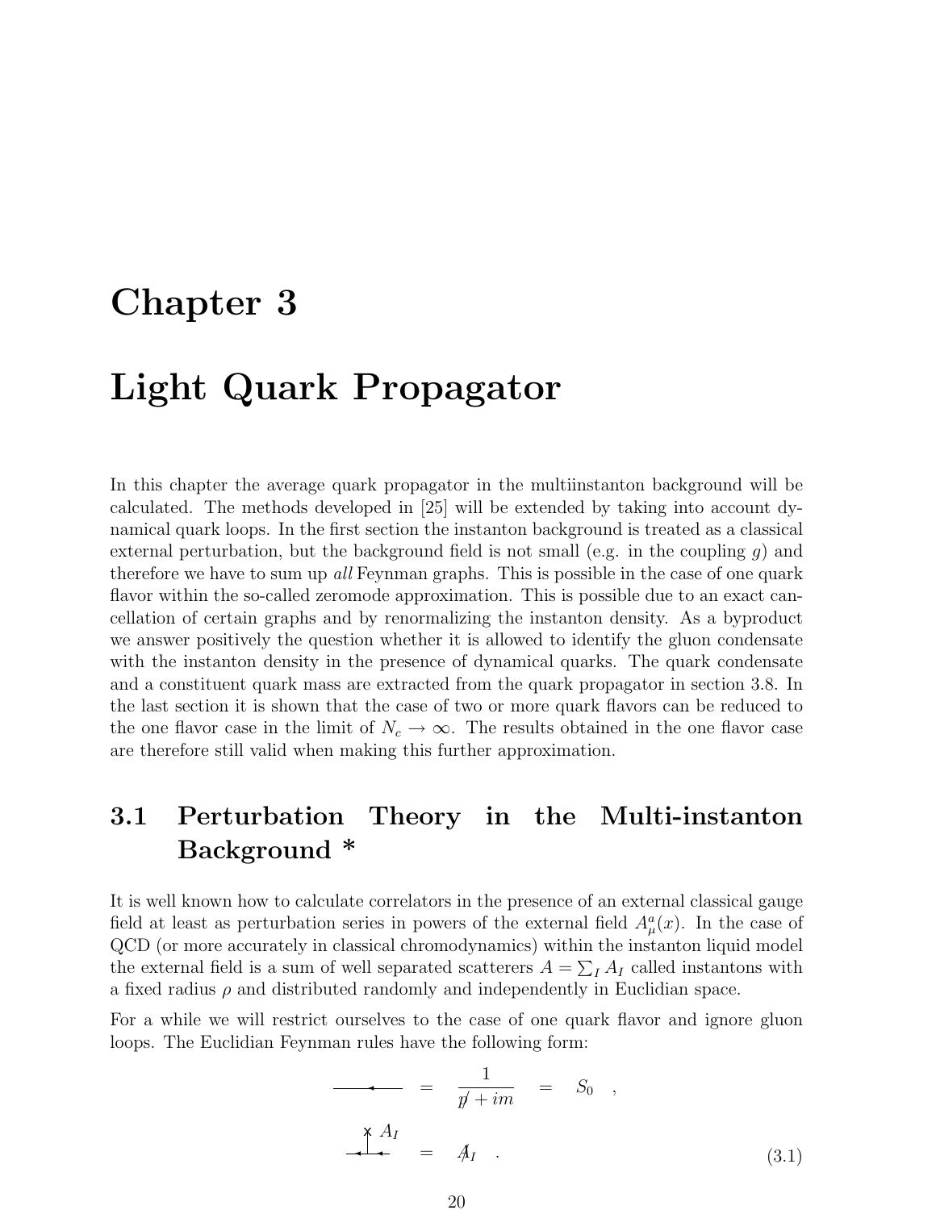# Chapter 3

# Light Quark Propagator

In this chapter the average quark propagator in the multiinstanton background will be calculated. The methods developed in [25] will be extended by taking into account dynamical quark loops. In the first section the instanton background is treated as a classical external perturbation, but the background field is not small (e.g. in the coupling $g$) and therefore we have to sum up *all* Feynman graphs. This is possible in the case of one quark flavor within the so-called zeromode approximation. This is possible due to an exact cancellation of certain graphs and by renormalizing the instanton density. As a byproduct we answer positively the question whether it is allowed to identify the gluon condensate with the instanton density in the presence of dynamical quarks. The quark condensate and a constituent quark mass are extracted from the quark propagator in section 3.8. In the last section it is shown that the case of two or more quark flavors can be reduced to the one flavor case in the limit of $N_c \to \infty$. The results obtained in the one flavor case are therefore still valid when making this further approximation.

## 3.1 Perturbation Theory in the Multi-instanton Background *

It is well known how to calculate correlators in the presence of an external classical gauge field at least as perturbation series in powers of the external field $A_\mu^a(x)$. In the case of QCD (or more accurately in classical chromodynamics) within the instanton liquid model the external field is a sum of well separated scatterers $A = \sum_I A_I$ called instantons with a fixed radius $\rho$ and distributed randomly and independently in Euclidian space.

For a while we will restrict ourselves to the case of one quark flavor and ignore gluon loops. The Euclidian Feynman rules have the following form:

$$
\text{(quark line)} = \frac{1}{\not{p} + im} = S_0 \quad ,
$$

$$
\text{(vertex with } A_I\text{)} = \not{A}_I \quad . \tag{3.1}
$$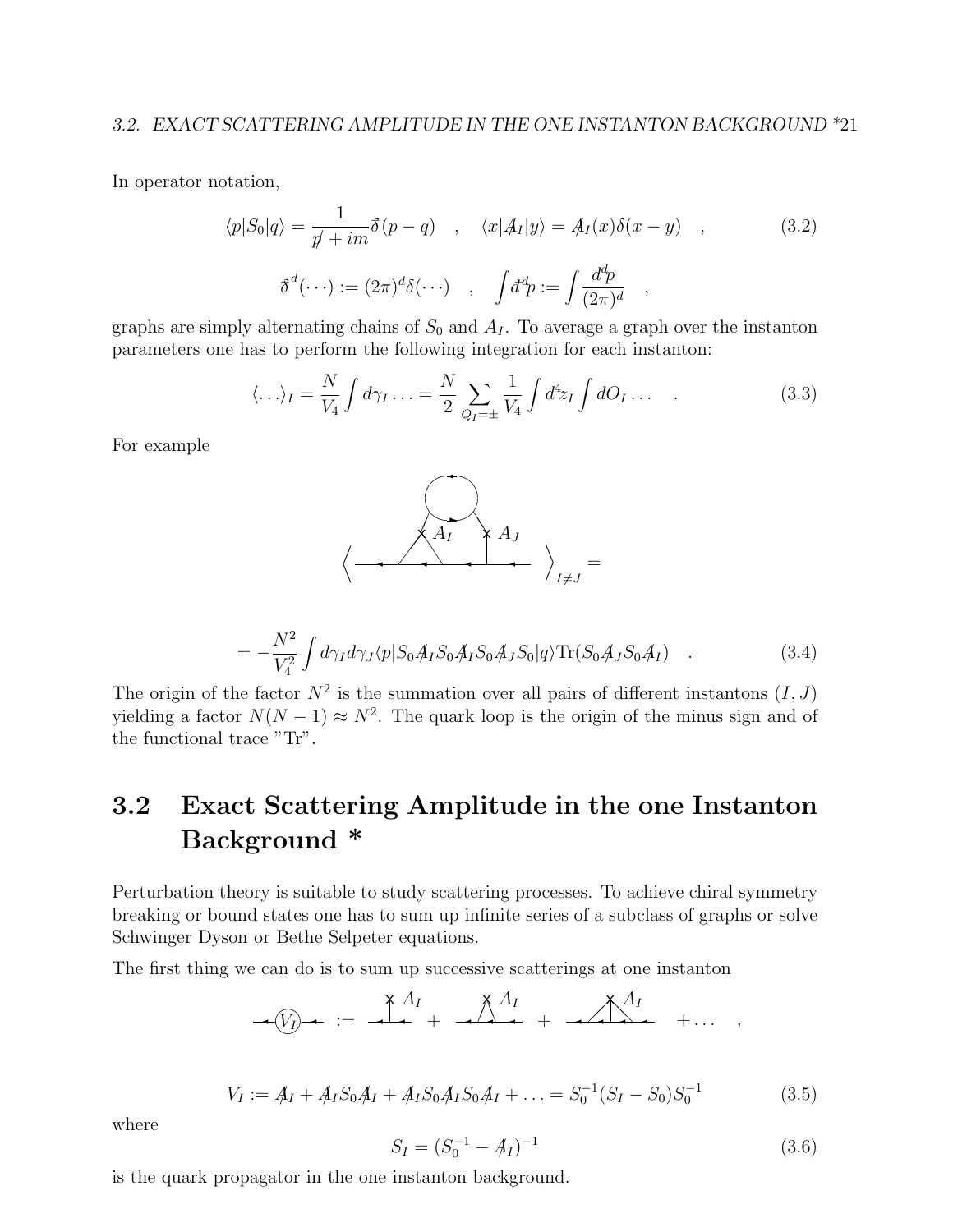In operator notation,

$$\langle p|S_0|q\rangle = \frac{1}{\not{p} + im}\bar{\delta}(p-q) \quad , \quad \langle x|\not{A}_I|y\rangle = \not{A}_I(x)\delta(x-y) \quad , \tag{3.2}$$

$$\bar{\delta}^d(\cdots) := (2\pi)^d\delta(\cdots) \quad , \quad \int \bar{d}^d p := \int \frac{d^d p}{(2\pi)^d} \quad ,$$

graphs are simply alternating chains of $S_0$ and $A_I$. To average a graph over the instanton parameters one has to perform the following integration for each instanton:

$$\langle \ldots \rangle_I = \frac{N}{V_4}\int d\gamma_I \ldots = \frac{N}{2}\sum_{Q_I=\pm}\frac{1}{V_4}\int d^4 z_I \int dO_I \ldots \quad . \tag{3.3}$$

For example

$$\Big\langle \quad \Big\rangle_{I\neq J} =$$

$$= -\frac{N^2}{V_4^2}\int d\gamma_I d\gamma_J \langle p|S_0\not{A}_I S_0 \not{A}_I S_0 \not{A}_J S_0|q\rangle \mathrm{Tr}(S_0\not{A}_J S_0 \not{A}_I) \quad . \tag{3.4}$$

The origin of the factor $N^2$ is the summation over all pairs of different instantons $(I,J)$ yielding a factor $N(N-1) \approx N^2$. The quark loop is the origin of the minus sign and of the functional trace "Tr".

## 3.2 Exact Scattering Amplitude in the one Instanton Background *

Perturbation theory is suitable to study scattering processes. To achieve chiral symmetry breaking or bound states one has to sum up infinite series of a subclass of graphs or solve Schwinger Dyson or Bethe Selpeter equations.

The first thing we can do is to sum up successive scatterings at one instanton

$$-(V_I)- := \ldots + \ldots + \ldots + \ldots \quad ,$$

$$V_I := \not{A}_I + \not{A}_I S_0 \not{A}_I + \not{A}_I S_0 \not{A}_I S_0 \not{A}_I + \ldots = S_0^{-1}(S_I - S_0)S_0^{-1} \tag{3.5}$$

where

$$S_I = (S_0^{-1} - \not{A}_I)^{-1} \tag{3.6}$$

is the quark propagator in the one instanton background.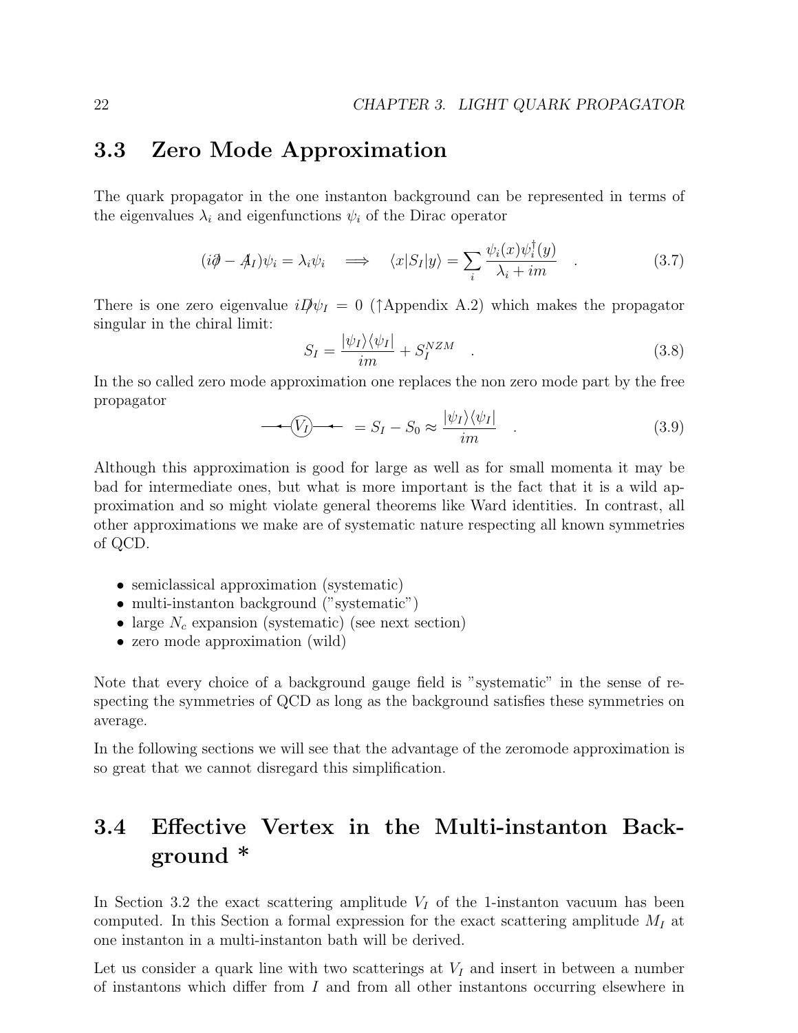## 3.3 Zero Mode Approximation

The quark propagator in the one instanton background can be represented in terms of the eigenvalues $\lambda_i$ and eigenfunctions $\psi_i$ of the Dirac operator

$$(i\partial\!\!\!/ - A\!\!\!/_I)\psi_i = \lambda_i \psi_i \quad \Longrightarrow \quad \langle x|S_I|y\rangle = \sum_i \frac{\psi_i(x)\psi_i^\dagger(y)}{\lambda_i + im} \quad . \tag{3.7}$$

There is one zero eigenvalue $iD\!\!\!/\psi_I = 0$ (↑Appendix A.2) which makes the propagator singular in the chiral limit:

$$S_I = \frac{|\psi_I\rangle\langle\psi_I|}{im} + S_I^{NZM} \quad . \tag{3.8}$$

In the so called zero mode approximation one replaces the non zero mode part by the free propagator

$$\text{—}\!\!\!\leftarrow\!\!(V_I)\!\!\leftarrow\!\!\text{—} \; = S_I - S_0 \approx \frac{|\psi_I\rangle\langle\psi_I|}{im} \quad . \tag{3.9}$$

Although this approximation is good for large as well as for small momenta it may be bad for intermediate ones, but what is more important is the fact that it is a wild approximation and so might violate general theorems like Ward identities. In contrast, all other approximations we make are of systematic nature respecting all known symmetries of QCD.

- semiclassical approximation (systematic)
- multi-instanton background ("systematic")
- large $N_c$ expansion (systematic) (see next section)
- zero mode approximation (wild)

Note that every choice of a background gauge field is "systematic" in the sense of respecting the symmetries of QCD as long as the background satisfies these symmetries on average.

In the following sections we will see that the advantage of the zeromode approximation is so great that we cannot disregard this simplification.

## 3.4 Effective Vertex in the Multi-instanton Background *

In Section 3.2 the exact scattering amplitude $V_I$ of the 1-instanton vacuum has been computed. In this Section a formal expression for the exact scattering amplitude $M_I$ at one instanton in a multi-instanton bath will be derived.

Let us consider a quark line with two scatterings at $V_I$ and insert in between a number of instantons which differ from $I$ and from all other instantons occurring elsewhere in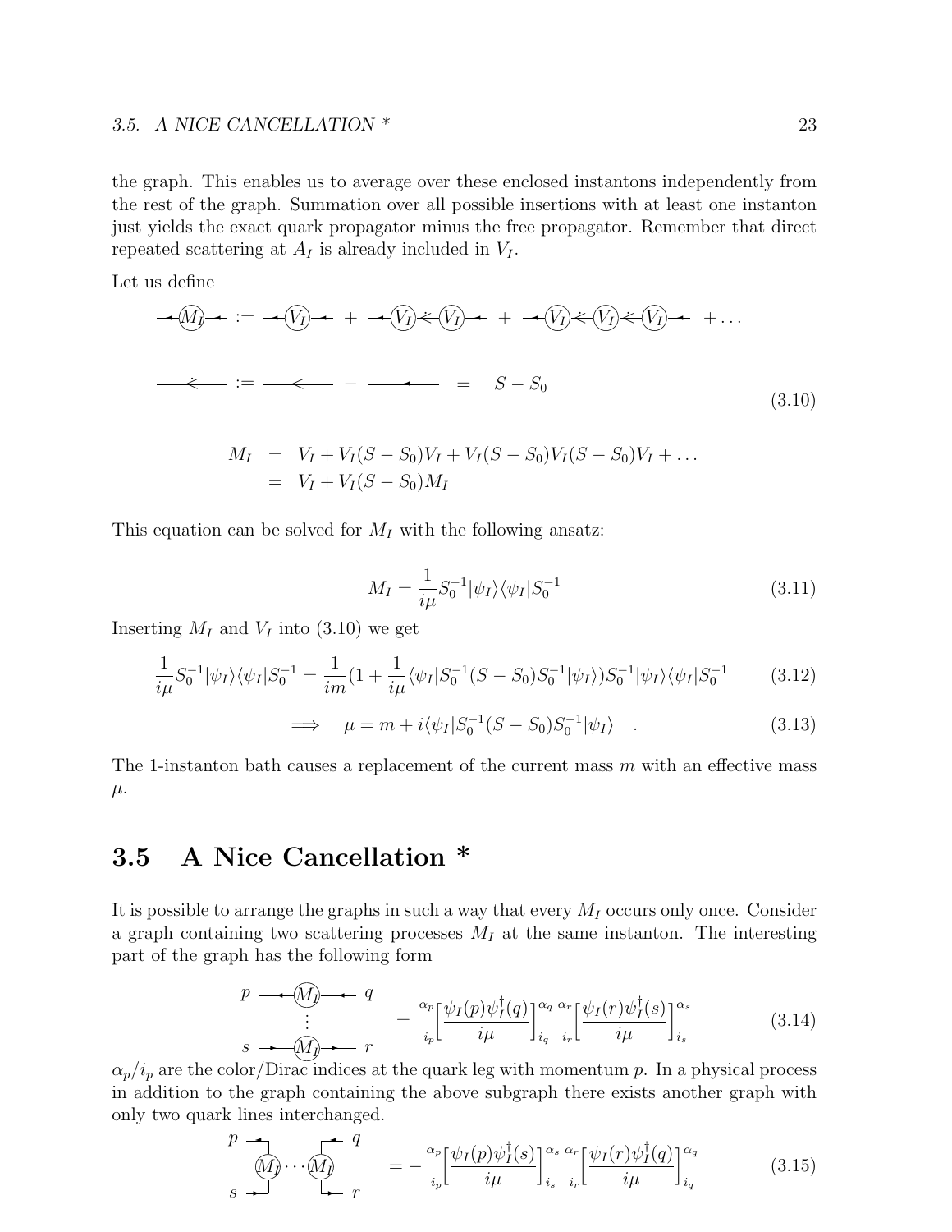the graph. This enables us to average over these enclosed instantons independently from the rest of the graph. Summation over all possible insertions with at least one instanton just yields the exact quark propagator minus the free propagator. Remember that direct repeated scattering at $A_I$ is already included in $V_I$.

Let us define

$$\text{—}(M_I)\text{—} := \text{—}(V_I)\text{—} + \text{—}(V_I)\text{<}(V_I)\text{—} + \text{—}(V_I)\text{<}(V_I)\text{<}(V_I)\text{—} + \dots$$

$$\text{—<—} := \text{—<—} - \text{———} = S - S_0 \tag{3.10}$$

$$\begin{aligned} M_I &= V_I + V_I(S - S_0)V_I + V_I(S - S_0)V_I(S - S_0)V_I + \dots \\ &= V_I + V_I(S - S_0)M_I \end{aligned}$$

This equation can be solved for $M_I$ with the following ansatz:

$$M_I = \frac{1}{i\mu} S_0^{-1}|\psi_I\rangle\langle\psi_I|S_0^{-1} \tag{3.11}$$

Inserting $M_I$ and $V_I$ into (3.10) we get

$$\frac{1}{i\mu} S_0^{-1}|\psi_I\rangle\langle\psi_I|S_0^{-1} = \frac{1}{im}\left(1 + \frac{1}{i\mu}\langle\psi_I|S_0^{-1}(S - S_0)S_0^{-1}|\psi_I\rangle\right)S_0^{-1}|\psi_I\rangle\langle\psi_I|S_0^{-1} \tag{3.12}$$

$$\Longrightarrow \quad \mu = m + i\langle\psi_I|S_0^{-1}(S - S_0)S_0^{-1}|\psi_I\rangle \quad . \tag{3.13}$$

The 1-instanton bath causes a replacement of the current mass $m$ with an effective mass $\mu$.

## 3.5 A Nice Cancellation *

It is possible to arrange the graphs in such a way that every $M_I$ occurs only once. Consider a graph containing two scattering processes $M_I$ at the same instanton. The interesting part of the graph has the following form

$$\begin{matrix} p \text{ —}(M_I)\text{— } q \\ \vdots \\ s \text{ —}(M_I)\text{— } r \end{matrix} \quad = {}^{\alpha_p}_{i_p}\left[\frac{\psi_I(p)\psi_I^\dagger(q)}{i\mu}\right]^{\alpha_q}_{i_q} {}^{\alpha_r}_{i_r}\left[\frac{\psi_I(r)\psi_I^\dagger(s)}{i\mu}\right]^{\alpha_s}_{i_s} \tag{3.14}$$

$\alpha_p/i_p$ are the color/Dirac indices at the quark leg with momentum $p$. In a physical process in addition to the graph containing the above subgraph there exists another graph with only two quark lines interchanged.

$$(M_I)\cdots(M_I) \quad = -{}^{\alpha_p}_{i_p}\left[\frac{\psi_I(p)\psi_I^\dagger(s)}{i\mu}\right]^{\alpha_s}_{i_s} {}^{\alpha_r}_{i_r}\left[\frac{\psi_I(r)\psi_I^\dagger(q)}{i\mu}\right]^{\alpha_q}_{i_q} \tag{3.15}$$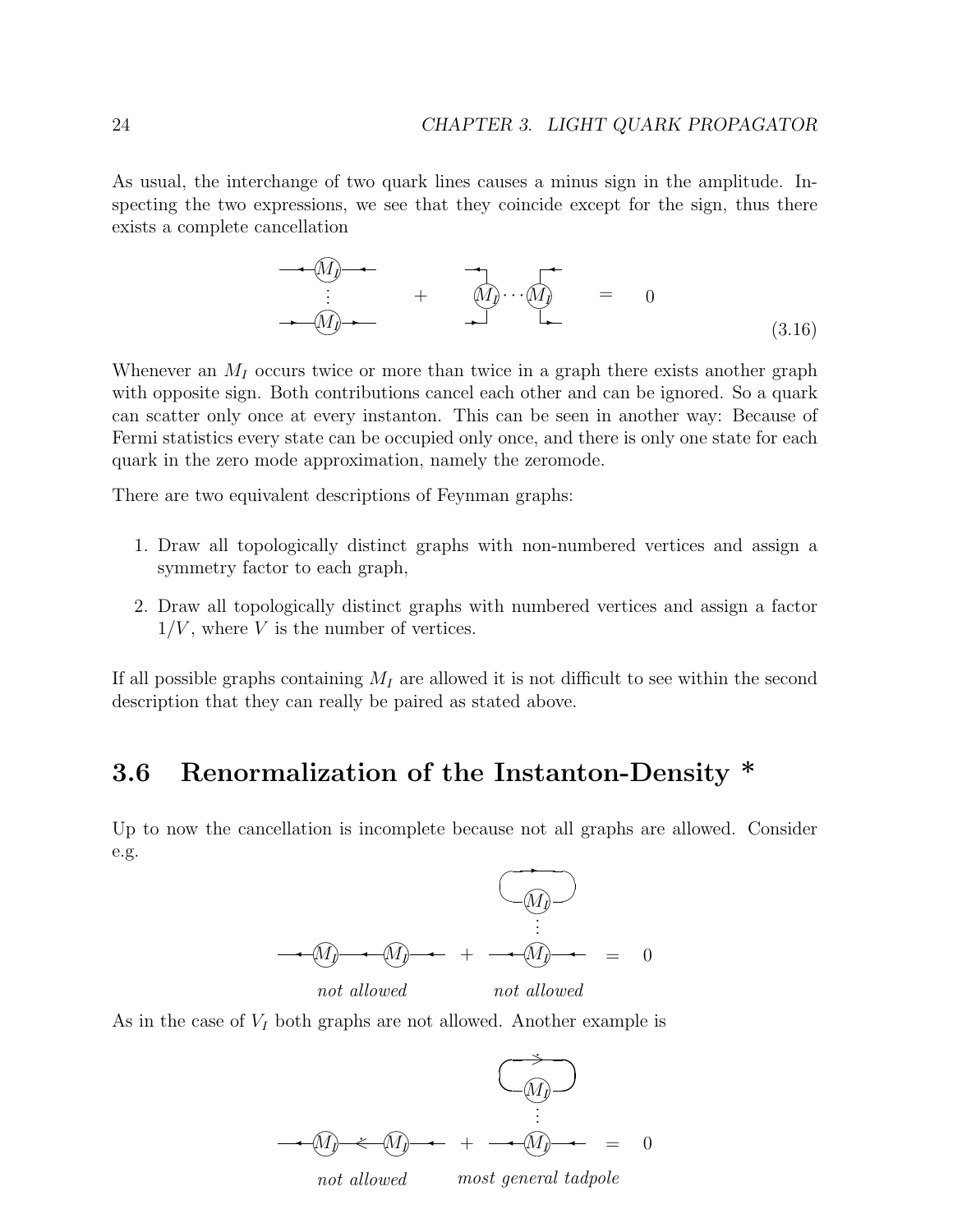As usual, the interchange of two quark lines causes a minus sign in the amplitude. Inspecting the two expressions, we see that they coincide except for the sign, thus there exists a complete cancellation

$$ + \quad = \quad 0 \tag{3.16}$$

Whenever an $M_I$ occurs twice or more than twice in a graph there exists another graph with opposite sign. Both contributions cancel each other and can be ignored. So a quark can scatter only once at every instanton. This can be seen in another way: Because of Fermi statistics every state can be occupied only once, and there is only one state for each quark in the zero mode approximation, namely the zeromode.

There are two equivalent descriptions of Feynman graphs:

1. Draw all topologically distinct graphs with non-numbered vertices and assign a symmetry factor to each graph,
2. Draw all topologically distinct graphs with numbered vertices and assign a factor $1/V$, where $V$ is the number of vertices.

If all possible graphs containing $M_I$ are allowed it is not difficult to see within the second description that they can really be paired as stated above.

## 3.6 Renormalization of the Instanton-Density *

Up to now the cancellation is incomplete because not all graphs are allowed. Consider e.g.

$$ + \quad = \quad 0$$

*not allowed* *not allowed*

As in the case of $V_I$ both graphs are not allowed. Another example is

$$ + \quad = \quad 0$$

*not allowed* *most general tadpole*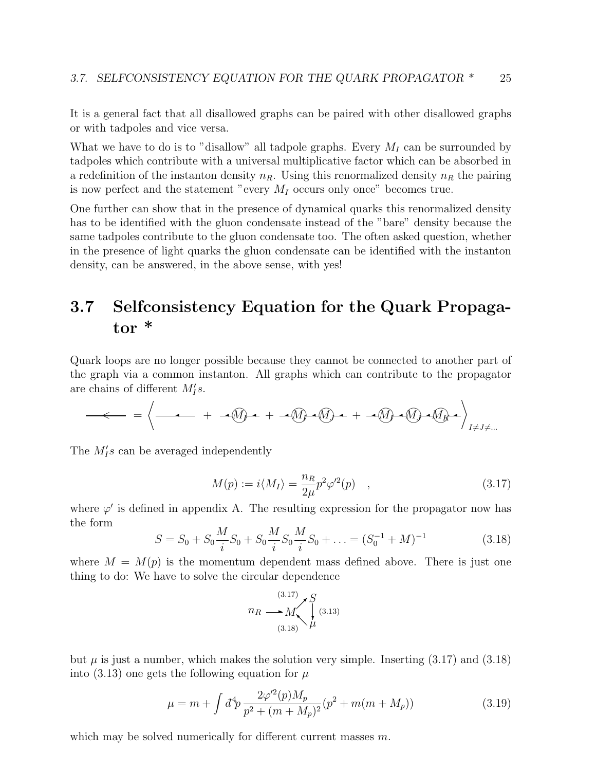It is a general fact that all disallowed graphs can be paired with other disallowed graphs or with tadpoles and vice versa.

What we have to do is to "disallow" all tadpole graphs. Every $M_I$ can be surrounded by tadpoles which contribute with a universal multiplicative factor which can be absorbed in a redefinition of the instanton density $n_R$. Using this renormalized density $n_R$ the pairing is now perfect and the statement "every $M_I$ occurs only once" becomes true.

One further can show that in the presence of dynamical quarks this renormalized density has to be identified with the gluon condensate instead of the "bare" density because the same tadpoles contribute to the gluon condensate too. The often asked question, whether in the presence of light quarks the gluon condensate can be identified with the instanton density, can be answered, in the above sense, with yes!

## 3.7 Selfconsistency Equation for the Quark Propagator *

Quark loops are no longer possible because they cannot be connected to another part of the graph via a common instanton. All graphs which can contribute to the propagator are chains of different $M_I's$.

$$\longleftarrow \; = \left\langle \longleftarrow \; + \; \leftarrow\!\!(M_I)\!\!\leftarrow \; + \; \leftarrow\!\!(M_I)\!\!\leftarrow\!\!(M_J)\!\!\leftarrow \; + \; \leftarrow\!\!(M_I)\!\!\leftarrow\!\!(M_J)\!\!\leftarrow\!\!(M_K)\!\!\leftarrow \right\rangle_{I\neq J\neq \ldots}$$

The $M_I's$ can be averaged independently

$$M(p) := i\langle M_I\rangle = \frac{n_R}{2\mu} p^2 \varphi'^2(p) \quad , \tag{3.17}$$

where $\varphi'$ is defined in appendix A. The resulting expression for the propagator now has the form

$$S = S_0 + S_0 \frac{M}{i} S_0 + S_0 \frac{M}{i} S_0 \frac{M}{i} S_0 + \ldots = (S_0^{-1} + M)^{-1} \tag{3.18}$$

where $M = M(p)$ is the momentum dependent mass defined above. There is just one thing to do: We have to solve the circular dependence

$$n_R \longrightarrow M \xrightarrow{(3.17)} S \xrightarrow{(3.13)} \mu \xrightarrow{(3.18)} M$$

but $\mu$ is just a number, which makes the solution very simple. Inserting (3.17) and (3.18) into (3.13) one gets the following equation for $\mu$

$$\mu = m + \int d\!\!{}^-\!{}^4 p \, \frac{2\varphi'^2(p) M_p}{p^2 + (m + M_p)^2} (p^2 + m(m + M_p)) \tag{3.19}$$

which may be solved numerically for different current masses $m$.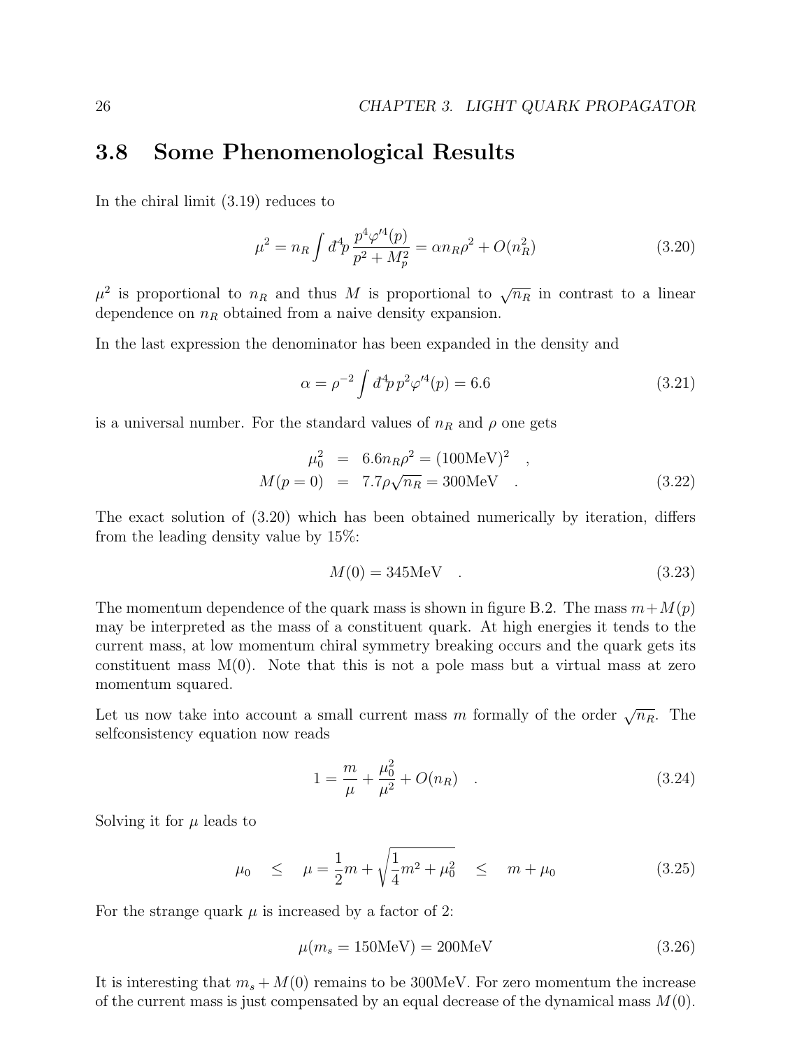## 3.8 Some Phenomenological Results

In the chiral limit (3.19) reduces to

$$\mu^2 = n_R \int d\!\!\!{}^-{}^4 p \, \frac{p^4 \varphi'^4(p)}{p^2 + M_p^2} = \alpha n_R \rho^2 + O(n_R^2) \tag{3.20}$$

$\mu^2$ is proportional to $n_R$ and thus $M$ is proportional to $\sqrt{n_R}$ in contrast to a linear dependence on $n_R$ obtained from a naive density expansion.

In the last expression the denominator has been expanded in the density and

$$\alpha = \rho^{-2} \int d\!\!\!{}^-{}^4 p \, p^2 \varphi'^4(p) = 6.6 \tag{3.21}$$

is a universal number. For the standard values of $n_R$ and $\rho$ one gets

$$\begin{aligned} \mu_0^2 &= 6.6 n_R \rho^2 = (100\text{MeV})^2 \quad , \\ M(p=0) &= 7.7 \rho \sqrt{n_R} = 300\text{MeV} \quad . \end{aligned} \tag{3.22}$$

The exact solution of (3.20) which has been obtained numerically by iteration, differs from the leading density value by 15%:

$$M(0) = 345\text{MeV} \quad . \tag{3.23}$$

The momentum dependence of the quark mass is shown in figure B.2. The mass $m + M(p)$ may be interpreted as the mass of a constituent quark. At high energies it tends to the current mass, at low momentum chiral symmetry breaking occurs and the quark gets its constituent mass M(0). Note that this is not a pole mass but a virtual mass at zero momentum squared.

Let us now take into account a small current mass $m$ formally of the order $\sqrt{n_R}$. The selfconsistency equation now reads

$$1 = \frac{m}{\mu} + \frac{\mu_0^2}{\mu^2} + O(n_R) \quad . \tag{3.24}$$

Solving it for $\mu$ leads to

$$\mu_0 \quad \leq \quad \mu = \frac{1}{2}m + \sqrt{\frac{1}{4}m^2 + \mu_0^2} \quad \leq \quad m + \mu_0 \tag{3.25}$$

For the strange quark $\mu$ is increased by a factor of 2:

$$\mu(m_s = 150\text{MeV}) = 200\text{MeV} \tag{3.26}$$

It is interesting that $m_s + M(0)$ remains to be 300MeV. For zero momentum the increase of the current mass is just compensated by an equal decrease of the dynamical mass $M(0)$.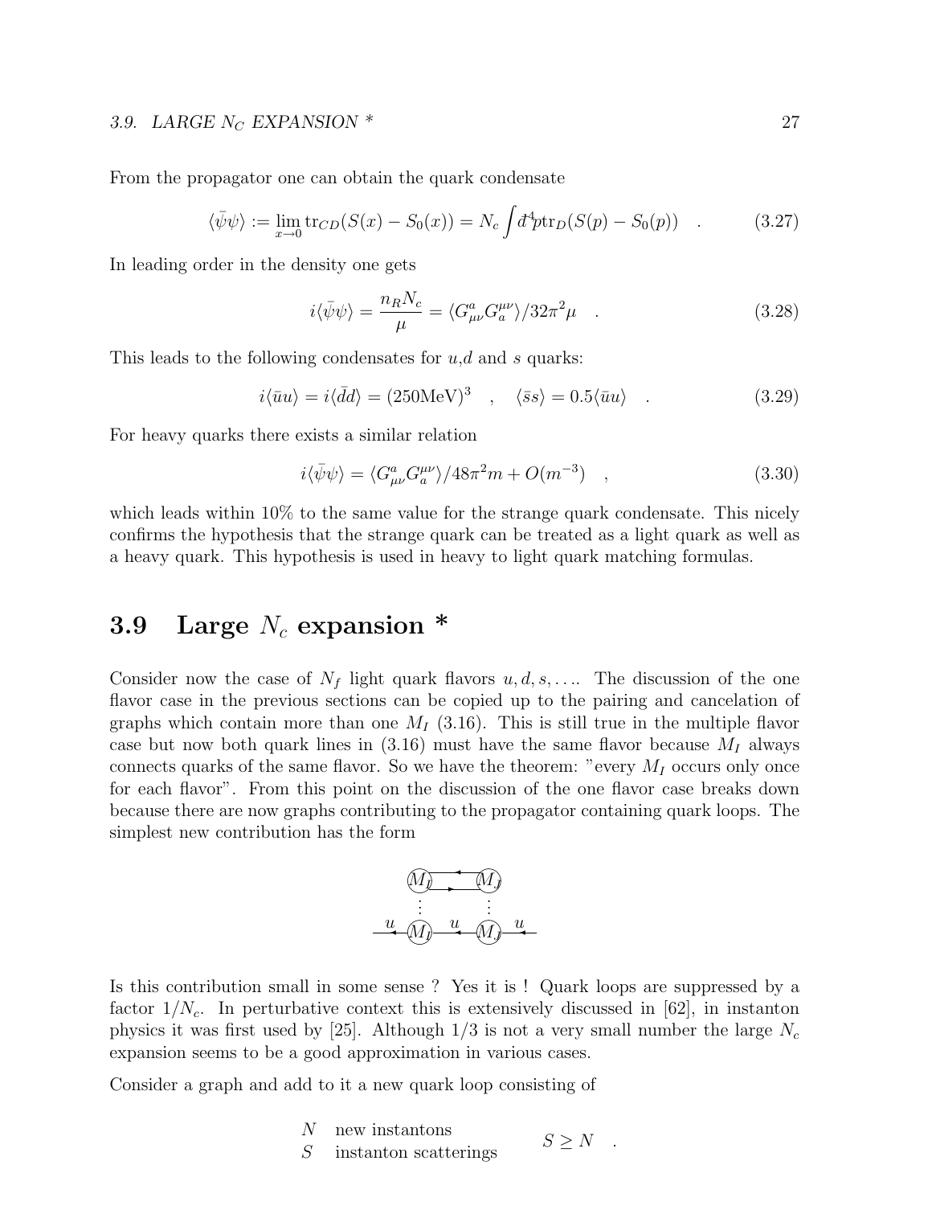From the propagator one can obtain the quark condensate

$$\langle\bar{\psi}\psi\rangle := \lim_{x\to 0} \mathrm{tr}_{CD}(S(x) - S_0(x)) = N_c \int d\!\!{}^-{}^4 p \,\mathrm{tr}_D(S(p) - S_0(p)) \quad . \tag{3.27}$$

In leading order in the density one gets

$$i\langle\bar{\psi}\psi\rangle = \frac{n_R N_c}{\mu} = \langle G^a_{\mu\nu} G^{\mu\nu}_a\rangle / 32\pi^2 \mu \quad . \tag{3.28}$$

This leads to the following condensates for $u$,$d$ and $s$ quarks:

$$i\langle\bar{u}u\rangle = i\langle\bar{d}d\rangle = (250\mathrm{MeV})^3 \quad , \quad \langle\bar{s}s\rangle = 0.5\langle\bar{u}u\rangle \quad . \tag{3.29}$$

For heavy quarks there exists a similar relation

$$i\langle\bar{\psi}\psi\rangle = \langle G^a_{\mu\nu} G^{\mu\nu}_a\rangle / 48\pi^2 m + O(m^{-3}) \quad , \tag{3.30}$$

which leads within 10% to the same value for the strange quark condensate. This nicely confirms the hypothesis that the strange quark can be treated as a light quark as well as a heavy quark. This hypothesis is used in heavy to light quark matching formulas.

## 3.9 Large $N_c$ expansion *

Consider now the case of $N_f$ light quark flavors $u, d, s, \ldots$. The discussion of the one flavor case in the previous sections can be copied up to the pairing and cancelation of graphs which contain more than one $M_I$ (3.16). This is still true in the multiple flavor case but now both quark lines in (3.16) must have the same flavor because $M_I$ always connects quarks of the same flavor. So we have the theorem: "every $M_I$ occurs only once for each flavor". From this point on the discussion of the one flavor case breaks down because there are now graphs contributing to the propagator containing quark loops. The simplest new contribution has the form

$$\begin{array}{ccc} M_I & \rightleftarrows & M_J \\ \vdots & & \vdots \\ \overset{u}{\leftarrow} M_I & \overset{u}{\leftarrow} & M_J \overset{u}{\leftarrow} \end{array}$$

Is this contribution small in some sense ? Yes it is ! Quark loops are suppressed by a factor $1/N_c$. In perturbative context this is extensively discussed in [62], in instanton physics it was first used by [25]. Although 1/3 is not a very small number the large $N_c$ expansion seems to be a good approximation in various cases.

Consider a graph and add to it a new quark loop consisting of

$$\begin{array}{ll} N & \text{new instantons} \\ S & \text{instanton scatterings} \end{array} \qquad S \geq N \quad .$$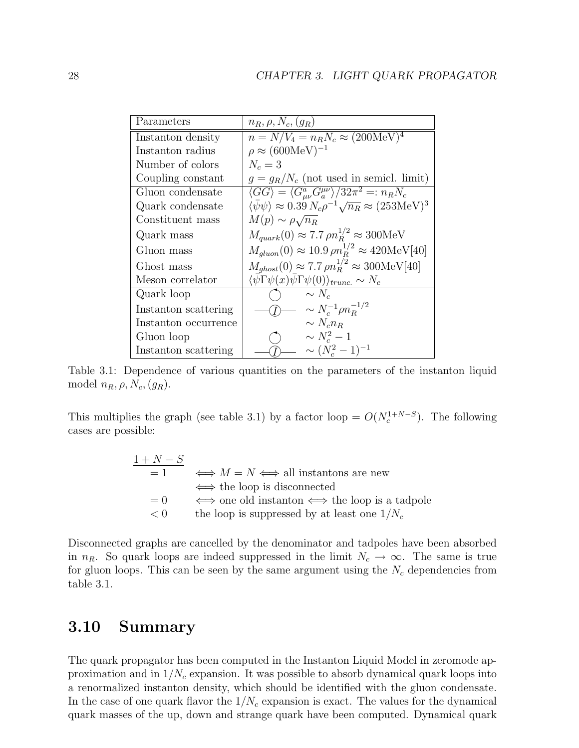| Parameters | $n_R, \rho, N_c, (g_R)$ |
|---|---|
| Instanton density | $n = N/V_4 = n_R N_c \approx (200\text{MeV})^4$ |
| Instanton radius | $\rho \approx (600\text{MeV})^{-1}$ |
| Number of colors | $N_c = 3$ |
| Coupling constant | $g = g_R/N_c$ (not used in semicl. limit) |
| Gluon condensate | $\langle GG \rangle = \langle G^a_{\mu\nu} G^{\mu\nu}_a \rangle / 32\pi^2 =: n_R N_c$ |
| Quark condensate | $\langle \bar{\psi}\psi \rangle \approx 0.39\, N_c \rho^{-1} \sqrt{n_R} \approx (253\text{MeV})^3$ |
| Constituent mass | $M(p) \sim \rho \sqrt{n_R}$ |
| Quark mass | $M_{quark}(0) \approx 7.7\, \rho n_R^{1/2} \approx 300\text{MeV}$ |
| Gluon mass | $M_{gluon}(0) \approx 10.9\, \rho n_R^{1/2} \approx 420\text{MeV}$[40] |
| Ghost mass | $M_{ghost}(0) \approx 7.7\, \rho n_R^{1/2} \approx 300\text{MeV}$[40] |
| Meson correlator | $\langle \bar{\psi}\Gamma\psi(x) \bar{\psi}\Gamma\psi(0) \rangle_{trunc.} \sim N_c$ |
| Quark loop | $\sim N_c$ |
| Instanton scattering | $\sim N_c^{-1} \rho n_R^{-1/2}$ |
| Instanton occurrence | $\sim N_c n_R$ |
| Gluon loop | $\sim N_c^2 - 1$ |
| Instanton scattering | $\sim (N_c^2 - 1)^{-1}$ |

Table 3.1: Dependence of various quantities on the parameters of the instanton liquid model $n_R, \rho, N_c, (g_R)$.

This multiplies the graph (see table 3.1) by a factor loop $= O(N_c^{1+N-S})$. The following cases are possible:

| $1 + N - S$ | |
|---|---|
| $= 1$ | $\iff M = N \iff$ all instantons are new |
| | $\iff$ the loop is disconnected |
| $= 0$ | $\iff$ one old instanton $\iff$ the loop is a tadpole |
| $< 0$ | the loop is suppressed by at least one $1/N_c$ |

Disconnected graphs are cancelled by the denominator and tadpoles have been absorbed in $n_R$. So quark loops are indeed suppressed in the limit $N_c \to \infty$. The same is true for gluon loops. This can be seen by the same argument using the $N_c$ dependencies from table 3.1.

## 3.10 Summary

The quark propagator has been computed in the Instanton Liquid Model in zeromode approximation and in $1/N_c$ expansion. It was possible to absorb dynamical quark loops into a renormalized instanton density, which should be identified with the gluon condensate. In the case of one quark flavor the $1/N_c$ expansion is exact. The values for the dynamical quark masses of the up, down and strange quark have been computed. Dynamical quark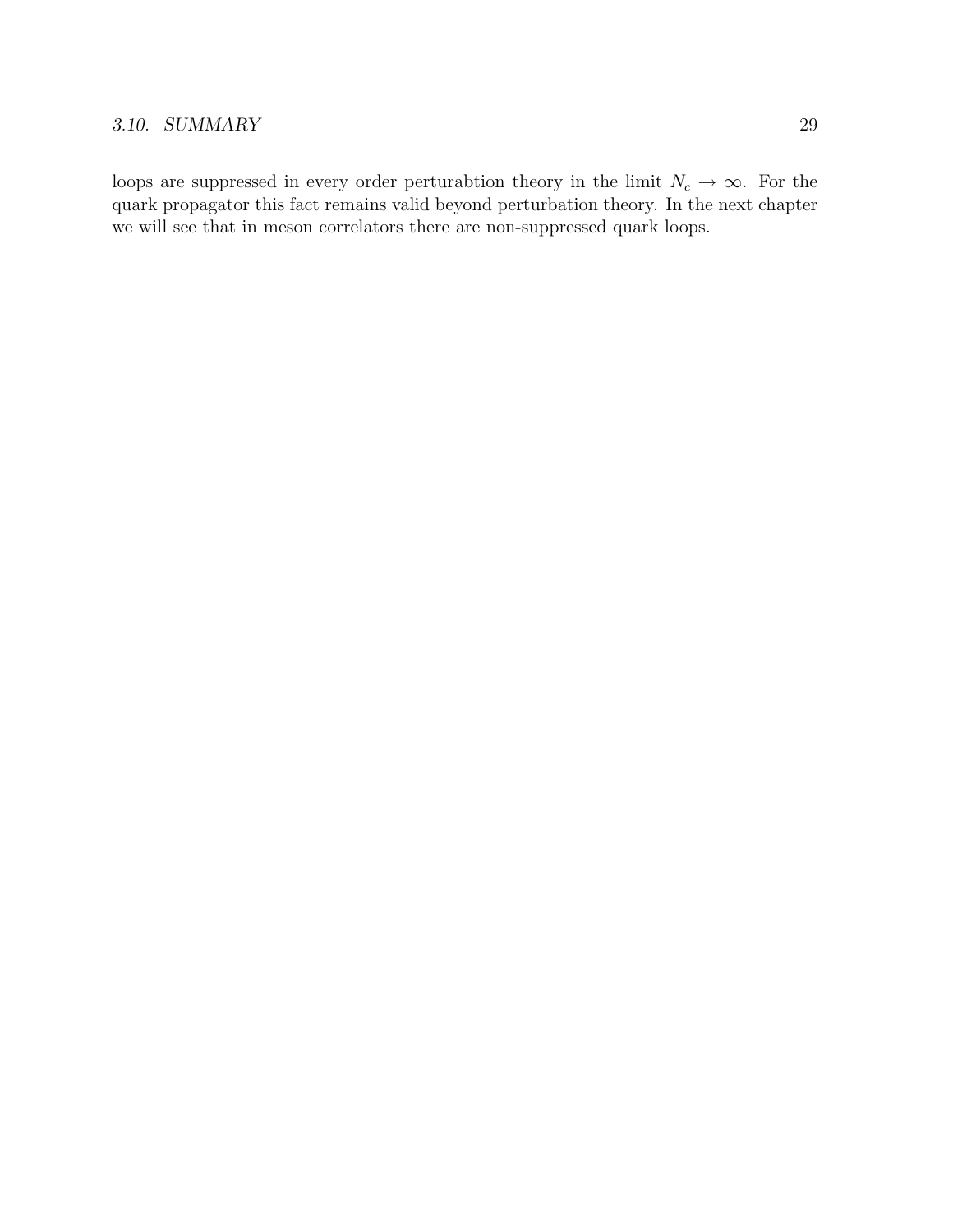loops are suppressed in every order perturabtion theory in the limit $N_c \to \infty$. For the quark propagator this fact remains valid beyond perturbation theory. In the next chapter we will see that in meson correlators there are non-suppressed quark loops.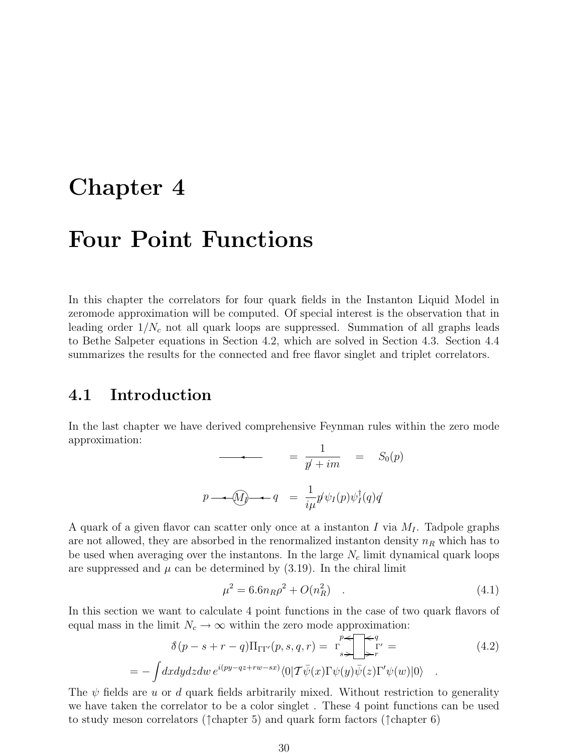# Chapter 4

# Four Point Functions

In this chapter the correlators for four quark fields in the Instanton Liquid Model in zeromode approximation will be computed. Of special interest is the observation that in leading order $1/N_c$ not all quark loops are suppressed. Summation of all graphs leads to Bethe Salpeter equations in Section 4.2, which are solved in Section 4.3. Section 4.4 summarizes the results for the connected and free flavor singlet and triplet correlators.

## 4.1 Introduction

In the last chapter we have derived comprehensive Feynman rules within the zero mode approximation:

$$\longleftarrow \quad = \frac{1}{\not p + im} \quad = \quad S_0(p)$$

$$p \longleftarrow (M_I) \longleftarrow q \quad = \quad \frac{1}{i\mu} \not p \psi_I(p) \psi_I^\dagger(q) \not q$$

A quark of a given flavor can scatter only once at a instanton $I$ via $M_I$. Tadpole graphs are not allowed, they are absorbed in the renormalized instanton density $n_R$ which has to be used when averaging over the instantons. In the large $N_c$ limit dynamical quark loops are suppressed and $\mu$ can be determined by (3.19). In the chiral limit

$$\mu^2 = 6.6 n_R \rho^2 + O(n_R^2) \quad . \tag{4.1}$$

In this section we want to calculate 4 point functions in the case of two quark flavors of equal mass in the limit $N_c \to \infty$ within the zero mode approximation:

$$\bar\delta(p - s + r - q) \Pi_{\Gamma\Gamma'}(p, s, q, r) = \Gamma \begin{smallmatrix} p \leftarrow & \leftarrow q \\ s \rightarrow & \rightarrow r \end{smallmatrix} \Gamma' = \tag{4.2}$$

$$= -\int dx dy dz dw \, e^{i(py - qz + rw - sx)} \langle 0 | \mathcal{T} \bar\psi(x) \Gamma \psi(y) \bar\psi(z) \Gamma' \psi(w) | 0 \rangle \quad .$$

The $\psi$ fields are $u$ or $d$ quark fields arbitrarily mixed. Without restriction to generality we have taken the correlator to be a color singlet . These 4 point functions can be used to study meson correlators (↑chapter 5) and quark form factors (↑chapter 6)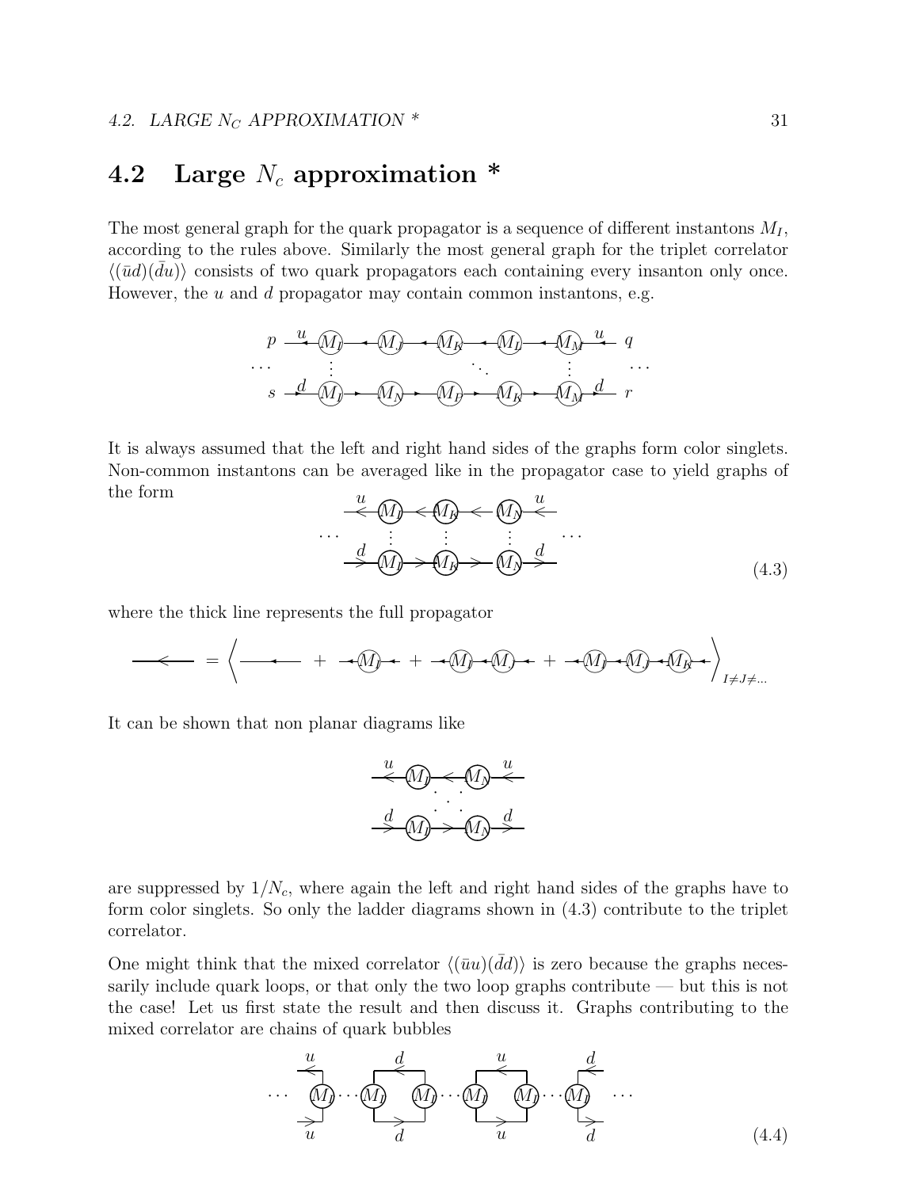## 4.2 Large $N_c$ approximation *

The most general graph for the quark propagator is a sequence of different instantons $M_I$, according to the rules above. Similarly the most general graph for the triplet correlator $\langle(\bar{u}d)(\bar{d}u)\rangle$ consists of two quark propagators each containing every insanton only once. However, the $u$ and $d$ propagator may contain common instantons, e.g.

It is always assumed that the left and right hand sides of the graphs form color singlets. Non-common instantons can be averaged like in the propagator case to yield graphs of the form

$$(4.3)$$

where the thick line represents the full propagator

It can be shown that non planar diagrams like

are suppressed by $1/N_c$, where again the left and right hand sides of the graphs have to form color singlets. So only the ladder diagrams shown in (4.3) contribute to the triplet correlator.

One might think that the mixed correlator $\langle(\bar{u}u)(\bar{d}d)\rangle$ is zero because the graphs necessarily include quark loops, or that only the two loop graphs contribute — but this is not the case! Let us first state the result and then discuss it. Graphs contributing to the mixed correlator are chains of quark bubbles

$$(4.4)$$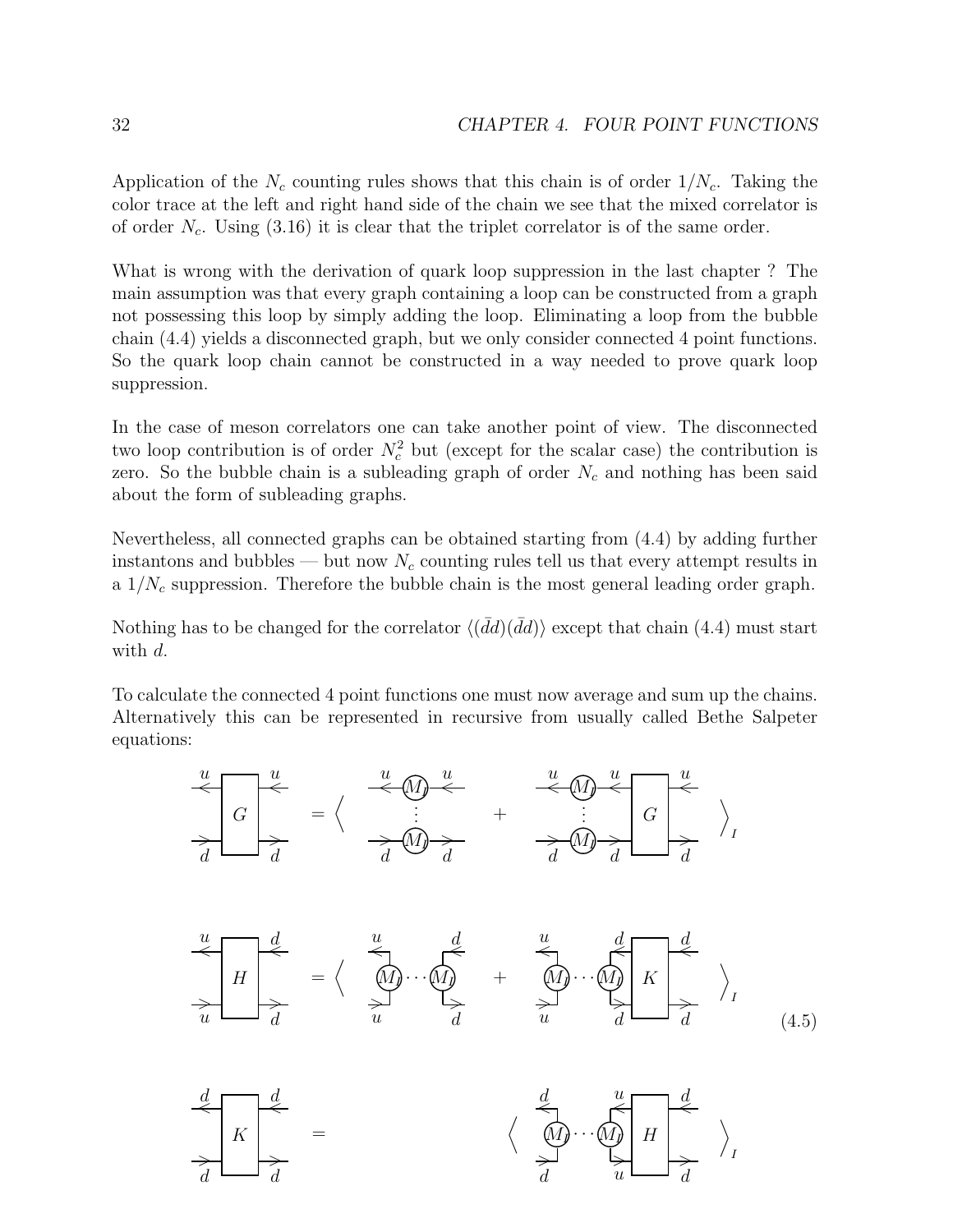Application of the $N_c$ counting rules shows that this chain is of order $1/N_c$. Taking the color trace at the left and right hand side of the chain we see that the mixed correlator is of order $N_c$. Using (3.16) it is clear that the triplet correlator is of the same order.

What is wrong with the derivation of quark loop suppression in the last chapter ? The main assumption was that every graph containing a loop can be constructed from a graph not possessing this loop by simply adding the loop. Eliminating a loop from the bubble chain (4.4) yields a disconnected graph, but we only consider connected 4 point functions. So the quark loop chain cannot be constructed in a way needed to prove quark loop suppression.

In the case of meson correlators one can take another point of view. The disconnected two loop contribution is of order $N_c^2$ but (except for the scalar case) the contribution is zero. So the bubble chain is a subleading graph of order $N_c$ and nothing has been said about the form of subleading graphs.

Nevertheless, all connected graphs can be obtained starting from (4.4) by adding further instantons and bubbles — but now $N_c$ counting rules tell us that every attempt results in a $1/N_c$ suppression. Therefore the bubble chain is the most general leading order graph.

Nothing has to be changed for the correlator $\langle(\bar{d}d)(\bar{d}d)\rangle$ except that chain (4.4) must start with $d$.

To calculate the connected 4 point functions one must now average and sum up the chains. Alternatively this can be represented in recursive from usually called Bethe Salpeter equations:

$$
G_{ud\to ud} = \Big\langle \; (M_I \cdots M_I)_{ud\to ud} \; + \; (M_I \cdots M_I)_{ud\to ud}\, G \; \Big\rangle_I
$$

$$
H_{uu\to dd} = \Big\langle \; (M_I \cdots M_I)_{uu\to dd} \; + \; (M_I \cdots M_I)_{uu\to dd}\, K \; \Big\rangle_I \qquad (4.5)
$$

$$
K_{dd\to dd} = \Big\langle \; (M_I \cdots M_I)_{dd\to uu}\, H \; \Big\rangle_I
$$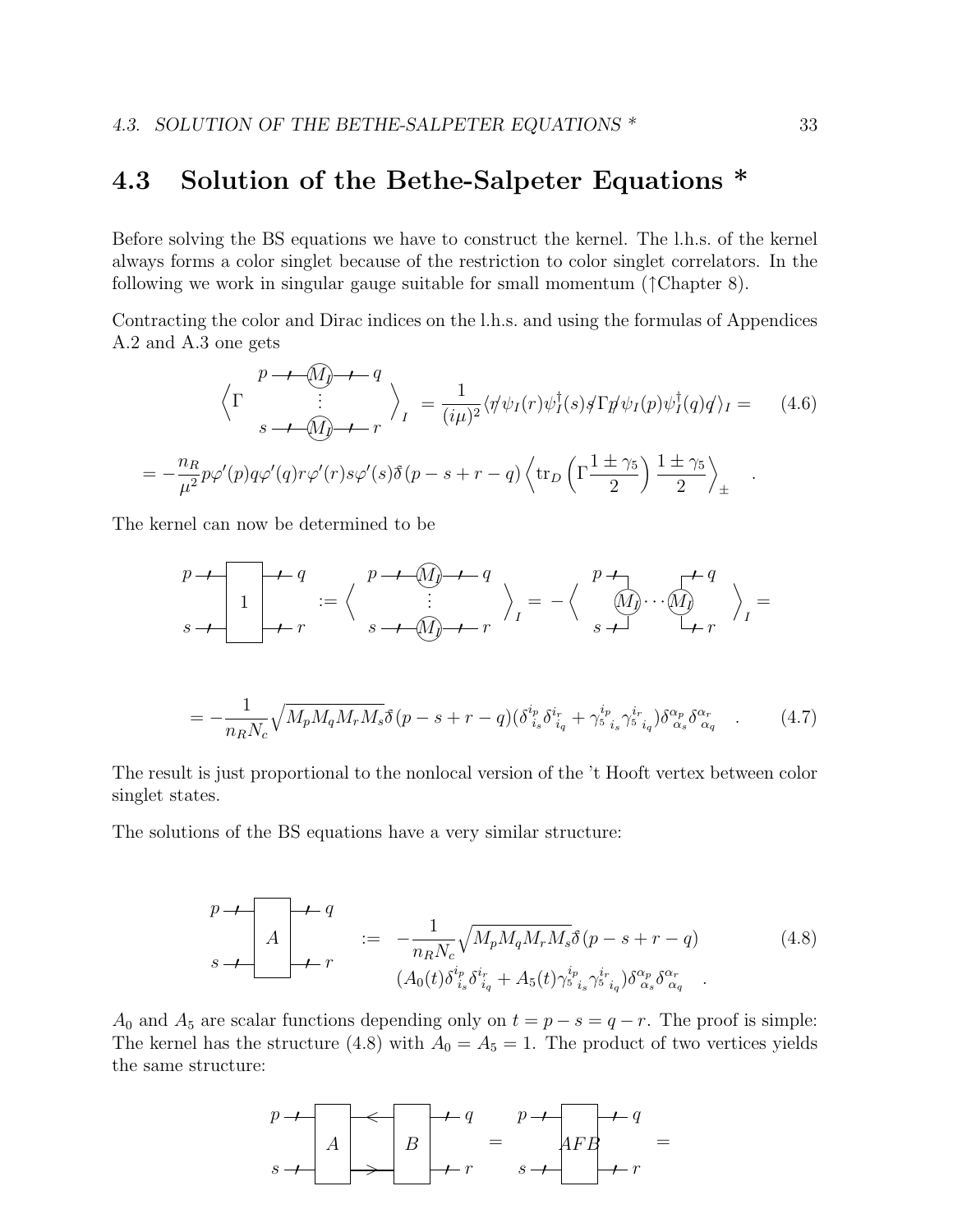## 4.3 Solution of the Bethe-Salpeter Equations *

Before solving the BS equations we have to construct the kernel. The l.h.s. of the kernel always forms a color singlet because of the restriction to color singlet correlators. In the following we work in singular gauge suitable for small momentum (↑Chapter 8).

Contracting the color and Dirac indices on the l.h.s. and using the formulas of Appendices A.2 and A.3 one gets

$$\left\langle \Gamma \quad \begin{matrix} p \text{ --}(M_I)\text{-- } q \\ \vdots \\ s \text{ --}(M_I)\text{-- } r \end{matrix} \right\rangle_I = \frac{1}{(i\mu)^2} \langle \not{r}\psi_I(r)\psi_I^\dagger(s)\not{s}\Gamma\not{p}\psi_I(p)\psi_I^\dagger(q)\not{q}\rangle_I = \qquad (4.6)$$

$$= -\frac{n_R}{\mu^2} p\varphi'(p) q\varphi'(q) r\varphi'(r) s\varphi'(s) \bar{\delta}(p-s+r-q) \left\langle \mathrm{tr}_D\left(\Gamma \frac{1\pm\gamma_5}{2}\right)\frac{1\pm\gamma_5}{2}\right\rangle_\pm \quad .$$

The kernel can now be determined to be

$$\begin{matrix} p \text{ --}\boxed{1}\text{-- } q \\ s \text{ --}\phantom{\boxed{1}}\text{-- } r \end{matrix} := \left\langle \begin{matrix} p \text{ --}(M_I)\text{-- } q \\ \vdots \\ s \text{ --}(M_I)\text{-- } r \end{matrix} \right\rangle_I = -\left\langle \begin{matrix} p \urcorner \qquad \ulcorner q \\ (M_I)\cdots(M_I) \\ s \lrcorner \qquad \llcorner r \end{matrix} \right\rangle_I =$$

$$= -\frac{1}{n_R N_c}\sqrt{M_p M_q M_r M_s}\,\bar{\delta}(p-s+r-q)(\delta^{i_p}_{\ i_s}\delta^{i_r}_{\ i_q} + \gamma_5{}^{i_p}_{\ i_s}\gamma_5{}^{i_r}_{\ i_q})\delta^{\alpha_p}_{\alpha_s}\delta^{\alpha_r}_{\alpha_q} \quad . \qquad (4.7)$$

The result is just proportional to the nonlocal version of the 't Hooft vertex between color singlet states.

The solutions of the BS equations have a very similar structure:

$$\begin{matrix} p \text{ --}\boxed{A}\text{-- } q \\ s \text{ --}\phantom{\boxed{A}}\text{-- } r \end{matrix} \;:=\; -\frac{1}{n_R N_c}\sqrt{M_p M_q M_r M_s}\,\bar{\delta}(p-s+r-q) \qquad (4.8)$$
$$(A_0(t)\delta^{i_p}_{\ i_s}\delta^{i_r}_{\ i_q} + A_5(t)\gamma_5{}^{i_p}_{\ i_s}\gamma_5{}^{i_r}_{\ i_q})\delta^{\alpha_p}_{\alpha_s}\delta^{\alpha_r}_{\alpha_q} \quad .$$

$A_0$ and $A_5$ are scalar functions depending only on $t = p - s = q - r$. The proof is simple: The kernel has the structure (4.8) with $A_0 = A_5 = 1$. The product of two vertices yields the same structure:

$$\begin{matrix} p \text{ --}\boxed{A}\text{--}\boxed{B}\text{-- } q \\ s \text{ --}\phantom{\boxed{A}}\text{--}\phantom{\boxed{B}}\text{-- } r \end{matrix} = \begin{matrix} p \text{ --}\boxed{AFB}\text{-- } q \\ s \text{ --}\phantom{\boxed{AFB}}\text{-- } r \end{matrix} =$$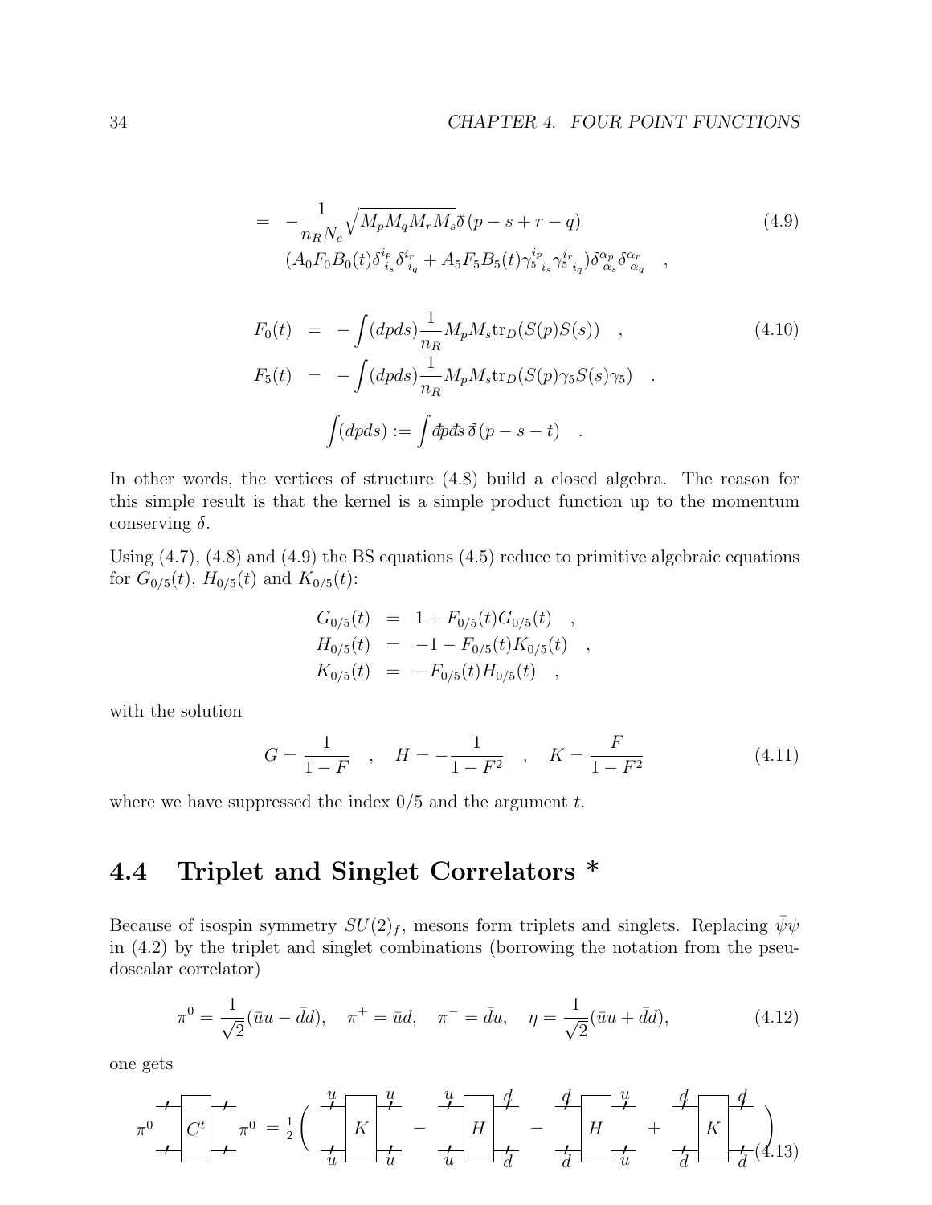$$
\begin{aligned}
&= -\frac{1}{n_R N_c}\sqrt{M_p M_q M_r M_s}\,\delta(p-s+r-q) \\
&\quad (A_0 F_0 B_0(t)\delta^{i_p}_{\ i_s}\delta^{i_r}_{\ i_q} + A_5 F_5 B_5(t)\gamma_5{}^{i_p}_{\ i_s}\gamma_5{}^{i_r}_{\ i_q})\delta^{\alpha_p}_{\ \alpha_s}\delta^{\alpha_r}_{\ \alpha_q} \quad ,
\end{aligned}
\tag{4.9}
$$

$$
\begin{aligned}
F_0(t) &= -\int (dpds)\frac{1}{n_R} M_p M_s \mathrm{tr}_D(S(p)S(s)) \quad , \\
F_5(t) &= -\int (dpds)\frac{1}{n_R} M_p M_s \mathrm{tr}_D(S(p)\gamma_5 S(s)\gamma_5) \quad .
\end{aligned}
\tag{4.10}
$$

$$
\int (dpds) := \int đp đs\, \delta(p-s-t) \quad .
$$

In other words, the vertices of structure (4.8) build a closed algebra. The reason for this simple result is that the kernel is a simple product function up to the momentum conserving $\delta$.

Using (4.7), (4.8) and (4.9) the BS equations (4.5) reduce to primitive algebraic equations for $G_{0/5}(t)$, $H_{0/5}(t)$ and $K_{0/5}(t)$:

$$
\begin{aligned}
G_{0/5}(t) &= 1 + F_{0/5}(t)G_{0/5}(t) \quad , \\
H_{0/5}(t) &= -1 - F_{0/5}(t)K_{0/5}(t) \quad , \\
K_{0/5}(t) &= -F_{0/5}(t)H_{0/5}(t) \quad ,
\end{aligned}
$$

with the solution

$$
G = \frac{1}{1-F} \quad , \quad H = -\frac{1}{1-F^2} \quad , \quad K = \frac{F}{1-F^2}
\tag{4.11}
$$

where we have suppressed the index 0/5 and the argument $t$.

## 4.4 Triplet and Singlet Correlators *

Because of isospin symmetry $SU(2)_f$, mesons form triplets and singlets. Replacing $\bar{\psi}\psi$ in (4.2) by the triplet and singlet combinations (borrowing the notation from the pseudoscalar correlator)

$$
\pi^0 = \frac{1}{\sqrt{2}}(\bar{u}u - \bar{d}d), \quad \pi^+ = \bar{u}d, \quad \pi^- = \bar{d}u, \quad \eta = \frac{1}{\sqrt{2}}(\bar{u}u + \bar{d}d),
\tag{4.12}
$$

one gets

$$
\pi^0 \boxed{C^t} \pi^0 = \frac{1}{2}\Big( {}^{u}_{u}\boxed{K}^{u}_{u} - {}^{u}_{u}\boxed{H}^{d}_{d} - {}^{d}_{d}\boxed{H}^{u}_{u} + {}^{d}_{d}\boxed{K}^{d}_{d} \Big)
\tag{4.13}
$$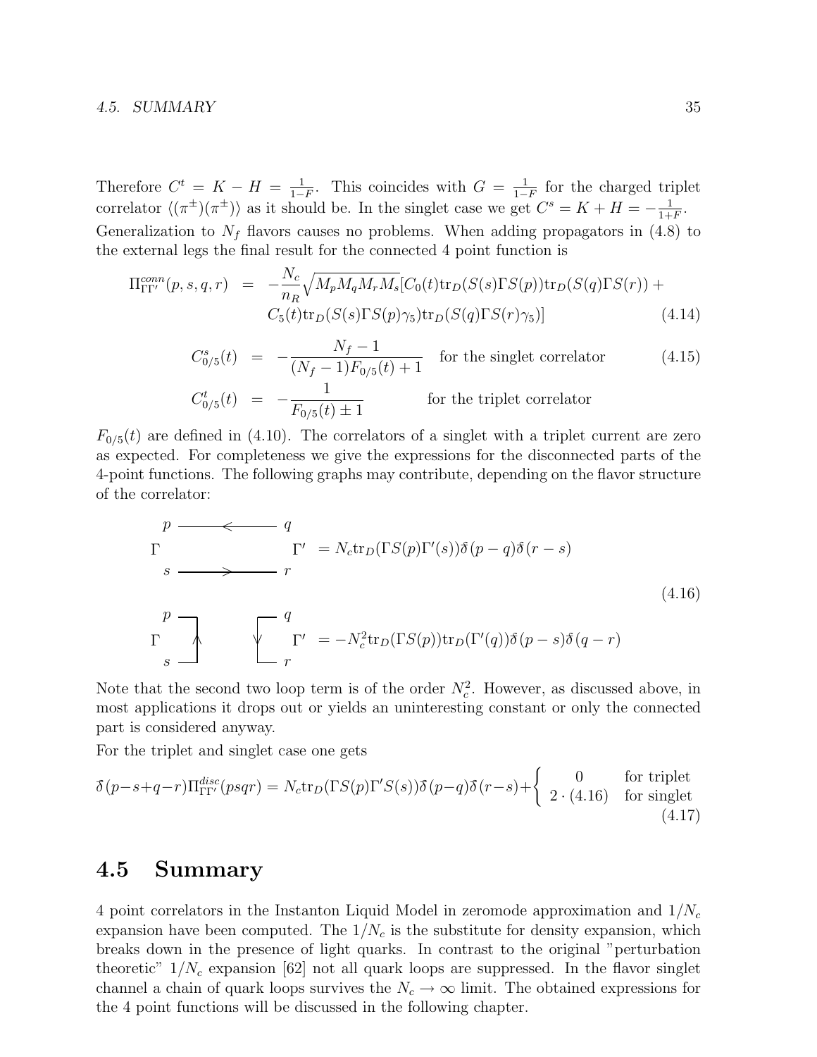Therefore $C^t = K - H = \frac{1}{1-F}$. This coincides with $G = \frac{1}{1-F}$ for the charged triplet correlator $\langle(\pi^\pm)(\pi^\pm)\rangle$ as it should be. In the singlet case we get $C^s = K + H = -\frac{1}{1+F}$. Generalization to $N_f$ flavors causes no problems. When adding propagators in (4.8) to the external legs the final result for the connected 4 point function is

$$\Pi^{conn}_{\Gamma\Gamma'}(p,s,q,r) = -\frac{N_c}{n_R}\sqrt{M_p M_q M_r M_s}[C_0(t)\mathrm{tr}_D(S(s)\Gamma S(p))\mathrm{tr}_D(S(q)\Gamma S(r)) + C_5(t)\mathrm{tr}_D(S(s)\Gamma S(p)\gamma_5)\mathrm{tr}_D(S(q)\Gamma S(r)\gamma_5)] \tag{4.14}$$

$$C^s_{0/5}(t) = -\frac{N_f - 1}{(N_f-1)F_{0/5}(t)+1} \quad \text{for the singlet correlator} \tag{4.15}$$

$$C^t_{0/5}(t) = -\frac{1}{F_{0/5}(t) \pm 1} \quad \text{for the triplet correlator}$$

$F_{0/5}(t)$ are defined in (4.10). The correlators of a singlet with a triplet current are zero as expected. For completeness we give the expressions for the disconnected parts of the 4-point functions. The following graphs may contribute, depending on the flavor structure of the correlator:

$$\text{(diagram: lines } p \leftarrow q,\ s \rightarrow r \text{ between } \Gamma \text{ and } \Gamma') = N_c \mathrm{tr}_D(\Gamma S(p)\Gamma'(s))\tilde{\delta}(p-q)\tilde{\delta}(r-s)$$

$$\text{(diagram: loop } p\text{–}s \text{ at } \Gamma\text{, loop } q\text{–}r \text{ at } \Gamma') = -N_c^2 \mathrm{tr}_D(\Gamma S(p))\mathrm{tr}_D(\Gamma'(q))\tilde{\delta}(p-s)\tilde{\delta}(q-r) \tag{4.16}$$

Note that the second two loop term is of the order $N_c^2$. However, as discussed above, in most applications it drops out or yields an uninteresting constant or only the connected part is considered anyway.

For the triplet and singlet case one gets

$$\tilde{\delta}(p-s+q-r)\Pi^{disc}_{\Gamma\Gamma'}(psqr) = N_c \mathrm{tr}_D(\Gamma S(p)\Gamma' S(s))\tilde{\delta}(p-q)\tilde{\delta}(r-s) + \begin{cases} 0 & \text{for triplet} \\ 2\cdot(4.16) & \text{for singlet} \end{cases} \tag{4.17}$$

## 4.5 Summary

4 point correlators in the Instanton Liquid Model in zeromode approximation and $1/N_c$ expansion have been computed. The $1/N_c$ is the substitute for density expansion, which breaks down in the presence of light quarks. In contrast to the original "perturbation theoretic" $1/N_c$ expansion [62] not all quark loops are suppressed. In the flavor singlet channel a chain of quark loops survives the $N_c \to \infty$ limit. The obtained expressions for the 4 point functions will be discussed in the following chapter.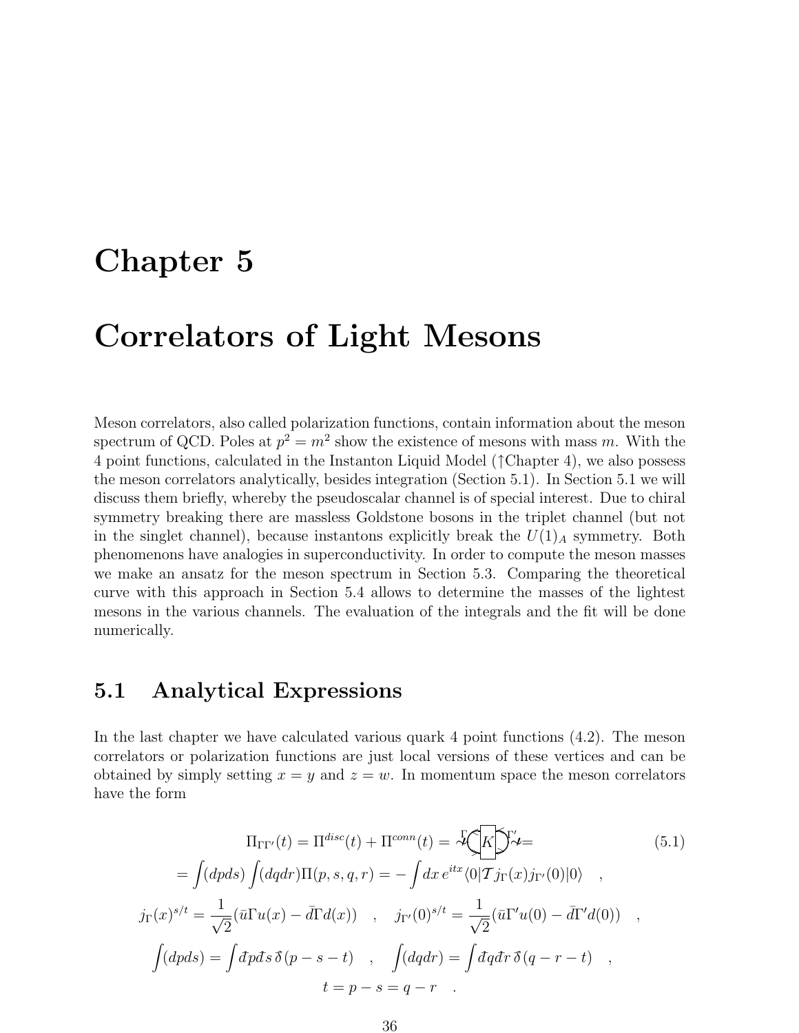# Chapter 5

# Correlators of Light Mesons

Meson correlators, also called polarization functions, contain information about the meson spectrum of QCD. Poles at $p^2 = m^2$ show the existence of mesons with mass $m$. With the 4 point functions, calculated in the Instanton Liquid Model (↑Chapter 4), we also possess the meson correlators analytically, besides integration (Section 5.1). In Section 5.1 we will discuss them briefly, whereby the pseudoscalar channel is of special interest. Due to chiral symmetry breaking there are massless Goldstone bosons in the triplet channel (but not in the singlet channel), because instantons explicitly break the $U(1)_A$ symmetry. Both phenomenons have analogies in superconductivity. In order to compute the meson masses we make an ansatz for the meson spectrum in Section 5.3. Comparing the theoretical curve with this approach in Section 5.4 allows to determine the masses of the lightest mesons in the various channels. The evaluation of the integrals and the fit will be done numerically.

## 5.1 Analytical Expressions

In the last chapter we have calculated various quark 4 point functions (4.2). The meson correlators or polarization functions are just local versions of these vertices and can be obtained by simply setting $x = y$ and $z = w$. In momentum space the meson correlators have the form

$$\Pi_{\Gamma\Gamma'}(t) = \Pi^{disc}(t) + \Pi^{conn}(t) = \text{[diagram: } \Gamma \; K \; \Gamma' \text{]} = \tag{5.1}$$

$$= \int (dpds) \int (dqdr) \Pi(p, s, q, r) = -\int dx\, e^{itx} \langle 0 | \mathcal{T} j_\Gamma(x) j_{\Gamma'}(0) | 0 \rangle \quad ,$$

$$j_\Gamma(x)^{s/t} = \frac{1}{\sqrt{2}} (\bar{u}\Gamma u(x) - \bar{d}\Gamma d(x)) \quad , \quad j_{\Gamma'}(0)^{s/t} = \frac{1}{\sqrt{2}} (\bar{u}\Gamma' u(0) - \bar{d}\Gamma' d(0)) \quad ,$$

$$\int (dpds) = \int \bar{d}p \bar{d}s\, \bar{\delta}(p - s - t) \quad , \quad \int (dqdr) = \int \bar{d}q \bar{d}r\, \bar{\delta}(q - r - t) \quad ,$$

$$t = p - s = q - r \quad .$$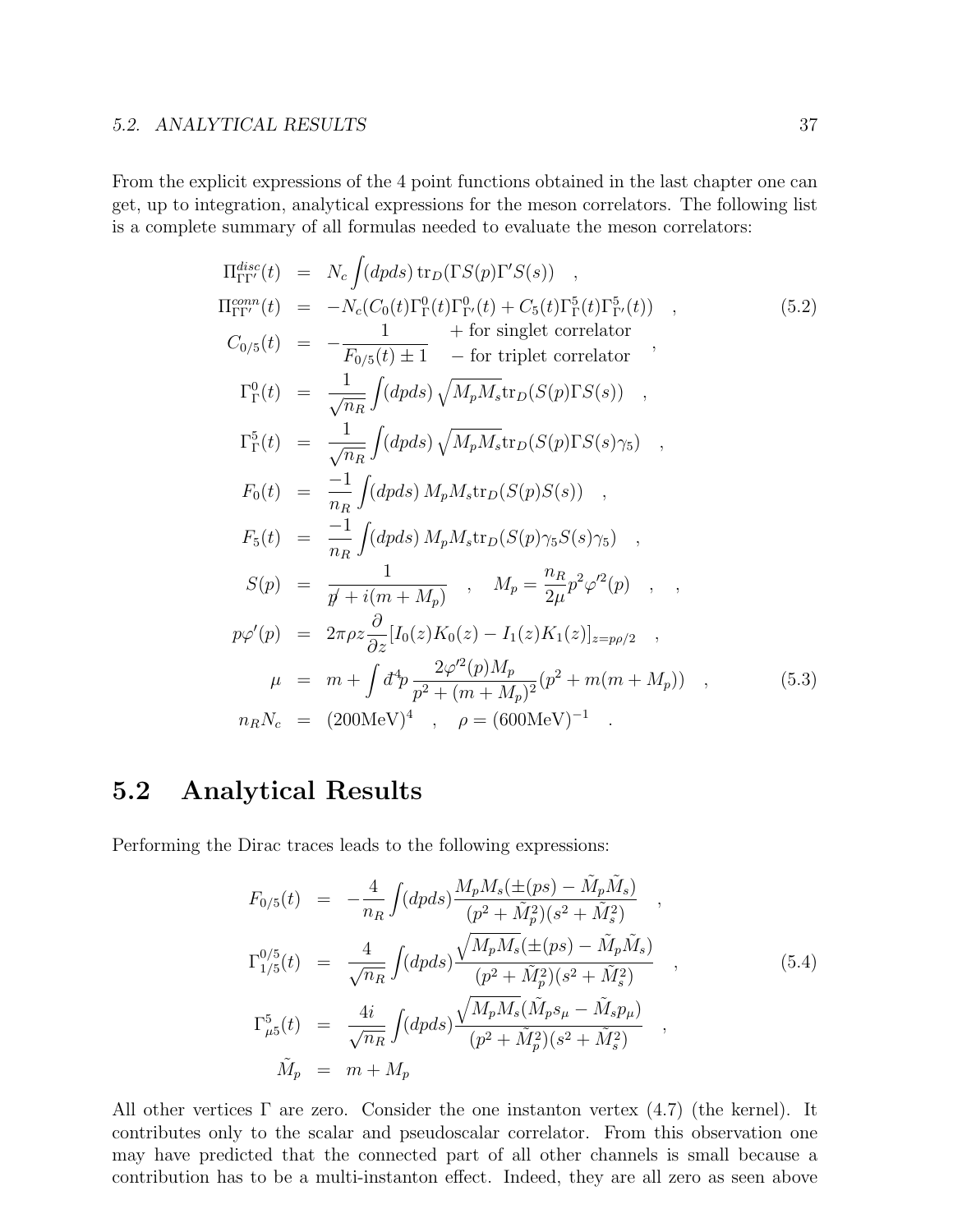From the explicit expressions of the 4 point functions obtained in the last chapter one can get, up to integration, analytical expressions for the meson correlators. The following list is a complete summary of all formulas needed to evaluate the meson correlators:

$$
\begin{aligned}
\Pi^{disc}_{\Gamma\Gamma'}(t) &= N_c \int (dpds)\, \mathrm{tr}_D(\Gamma S(p) \Gamma' S(s)) \quad , \\
\Pi^{conn}_{\Gamma\Gamma'}(t) &= -N_c (C_0(t)\Gamma^0_\Gamma(t)\Gamma^0_{\Gamma'}(t) + C_5(t)\Gamma^5_\Gamma(t)\Gamma^5_{\Gamma'}(t)) \quad , \qquad (5.2) \\
C_{0/5}(t) &= -\frac{1}{F_{0/5}(t) \pm 1} \quad \begin{array}{l} + \text{ for singlet correlator} \\ - \text{ for triplet correlator} \end{array} \quad , \\
\Gamma^0_\Gamma(t) &= \frac{1}{\sqrt{n_R}} \int (dpds)\, \sqrt{M_p M_s}\, \mathrm{tr}_D(S(p)\Gamma S(s)) \quad , \\
\Gamma^5_\Gamma(t) &= \frac{1}{\sqrt{n_R}} \int (dpds)\, \sqrt{M_p M_s}\, \mathrm{tr}_D(S(p)\Gamma S(s)\gamma_5) \quad , \\
F_0(t) &= \frac{-1}{n_R} \int (dpds)\, M_p M_s \mathrm{tr}_D(S(p)S(s)) \quad , \\
F_5(t) &= \frac{-1}{n_R} \int (dpds)\, M_p M_s \mathrm{tr}_D(S(p)\gamma_5 S(s)\gamma_5) \quad , \\
S(p) &= \frac{1}{\not{p} + i(m + M_p)} \quad , \quad M_p = \frac{n_R}{2\mu} p^2 \varphi'^2(p) \quad , \quad , \\
p\varphi'(p) &= 2\pi\rho z \frac{\partial}{\partial z}[I_0(z)K_0(z) - I_1(z)K_1(z)]_{z = p\rho/2} \quad , \\
\mu &= m + \int \bar{d}^4 p \, \frac{2\varphi'^2(p) M_p}{p^2 + (m + M_p)^2}(p^2 + m(m + M_p)) \quad , \qquad (5.3) \\
n_R N_c &= (200\mathrm{MeV})^4 \quad , \quad \rho = (600\mathrm{MeV})^{-1} \quad .
\end{aligned}
$$

## 5.2 Analytical Results

Performing the Dirac traces leads to the following expressions:

$$
\begin{aligned}
F_{0/5}(t) &= -\frac{4}{n_R} \int (dpds) \frac{M_p M_s (\pm(ps) - \tilde{M}_p \tilde{M}_s)}{(p^2 + \tilde{M}_p^2)(s^2 + \tilde{M}_s^2)} \quad , \\
\Gamma^{0/5}_{1/5}(t) &= \frac{4}{\sqrt{n_R}} \int (dpds) \frac{\sqrt{M_p M_s}(\pm(ps) - \tilde{M}_p \tilde{M}_s)}{(p^2 + \tilde{M}_p^2)(s^2 + \tilde{M}_s^2)} \quad , \qquad (5.4) \\
\Gamma^5_{\mu 5}(t) &= \frac{4i}{\sqrt{n_R}} \int (dpds) \frac{\sqrt{M_p M_s}(\tilde{M}_p s_\mu - \tilde{M}_s p_\mu)}{(p^2 + \tilde{M}_p^2)(s^2 + \tilde{M}_s^2)} \quad , \\
\tilde{M}_p &= m + M_p
\end{aligned}
$$

All other vertices $\Gamma$ are zero. Consider the one instanton vertex (4.7) (the kernel). It contributes only to the scalar and pseudoscalar correlator. From this observation one may have predicted that the connected part of all other channels is small because a contribution has to be a multi-instanton effect. Indeed, they are all zero as seen above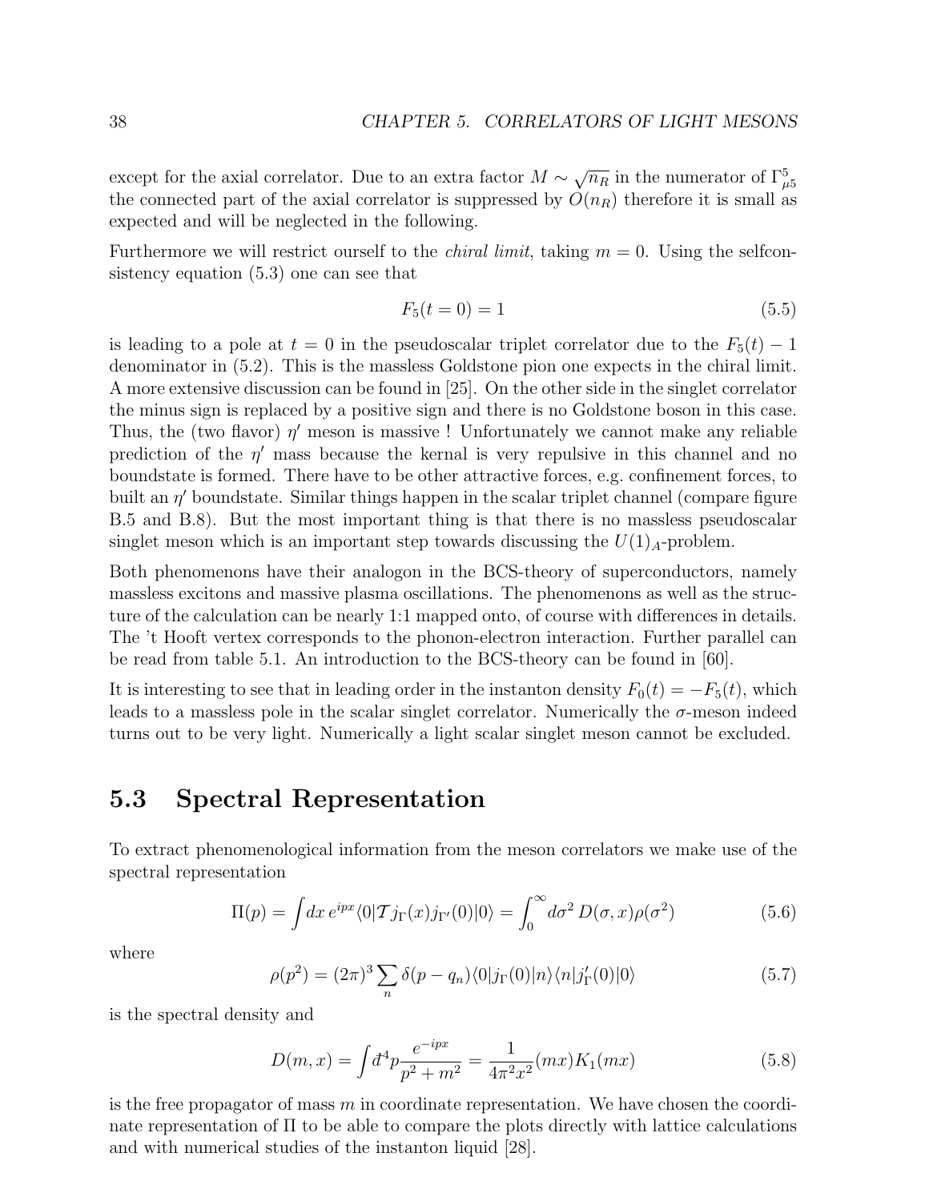except for the axial correlator. Due to an extra factor $M \sim \sqrt{n_R}$ in the numerator of $\Gamma^5_{\mu 5}$ the connected part of the axial correlator is suppressed by $O(n_R)$ therefore it is small as expected and will be neglected in the following.

Furthermore we will restrict ourself to the *chiral limit*, taking $m = 0$. Using the selfconsistency equation (5.3) one can see that

$$F_5(t = 0) = 1 \tag{5.5}$$

is leading to a pole at $t = 0$ in the pseudoscalar triplet correlator due to the $F_5(t) - 1$ denominator in (5.2). This is the massless Goldstone pion one expects in the chiral limit. A more extensive discussion can be found in [25]. On the other side in the singlet correlator the minus sign is replaced by a positive sign and there is no Goldstone boson in this case. Thus, the (two flavor) $\eta'$ meson is massive ! Unfortunately we cannot make any reliable prediction of the $\eta'$ mass because the kernal is very repulsive in this channel and no boundstate is formed. There have to be other attractive forces, e.g. confinement forces, to built an $\eta'$ boundstate. Similar things happen in the scalar triplet channel (compare figure B.5 and B.8). But the most important thing is that there is no massless pseudoscalar singlet meson which is an important step towards discussing the $U(1)_A$-problem.

Both phenomenons have their analogon in the BCS-theory of superconductors, namely massless excitons and massive plasma oscillations. The phenomenons as well as the structure of the calculation can be nearly 1:1 mapped onto, of course with differences in details. The 't Hooft vertex corresponds to the phonon-electron interaction. Further parallel can be read from table 5.1. An introduction to the BCS-theory can be found in [60].

It is interesting to see that in leading order in the instanton density $F_0(t) = -F_5(t)$, which leads to a massless pole in the scalar singlet correlator. Numerically the $\sigma$-meson indeed turns out to be very light. Numerically a light scalar singlet meson cannot be excluded.

## 5.3 Spectral Representation

To extract phenomenological information from the meson correlators we make use of the spectral representation

$$\Pi(p) = \int dx\, e^{ipx} \langle 0|\mathcal{T} j_\Gamma(x) j_{\Gamma'}(0)|0\rangle = \int_0^\infty d\sigma^2\, D(\sigma, x)\rho(\sigma^2) \tag{5.6}$$

where

$$\rho(p^2) = (2\pi)^3 \sum_n \delta(p - q_n)\langle 0|j_\Gamma(0)|n\rangle\langle n|j'_\Gamma(0)|0\rangle \tag{5.7}$$

is the spectral density and

$$D(m, x) = \int đ^4 p \frac{e^{-ipx}}{p^2 + m^2} = \frac{1}{4\pi^2 x^2}(mx)K_1(mx) \tag{5.8}$$

is the free propagator of mass $m$ in coordinate representation. We have chosen the coordinate representation of $\Pi$ to be able to compare the plots directly with lattice calculations and with numerical studies of the instanton liquid [28].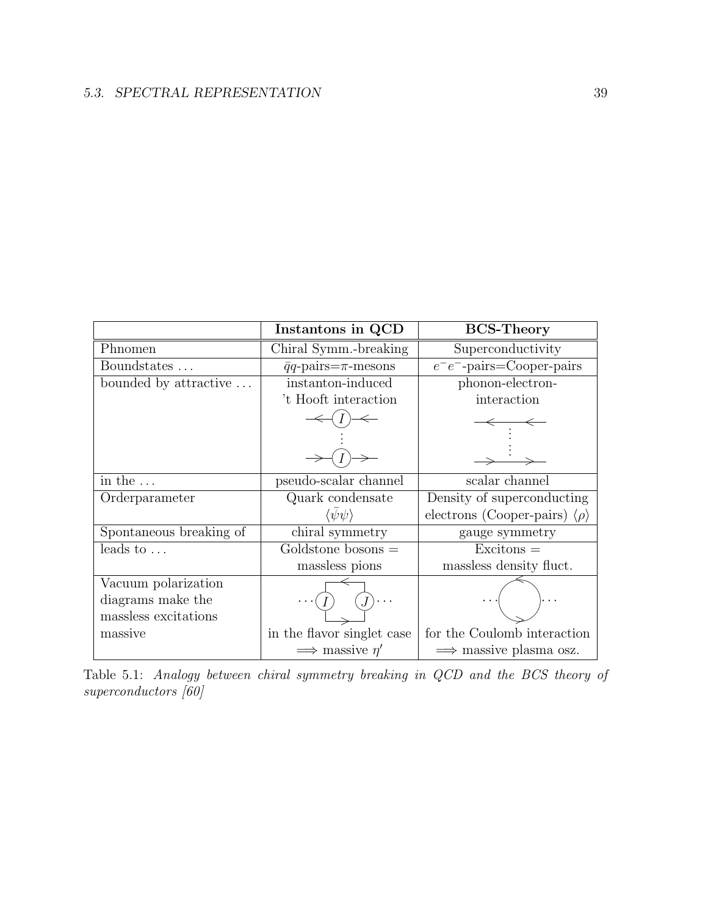| | **Instantons in QCD** | **BCS-Theory** |
|---|---|---|
| Phnomen | Chiral Symm.-breaking | Superconductivity |
| Boundstates ... | $\bar{q}q$-pairs=$\pi$-mesons | $e^-e^-$-pairs=Cooper-pairs |
| bounded by attractive ... | instanton-induced 't Hooft interaction | phonon-electron-interaction |
| in the ... | pseudo-scalar channel | scalar channel |
| Orderparameter | Quark condensate $\langle\bar{\psi}\psi\rangle$ | Density of superconducting electrons (Cooper-pairs) $\langle\rho\rangle$ |
| Spontaneous breaking of | chiral symmetry | gauge symmetry |
| leads to ... | Goldstone bosons = massless pions | Excitons = massless density fluct. |
| Vacuum polarization diagrams make the massless excitations massive | in the flavor singlet case $\Longrightarrow$ massive $\eta'$ | for the Coulomb interaction $\Longrightarrow$ massive plasma osz. |

Table 5.1: *Analogy between chiral symmetry breaking in QCD and the BCS theory of superconductors [60]*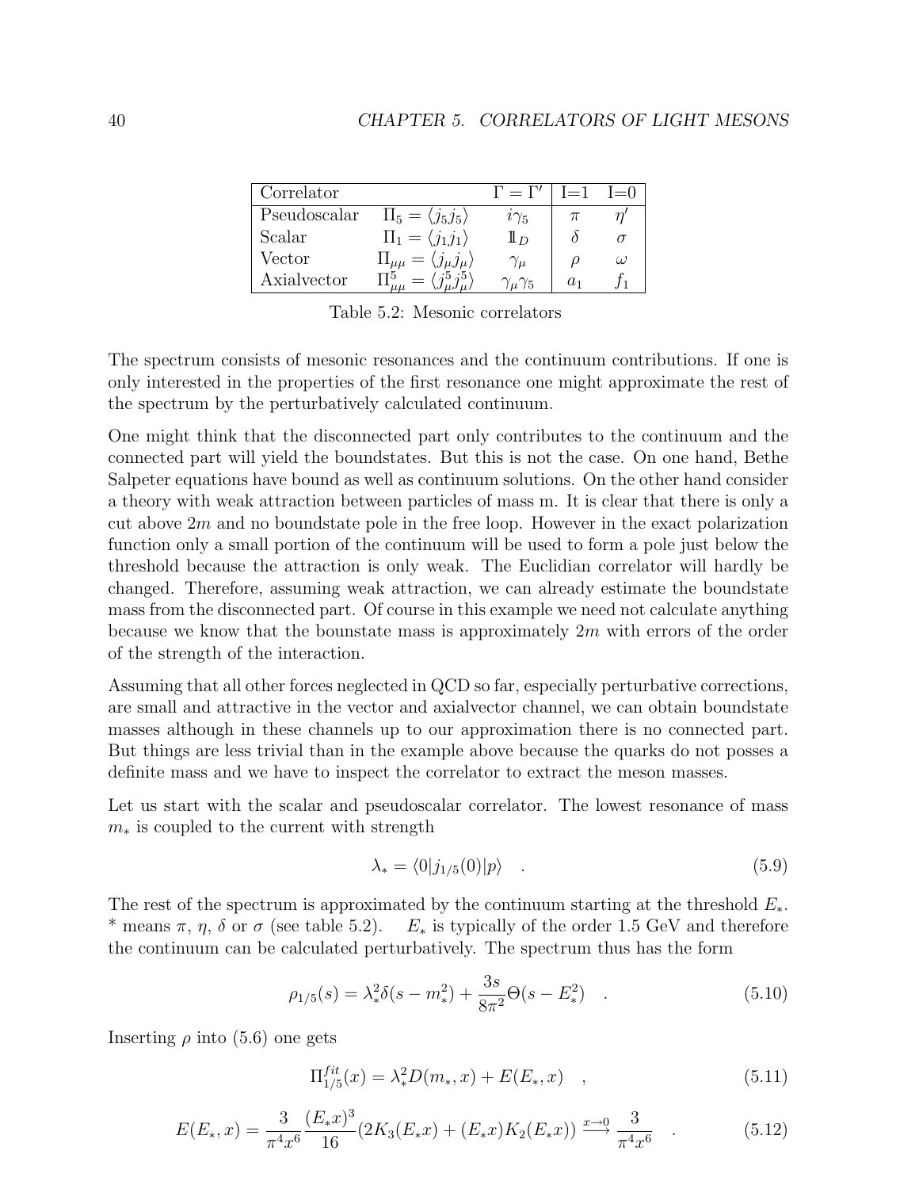| Correlator | | $\Gamma = \Gamma'$ | I=1 | I=0 |
|---|---|---|---|---|
| Pseudoscalar | $\Pi_5 = \langle j_5 j_5 \rangle$ | $i\gamma_5$ | $\pi$ | $\eta'$ |
| Scalar | $\Pi_1 = \langle j_1 j_1 \rangle$ | $\mathbb{1}_D$ | $\delta$ | $\sigma$ |
| Vector | $\Pi_{\mu\mu} = \langle j_\mu j_\mu \rangle$ | $\gamma_\mu$ | $\rho$ | $\omega$ |
| Axialvector | $\Pi^5_{\mu\mu} = \langle j^5_\mu j^5_\mu \rangle$ | $\gamma_\mu \gamma_5$ | $a_1$ | $f_1$ |

Table 5.2: Mesonic correlators

The spectrum consists of mesonic resonances and the continuum contributions. If one is only interested in the properties of the first resonance one might approximate the rest of the spectrum by the perturbatively calculated continuum.

One might think that the disconnected part only contributes to the continuum and the connected part will yield the boundstates. But this is not the case. On one hand, Bethe Salpeter equations have bound as well as continuum solutions. On the other hand consider a theory with weak attraction between particles of mass m. It is clear that there is only a cut above $2m$ and no boundstate pole in the free loop. However in the exact polarization function only a small portion of the continuum will be used to form a pole just below the threshold because the attraction is only weak. The Euclidian correlator will hardly be changed. Therefore, assuming weak attraction, we can already estimate the boundstate mass from the disconnected part. Of course in this example we need not calculate anything because we know that the bounstate mass is approximately $2m$ with errors of the order of the strength of the interaction.

Assuming that all other forces neglected in QCD so far, especially perturbative corrections, are small and attractive in the vector and axialvector channel, we can obtain boundstate masses although in these channels up to our approximation there is no connected part. But things are less trivial than in the example above because the quarks do not posses a definite mass and we have to inspect the correlator to extract the meson masses.

Let us start with the scalar and pseudoscalar correlator. The lowest resonance of mass $m_*$ is coupled to the current with strength

$$\lambda_* = \langle 0 | j_{1/5}(0) | p \rangle \quad . \tag{5.9}$$

The rest of the spectrum is approximated by the continuum starting at the threshold $E_*$. * means $\pi$, $\eta$, $\delta$ or $\sigma$ (see table 5.2). $E_*$ is typically of the order 1.5 GeV and therefore the continuum can be calculated perturbatively. The spectrum thus has the form

$$\rho_{1/5}(s) = \lambda_*^2 \delta(s - m_*^2) + \frac{3s}{8\pi^2} \Theta(s - E_*^2) \quad . \tag{5.10}$$

Inserting $\rho$ into (5.6) one gets

$$\Pi^{fit}_{1/5}(x) = \lambda_*^2 D(m_*, x) + E(E_*, x) \quad , \tag{5.11}$$

$$E(E_*, x) = \frac{3}{\pi^4 x^6} \frac{(E_* x)^3}{16} (2K_3(E_* x) + (E_* x) K_2(E_* x)) \xrightarrow{x \to 0} \frac{3}{\pi^4 x^6} \quad . \tag{5.12}$$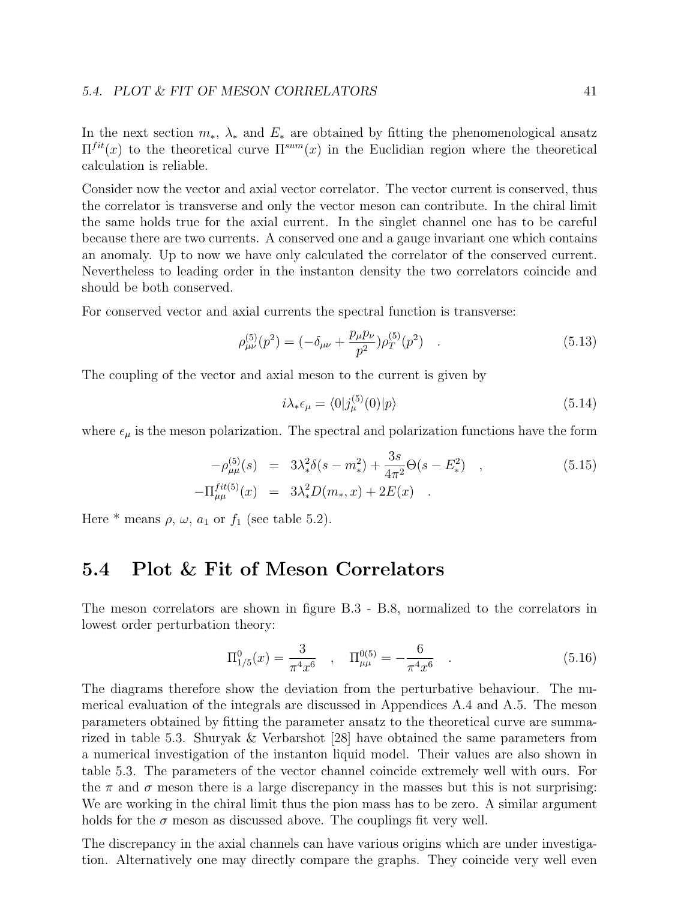In the next section $m_*$, $\lambda_*$ and $E_*$ are obtained by fitting the phenomenological ansatz $\Pi^{fit}(x)$ to the theoretical curve $\Pi^{sum}(x)$ in the Euclidian region where the theoretical calculation is reliable.

Consider now the vector and axial vector correlator. The vector current is conserved, thus the correlator is transverse and only the vector meson can contribute. In the chiral limit the same holds true for the axial current. In the singlet channel one has to be careful because there are two currents. A conserved one and a gauge invariant one which contains an anomaly. Up to now we have only calculated the correlator of the conserved current. Nevertheless to leading order in the instanton density the two correlators coincide and should be both conserved.

For conserved vector and axial currents the spectral function is transverse:

$$\rho^{(5)}_{\mu\nu}(p^2) = (-\delta_{\mu\nu} + \frac{p_\mu p_\nu}{p^2})\rho^{(5)}_T(p^2) \quad . \tag{5.13}$$

The coupling of the vector and axial meson to the current is given by

$$i\lambda_* \epsilon_\mu = \langle 0 | j^{(5)}_\mu(0) | p \rangle \tag{5.14}$$

where $\epsilon_\mu$ is the meson polarization. The spectral and polarization functions have the form

$$\begin{aligned} -\rho^{(5)}_{\mu\mu}(s) &= 3\lambda_*^2 \delta(s - m_*^2) + \frac{3s}{4\pi^2}\Theta(s - E_*^2) \quad , \\ -\Pi^{fit(5)}_{\mu\mu}(x) &= 3\lambda_*^2 D(m_*, x) + 2E(x) \quad . \end{aligned} \tag{5.15}$$

Here * means $\rho$, $\omega$, $a_1$ or $f_1$ (see table 5.2).

## 5.4 Plot & Fit of Meson Correlators

The meson correlators are shown in figure B.3 - B.8, normalized to the correlators in lowest order perturbation theory:

$$\Pi^0_{1/5}(x) = \frac{3}{\pi^4 x^6} \quad , \quad \Pi^{0(5)}_{\mu\mu} = -\frac{6}{\pi^4 x^6} \quad . \tag{5.16}$$

The diagrams therefore show the deviation from the perturbative behaviour. The numerical evaluation of the integrals are discussed in Appendices A.4 and A.5. The meson parameters obtained by fitting the parameter ansatz to the theoretical curve are summarized in table 5.3. Shuryak & Verbarshot [28] have obtained the same parameters from a numerical investigation of the instanton liquid model. Their values are also shown in table 5.3. The parameters of the vector channel coincide extremely well with ours. For the $\pi$ and $\sigma$ meson there is a large discrepancy in the masses but this is not surprising: We are working in the chiral limit thus the pion mass has to be zero. A similar argument holds for the $\sigma$ meson as discussed above. The couplings fit very well.

The discrepancy in the axial channels can have various origins which are under investigation. Alternatively one may directly compare the graphs. They coincide very well even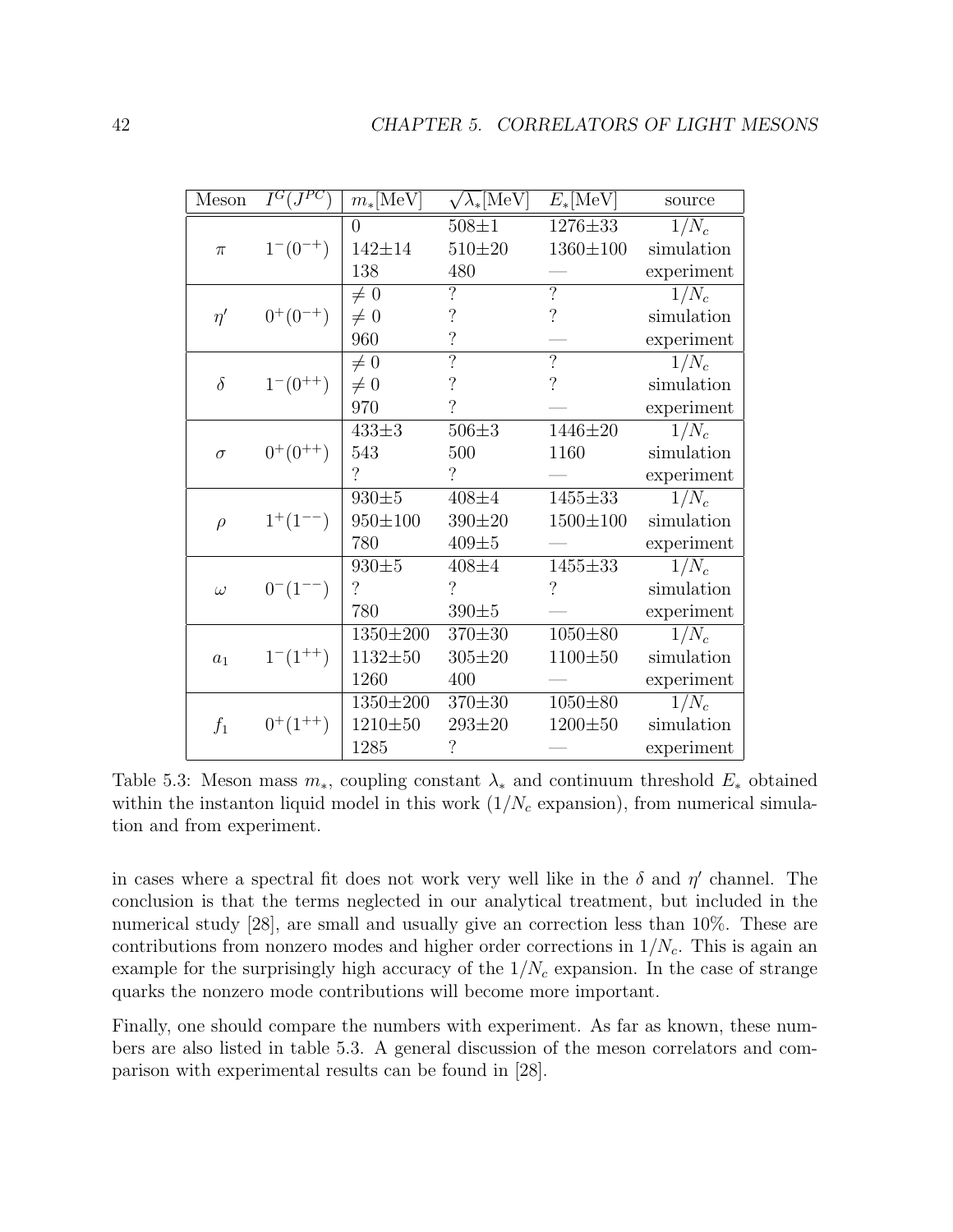| Meson | $I^G(J^{PC})$ | $m_*$[MeV] | $\sqrt{\lambda_*}$[MeV] | $E_*$[MeV] | source |
|---|---|---|---|---|---|
| $\pi$ | $1^-(0^{-+})$ | 0 | 508±1 | 1276±33 | $1/N_c$ |
| | | 142±14 | 510±20 | 1360±100 | simulation |
| | | 138 | 480 | — | experiment |
| $\eta'$ | $0^+(0^{-+})$ | $\neq 0$ | ? | ? | $1/N_c$ |
| | | $\neq 0$ | ? | ? | simulation |
| | | 960 | ? | — | experiment |
| $\delta$ | $1^-(0^{++})$ | $\neq 0$ | ? | ? | $1/N_c$ |
| | | $\neq 0$ | ? | ? | simulation |
| | | 970 | ? | — | experiment |
| $\sigma$ | $0^+(0^{++})$ | 433±3 | 506±3 | 1446±20 | $1/N_c$ |
| | | 543 | 500 | 1160 | simulation |
| | | ? | ? | — | experiment |
| $\rho$ | $1^+(1^{--})$ | 930±5 | 408±4 | 1455±33 | $1/N_c$ |
| | | 950±100 | 390±20 | 1500±100 | simulation |
| | | 780 | 409±5 | — | experiment |
| $\omega$ | $0^-(1^{--})$ | 930±5 | 408±4 | 1455±33 | $1/N_c$ |
| | | ? | ? | ? | simulation |
| | | 780 | 390±5 | — | experiment |
| $a_1$ | $1^-(1^{++})$ | 1350±200 | 370±30 | 1050±80 | $1/N_c$ |
| | | 1132±50 | 305±20 | 1100±50 | simulation |
| | | 1260 | 400 | — | experiment |
| $f_1$ | $0^+(1^{++})$ | 1350±200 | 370±30 | 1050±80 | $1/N_c$ |
| | | 1210±50 | 293±20 | 1200±50 | simulation |
| | | 1285 | ? | — | experiment |

Table 5.3: Meson mass $m_*$, coupling constant $\lambda_*$ and continuum threshold $E_*$ obtained within the instanton liquid model in this work ($1/N_c$ expansion), from numerical simulation and from experiment.

in cases where a spectral fit does not work very well like in the $\delta$ and $\eta'$ channel. The conclusion is that the terms neglected in our analytical treatment, but included in the numerical study [28], are small and usually give an correction less than 10%. These are contributions from nonzero modes and higher order corrections in $1/N_c$. This is again an example for the surprisingly high accuracy of the $1/N_c$ expansion. In the case of strange quarks the nonzero mode contributions will become more important.

Finally, one should compare the numbers with experiment. As far as known, these numbers are also listed in table 5.3. A general discussion of the meson correlators and comparison with experimental results can be found in [28].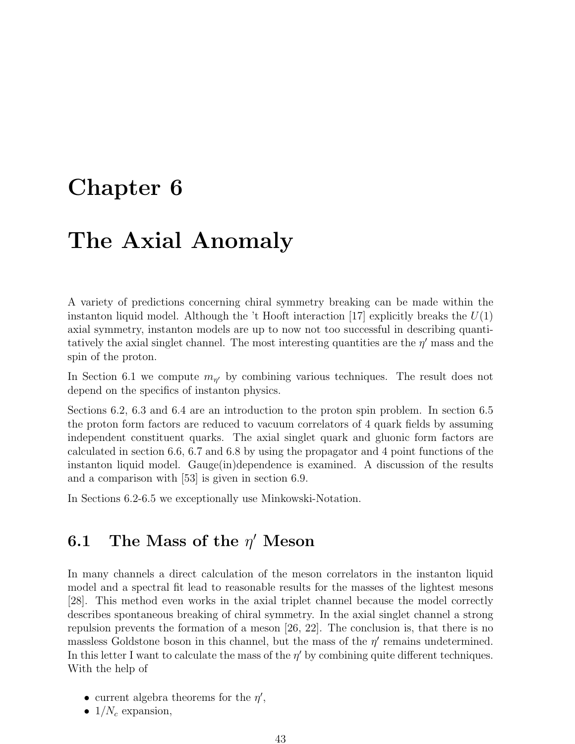# Chapter 6

# The Axial Anomaly

A variety of predictions concerning chiral symmetry breaking can be made within the instanton liquid model. Although the 't Hooft interaction [17] explicitly breaks the $U(1)$ axial symmetry, instanton models are up to now not too successful in describing quantitatively the axial singlet channel. The most interesting quantities are the $\eta'$ mass and the spin of the proton.

In Section 6.1 we compute $m_{\eta'}$ by combining various techniques. The result does not depend on the specifics of instanton physics.

Sections 6.2, 6.3 and 6.4 are an introduction to the proton spin problem. In section 6.5 the proton form factors are reduced to vacuum correlators of 4 quark fields by assuming independent constituent quarks. The axial singlet quark and gluonic form factors are calculated in section 6.6, 6.7 and 6.8 by using the propagator and 4 point functions of the instanton liquid model. Gauge(in)dependence is examined. A discussion of the results and a comparison with [53] is given in section 6.9.

In Sections 6.2-6.5 we exceptionally use Minkowski-Notation.

## 6.1 The Mass of the $\eta'$ Meson

In many channels a direct calculation of the meson correlators in the instanton liquid model and a spectral fit lead to reasonable results for the masses of the lightest mesons [28]. This method even works in the axial triplet channel because the model correctly describes spontaneous breaking of chiral symmetry. In the axial singlet channel a strong repulsion prevents the formation of a meson [26, 22]. The conclusion is, that there is no massless Goldstone boson in this channel, but the mass of the $\eta'$ remains undetermined. In this letter I want to calculate the mass of the $\eta'$ by combining quite different techniques. With the help of

- current algebra theorems for the $\eta'$,
- $1/N_c$ expansion,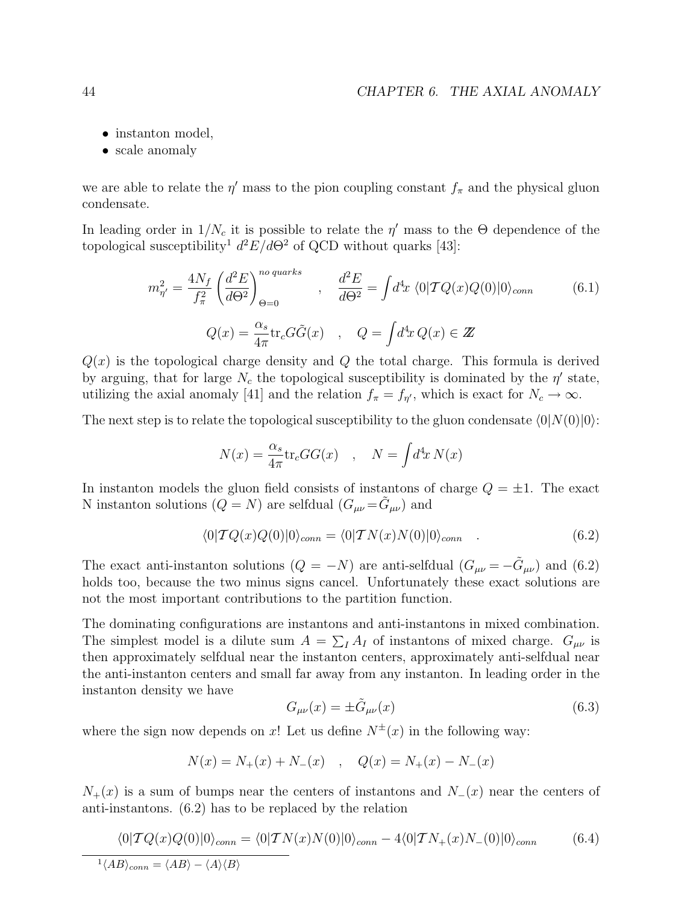- instanton model,
- scale anomaly

we are able to relate the $\eta'$ mass to the pion coupling constant $f_\pi$ and the physical gluon condensate.

In leading order in $1/N_c$ it is possible to relate the $\eta'$ mass to the $\Theta$ dependence of the topological susceptibility[1] $d^2E/d\Theta^2$ of QCD without quarks [43]:

$$m_{\eta'}^2 = \frac{4N_f}{f_\pi^2}\left(\frac{d^2E}{d\Theta^2}\right)_{\Theta=0}^{no\ quarks} \quad , \quad \frac{d^2E}{d\Theta^2} = \int d^4x\ \langle 0|\mathcal{T}Q(x)Q(0)|0\rangle_{conn} \tag{6.1}$$

$$Q(x) = \frac{\alpha_s}{4\pi}\text{tr}_c G\tilde{G}(x) \quad , \quad Q = \int d^4x\, Q(x) \in \mathbb{Z}$$

$Q(x)$ is the topological charge density and $Q$ the total charge. This formula is derived by arguing, that for large $N_c$ the topological susceptibility is dominated by the $\eta'$ state, utilizing the axial anomaly [41] and the relation $f_\pi = f_{\eta'}$, which is exact for $N_c \to \infty$.

The next step is to relate the topological susceptibility to the gluon condensate $\langle 0|N(0)|0\rangle$:

$$N(x) = \frac{\alpha_s}{4\pi}\text{tr}_c GG(x) \quad , \quad N = \int d^4x\, N(x)$$

In instanton models the gluon field consists of instantons of charge $Q = \pm 1$. The exact N instanton solutions ($Q = N$) are selfdual ($G_{\mu\nu} = \tilde{G}_{\mu\nu}$) and

$$\langle 0|\mathcal{T}Q(x)Q(0)|0\rangle_{conn} = \langle 0|\mathcal{T}N(x)N(0)|0\rangle_{conn} \quad . \tag{6.2}$$

The exact anti-instanton solutions ($Q = -N$) are anti-selfdual ($G_{\mu\nu} = -\tilde{G}_{\mu\nu}$) and (6.2) holds too, because the two minus signs cancel. Unfortunately these exact solutions are not the most important contributions to the partition function.

The dominating configurations are instantons and anti-instantons in mixed combination. The simplest model is a dilute sum $A = \sum_I A_I$ of instantons of mixed charge. $G_{\mu\nu}$ is then approximately selfdual near the instanton centers, approximately anti-selfdual near the anti-instanton centers and small far away from any instanton. In leading order in the instanton density we have

$$G_{\mu\nu}(x) = \pm\tilde{G}_{\mu\nu}(x) \tag{6.3}$$

where the sign now depends on $x$! Let us define $N^\pm(x)$ in the following way:

$$N(x) = N_+(x) + N_-(x) \quad , \quad Q(x) = N_+(x) - N_-(x)$$

$N_+(x)$ is a sum of bumps near the centers of instantons and $N_-(x)$ near the centers of anti-instantons. (6.2) has to be replaced by the relation

$$\langle 0|\mathcal{T}Q(x)Q(0)|0\rangle_{conn} = \langle 0|\mathcal{T}N(x)N(0)|0\rangle_{conn} - 4\langle 0|\mathcal{T}N_+(x)N_-(0)|0\rangle_{conn} \tag{6.4}$$

[1] $\langle AB\rangle_{conn} = \langle AB\rangle - \langle A\rangle\langle B\rangle$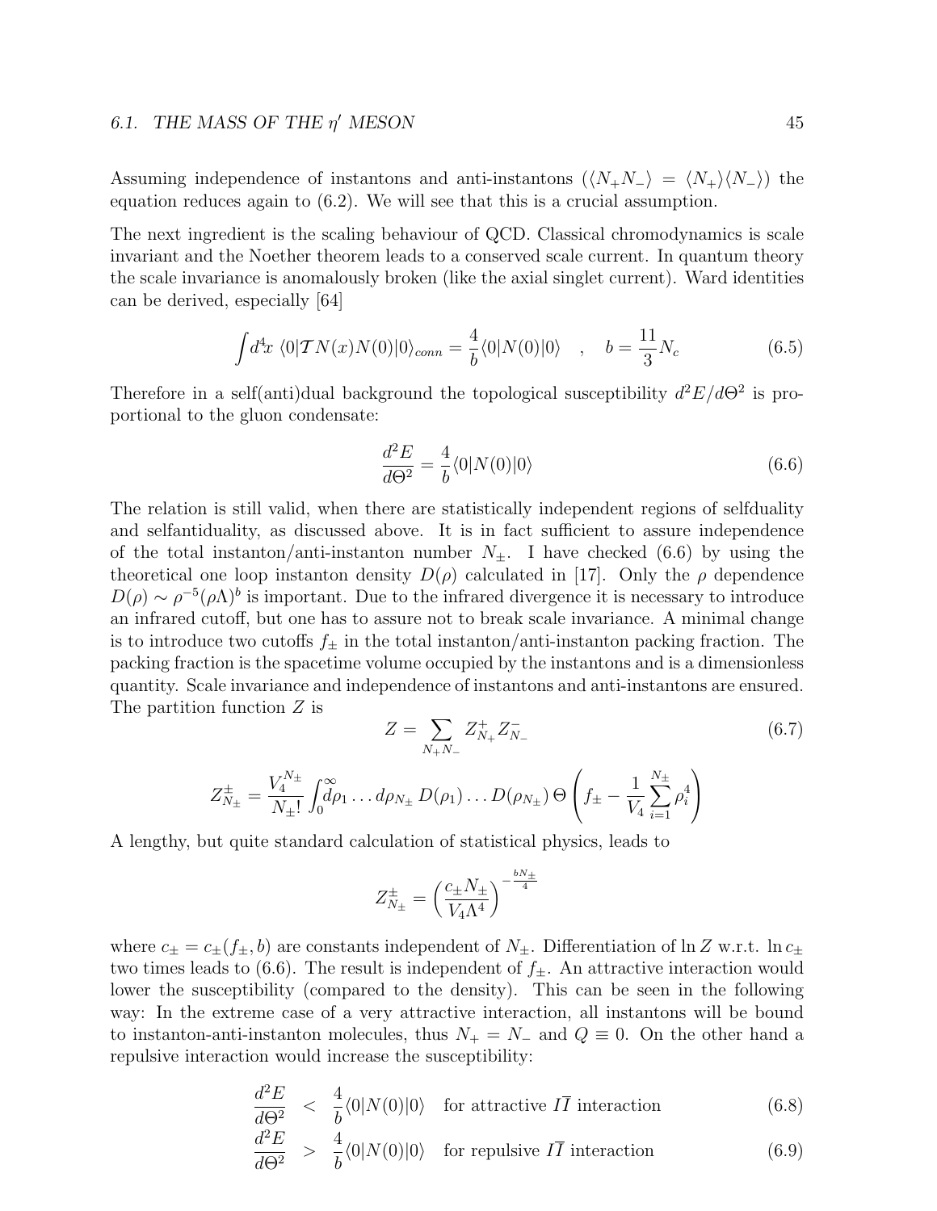Assuming independence of instantons and anti-instantons ($\langle N_+ N_- \rangle = \langle N_+ \rangle \langle N_- \rangle$) the equation reduces again to (6.2). We will see that this is a crucial assumption.

The next ingredient is the scaling behaviour of QCD. Classical chromodynamics is scale invariant and the Noether theorem leads to a conserved scale current. In quantum theory the scale invariance is anomalously broken (like the axial singlet current). Ward identities can be derived, especially [64]

$$\int d^4x \, \langle 0|\mathcal{T} N(x) N(0)|0\rangle_{conn} = \frac{4}{b}\langle 0|N(0)|0\rangle \quad , \quad b = \frac{11}{3}N_c \tag{6.5}$$

Therefore in a self(anti)dual background the topological susceptibility $d^2E/d\Theta^2$ is proportional to the gluon condensate:

$$\frac{d^2E}{d\Theta^2} = \frac{4}{b}\langle 0|N(0)|0\rangle \tag{6.6}$$

The relation is still valid, when there are statistically independent regions of selfduality and selfantiduality, as discussed above. It is in fact sufficient to assure independence of the total instanton/anti-instanton number $N_\pm$. I have checked (6.6) by using the theoretical one loop instanton density $D(\rho)$ calculated in [17]. Only the $\rho$ dependence $D(\rho) \sim \rho^{-5}(\rho\Lambda)^b$ is important. Due to the infrared divergence it is necessary to introduce an infrared cutoff, but one has to assure not to break scale invariance. A minimal change is to introduce two cutoffs $f_\pm$ in the total instanton/anti-instanton packing fraction. The packing fraction is the spacetime volume occupied by the instantons and is a dimensionless quantity. Scale invariance and independence of instantons and anti-instantons are ensured. The partition function $Z$ is

$$Z = \sum_{N_+ N_-} Z^+_{N_+} Z^-_{N_-} \tag{6.7}$$

$$Z^\pm_{N_\pm} = \frac{V_4^{N_\pm}}{N_\pm!}\int_0^\infty d\rho_1 \ldots d\rho_{N_\pm}\, D(\rho_1)\ldots D(\rho_{N_\pm})\, \Theta\left(f_\pm - \frac{1}{V_4}\sum_{i=1}^{N_\pm}\rho_i^4\right)$$

A lengthy, but quite standard calculation of statistical physics, leads to

$$Z^\pm_{N_\pm} = \left(\frac{c_\pm N_\pm}{V_4 \Lambda^4}\right)^{-\frac{bN_\pm}{4}}$$

where $c_\pm = c_\pm(f_\pm, b)$ are constants independent of $N_\pm$. Differentiation of $\ln Z$ w.r.t. $\ln c_\pm$ two times leads to (6.6). The result is independent of $f_\pm$. An attractive interaction would lower the susceptibility (compared to the density). This can be seen in the following way: In the extreme case of a very attractive interaction, all instantons will be bound to instanton-anti-instanton molecules, thus $N_+ = N_-$ and $Q \equiv 0$. On the other hand a repulsive interaction would increase the susceptibility:

$$\frac{d^2E}{d\Theta^2} < \frac{4}{b}\langle 0|N(0)|0\rangle \quad \text{for attractive } I\overline{I} \text{ interaction} \tag{6.8}$$

$$\frac{d^2E}{d\Theta^2} > \frac{4}{b}\langle 0|N(0)|0\rangle \quad \text{for repulsive } I\overline{I} \text{ interaction} \tag{6.9}$$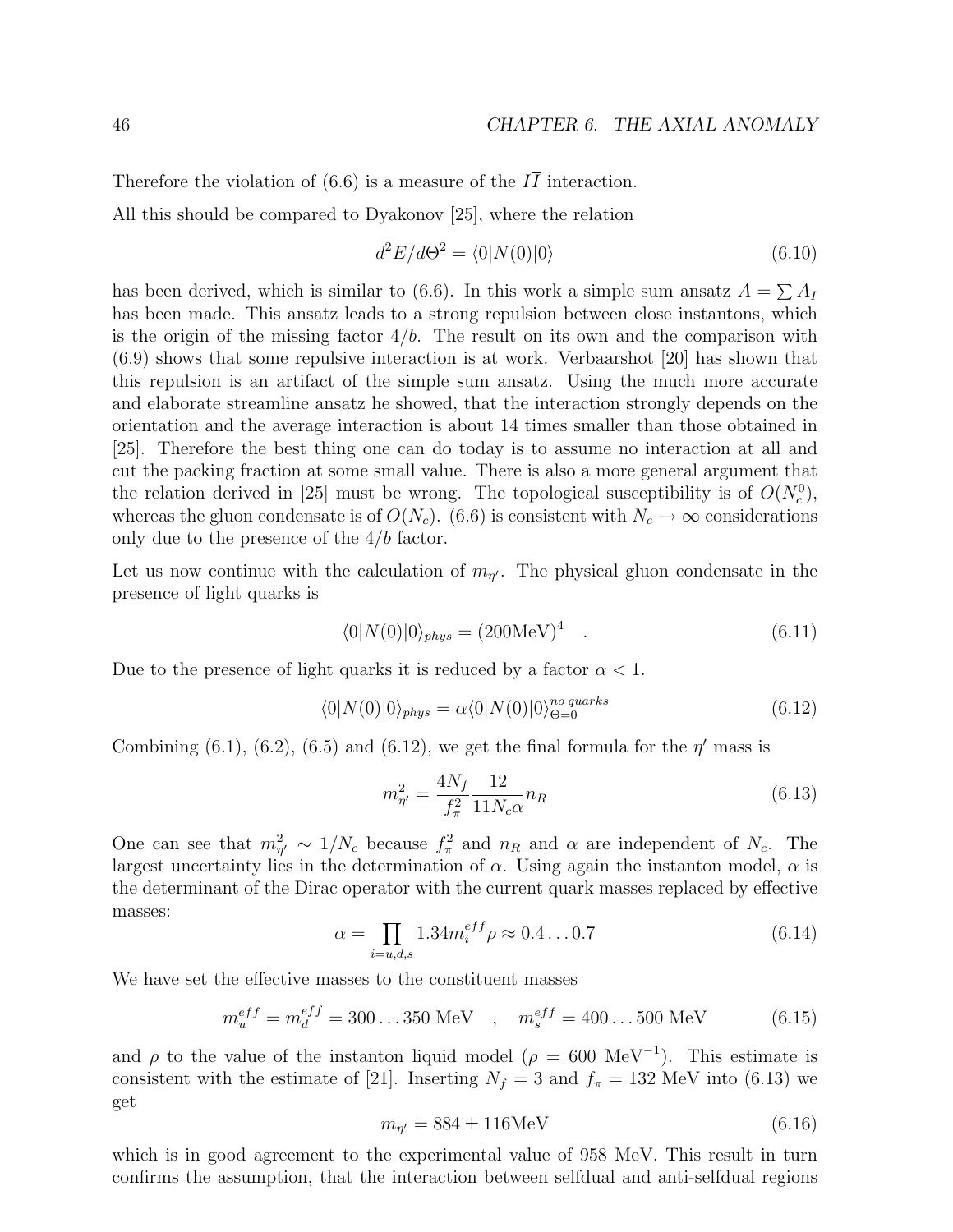Therefore the violation of (6.6) is a measure of the $I\overline{I}$ interaction.

All this should be compared to Dyakonov [25], where the relation

$$d^2E/d\Theta^2 = \langle 0|N(0)|0\rangle \tag{6.10}$$

has been derived, which is similar to (6.6). In this work a simple sum ansatz $A = \sum A_I$ has been made. This ansatz leads to a strong repulsion between close instantons, which is the origin of the missing factor $4/b$. The result on its own and the comparison with (6.9) shows that some repulsive interaction is at work. Verbaarshot [20] has shown that this repulsion is an artifact of the simple sum ansatz. Using the much more accurate and elaborate streamline ansatz he showed, that the interaction strongly depends on the orientation and the average interaction is about 14 times smaller than those obtained in [25]. Therefore the best thing one can do today is to assume no interaction at all and cut the packing fraction at some small value. There is also a more general argument that the relation derived in [25] must be wrong. The topological susceptibility is of $O(N_c^0)$, whereas the gluon condensate is of $O(N_c)$. (6.6) is consistent with $N_c \to \infty$ considerations only due to the presence of the $4/b$ factor.

Let us now continue with the calculation of $m_{\eta'}$. The physical gluon condensate in the presence of light quarks is

$$\langle 0|N(0)|0\rangle_{phys} = (200\text{MeV})^4 \quad . \tag{6.11}$$

Due to the presence of light quarks it is reduced by a factor $\alpha < 1$.

$$\langle 0|N(0)|0\rangle_{phys} = \alpha \langle 0|N(0)|0\rangle_{\Theta=0}^{no\ quarks} \tag{6.12}$$

Combining (6.1), (6.2), (6.5) and (6.12), we get the final formula for the $\eta'$ mass is

$$m_{\eta'}^2 = \frac{4N_f}{f_\pi^2}\frac{12}{11N_c\alpha}n_R \tag{6.13}$$

One can see that $m_{\eta'}^2 \sim 1/N_c$ because $f_\pi^2$ and $n_R$ and $\alpha$ are independent of $N_c$. The largest uncertainty lies in the determination of $\alpha$. Using again the instanton model, $\alpha$ is the determinant of the Dirac operator with the current quark masses replaced by effective masses:

$$\alpha = \prod_{i=u,d,s} 1.34 m_i^{eff}\rho \approx 0.4 \ldots 0.7 \tag{6.14}$$

We have set the effective masses to the constituent masses

$$m_u^{eff} = m_d^{eff} = 300 \ldots 350 \text{ MeV} \quad , \quad m_s^{eff} = 400 \ldots 500 \text{ MeV} \tag{6.15}$$

and $\rho$ to the value of the instanton liquid model ($\rho = 600$ MeV$^{-1}$). This estimate is consistent with the estimate of [21]. Inserting $N_f = 3$ and $f_\pi = 132$ MeV into (6.13) we get

$$m_{\eta'} = 884 \pm 116\text{MeV} \tag{6.16}$$

which is in good agreement to the experimental value of 958 MeV. This result in turn confirms the assumption, that the interaction between selfdual and anti-selfdual regions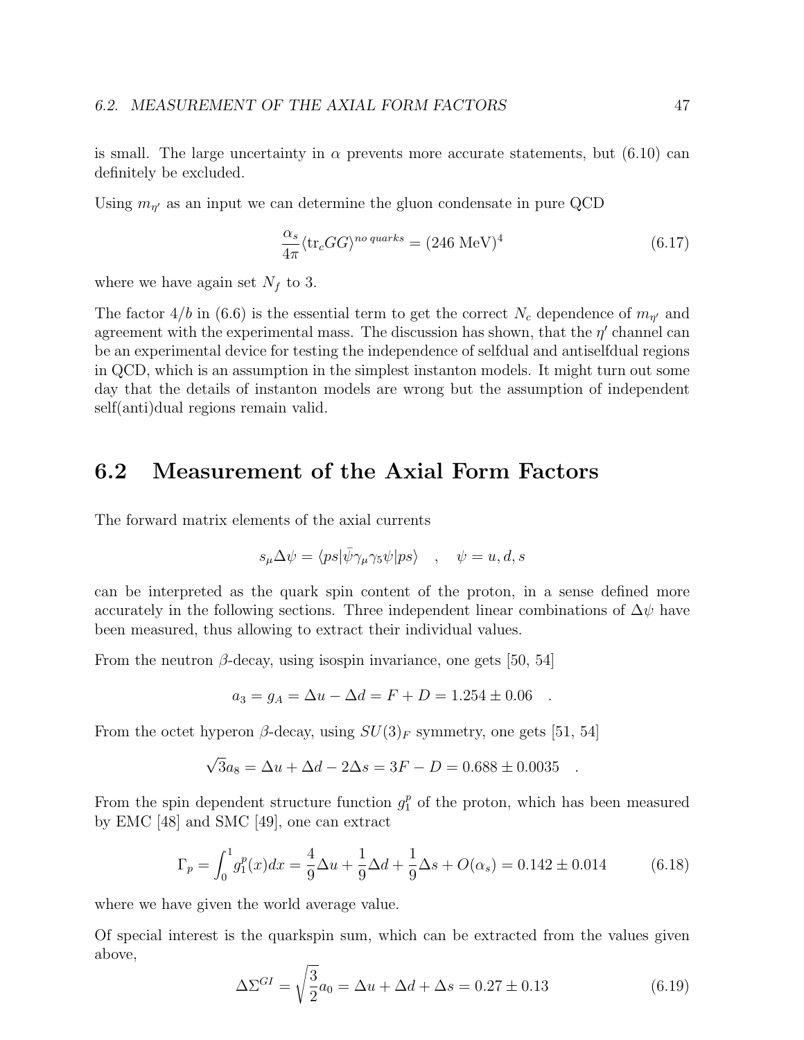is small. The large uncertainty in $\alpha$ prevents more accurate statements, but (6.10) can definitely be excluded.

Using $m_{\eta'}$ as an input we can determine the gluon condensate in pure QCD

$$\frac{\alpha_s}{4\pi}\langle \mathrm{tr}_c GG\rangle^{no\ quarks} = (246\ \mathrm{MeV})^4 \tag{6.17}$$

where we have again set $N_f$ to 3.

The factor $4/b$ in (6.6) is the essential term to get the correct $N_c$ dependence of $m_{\eta'}$ and agreement with the experimental mass. The discussion has shown, that the $\eta'$ channel can be an experimental device for testing the independence of selfdual and antiselfdual regions in QCD, which is an assumption in the simplest instanton models. It might turn out some day that the details of instanton models are wrong but the assumption of independent self(anti)dual regions remain valid.

## 6.2 Measurement of the Axial Form Factors

The forward matrix elements of the axial currents

$$s_\mu \Delta\psi = \langle ps|\bar{\psi}\gamma_\mu\gamma_5\psi|ps\rangle \quad , \quad \psi = u, d, s$$

can be interpreted as the quark spin content of the proton, in a sense defined more accurately in the following sections. Three independent linear combinations of $\Delta\psi$ have been measured, thus allowing to extract their individual values.

From the neutron $\beta$-decay, using isospin invariance, one gets [50, 54]

$$a_3 = g_A = \Delta u - \Delta d = F + D = 1.254 \pm 0.06 \quad .$$

From the octet hyperon $\beta$-decay, using $SU(3)_F$ symmetry, one gets [51, 54]

$$\sqrt{3}a_8 = \Delta u + \Delta d - 2\Delta s = 3F - D = 0.688 \pm 0.0035 \quad .$$

From the spin dependent structure function $g_1^p$ of the proton, which has been measured by EMC [48] and SMC [49], one can extract

$$\Gamma_p = \int_0^1 g_1^p(x)dx = \frac{4}{9}\Delta u + \frac{1}{9}\Delta d + \frac{1}{9}\Delta s + O(\alpha_s) = 0.142 \pm 0.014 \tag{6.18}$$

where we have given the world average value.

Of special interest is the quarkspin sum, which can be extracted from the values given above,

$$\Delta\Sigma^{GI} = \sqrt{\frac{3}{2}}a_0 = \Delta u + \Delta d + \Delta s = 0.27 \pm 0.13 \tag{6.19}$$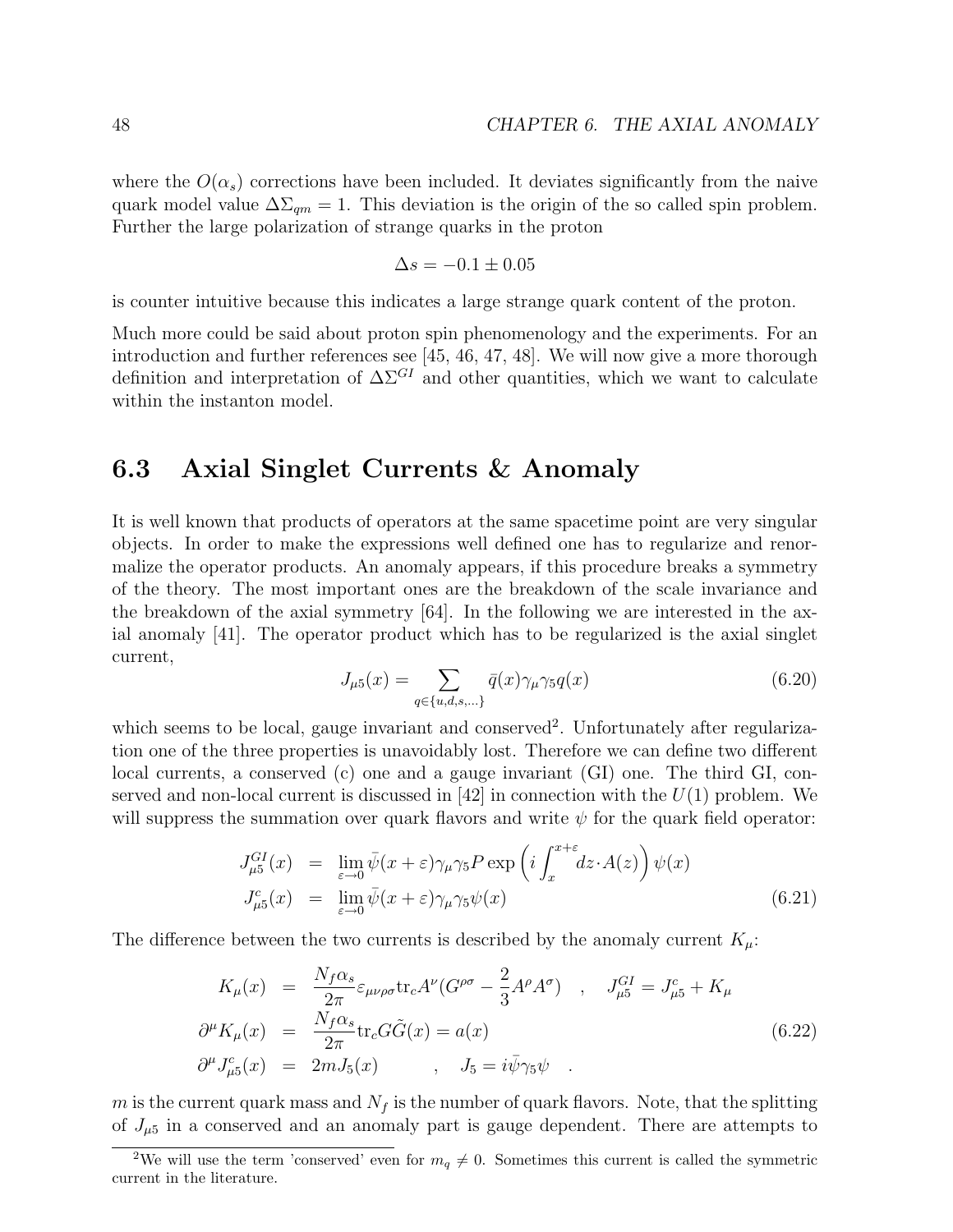where the $O(\alpha_s)$ corrections have been included. It deviates significantly from the naive quark model value $\Delta\Sigma_{qm} = 1$. This deviation is the origin of the so called spin problem. Further the large polarization of strange quarks in the proton

$$\Delta s = -0.1 \pm 0.05$$

is counter intuitive because this indicates a large strange quark content of the proton.

Much more could be said about proton spin phenomenology and the experiments. For an introduction and further references see [45, 46, 47, 48]. We will now give a more thorough definition and interpretation of $\Delta\Sigma^{GI}$ and other quantities, which we want to calculate within the instanton model.

## 6.3 Axial Singlet Currents & Anomaly

It is well known that products of operators at the same spacetime point are very singular objects. In order to make the expressions well defined one has to regularize and renormalize the operator products. An anomaly appears, if this procedure breaks a symmetry of the theory. The most important ones are the breakdown of the scale invariance and the breakdown of the axial symmetry [64]. In the following we are interested in the axial anomaly [41]. The operator product which has to be regularized is the axial singlet current,

$$J_{\mu 5}(x) = \sum_{q \in \{u,d,s,\ldots\}} \bar{q}(x)\gamma_\mu\gamma_5 q(x) \tag{6.20}$$

which seems to be local, gauge invariant and conserved[2]. Unfortunately after regularization one of the three properties is unavoidably lost. Therefore we can define two different local currents, a conserved (c) one and a gauge invariant (GI) one. The third GI, conserved and non-local current is discussed in [42] in connection with the $U(1)$ problem. We will suppress the summation over quark flavors and write $\psi$ for the quark field operator:

$$\begin{aligned} J^{GI}_{\mu 5}(x) &= \lim_{\varepsilon \to 0} \bar{\psi}(x+\varepsilon)\gamma_\mu\gamma_5 P \exp\left(i \int_x^{x+\varepsilon} dz \cdot A(z)\right)\psi(x) \\ J^{c}_{\mu 5}(x) &= \lim_{\varepsilon \to 0} \bar{\psi}(x+\varepsilon)\gamma_\mu\gamma_5 \psi(x) \end{aligned} \tag{6.21}$$

The difference between the two currents is described by the anomaly current $K_\mu$:

$$\begin{aligned} K_\mu(x) &= \frac{N_f\alpha_s}{2\pi}\varepsilon_{\mu\nu\rho\sigma}\mathrm{tr}_c A^\nu(G^{\rho\sigma} - \frac{2}{3}A^\rho A^\sigma) \quad , \quad J^{GI}_{\mu 5} = J^c_{\mu 5} + K_\mu \\ \partial^\mu K_\mu(x) &= \frac{N_f\alpha_s}{2\pi}\mathrm{tr}_c G\tilde{G}(x) = a(x) \\ \partial^\mu J^c_{\mu 5}(x) &= 2mJ_5(x) \qquad , \quad J_5 = i\bar{\psi}\gamma_5\psi \quad . \end{aligned} \tag{6.22}$$

$m$ is the current quark mass and $N_f$ is the number of quark flavors. Note, that the splitting of $J_{\mu 5}$ in a conserved and an anomaly part is gauge dependent. There are attempts to

[2] We will use the term 'conserved' even for $m_q \neq 0$. Sometimes this current is called the symmetric current in the literature.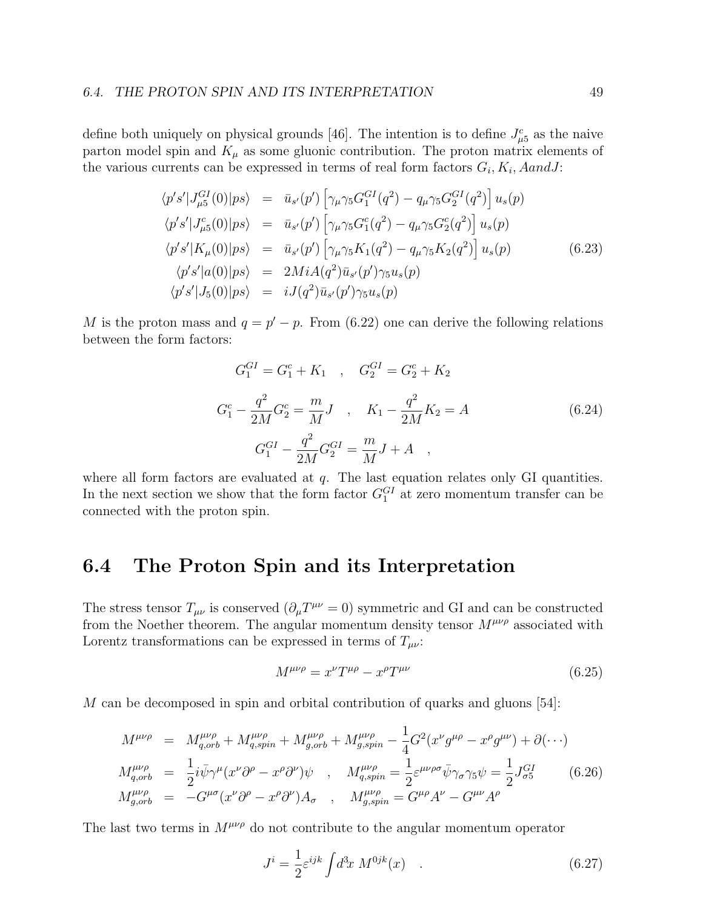define both uniquely on physical grounds [46]. The intention is to define $J^c_{\mu 5}$ as the naive parton model spin and $K_\mu$ as some gluonic contribution. The proton matrix elements of the various currents can be expressed in terms of real form factors $G_i, K_i, AandJ$:

$$
\begin{aligned}
\langle p's'|J^{GI}_{\mu 5}(0)|ps\rangle &= \bar{u}_{s'}(p')\left[\gamma_\mu\gamma_5 G^{GI}_1(q^2) - q_\mu\gamma_5 G^{GI}_2(q^2)\right]u_s(p) \\
\langle p's'|J^{c}_{\mu 5}(0)|ps\rangle &= \bar{u}_{s'}(p')\left[\gamma_\mu\gamma_5 G^{c}_1(q^2) - q_\mu\gamma_5 G^{c}_2(q^2)\right]u_s(p) \\
\langle p's'|K_{\mu}(0)|ps\rangle &= \bar{u}_{s'}(p')\left[\gamma_\mu\gamma_5 K_1(q^2) - q_\mu\gamma_5 K_2(q^2)\right]u_s(p) \\
\langle p's'|a(0)|ps\rangle &= 2MiA(q^2)\bar{u}_{s'}(p')\gamma_5 u_s(p) \\
\langle p's'|J_5(0)|ps\rangle &= iJ(q^2)\bar{u}_{s'}(p')\gamma_5 u_s(p)
\end{aligned}
\tag{6.23}
$$

$M$ is the proton mass and $q = p' - p$. From (6.22) one can derive the following relations between the form factors:

$$
\begin{gathered}
G^{GI}_1 = G^c_1 + K_1 \quad , \quad G^{GI}_2 = G^c_2 + K_2 \\
G^c_1 - \frac{q^2}{2M}G^c_2 = \frac{m}{M}J \quad , \quad K_1 - \frac{q^2}{2M}K_2 = A \\
G^{GI}_1 - \frac{q^2}{2M}G^{GI}_2 = \frac{m}{M}J + A \quad ,
\end{gathered}
\tag{6.24}
$$

where all form factors are evaluated at $q$. The last equation relates only GI quantities. In the next section we show that the form factor $G^{GI}_1$ at zero momentum transfer can be connected with the proton spin.

## 6.4 The Proton Spin and its Interpretation

The stress tensor $T_{\mu\nu}$ is conserved ($\partial_\mu T^{\mu\nu} = 0$) symmetric and GI and can be constructed from the Noether theorem. The angular momentum density tensor $M^{\mu\nu\rho}$ associated with Lorentz transformations can be expressed in terms of $T_{\mu\nu}$:

$$
M^{\mu\nu\rho} = x^\nu T^{\mu\rho} - x^\rho T^{\mu\nu}
\tag{6.25}
$$

$M$ can be decomposed in spin and orbital contribution of quarks and gluons [54]:

$$
\begin{aligned}
M^{\mu\nu\rho} &= M^{\mu\nu\rho}_{q,orb} + M^{\mu\nu\rho}_{q,spin} + M^{\mu\nu\rho}_{g,orb} + M^{\mu\nu\rho}_{g,spin} - \frac{1}{4}G^2(x^\nu g^{\mu\rho} - x^\rho g^{\mu\nu}) + \partial(\cdots) \\
M^{\mu\nu\rho}_{q,orb} &= \frac{1}{2}i\bar{\psi}\gamma^\mu(x^\nu\partial^\rho - x^\rho\partial^\nu)\psi \quad , \quad M^{\mu\nu\rho}_{q,spin} = \frac{1}{2}\varepsilon^{\mu\nu\rho\sigma}\bar{\psi}\gamma_\sigma\gamma_5\psi = \frac{1}{2}J^{GI}_{\sigma 5} \\
M^{\mu\nu\rho}_{g,orb} &= -G^{\mu\sigma}(x^\nu\partial^\rho - x^\rho\partial^\nu)A_\sigma \quad , \quad M^{\mu\nu\rho}_{g,spin} = G^{\mu\rho}A^\nu - G^{\mu\nu}A^\rho
\end{aligned}
\tag{6.26}
$$

The last two terms in $M^{\mu\nu\rho}$ do not contribute to the angular momentum operator

$$
J^i = \frac{1}{2}\varepsilon^{ijk}\int d^3x\; M^{0jk}(x) \quad .
\tag{6.27}
$$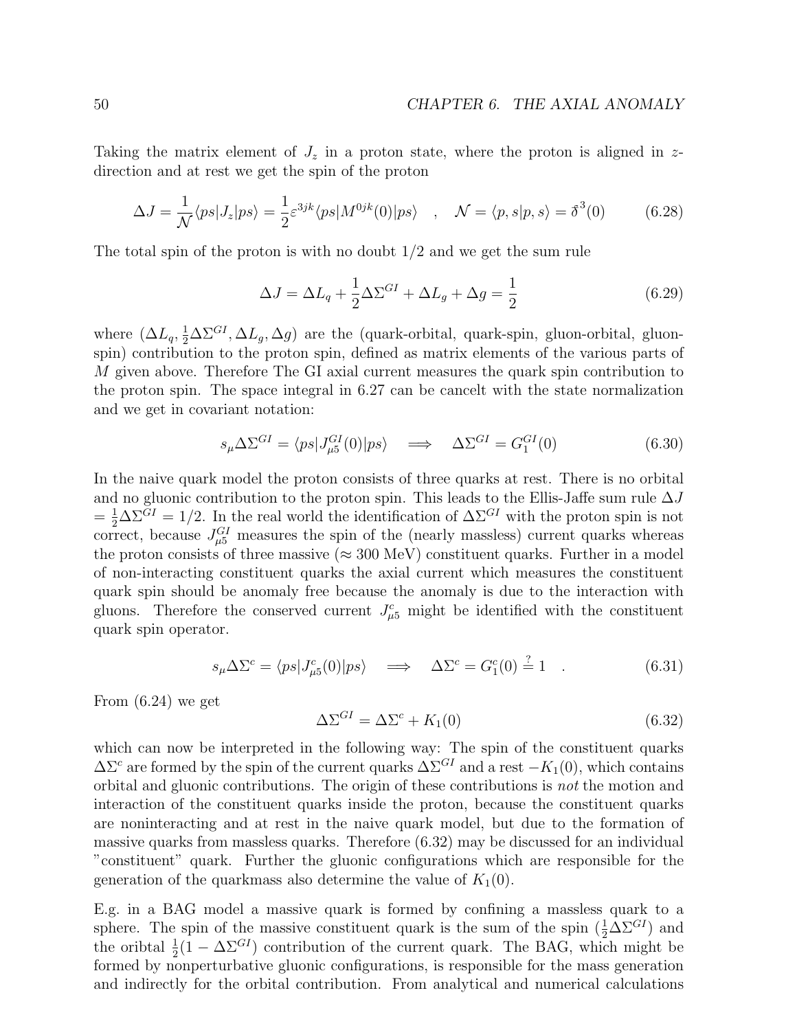Taking the matrix element of $J_z$ in a proton state, where the proton is aligned in $z$-direction and at rest we get the spin of the proton

$$\Delta J = \frac{1}{\mathcal{N}} \langle ps|J_z|ps\rangle = \frac{1}{2}\varepsilon^{3jk}\langle ps|M^{0jk}(0)|ps\rangle \quad , \quad \mathcal{N} = \langle p,s|p,s\rangle = \delta^3(0) \tag{6.28}$$

The total spin of the proton is with no doubt 1/2 and we get the sum rule

$$\Delta J = \Delta L_q + \frac{1}{2}\Delta\Sigma^{GI} + \Delta L_g + \Delta g = \frac{1}{2} \tag{6.29}$$

where $(\Delta L_q, \frac{1}{2}\Delta\Sigma^{GI}, \Delta L_g, \Delta g)$ are the (quark-orbital, quark-spin, gluon-orbital, gluon-spin) contribution to the proton spin, defined as matrix elements of the various parts of $M$ given above. Therefore The GI axial current measures the quark spin contribution to the proton spin. The space integral in 6.27 can be cancelt with the state normalization and we get in covariant notation:

$$s_\mu \Delta\Sigma^{GI} = \langle ps|J^{GI}_{\mu 5}(0)|ps\rangle \quad \Longrightarrow \quad \Delta\Sigma^{GI} = G^{GI}_1(0) \tag{6.30}$$

In the naive quark model the proton consists of three quarks at rest. There is no orbital and no gluonic contribution to the proton spin. This leads to the Ellis-Jaffe sum rule $\Delta J = \frac{1}{2}\Delta\Sigma^{GI} = 1/2$. In the real world the identification of $\Delta\Sigma^{GI}$ with the proton spin is not correct, because $J^{GI}_{\mu 5}$ measures the spin of the (nearly massless) current quarks whereas the proton consists of three massive ($\approx 300$ MeV) constituent quarks. Further in a model of non-interacting constituent quarks the axial current which measures the constituent quark spin should be anomaly free because the anomaly is due to the interaction with gluons. Therefore the conserved current $J^c_{\mu 5}$ might be identified with the constituent quark spin operator.

$$s_\mu \Delta\Sigma^{c} = \langle ps|J^{c}_{\mu 5}(0)|ps\rangle \quad \Longrightarrow \quad \Delta\Sigma^{c} = G^{c}_1(0) \stackrel{?}{=} 1 \quad . \tag{6.31}$$

From (6.24) we get

$$\Delta\Sigma^{GI} = \Delta\Sigma^c + K_1(0) \tag{6.32}$$

which can now be interpreted in the following way: The spin of the constituent quarks $\Delta\Sigma^c$ are formed by the spin of the current quarks $\Delta\Sigma^{GI}$ and a rest $-K_1(0)$, which contains orbital and gluonic contributions. The origin of these contributions is *not* the motion and interaction of the constituent quarks inside the proton, because the constituent quarks are noninteracting and at rest in the naive quark model, but due to the formation of massive quarks from massless quarks. Therefore (6.32) may be discussed for an individual "constituent" quark. Further the gluonic configurations which are responsible for the generation of the quarkmass also determine the value of $K_1(0)$.

E.g. in a BAG model a massive quark is formed by confining a massless quark to a sphere. The spin of the massive constituent quark is the sum of the spin ($\frac{1}{2}\Delta\Sigma^{GI}$) and the oribtal $\frac{1}{2}(1-\Delta\Sigma^{GI})$ contribution of the current quark. The BAG, which might be formed by nonperturbative gluonic configurations, is responsible for the mass generation and indirectly for the orbital contribution. From analytical and numerical calculations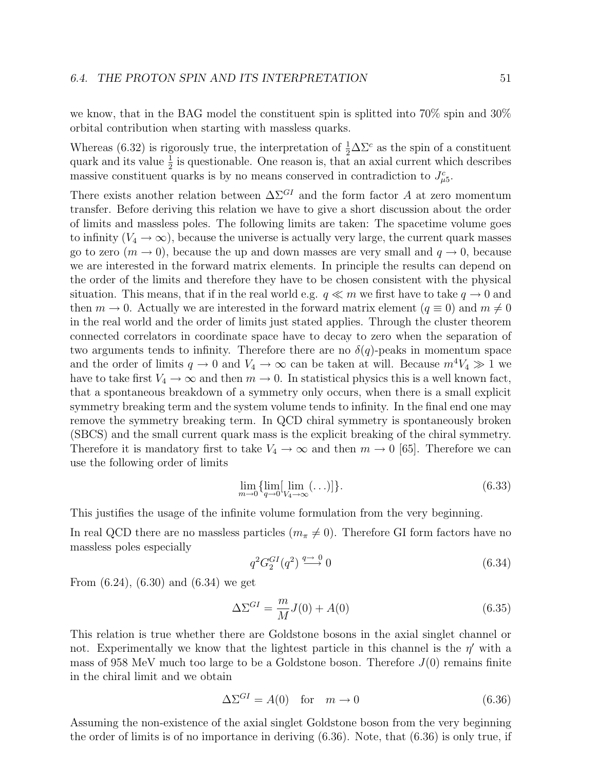we know, that in the BAG model the constituent spin is splitted into 70% spin and 30% orbital contribution when starting with massless quarks.

Whereas (6.32) is rigorously true, the interpretation of $\frac{1}{2}\Delta\Sigma^c$ as the spin of a constituent quark and its value $\frac{1}{2}$ is questionable. One reason is, that an axial current which describes massive constituent quarks is by no means conserved in contradiction to $J^c_{\mu 5}$.

There exists another relation between $\Delta\Sigma^{GI}$ and the form factor $A$ at zero momentum transfer. Before deriving this relation we have to give a short discussion about the order of limits and massless poles. The following limits are taken: The spacetime volume goes to infinity ($V_4 \to \infty$), because the universe is actually very large, the current quark masses go to zero ($m \to 0$), because the up and down masses are very small and $q \to 0$, because we are interested in the forward matrix elements. In principle the results can depend on the order of the limits and therefore they have to be chosen consistent with the physical situation. This means, that if in the real world e.g. $q \ll m$ we first have to take $q \to 0$ and then $m \to 0$. Actually we are interested in the forward matrix element ($q \equiv 0$) and $m \neq 0$ in the real world and the order of limits just stated applies. Through the cluster theorem connected correlators in coordinate space have to decay to zero when the separation of two arguments tends to infinity. Therefore there are no $\delta(q)$-peaks in momentum space and the order of limits $q \to 0$ and $V_4 \to \infty$ can be taken at will. Because $m^4 V_4 \gg 1$ we have to take first $V_4 \to \infty$ and then $m \to 0$. In statistical physics this is a well known fact, that a spontaneous breakdown of a symmetry only occurs, when there is a small explicit symmetry breaking term and the system volume tends to infinity. In the final end one may remove the symmetry breaking term. In QCD chiral symmetry is spontaneously broken (SBCS) and the small current quark mass is the explicit breaking of the chiral symmetry. Therefore it is mandatory first to take $V_4 \to \infty$ and then $m \to 0$ [65]. Therefore we can use the following order of limits

$$\lim_{m \to 0}\{\lim_{q \to 0}[\lim_{V_4 \to \infty}(\ldots)]\}. \tag{6.33}$$

This justifies the usage of the infinite volume formulation from the very beginning.

In real QCD there are no massless particles ($m_\pi \neq 0$). Therefore GI form factors have no massless poles especially

$$q^2 G_2^{GI}(q^2) \overset{q \to 0}{\longrightarrow} 0 \tag{6.34}$$

From (6.24), (6.30) and (6.34) we get

$$\Delta\Sigma^{GI} = \frac{m}{M} J(0) + A(0) \tag{6.35}$$

This relation is true whether there are Goldstone bosons in the axial singlet channel or not. Experimentally we know that the lightest particle in this channel is the $\eta'$ with a mass of 958 MeV much too large to be a Goldstone boson. Therefore $J(0)$ remains finite in the chiral limit and we obtain

$$\Delta\Sigma^{GI} = A(0) \quad \text{for} \quad m \to 0 \tag{6.36}$$

Assuming the non-existence of the axial singlet Goldstone boson from the very beginning the order of limits is of no importance in deriving (6.36). Note, that (6.36) is only true, if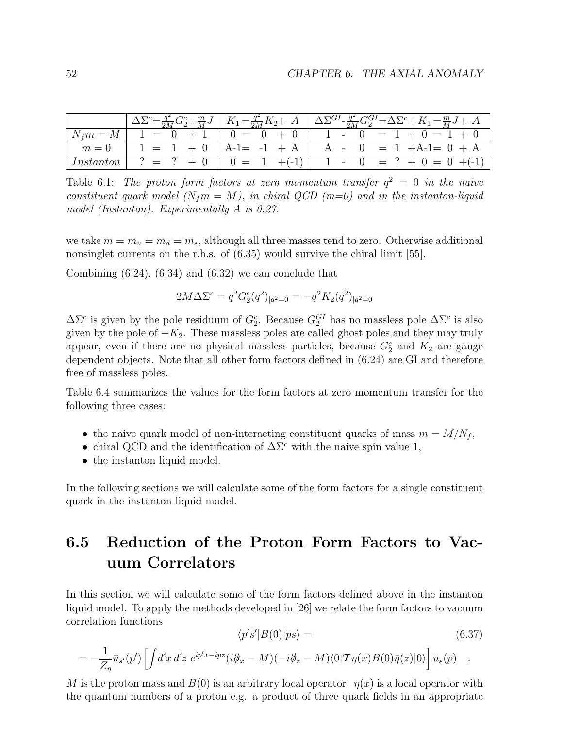| | $\Delta\Sigma^c$=$\frac{q^2}{2M}G_2^c$+$\frac{m}{M}J$ | $K_1$=$\frac{q^2}{2M}K_2$+ $A$ | $\Delta\Sigma^{GI}$-$\frac{q^2}{2M}G_2^{GI}$=$\Delta\Sigma^c$+ $K_1$=$\frac{m}{M}J$+ $A$ |
|---|---|---|---|
| $N_f m = M$ | 1 = 0 + 1 | 0 = 0 + 0 | 1 - 0 = 1 + 0 = 1 + 0 |
| $m = 0$ | 1 = 1 + 0 | A-1= -1 + A | A - 0 = 1 +A-1= 0 + A |
| *Instanton* | ? = ? + 0 | 0 = 1 +(-1) | 1 - 0 = ? + 0 = 0 +(-1) |

Table 6.1: *The proton form factors at zero momentum transfer $q^2 = 0$ in the naive constituent quark model ($N_f m = M$), in chiral QCD (m=0) and in the instanton-liquid model (Instanton). Experimentally A is 0.27.*

we take $m = m_u = m_d = m_s$, although all three masses tend to zero. Otherwise additional nonsinglet currents on the r.h.s. of (6.35) would survive the chiral limit [55].

Combining (6.24), (6.34) and (6.32) we can conclude that

$$2M\Delta\Sigma^c = q^2 G_2^c(q^2)_{|q^2=0} = -q^2 K_2(q^2)_{|q^2=0}$$

$\Delta\Sigma^c$ is given by the pole residuum of $G_2^c$. Because $G_2^{GI}$ has no massless pole $\Delta\Sigma^c$ is also given by the pole of $-K_2$. These massless poles are called ghost poles and they may truly appear, even if there are no physical massless particles, because $G_2^c$ and $K_2$ are gauge dependent objects. Note that all other form factors defined in (6.24) are GI and therefore free of massless poles.

Table 6.4 summarizes the values for the form factors at zero momentum transfer for the following three cases:

- the naive quark model of non-interacting constituent quarks of mass $m = M/N_f$,
- chiral QCD and the identification of $\Delta\Sigma^c$ with the naive spin value 1,
- the instanton liquid model.

In the following sections we will calculate some of the form factors for a single constituent quark in the instanton liquid model.

## 6.5 Reduction of the Proton Form Factors to Vacuum Correlators

In this section we will calculate some of the form factors defined above in the instanton liquid model. To apply the methods developed in [26] we relate the form factors to vacuum correlation functions

$$\langle p's'|B(0)|ps\rangle = \tag{6.37}$$

$$= -\frac{1}{Z_\eta}\bar{u}_{s'}(p')\left[\int d^4x\, d^4z\; e^{ip'x-ipz}(i\overrightarrow{\partial\!\!\!/}_x - M)(-i\overleftarrow{\partial\!\!\!/}_z - M)\langle 0|\mathcal{T}\eta(x)B(0)\bar{\eta}(z)|0\rangle\right]u_s(p) \quad .$$

$M$ is the proton mass and $B(0)$ is an arbitrary local operator. $\eta(x)$ is a local operator with the quantum numbers of a proton e.g. a product of three quark fields in an appropriate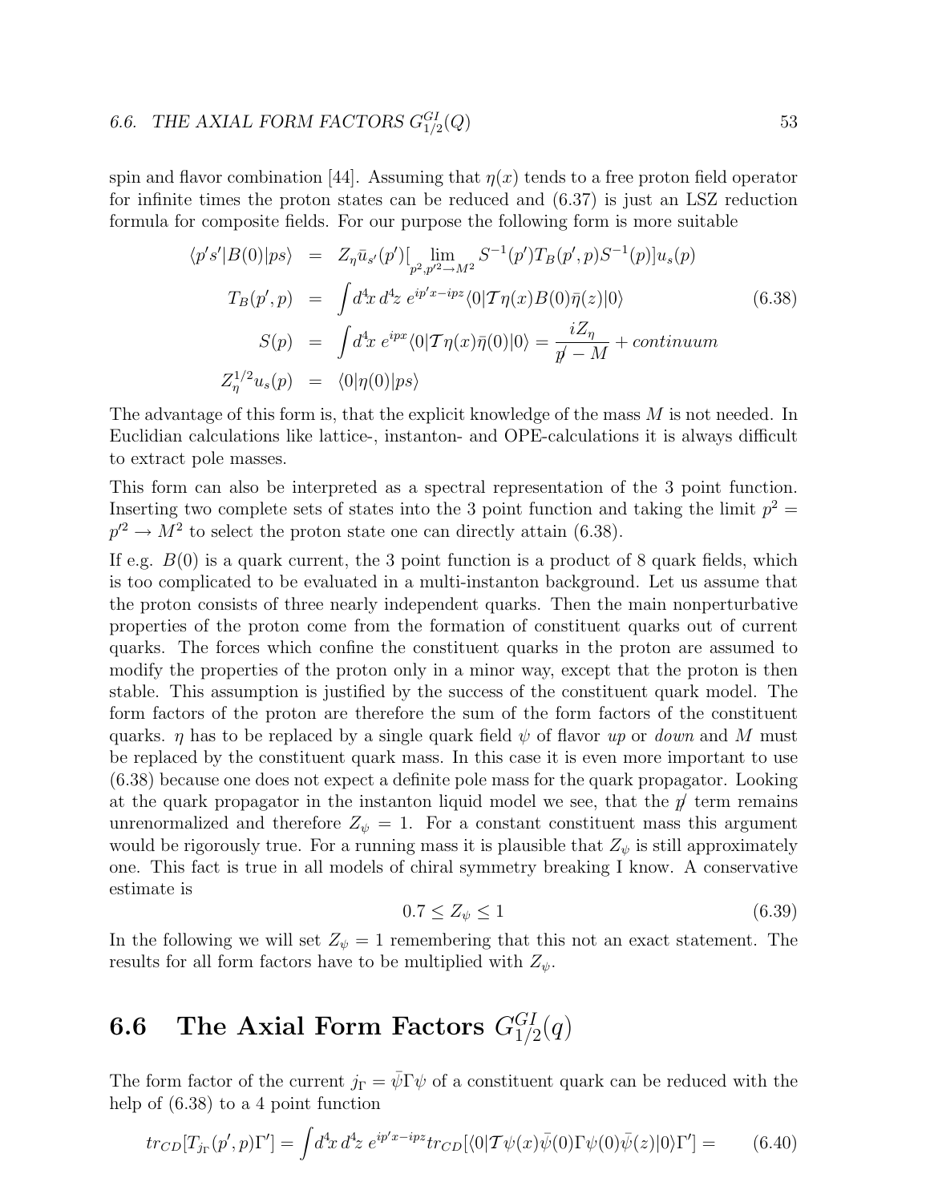spin and flavor combination [44]. Assuming that $\eta(x)$ tends to a free proton field operator for infinite times the proton states can be reduced and (6.37) is just an LSZ reduction formula for composite fields. For our purpose the following form is more suitable

$$
\begin{aligned}
\langle p's'|B(0)|ps\rangle &= Z_\eta \bar{u}_{s'}(p')[\lim_{p^2,p'^2\to M^2} S^{-1}(p')T_B(p',p)S^{-1}(p)]u_s(p) \\
T_B(p',p) &= \int d^4x\, d^4z\; e^{ip'x-ipz}\langle 0|\mathcal{T}\eta(x)B(0)\bar{\eta}(z)|0\rangle \\
S(p) &= \int d^4x\; e^{ipx}\langle 0|\mathcal{T}\eta(x)\bar{\eta}(0)|0\rangle = \frac{iZ_\eta}{\not{p}-M} + continuum \\
Z_\eta^{1/2}u_s(p) &= \langle 0|\eta(0)|ps\rangle
\end{aligned}
\tag{6.38}
$$

The advantage of this form is, that the explicit knowledge of the mass $M$ is not needed. In Euclidian calculations like lattice-, instanton- and OPE-calculations it is always difficult to extract pole masses.

This form can also be interpreted as a spectral representation of the 3 point function. Inserting two complete sets of states into the 3 point function and taking the limit $p^2 = p'^2 \to M^2$ to select the proton state one can directly attain (6.38).

If e.g. $B(0)$ is a quark current, the 3 point function is a product of 8 quark fields, which is too complicated to be evaluated in a multi-instanton background. Let us assume that the proton consists of three nearly independent quarks. Then the main nonperturbative properties of the proton come from the formation of constituent quarks out of current quarks. The forces which confine the constituent quarks in the proton are assumed to modify the properties of the proton only in a minor way, except that the proton is then stable. This assumption is justified by the success of the constituent quark model. The form factors of the proton are therefore the sum of the form factors of the constituent quarks. $\eta$ has to be replaced by a single quark field $\psi$ of flavor *up* or *down* and $M$ must be replaced by the constituent quark mass. In this case it is even more important to use (6.38) because one does not expect a definite pole mass for the quark propagator. Looking at the quark propagator in the instanton liquid model we see, that the $\not{p}$ term remains unrenormalized and therefore $Z_\psi = 1$. For a constant constituent mass this argument would be rigorously true. For a running mass it is plausible that $Z_\psi$ is still approximately one. This fact is true in all models of chiral symmetry breaking I know. A conservative estimate is

$$
0.7 \leq Z_\psi \leq 1 \tag{6.39}
$$

In the following we will set $Z_\psi = 1$ remembering that this not an exact statement. The results for all form factors have to be multiplied with $Z_\psi$.

## 6.6 The Axial Form Factors $G^{GI}_{1/2}(q)$

The form factor of the current $j_\Gamma = \bar{\psi}\Gamma\psi$ of a constituent quark can be reduced with the help of (6.38) to a 4 point function

$$
tr_{CD}[T_{j_\Gamma}(p',p)\Gamma'] = \int d^4x\, d^4z\; e^{ip'x-ipz} tr_{CD}[\langle 0|\mathcal{T}\psi(x)\bar{\psi}(0)\Gamma\psi(0)\bar{\psi}(z)|0\rangle\Gamma'] = \tag{6.40}
$$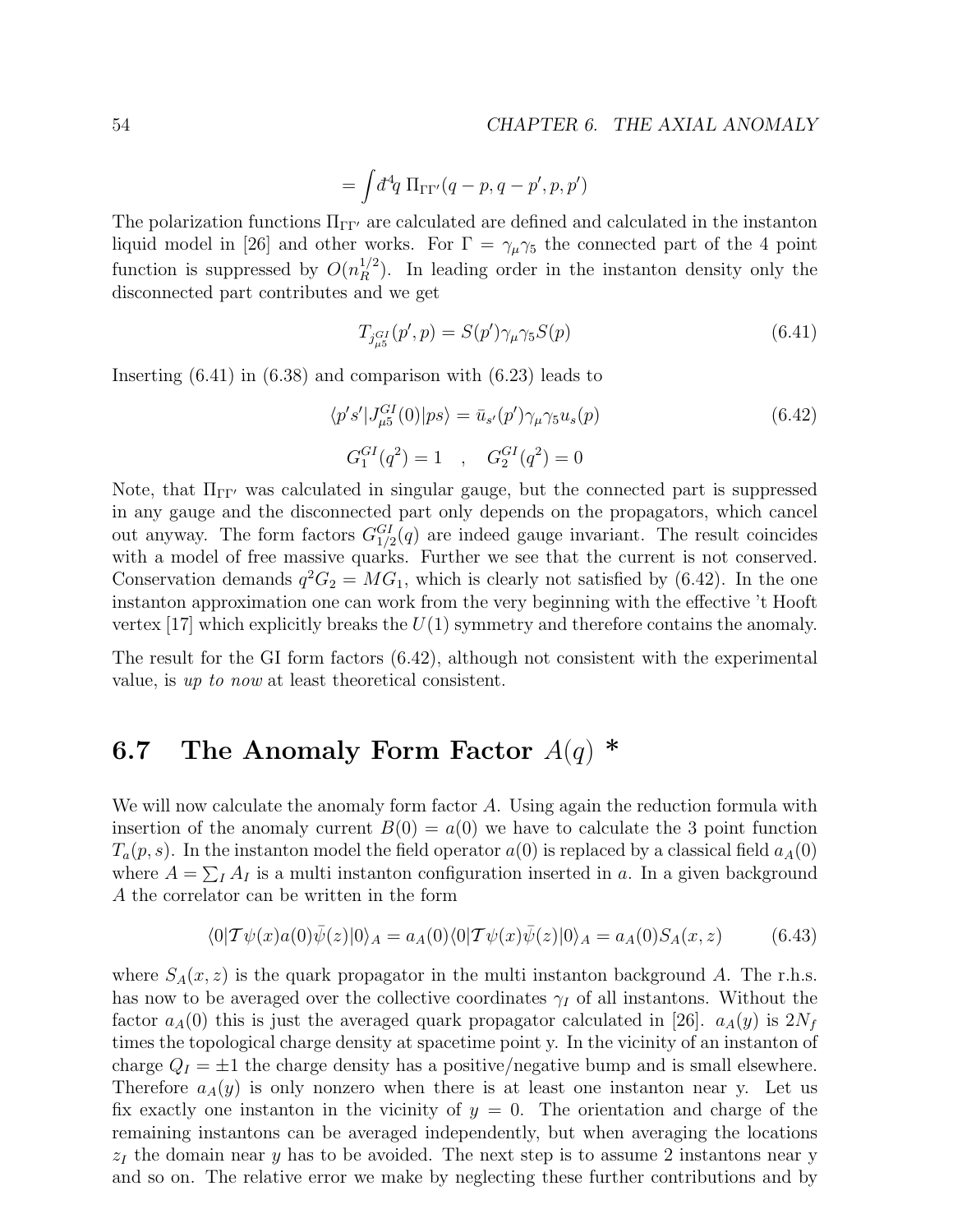$$= \int đ^4 q \; \Pi_{\Gamma\Gamma'}(q-p, q-p', p, p')$$

The polarization functions $\Pi_{\Gamma\Gamma'}$ are calculated are defined and calculated in the instanton liquid model in [26] and other works. For $\Gamma = \gamma_\mu\gamma_5$ the connected part of the 4 point function is suppressed by $O(n_R^{1/2})$. In leading order in the instanton density only the disconnected part contributes and we get

$$T_{j^{GI}_{\mu 5}}(p', p) = S(p')\gamma_\mu\gamma_5 S(p) \tag{6.41}$$

Inserting (6.41) in (6.38) and comparison with (6.23) leads to

$$\langle p's'|J^{GI}_{\mu 5}(0)|ps\rangle = \bar{u}_{s'}(p')\gamma_\mu\gamma_5 u_s(p) \tag{6.42}$$

$$G_1^{GI}(q^2) = 1 \quad , \quad G_2^{GI}(q^2) = 0$$

Note, that $\Pi_{\Gamma\Gamma'}$ was calculated in singular gauge, but the connected part is suppressed in any gauge and the disconnected part only depends on the propagators, which cancel out anyway. The form factors $G^{GI}_{1/2}(q)$ are indeed gauge invariant. The result coincides with a model of free massive quarks. Further we see that the current is not conserved. Conservation demands $q^2 G_2 = MG_1$, which is clearly not satisfied by (6.42). In the one instanton approximation one can work from the very beginning with the effective 't Hooft vertex [17] which explicitly breaks the $U(1)$ symmetry and therefore contains the anomaly.

The result for the GI form factors (6.42), although not consistent with the experimental value, is *up to now* at least theoretical consistent.

## 6.7 The Anomaly Form Factor $A(q)$ *

We will now calculate the anomaly form factor $A$. Using again the reduction formula with insertion of the anomaly current $B(0) = a(0)$ we have to calculate the 3 point function $T_a(p, s)$. In the instanton model the field operator $a(0)$ is replaced by a classical field $a_A(0)$ where $A = \sum_I A_I$ is a multi instanton configuration inserted in $a$. In a given background $A$ the correlator can be written in the form

$$\langle 0|\mathcal{T}\psi(x)a(0)\bar{\psi}(z)|0\rangle_A = a_A(0)\langle 0|\mathcal{T}\psi(x)\bar{\psi}(z)|0\rangle_A = a_A(0)S_A(x, z) \tag{6.43}$$

where $S_A(x, z)$ is the quark propagator in the multi instanton background $A$. The r.h.s. has now to be averaged over the collective coordinates $\gamma_I$ of all instantons. Without the factor $a_A(0)$ this is just the averaged quark propagator calculated in [26]. $a_A(y)$ is $2N_f$ times the topological charge density at spacetime point y. In the vicinity of an instanton of charge $Q_I = \pm 1$ the charge density has a positive/negative bump and is small elsewhere. Therefore $a_A(y)$ is only nonzero when there is at least one instanton near y. Let us fix exactly one instanton in the vicinity of $y = 0$. The orientation and charge of the remaining instantons can be averaged independently, but when averaging the locations $z_I$ the domain near $y$ has to be avoided. The next step is to assume 2 instantons near y and so on. The relative error we make by neglecting these further contributions and by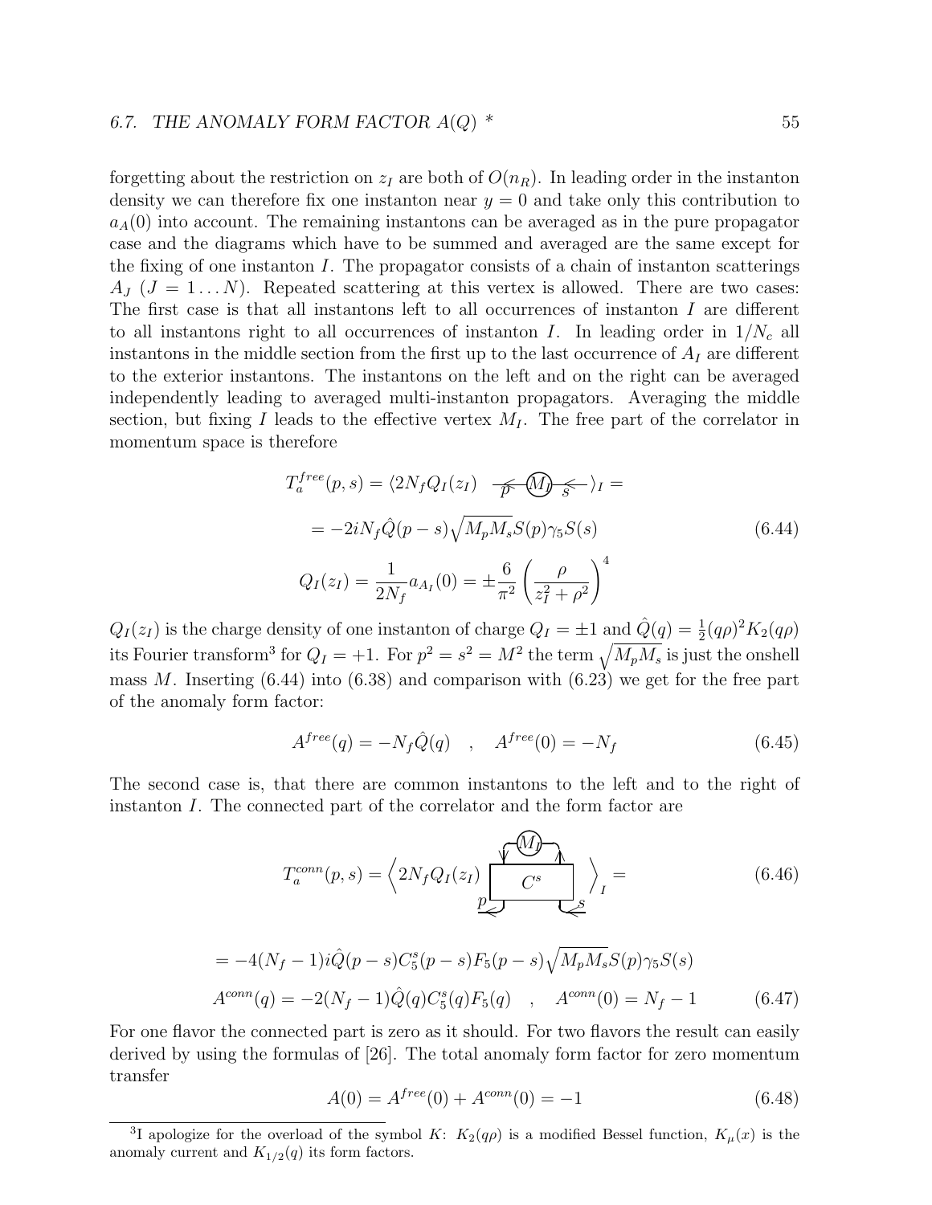forgetting about the restriction on $z_I$ are both of $O(n_R)$. In leading order in the instanton density we can therefore fix one instanton near $y = 0$ and take only this contribution to $a_A(0)$ into account. The remaining instantons can be averaged as in the pure propagator case and the diagrams which have to be summed and averaged are the same except for the fixing of one instanton $I$. The propagator consists of a chain of instanton scatterings $A_J$ $(J = 1 \ldots N)$. Repeated scattering at this vertex is allowed. There are two cases: The first case is that all instantons left to all occurrences of instanton $I$ are different to all instantons right to all occurrences of instanton $I$. In leading order in $1/N_c$ all instantons in the middle section from the first up to the last occurrence of $A_I$ are different to the exterior instantons. The instantons on the left and on the right can be averaged independently leading to averaged multi-instanton propagators. Averaging the middle section, but fixing $I$ leads to the effective vertex $M_I$. The free part of the correlator in momentum space is therefore

$$
\begin{aligned}
T_a^{free}(p,s) &= \langle 2N_f Q_I(z_I) \quad \overset{p}{\leftarrow} (M_I) \overset{s}{\leftarrow} \rangle_I = \\
&= -2iN_f \hat{Q}(p-s)\sqrt{M_p M_s} S(p)\gamma_5 S(s) \\
Q_I(z_I) &= \frac{1}{2N_f} a_{A_I}(0) = \pm \frac{6}{\pi^2}\left(\frac{\rho}{z_I^2+\rho^2}\right)^4
\end{aligned}
\tag{6.44}
$$

$Q_I(z_I)$ is the charge density of one instanton of charge $Q_I = \pm 1$ and $\hat{Q}(q) = \frac{1}{2}(q\rho)^2 K_2(q\rho)$ its Fourier transform[3] for $Q_I = +1$. For $p^2 = s^2 = M^2$ the term $\sqrt{M_p M_s}$ is just the onshell mass $M$. Inserting (6.44) into (6.38) and comparison with (6.23) we get for the free part of the anomaly form factor:

$$
A^{free}(q) = -N_f \hat{Q}(q) \quad , \quad A^{free}(0) = -N_f \tag{6.45}
$$

The second case is, that there are common instantons to the left and to the right of instanton $I$. The connected part of the correlator and the form factor are

$$
T_a^{conn}(p,s) = \left\langle 2N_f Q_I(z_I) \; \left[ C^s \right]_{p \;\; s}^{(M_I)} \right\rangle_I = \tag{6.46}
$$

$$
\begin{aligned}
&= -4(N_f-1)i\hat{Q}(p-s)C_5^s(p-s)F_5(p-s)\sqrt{M_p M_s}S(p)\gamma_5 S(s) \\
&A^{conn}(q) = -2(N_f-1)\hat{Q}(q)C_5^s(q)F_5(q) \quad , \quad A^{conn}(0) = N_f - 1
\end{aligned}
\tag{6.47}
$$

For one flavor the connected part is zero as it should. For two flavors the result can easily derived by using the formulas of [26]. The total anomaly form factor for zero momentum transfer

$$
A(0) = A^{free}(0) + A^{conn}(0) = -1 \tag{6.48}
$$

[3] I apologize for the overload of the symbol $K$: $K_2(q\rho)$ is a modified Bessel function, $K_\mu(x)$ is the anomaly current and $K_{1/2}(q)$ its form factors.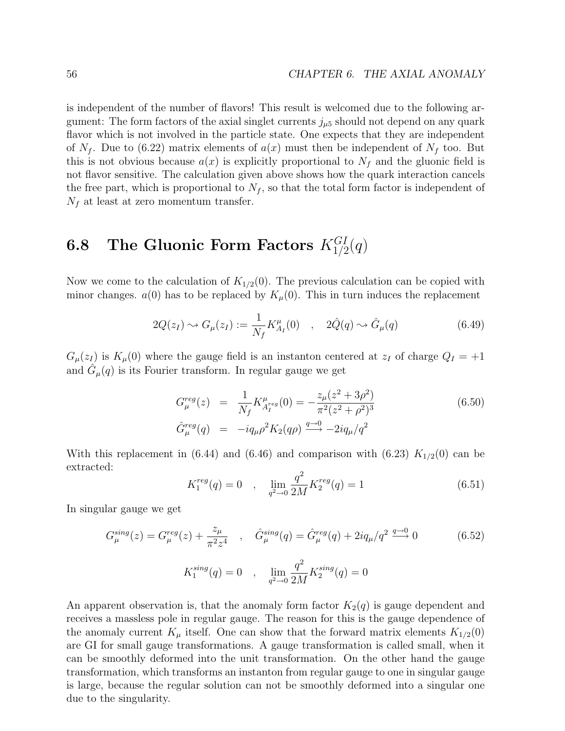is independent of the number of flavors! This result is welcomed due to the following argument: The form factors of the axial singlet currents $j_{\mu 5}$ should not depend on any quark flavor which is not involved in the particle state. One expects that they are independent of $N_f$. Due to (6.22) matrix elements of $a(x)$ must then be independent of $N_f$ too. But this is not obvious because $a(x)$ is explicitly proportional to $N_f$ and the gluonic field is not flavor sensitive. The calculation given above shows how the quark interaction cancels the free part, which is proportional to $N_f$, so that the total form factor is independent of $N_f$ at least at zero momentum transfer.

## 6.8 The Gluonic Form Factors $K_{1/2}^{GI}(q)$

Now we come to the calculation of $K_{1/2}(0)$. The previous calculation can be copied with minor changes. $a(0)$ has to be replaced by $K_\mu(0)$. This in turn induces the replacement

$$2Q(z_I) \rightsquigarrow G_\mu(z_I) := \frac{1}{N_f} K^\mu_{A_I}(0) \quad , \quad 2\hat{Q}(q) \rightsquigarrow \hat{G}_\mu(q) \tag{6.49}$$

$G_\mu(z_I)$ is $K_\mu(0)$ where the gauge field is an instanton centered at $z_I$ of charge $Q_I = +1$ and $\hat{G}_\mu(q)$ is its Fourier transform. In regular gauge we get

$$\begin{aligned} G^{reg}_\mu(z) &= \frac{1}{N_f} K^\mu_{A_I^{reg}}(0) = -\frac{z_\mu(z^2+3\rho^2)}{\pi^2(z^2+\rho^2)^3} \\ \hat{G}^{reg}_\mu(q) &= -iq_\mu \rho^2 K_2(q\rho) \xrightarrow{q\to 0} -2iq_\mu/q^2 \end{aligned} \tag{6.50}$$

With this replacement in (6.44) and (6.46) and comparison with (6.23) $K_{1/2}(0)$ can be extracted:

$$K_1^{reg}(q) = 0 \quad , \quad \lim_{q^2\to 0} \frac{q^2}{2M} K_2^{reg}(q) = 1 \tag{6.51}$$

In singular gauge we get

$$G^{sing}_\mu(z) = G^{reg}_\mu(z) + \frac{z_\mu}{\pi^2 z^4} \quad , \quad \hat{G}^{sing}_\mu(q) = \hat{G}^{reg}_\mu(q) + 2iq_\mu/q^2 \xrightarrow{q\to 0} 0 \tag{6.52}$$

$$K_1^{sing}(q) = 0 \quad , \quad \lim_{q^2\to 0} \frac{q^2}{2M} K_2^{sing}(q) = 0$$

An apparent observation is, that the anomaly form factor $K_2(q)$ is gauge dependent and receives a massless pole in regular gauge. The reason for this is the gauge dependence of the anomaly current $K_\mu$ itself. One can show that the forward matrix elements $K_{1/2}(0)$ are GI for small gauge transformations. A gauge transformation is called small, when it can be smoothly deformed into the unit transformation. On the other hand the gauge transformation, which transforms an instanton from regular gauge to one in singular gauge is large, because the regular solution can not be smoothly deformed into a singular one due to the singularity.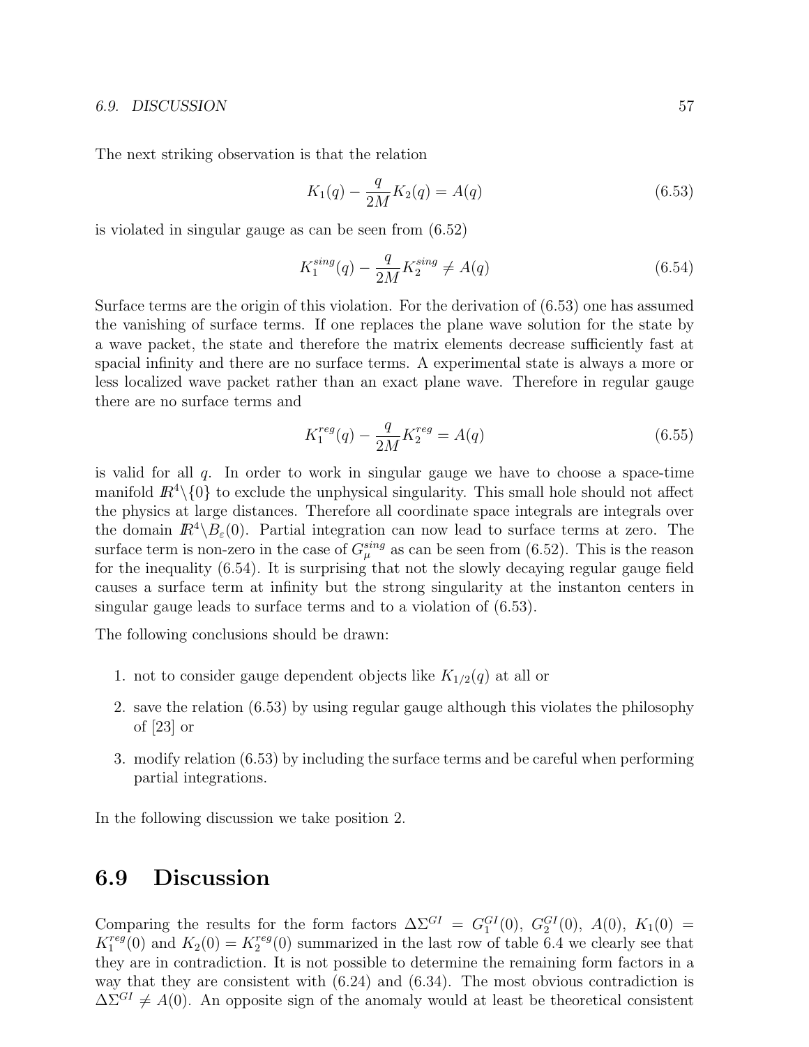The next striking observation is that the relation

$$K_1(q) - \frac{q}{2M} K_2(q) = A(q) \tag{6.53}$$

is violated in singular gauge as can be seen from (6.52)

$$K_1^{sing}(q) - \frac{q}{2M} K_2^{sing} \neq A(q) \tag{6.54}$$

Surface terms are the origin of this violation. For the derivation of (6.53) one has assumed the vanishing of surface terms. If one replaces the plane wave solution for the state by a wave packet, the state and therefore the matrix elements decrease sufficiently fast at spacial infinity and there are no surface terms. A experimental state is always a more or less localized wave packet rather than an exact plane wave. Therefore in regular gauge there are no surface terms and

$$K_1^{reg}(q) - \frac{q}{2M} K_2^{reg} = A(q) \tag{6.55}$$

is valid for all $q$. In order to work in singular gauge we have to choose a space-time manifold $I\!R^4 \backslash \{0\}$ to exclude the unphysical singularity. This small hole should not affect the physics at large distances. Therefore all coordinate space integrals are integrals over the domain $I\!R^4 \backslash B_\varepsilon(0)$. Partial integration can now lead to surface terms at zero. The surface term is non-zero in the case of $G_\mu^{sing}$ as can be seen from (6.52). This is the reason for the inequality (6.54). It is surprising that not the slowly decaying regular gauge field causes a surface term at infinity but the strong singularity at the instanton centers in singular gauge leads to surface terms and to a violation of (6.53).

The following conclusions should be drawn:

1. not to consider gauge dependent objects like $K_{1/2}(q)$ at all or
2. save the relation (6.53) by using regular gauge although this violates the philosophy of [23] or
3. modify relation (6.53) by including the surface terms and be careful when performing partial integrations.

In the following discussion we take position 2.

## 6.9 Discussion

Comparing the results for the form factors $\Delta\Sigma^{GI} = G_1^{GI}(0)$, $G_2^{GI}(0)$, $A(0)$, $K_1(0) = K_1^{reg}(0)$ and $K_2(0) = K_2^{reg}(0)$ summarized in the last row of table 6.4 we clearly see that they are in contradiction. It is not possible to determine the remaining form factors in a way that they are consistent with (6.24) and (6.34). The most obvious contradiction is $\Delta\Sigma^{GI} \neq A(0)$. An opposite sign of the anomaly would at least be theoretical consistent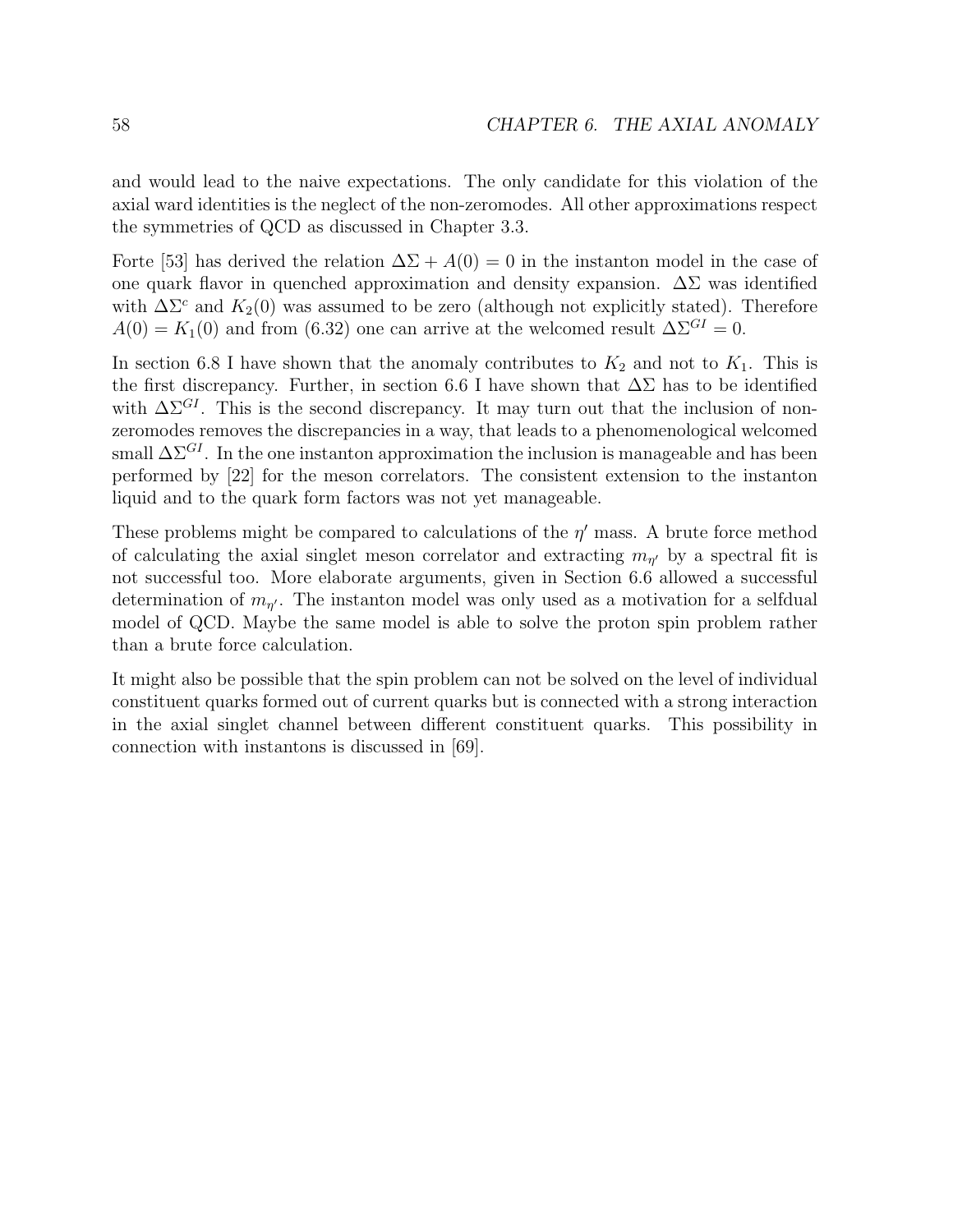and would lead to the naive expectations. The only candidate for this violation of the axial ward identities is the neglect of the non-zeromodes. All other approximations respect the symmetries of QCD as discussed in Chapter 3.3.

Forte [53] has derived the relation $\Delta\Sigma + A(0) = 0$ in the instanton model in the case of one quark flavor in quenched approximation and density expansion. $\Delta\Sigma$ was identified with $\Delta\Sigma^c$ and $K_2(0)$ was assumed to be zero (although not explicitly stated). Therefore $A(0) = K_1(0)$ and from (6.32) one can arrive at the welcomed result $\Delta\Sigma^{GI} = 0$.

In section 6.8 I have shown that the anomaly contributes to $K_2$ and not to $K_1$. This is the first discrepancy. Further, in section 6.6 I have shown that $\Delta\Sigma$ has to be identified with $\Delta\Sigma^{GI}$. This is the second discrepancy. It may turn out that the inclusion of non-zeromodes removes the discrepancies in a way, that leads to a phenomenological welcomed small $\Delta\Sigma^{GI}$. In the one instanton approximation the inclusion is manageable and has been performed by [22] for the meson correlators. The consistent extension to the instanton liquid and to the quark form factors was not yet manageable.

These problems might be compared to calculations of the $\eta'$ mass. A brute force method of calculating the axial singlet meson correlator and extracting $m_{\eta'}$ by a spectral fit is not successful too. More elaborate arguments, given in Section 6.6 allowed a successful determination of $m_{\eta'}$. The instanton model was only used as a motivation for a selfdual model of QCD. Maybe the same model is able to solve the proton spin problem rather than a brute force calculation.

It might also be possible that the spin problem can not be solved on the level of individual constituent quarks formed out of current quarks but is connected with a strong interaction in the axial singlet channel between different constituent quarks. This possibility in connection with instantons is discussed in [69].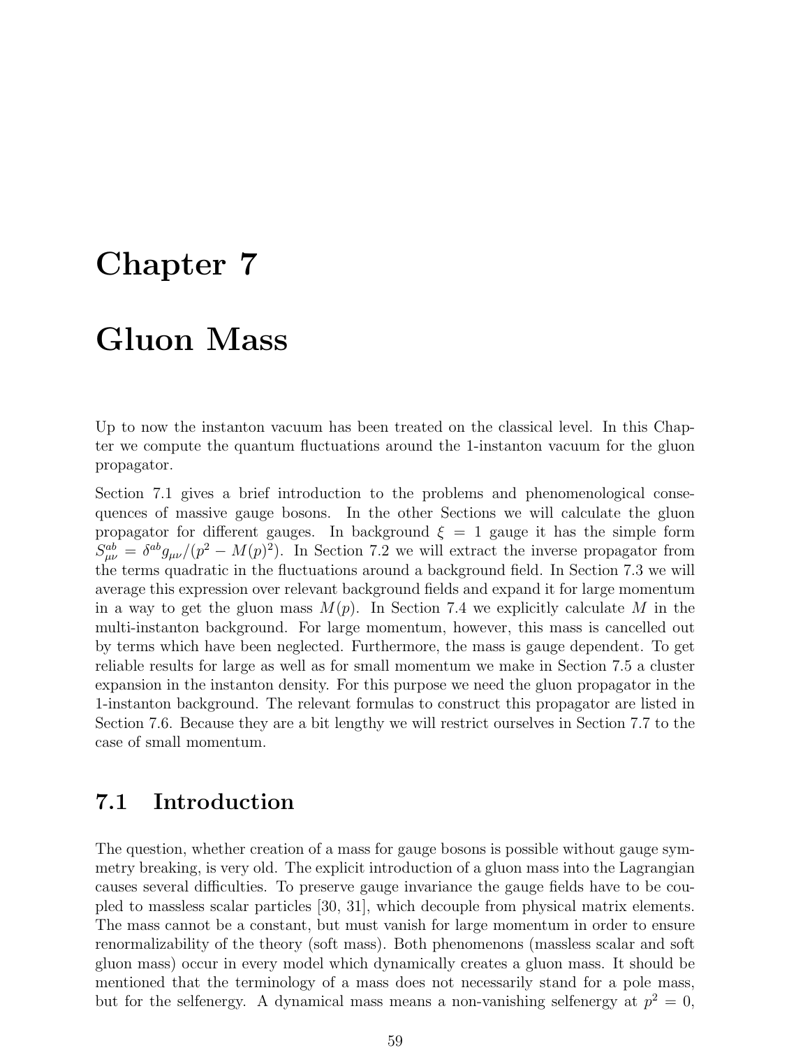# Chapter 7

# Gluon Mass

Up to now the instanton vacuum has been treated on the classical level. In this Chapter we compute the quantum fluctuations around the 1-instanton vacuum for the gluon propagator.

Section 7.1 gives a brief introduction to the problems and phenomenological consequences of massive gauge bosons. In the other Sections we will calculate the gluon propagator for different gauges. In background $\xi = 1$ gauge it has the simple form $S^{ab}_{\mu\nu} = \delta^{ab} g_{\mu\nu}/(p^2 - M(p)^2)$. In Section 7.2 we will extract the inverse propagator from the terms quadratic in the fluctuations around a background field. In Section 7.3 we will average this expression over relevant background fields and expand it for large momentum in a way to get the gluon mass $M(p)$. In Section 7.4 we explicitly calculate $M$ in the multi-instanton background. For large momentum, however, this mass is cancelled out by terms which have been neglected. Furthermore, the mass is gauge dependent. To get reliable results for large as well as for small momentum we make in Section 7.5 a cluster expansion in the instanton density. For this purpose we need the gluon propagator in the 1-instanton background. The relevant formulas to construct this propagator are listed in Section 7.6. Because they are a bit lengthy we will restrict ourselves in Section 7.7 to the case of small momentum.

## 7.1 Introduction

The question, whether creation of a mass for gauge bosons is possible without gauge symmetry breaking, is very old. The explicit introduction of a gluon mass into the Lagrangian causes several difficulties. To preserve gauge invariance the gauge fields have to be coupled to massless scalar particles [30, 31], which decouple from physical matrix elements. The mass cannot be a constant, but must vanish for large momentum in order to ensure renormalizability of the theory (soft mass). Both phenomenons (massless scalar and soft gluon mass) occur in every model which dynamically creates a gluon mass. It should be mentioned that the terminology of a mass does not necessarily stand for a pole mass, but for the selfenergy. A dynamical mass means a non-vanishing selfenergy at $p^2 = 0$,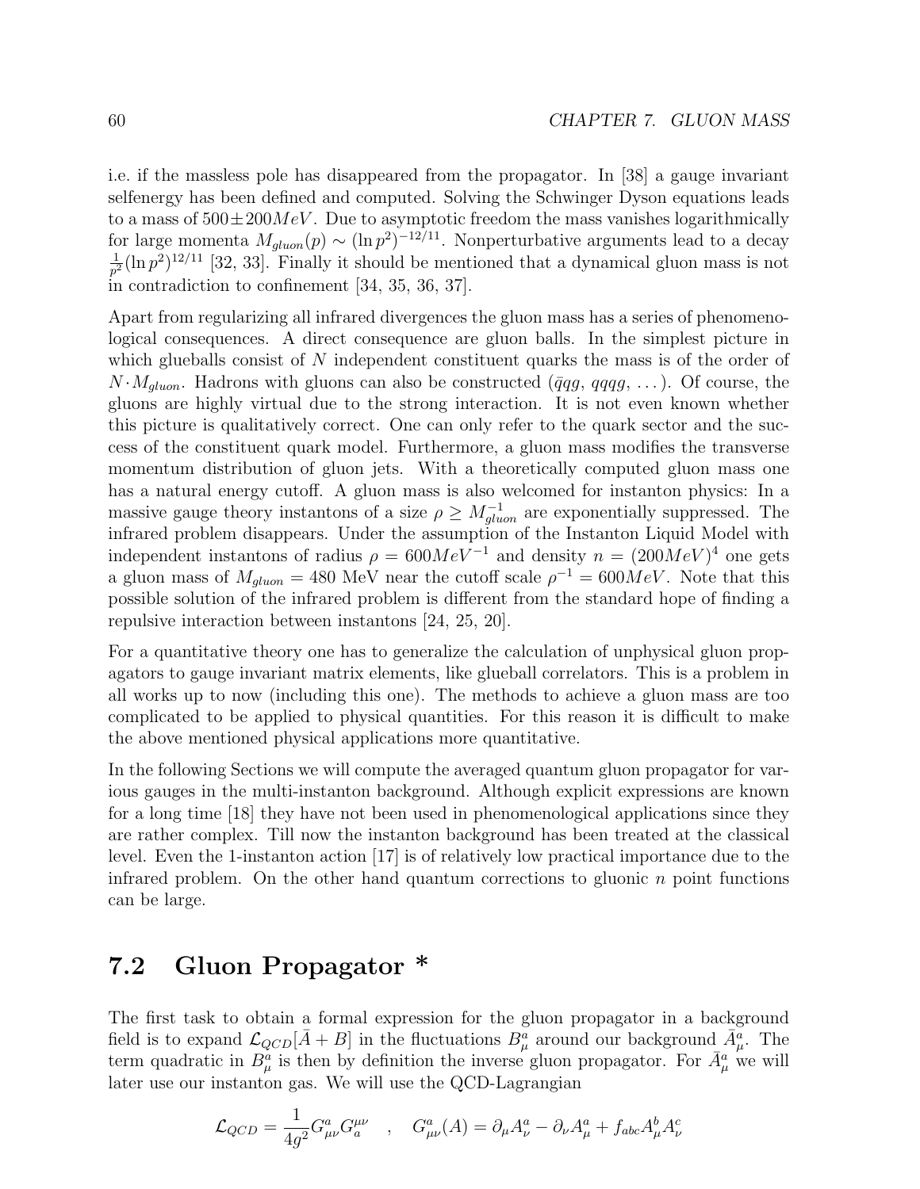i.e. if the massless pole has disappeared from the propagator. In [38] a gauge invariant selfenergy has been defined and computed. Solving the Schwinger Dyson equations leads to a mass of $500 \pm 200 MeV$. Due to asymptotic freedom the mass vanishes logarithmically for large momenta $M_{gluon}(p) \sim (\ln p^2)^{-12/11}$. Nonperturbative arguments lead to a decay $\frac{1}{p^2}(\ln p^2)^{12/11}$ [32, 33]. Finally it should be mentioned that a dynamical gluon mass is not in contradiction to confinement [34, 35, 36, 37].

Apart from regularizing all infrared divergences the gluon mass has a series of phenomenological consequences. A direct consequence are gluon balls. In the simplest picture in which glueballs consist of $N$ independent constituent quarks the mass is of the order of $N \cdot M_{gluon}$. Hadrons with gluons can also be constructed ($\bar{q}qg$, $qqqg$, ...). Of course, the gluons are highly virtual due to the strong interaction. It is not even known whether this picture is qualitatively correct. One can only refer to the quark sector and the success of the constituent quark model. Furthermore, a gluon mass modifies the transverse momentum distribution of gluon jets. With a theoretically computed gluon mass one has a natural energy cutoff. A gluon mass is also welcomed for instanton physics: In a massive gauge theory instantons of a size $\rho \geq M_{gluon}^{-1}$ are exponentially suppressed. The infrared problem disappears. Under the assumption of the Instanton Liquid Model with independent instantons of radius $\rho = 600 MeV^{-1}$ and density $n = (200 MeV)^4$ one gets a gluon mass of $M_{gluon} = 480$ MeV near the cutoff scale $\rho^{-1} = 600 MeV$. Note that this possible solution of the infrared problem is different from the standard hope of finding a repulsive interaction between instantons [24, 25, 20].

For a quantitative theory one has to generalize the calculation of unphysical gluon propagators to gauge invariant matrix elements, like glueball correlators. This is a problem in all works up to now (including this one). The methods to achieve a gluon mass are too complicated to be applied to physical quantities. For this reason it is difficult to make the above mentioned physical applications more quantitative.

In the following Sections we will compute the averaged quantum gluon propagator for various gauges in the multi-instanton background. Although explicit expressions are known for a long time [18] they have not been used in phenomenological applications since they are rather complex. Till now the instanton background has been treated at the classical level. Even the 1-instanton action [17] is of relatively low practical importance due to the infrared problem. On the other hand quantum corrections to gluonic $n$ point functions can be large.

## 7.2 Gluon Propagator *

The first task to obtain a formal expression for the gluon propagator in a background field is to expand $\mathcal{L}_{QCD}[\bar{A} + B]$ in the fluctuations $B_\mu^a$ around our background $\bar{A}_\mu^a$. The term quadratic in $B_\mu^a$ is then by definition the inverse gluon propagator. For $\bar{A}_\mu^a$ we will later use our instanton gas. We will use the QCD-Lagrangian

$$\mathcal{L}_{QCD} = \frac{1}{4g^2} G_{\mu\nu}^a G_a^{\mu\nu} \quad , \quad G_{\mu\nu}^a(A) = \partial_\mu A_\nu^a - \partial_\nu A_\mu^a + f_{abc} A_\mu^b A_\nu^c$$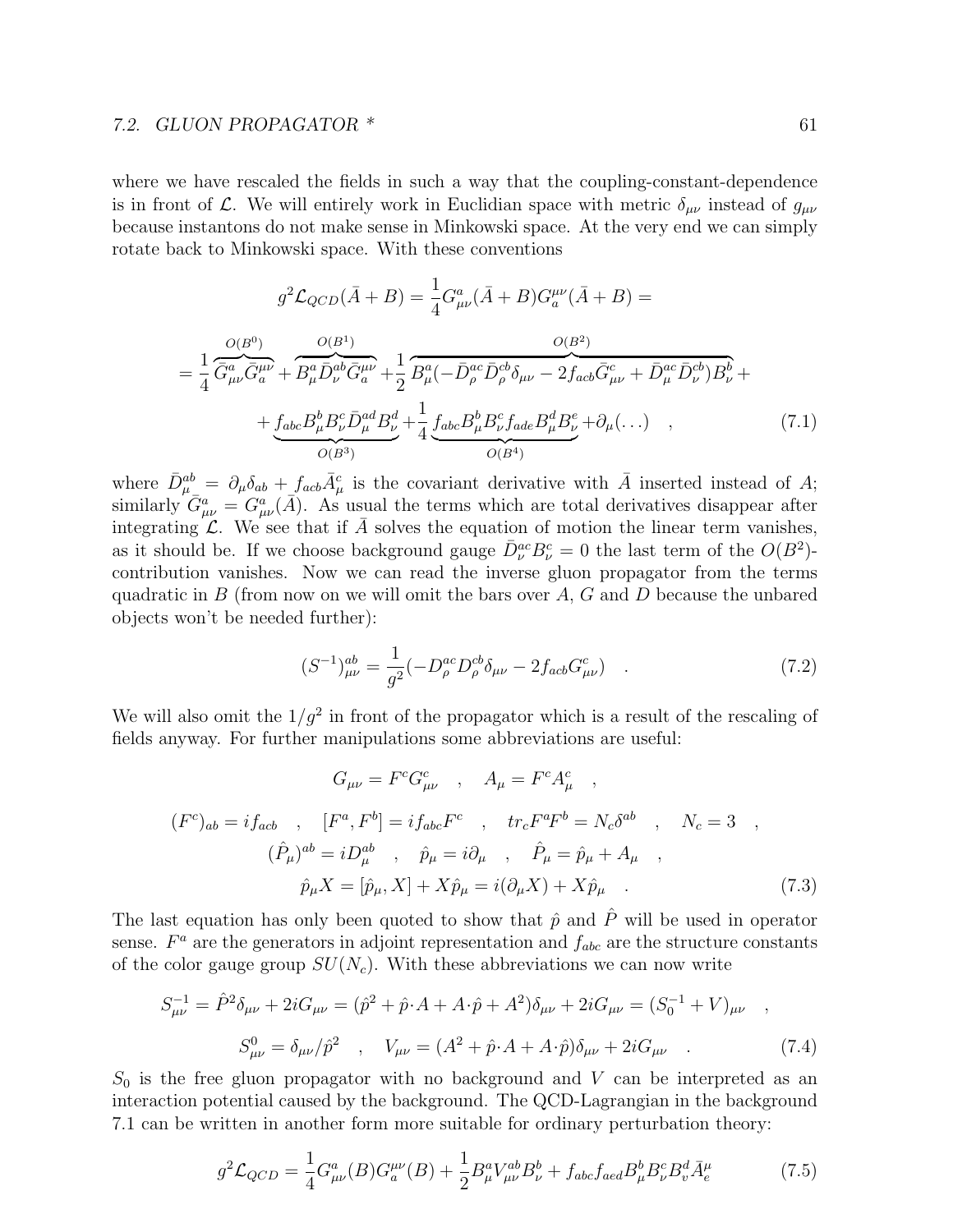where we have rescaled the fields in such a way that the coupling-constant-dependence is in front of $\mathcal{L}$. We will entirely work in Euclidian space with metric $\delta_{\mu\nu}$ instead of $g_{\mu\nu}$ because instantons do not make sense in Minkowski space. At the very end we can simply rotate back to Minkowski space. With these conventions

$$
g^2 \mathcal{L}_{QCD}(\bar{A}+B) = \frac{1}{4} G^a_{\mu\nu}(\bar{A}+B) G^{\mu\nu}_a(\bar{A}+B) =
$$

$$
= \frac{1}{4} \overbrace{\bar{G}^a_{\mu\nu}\bar{G}^{\mu\nu}_a}^{O(B^0)} + \overbrace{B^a_\mu \bar{D}^{ab}_\nu \bar{G}^{\mu\nu}_a}^{O(B^1)} + \frac{1}{2} \overbrace{B^a_\mu(-\bar{D}^{ac}_\rho \bar{D}^{cb}_\rho \delta_{\mu\nu} - 2 f_{acb} \bar{G}^c_{\mu\nu} + \bar{D}^{ac}_\mu \bar{D}^{cb}_\nu) B^b_\nu}^{O(B^2)} +
$$

$$
+ \underbrace{f_{abc} B^b_\mu B^c_\nu \bar{D}^{ad}_\mu B^d_\nu}_{O(B^3)} + \frac{1}{4} \underbrace{f_{abc} B^b_\mu B^c_\nu f_{ade} B^d_\mu B^e_\nu}_{O(B^4)} + \partial_\mu(\ldots) \quad , \tag{7.1}
$$

where $\bar{D}^{ab}_\mu = \partial_\mu \delta_{ab} + f_{acb}\bar{A}^c_\mu$ is the covariant derivative with $\bar{A}$ inserted instead of $A$; similarly $\bar{G}^a_{\mu\nu} = G^a_{\mu\nu}(\bar{A})$. As usual the terms which are total derivatives disappear after integrating $\mathcal{L}$. We see that if $\bar{A}$ solves the equation of motion the linear term vanishes, as it should be. If we choose background gauge $\bar{D}^{ac}_\nu B^c_\nu = 0$ the last term of the $O(B^2)$-contribution vanishes. Now we can read the inverse gluon propagator from the terms quadratic in $B$ (from now on we will omit the bars over $A$, $G$ and $D$ because the unbared objects won't be needed further):

$$
(S^{-1})^{ab}_{\mu\nu} = \frac{1}{g^2}(-D^{ac}_\rho D^{cb}_\rho \delta_{\mu\nu} - 2 f_{acb} G^c_{\mu\nu}) \quad . \tag{7.2}
$$

We will also omit the $1/g^2$ in front of the propagator which is a result of the rescaling of fields anyway. For further manipulations some abbreviations are useful:

$$
G_{\mu\nu} = F^c G^c_{\mu\nu} \quad , \quad A_\mu = F^c A^c_\mu \quad ,
$$

$$
(F^c)_{ab} = i f_{acb} \quad , \quad [F^a, F^b] = i f_{abc} F^c \quad , \quad tr_c F^a F^b = N_c \delta^{ab} \quad , \quad N_c = 3 \quad ,
$$

$$
(\hat{P}_\mu)^{ab} = i D^{ab}_\mu \quad , \quad \hat{p}_\mu = i\partial_\mu \quad , \quad \hat{P}_\mu = \hat{p}_\mu + A_\mu \quad ,
$$

$$
\hat{p}_\mu X = [\hat{p}_\mu, X] + X\hat{p}_\mu = i(\partial_\mu X) + X\hat{p}_\mu \quad . \tag{7.3}
$$

The last equation has only been quoted to show that $\hat{p}$ and $\hat{P}$ will be used in operator sense. $F^a$ are the generators in adjoint representation and $f_{abc}$ are the structure constants of the color gauge group $SU(N_c)$. With these abbreviations we can now write

$$
S^{-1}_{\mu\nu} = \hat{P}^2 \delta_{\mu\nu} + 2iG_{\mu\nu} = (\hat{p}^2 + \hat{p}\cdot A + A\cdot\hat{p} + A^2)\delta_{\mu\nu} + 2iG_{\mu\nu} = (S_0^{-1} + V)_{\mu\nu} \quad ,
$$

$$
S^0_{\mu\nu} = \delta_{\mu\nu}/\hat{p}^2 \quad , \quad V_{\mu\nu} = (A^2 + \hat{p}\cdot A + A\cdot\hat{p})\delta_{\mu\nu} + 2iG_{\mu\nu} \quad . \tag{7.4}
$$

$S_0$ is the free gluon propagator with no background and $V$ can be interpreted as an interaction potential caused by the background. The QCD-Lagrangian in the background 7.1 can be written in another form more suitable for ordinary perturbation theory:

$$
g^2 \mathcal{L}_{QCD} = \frac{1}{4} G^a_{\mu\nu}(B) G^{\mu\nu}_a(B) + \frac{1}{2} B^a_\mu V^{ab}_{\mu\nu} B^b_\nu + f_{abc} f_{aed} B^b_\mu B^c_\nu B^d_v \bar{A}^\mu_e \tag{7.5}
$$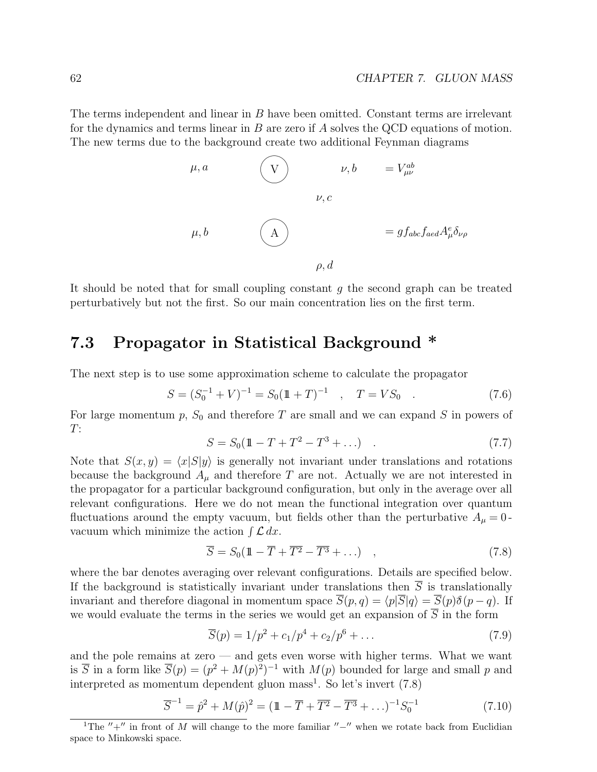The terms independent and linear in $B$ have been omitted. Constant terms are irrelevant for the dynamics and terms linear in $B$ are zero if $A$ solves the QCD equations of motion. The new terms due to the background create two additional Feynman diagrams

$\mu, a$ (V) $\nu, b$ $= V^{ab}_{\mu\nu}$

$\nu, c$

$\mu, b$ (A) $= g f_{abc} f_{aed} A^e_\mu \delta_{\nu\rho}$

$\rho, d$

It should be noted that for small coupling constant $g$ the second graph can be treated perturbatively but not the first. So our main concentration lies on the first term.

## 7.3 Propagator in Statistical Background *

The next step is to use some approximation scheme to calculate the propagator

$$S = (S_0^{-1} + V)^{-1} = S_0(\mathbb{1} + T)^{-1} \quad , \quad T = V S_0 \quad . \tag{7.6}$$

For large momentum $p$, $S_0$ and therefore $T$ are small and we can expand $S$ in powers of $T$:

$$S = S_0(\mathbb{1} - T + T^2 - T^3 + \ldots) \quad . \tag{7.7}$$

Note that $S(x, y) = \langle x|S|y\rangle$ is generally not invariant under translations and rotations because the background $A_\mu$ and therefore $T$ are not. Actually we are not interested in the propagator for a particular background configuration, but only in the average over all relevant configurations. Here we do not mean the functional integration over quantum fluctuations around the empty vacuum, but fields other than the perturbative $A_\mu = 0$-vacuum which minimize the action $\int \mathcal{L}\, dx$.

$$\overline{S} = S_0(\mathbb{1} - \overline{T} + \overline{T^2} - \overline{T^3} + \ldots) \quad , \tag{7.8}$$

where the bar denotes averaging over relevant configurations. Details are specified below. If the background is statistically invariant under translations then $\overline{S}$ is translationally invariant and therefore diagonal in momentum space $\overline{S}(p, q) = \langle p|\overline{S}|q\rangle = \overline{S}(p)\delta(p - q)$. If we would evaluate the terms in the series we would get an expansion of $\overline{S}$ in the form

$$\overline{S}(p) = 1/p^2 + c_1/p^4 + c_2/p^6 + \ldots \tag{7.9}$$

and the pole remains at zero — and gets even worse with higher terms. What we want is $\overline{S}$ in a form like $\overline{S}(p) = (p^2 + M(p)^2)^{-1}$ with $M(p)$ bounded for large and small $p$ and interpreted as momentum dependent gluon mass[1]. So let's invert (7.8)

$$\overline{S}^{-1} = \hat{p}^2 + M(\hat{p})^2 = (\mathbb{1} - \overline{T} + \overline{T^2} - \overline{T^3} + \ldots)^{-1} S_0^{-1} \tag{7.10}$$

[1] The "+" in front of $M$ will change to the more familiar "−" when we rotate back from Euclidian space to Minkowski space.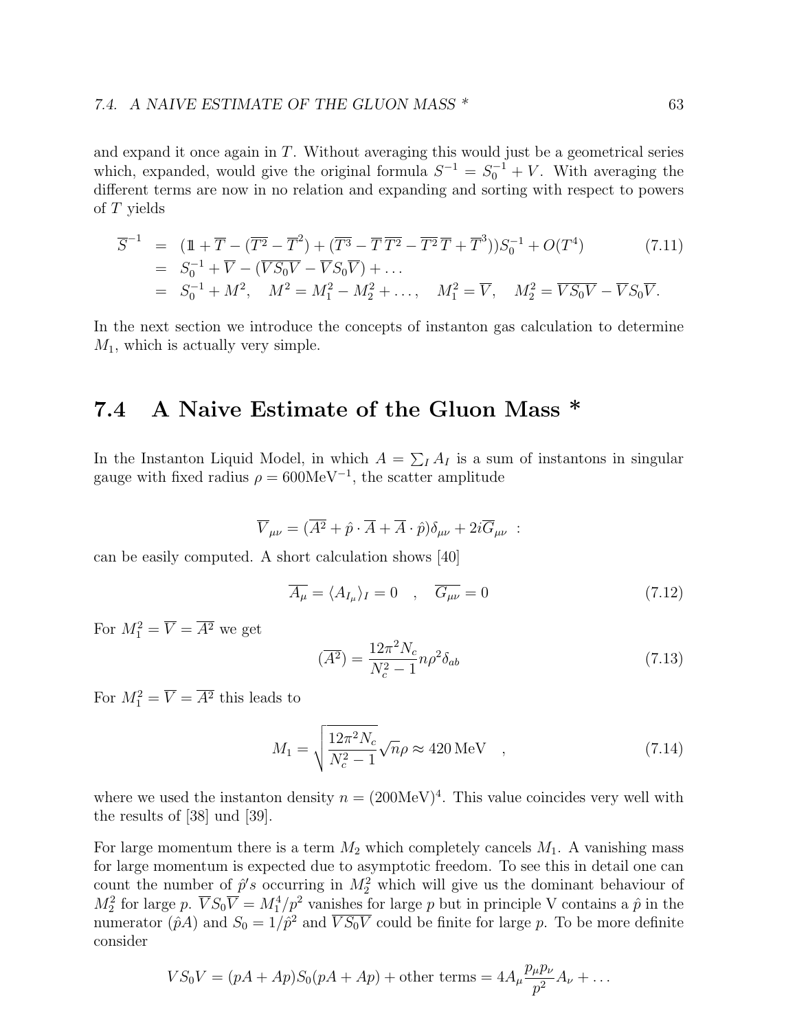and expand it once again in $T$. Without averaging this would just be a geometrical series which, expanded, would give the original formula $S^{-1} = S_0^{-1} + V$. With averaging the different terms are now in no relation and expanding and sorting with respect to powers of $T$ yields

$$
\begin{aligned}
\overline{S}^{-1} &= (1\!\!1 + \overline{T} - (\overline{T^2} - \overline{T}^2) + (\overline{T^3} - \overline{T}\,\overline{T^2} - \overline{T^2}\,\overline{T} + \overline{T}^3))S_0^{-1} + O(T^4) \qquad (7.11)\\
&= S_0^{-1} + \overline{V} - (\overline{VS_0V} - \overline{V}S_0\overline{V}) + \ldots \\
&= S_0^{-1} + M^2, \quad M^2 = M_1^2 - M_2^2 + \ldots, \quad M_1^2 = \overline{V}, \quad M_2^2 = \overline{VS_0V} - \overline{V}S_0\overline{V}.
\end{aligned}
$$

In the next section we introduce the concepts of instanton gas calculation to determine $M_1$, which is actually very simple.

## 7.4 A Naive Estimate of the Gluon Mass *

In the Instanton Liquid Model, in which $A = \sum_I A_I$ is a sum of instantons in singular gauge with fixed radius $\rho = 600\text{MeV}^{-1}$, the scatter amplitude

$$
\overline{V}_{\mu\nu} = (\overline{A^2} + \hat{p}\cdot\overline{A} + \overline{A}\cdot\hat{p})\delta_{\mu\nu} + 2i\overline{G}_{\mu\nu} \ :
$$

can be easily computed. A short calculation shows [40]

$$
\overline{A_\mu} = \langle A_{I_\mu}\rangle_I = 0 \quad , \quad \overline{G_{\mu\nu}} = 0 \tag{7.12}
$$

For $M_1^2 = \overline{V} = \overline{A^2}$ we get

$$
(\overline{A^2}) = \frac{12\pi^2 N_c}{N_c^2 - 1} n\rho^2 \delta_{ab} \tag{7.13}
$$

For $M_1^2 = \overline{V} = \overline{A^2}$ this leads to

$$
M_1 = \sqrt{\frac{12\pi^2 N_c}{N_c^2 - 1}}\sqrt{n}\rho \approx 420\,\text{MeV} \quad , \tag{7.14}
$$

where we used the instanton density $n = (200\text{MeV})^4$. This value coincides very well with the results of [38] und [39].

For large momentum there is a term $M_2$ which completely cancels $M_1$. A vanishing mass for large momentum is expected due to asymptotic freedom. To see this in detail one can count the number of $\hat{p}'s$ occurring in $M_2^2$ which will give us the dominant behaviour of $M_2^2$ for large $p$. $\overline{V}S_0\overline{V} = M_1^4/p^2$ vanishes for large $p$ but in principle V contains a $\hat{p}$ in the numerator ($\hat{p}A$) and $S_0 = 1/\hat{p}^2$ and $\overline{VS_0V}$ could be finite for large $p$. To be more definite consider

$$
VS_0V = (pA + Ap)S_0(pA + Ap) + \text{other terms} = 4A_\mu \frac{p_\mu p_\nu}{p^2} A_\nu + \ldots
$$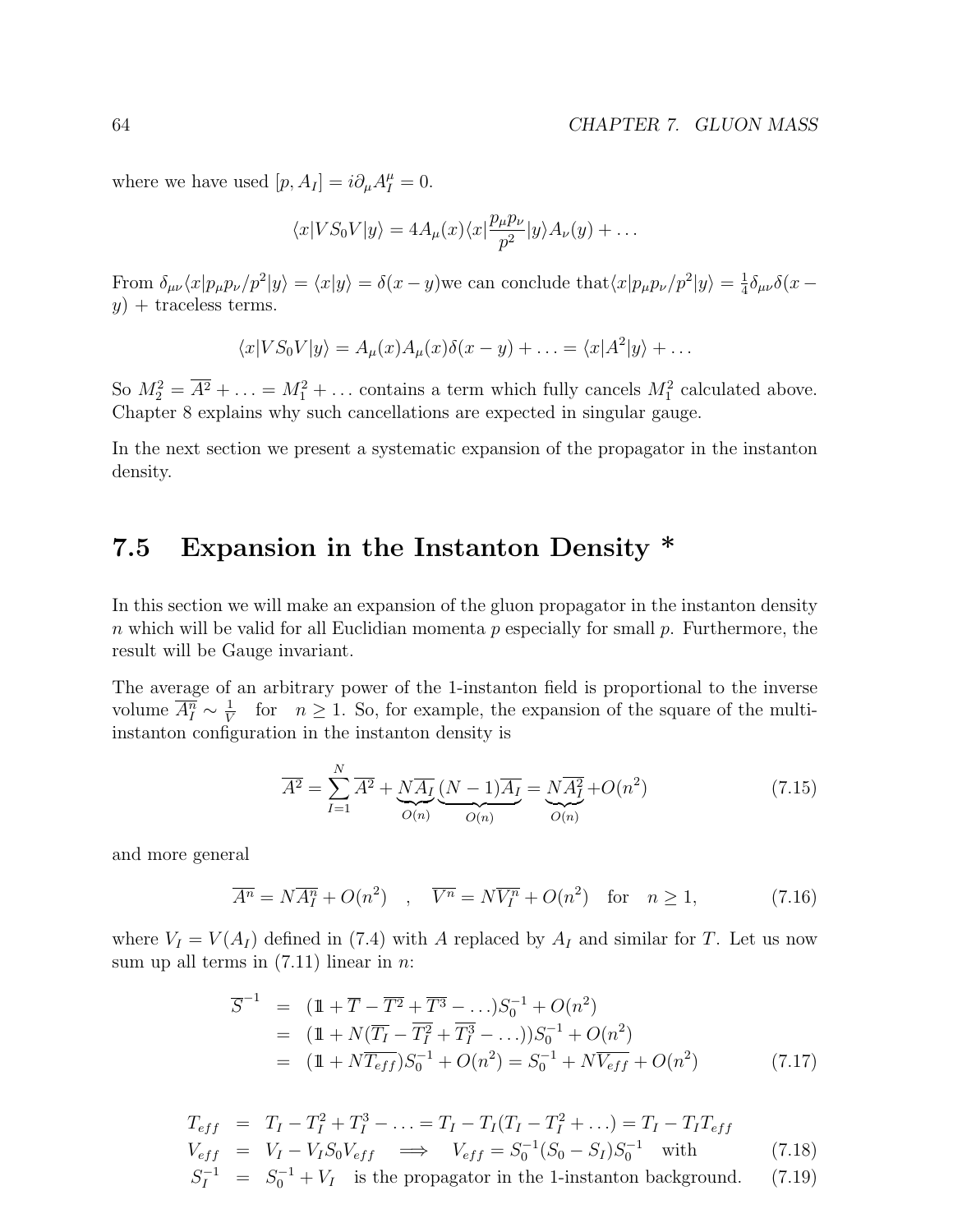where we have used $[p, A_I] = i\partial_\mu A_I^\mu = 0$.

$$\langle x|VS_0V|y\rangle = 4A_\mu(x)\langle x|\frac{p_\mu p_\nu}{p^2}|y\rangle A_\nu(y) + \ldots$$

From $\delta_{\mu\nu}\langle x|p_\mu p_\nu/p^2|y\rangle = \langle x|y\rangle = \delta(x-y)$we can conclude that$\langle x|p_\mu p_\nu/p^2|y\rangle = \frac{1}{4}\delta_{\mu\nu}\delta(x-y)$ + traceless terms.

$$\langle x|VS_0V|y\rangle = A_\mu(x)A_\mu(x)\delta(x-y) + \ldots = \langle x|A^2|y\rangle + \ldots$$

So $M_2^2 = \overline{A^2} + \ldots = M_1^2 + \ldots$ contains a term which fully cancels $M_1^2$ calculated above. Chapter 8 explains why such cancellations are expected in singular gauge.

In the next section we present a systematic expansion of the propagator in the instanton density.

## 7.5 Expansion in the Instanton Density *

In this section we will make an expansion of the gluon propagator in the instanton density $n$ which will be valid for all Euclidian momenta $p$ especially for small $p$. Furthermore, the result will be Gauge invariant.

The average of an arbitrary power of the 1-instanton field is proportional to the inverse volume $\overline{A_I^n} \sim \frac{1}{V}$ for $n \geq 1$. So, for example, the expansion of the square of the multi-instanton configuration in the instanton density is

$$\overline{A^2} = \sum_{I=1}^{N}\overline{A^2} + \underbrace{N\overline{A_I}}_{O(n)}\underbrace{(N-1)\overline{A_I}}_{O(n)} = \underbrace{N\overline{A_I^2}}_{O(n)} + O(n^2) \tag{7.15}$$

and more general

$$\overline{A^n} = N\overline{A_I^n} + O(n^2) \quad , \quad \overline{V^n} = N\overline{V_I^n} + O(n^2) \quad \text{for} \quad n \geq 1, \tag{7.16}$$

where $V_I = V(A_I)$ defined in (7.4) with $A$ replaced by $A_I$ and similar for $T$. Let us now sum up all terms in (7.11) linear in $n$:

$$\begin{aligned}
\overline{S}^{-1} &= (1\!\!1 + \overline{T} - \overline{T^2} + \overline{T^3} - \ldots)S_0^{-1} + O(n^2) \\
&= (1\!\!1 + N(\overline{T_I} - \overline{T_I^2} + \overline{T_I^3} - \ldots))S_0^{-1} + O(n^2) \\
&= (1\!\!1 + N\overline{T_{eff}})S_0^{-1} + O(n^2) = S_0^{-1} + N\overline{V_{eff}} + O(n^2)
\end{aligned} \tag{7.17}$$

$$\begin{aligned}
T_{eff} &= T_I - T_I^2 + T_I^3 - \ldots = T_I - T_I(T_I - T_I^2 + \ldots) = T_I - T_I T_{eff} \\
V_{eff} &= V_I - V_I S_0 V_{eff} \quad \Longrightarrow \quad V_{eff} = S_0^{-1}(S_0 - S_I)S_0^{-1} \quad \text{with} \qquad (7.18) \\
S_I^{-1} &= S_0^{-1} + V_I \quad \text{is the propagator in the 1-instanton background.} \qquad (7.19)
\end{aligned}$$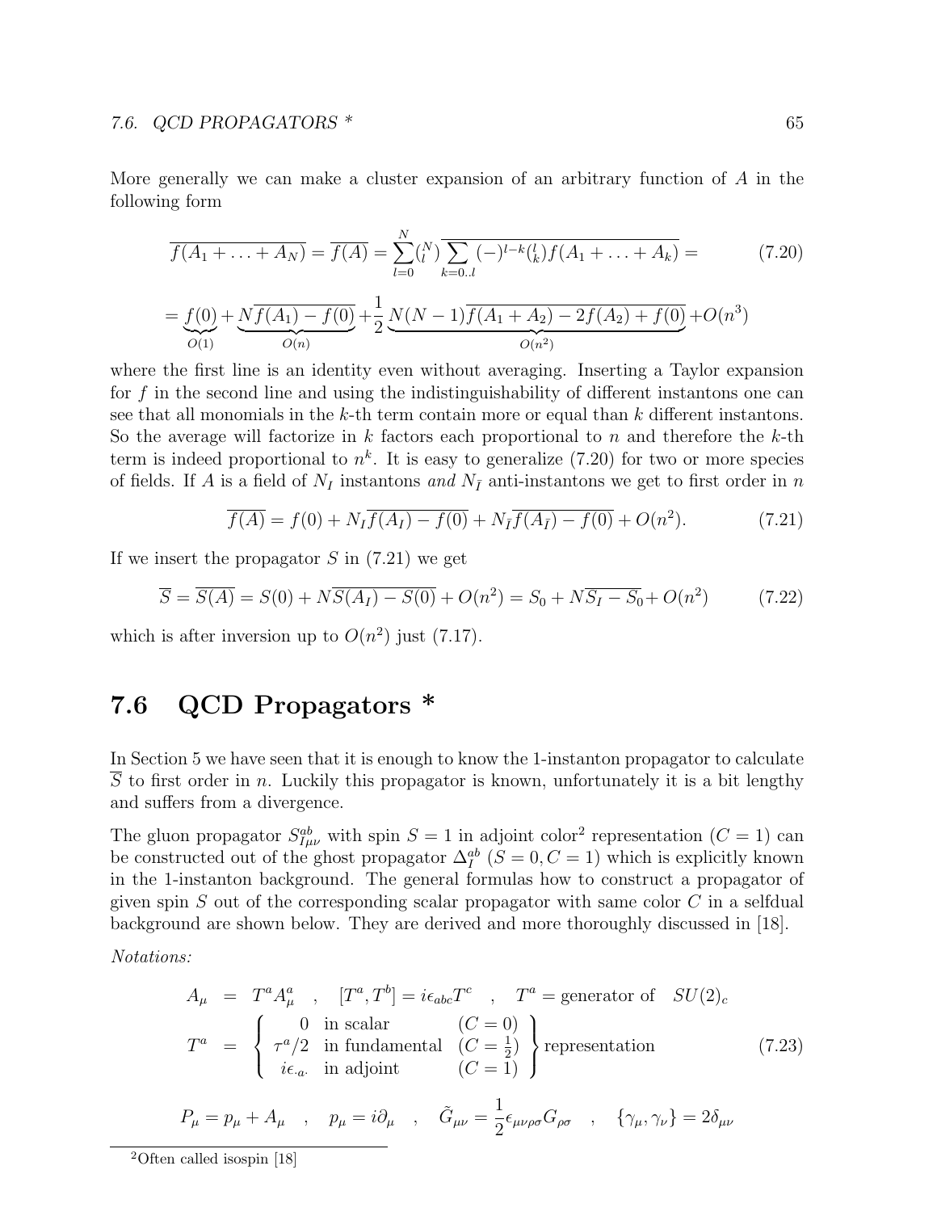More generally we can make a cluster expansion of an arbitrary function of $A$ in the following form

$$\overline{f(A_1+\ldots+A_N)} = \overline{f(A)} = \sum_{l=0}^{N} \binom{N}{l} \overline{\sum_{k=0..l} (-)^{l-k} \binom{l}{k} f(A_1+\ldots+A_k)} = \tag{7.20}$$

$$= \underbrace{f(0)}_{O(1)} + \underbrace{N\overline{f(A_1)-f(0)}}_{O(n)} + \frac{1}{2}\underbrace{N(N-1)\overline{f(A_1+A_2)-2f(A_2)+f(0)}}_{O(n^2)} + O(n^3)$$

where the first line is an identity even without averaging. Inserting a Taylor expansion for $f$ in the second line and using the indistinguishability of different instantons one can see that all monomials in the $k$-th term contain more or equal than $k$ different instantons. So the average will factorize in $k$ factors each proportional to $n$ and therefore the $k$-th term is indeed proportional to $n^k$. It is easy to generalize (7.20) for two or more species of fields. If $A$ is a field of $N_I$ instantons *and* $N_{\bar{I}}$ anti-instantons we get to first order in $n$

$$\overline{f(A)} = f(0) + N_I \overline{f(A_I)-f(0)} + N_{\bar{I}} \overline{f(A_{\bar{I}})-f(0)} + O(n^2). \tag{7.21}$$

If we insert the propagator $S$ in (7.21) we get

$$\overline{S} = \overline{S(A)} = S(0) + N\overline{S(A_I)-S(0)} + O(n^2) = S_0 + N\overline{S_I - S_0} + O(n^2) \tag{7.22}$$

which is after inversion up to $O(n^2)$ just (7.17).

## 7.6 QCD Propagators *

In Section 5 we have seen that it is enough to know the 1-instanton propagator to calculate $\overline{S}$ to first order in $n$. Luckily this propagator is known, unfortunately it is a bit lengthy and suffers from a divergence.

The gluon propagator $S^{ab}_{I\mu\nu}$ with spin $S=1$ in adjoint color[2] representation ($C=1$) can be constructed out of the ghost propagator $\Delta^{ab}_I$ ($S=0, C=1$) which is explicitly known in the 1-instanton background. The general formulas how to construct a propagator of given spin $S$ out of the corresponding scalar propagator with same color $C$ in a selfdual background are shown below. They are derived and more thoroughly discussed in [18].

*Notations:*

$$A_\mu = T^a A^a_\mu \quad , \quad [T^a, T^b] = i\epsilon_{abc}T^c \quad , \quad T^a = \text{generator of} \quad SU(2)_c$$

$$T^a = \left\{ \begin{array}{lll} 0 & \text{in scalar} & (C=0) \\ \tau^a/2 & \text{in fundamental} & (C=\frac{1}{2}) \\ i\epsilon_{\cdot a \cdot} & \text{in adjoint} & (C=1) \end{array} \right\} \text{representation} \tag{7.23}$$

$$P_\mu = p_\mu + A_\mu \quad , \quad p_\mu = i\partial_\mu \quad , \quad \tilde{G}_{\mu\nu} = \frac{1}{2}\epsilon_{\mu\nu\rho\sigma}G_{\rho\sigma} \quad , \quad \{\gamma_\mu, \gamma_\nu\} = 2\delta_{\mu\nu}$$

[2] Often called isospin [18]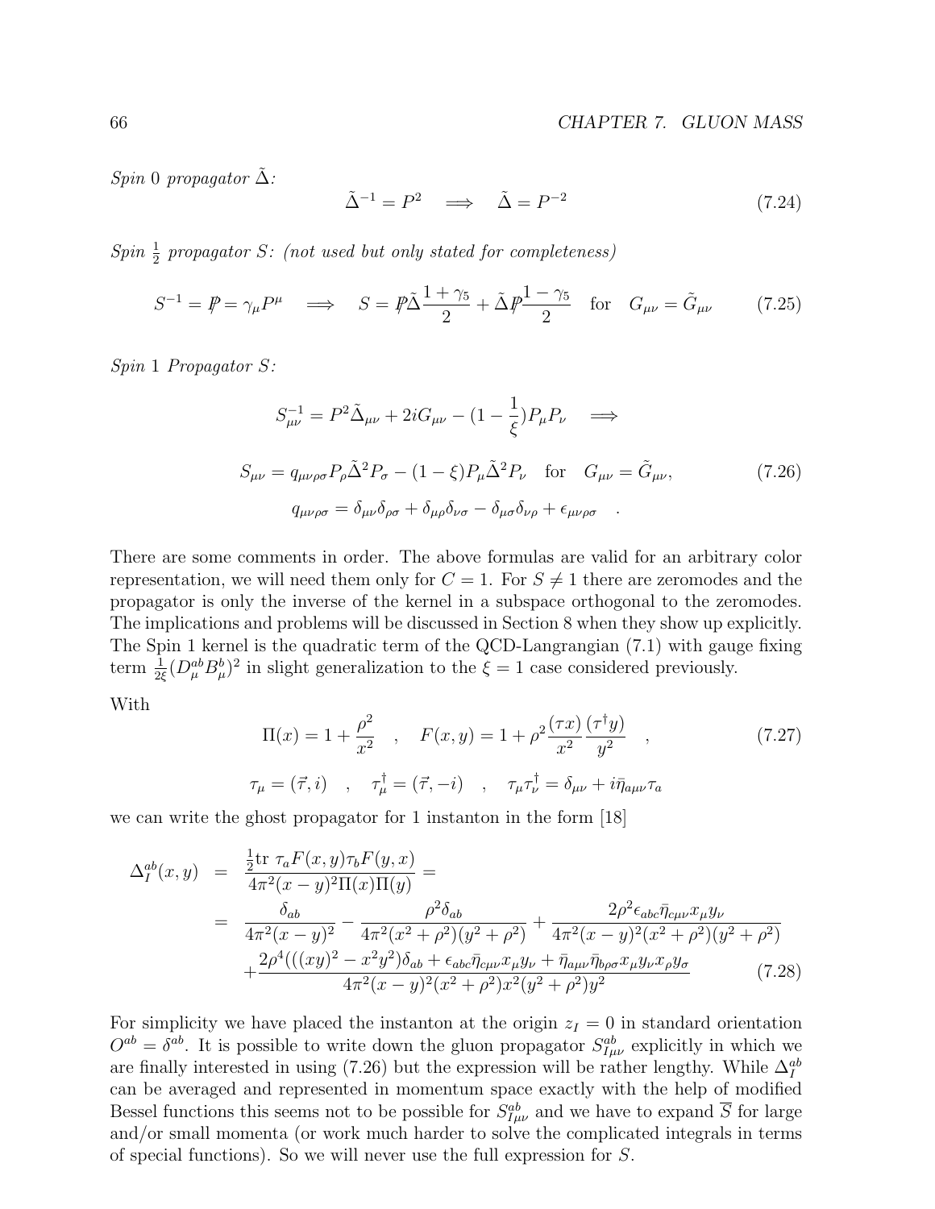*Spin* 0 *propagator* $\tilde{\Delta}$*:*

$$\tilde{\Delta}^{-1} = P^2 \quad \Longrightarrow \quad \tilde{\Delta} = P^{-2} \tag{7.24}$$

*Spin* $\frac{1}{2}$ *propagator* $S$*: (not used but only stated for completeness)*

$$S^{-1} = \not{P} = \gamma_\mu P^\mu \quad \Longrightarrow \quad S = \not{P}\tilde{\Delta}\frac{1+\gamma_5}{2} + \tilde{\Delta}\not{P}\frac{1-\gamma_5}{2} \quad \text{for} \quad G_{\mu\nu} = \tilde{G}_{\mu\nu} \tag{7.25}$$

*Spin* 1 *Propagator* $S$*:*

$$S^{-1}_{\mu\nu} = P^2\tilde{\Delta}_{\mu\nu} + 2iG_{\mu\nu} - (1-\frac{1}{\xi})P_\mu P_\nu \quad \Longrightarrow$$

$$S_{\mu\nu} = q_{\mu\nu\rho\sigma}P_\rho\tilde{\Delta}^2 P_\sigma - (1-\xi)P_\mu\tilde{\Delta}^2 P_\nu \quad \text{for} \quad G_{\mu\nu} = \tilde{G}_{\mu\nu}, \tag{7.26}$$

$$q_{\mu\nu\rho\sigma} = \delta_{\mu\nu}\delta_{\rho\sigma} + \delta_{\mu\rho}\delta_{\nu\sigma} - \delta_{\mu\sigma}\delta_{\nu\rho} + \epsilon_{\mu\nu\rho\sigma} \quad .$$

There are some comments in order. The above formulas are valid for an arbitrary color representation, we will need them only for $C = 1$. For $S \neq 1$ there are zeromodes and the propagator is only the inverse of the kernel in a subspace orthogonal to the zeromodes. The implications and problems will be discussed in Section 8 when they show up explicitly. The Spin 1 kernel is the quadratic term of the QCD-Langrangian (7.1) with gauge fixing term $\frac{1}{2\xi}(D^{ab}_\mu B^b_\mu)^2$ in slight generalization to the $\xi = 1$ case considered previously.

With

$$\Pi(x) = 1 + \frac{\rho^2}{x^2} \quad , \quad F(x,y) = 1 + \rho^2\frac{(\tau x)}{x^2}\frac{(\tau^\dagger y)}{y^2} \quad , \tag{7.27}$$

$$\tau_\mu = (\vec{\tau}, i) \quad , \quad \tau^\dagger_\mu = (\vec{\tau}, -i) \quad , \quad \tau_\mu\tau^\dagger_\nu = \delta_{\mu\nu} + i\bar{\eta}_{a\mu\nu}\tau_a$$

we can write the ghost propagator for 1 instanton in the form [18]

$$\begin{aligned}
\Delta^{ab}_I(x,y) &= \frac{\frac{1}{2}\text{tr } \tau_a F(x,y)\tau_b F(y,x)}{4\pi^2(x-y)^2\Pi(x)\Pi(y)} = \\
&= \frac{\delta_{ab}}{4\pi^2(x-y)^2} - \frac{\rho^2\delta_{ab}}{4\pi^2(x^2+\rho^2)(y^2+\rho^2)} + \frac{2\rho^2\epsilon_{abc}\bar{\eta}_{c\mu\nu}x_\mu y_\nu}{4\pi^2(x-y)^2(x^2+\rho^2)(y^2+\rho^2)} \\
&\quad + \frac{2\rho^4(((xy)^2 - x^2y^2)\delta_{ab} + \epsilon_{abc}\bar{\eta}_{c\mu\nu}x_\mu y_\nu + \bar{\eta}_{a\mu\nu}\bar{\eta}_{b\rho\sigma}x_\mu y_\nu x_\rho y_\sigma}{4\pi^2(x-y)^2(x^2+\rho^2)x^2(y^2+\rho^2)y^2}
\end{aligned} \tag{7.28}$$

For simplicity we have placed the instanton at the origin $z_I = 0$ in standard orientation $O^{ab} = \delta^{ab}$. It is possible to write down the gluon propagator $S^{ab}_{I\mu\nu}$ explicitly in which we are finally interested in using (7.26) but the expression will be rather lengthy. While $\Delta^{ab}_I$ can be averaged and represented in momentum space exactly with the help of modified Bessel functions this seems not to be possible for $S^{ab}_{I\mu\nu}$ and we have to expand $\overline{S}$ for large and/or small momenta (or work much harder to solve the complicated integrals in terms of special functions). So we will never use the full expression for $S$.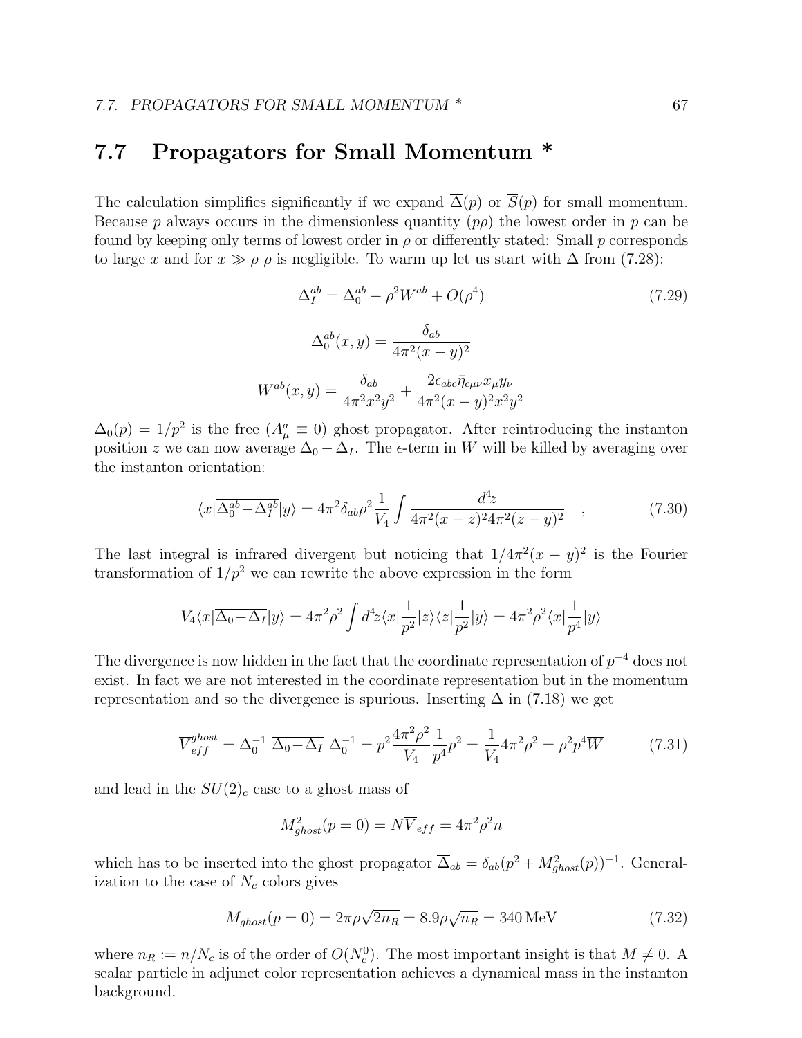## 7.7 Propagators for Small Momentum *

The calculation simplifies significantly if we expand $\overline{\Delta}(p)$ or $\overline{S}(p)$ for small momentum. Because $p$ always occurs in the dimensionless quantity $(p\rho)$ the lowest order in $p$ can be found by keeping only terms of lowest order in $\rho$ or differently stated: Small $p$ corresponds to large $x$ and for $x \gg \rho$ $\rho$ is negligible. To warm up let us start with $\Delta$ from (7.28):

$$\Delta_I^{ab} = \Delta_0^{ab} - \rho^2 W^{ab} + O(\rho^4) \tag{7.29}$$

$$\Delta_0^{ab}(x,y) = \frac{\delta_{ab}}{4\pi^2(x-y)^2}$$

$$W^{ab}(x,y) = \frac{\delta_{ab}}{4\pi^2 x^2 y^2} + \frac{2\epsilon_{abc}\bar{\eta}_{c\mu\nu}x_\mu y_\nu}{4\pi^2(x-y)^2 x^2 y^2}$$

$\Delta_0(p) = 1/p^2$ is the free ($A_\mu^a \equiv 0$) ghost propagator. After reintroducing the instanton position $z$ we can now average $\Delta_0 - \Delta_I$. The $\epsilon$-term in $W$ will be killed by averaging over the instanton orientation:

$$\langle x|\overline{\Delta_0^{ab} - \Delta_I^{ab}}|y\rangle = 4\pi^2\delta_{ab}\rho^2\frac{1}{V_4}\int\frac{d^4z}{4\pi^2(x-z)^2 4\pi^2(z-y)^2} \quad , \tag{7.30}$$

The last integral is infrared divergent but noticing that $1/4\pi^2(x-y)^2$ is the Fourier transformation of $1/p^2$ we can rewrite the above expression in the form

$$V_4\langle x|\overline{\Delta_0 - \Delta_I}|y\rangle = 4\pi^2\rho^2\int d^4z\langle x|\frac{1}{p^2}|z\rangle\langle z|\frac{1}{p^2}|y\rangle = 4\pi^2\rho^2\langle x|\frac{1}{p^4}|y\rangle$$

The divergence is now hidden in the fact that the coordinate representation of $p^{-4}$ does not exist. In fact we are not interested in the coordinate representation but in the momentum representation and so the divergence is spurious. Inserting $\Delta$ in (7.18) we get

$$\overline{V}_{eff}^{ghost} = \Delta_0^{-1}\ \overline{\Delta_0 - \Delta_I}\ \Delta_0^{-1} = p^2\frac{4\pi^2\rho^2}{V_4}\frac{1}{p^4}p^2 = \frac{1}{V_4}4\pi^2\rho^2 = \rho^2 p^4\overline{W} \tag{7.31}$$

and lead in the $SU(2)_c$ case to a ghost mass of

$$M_{ghost}^2(p=0) = N\overline{V}_{eff} = 4\pi^2\rho^2 n$$

which has to be inserted into the ghost propagator $\overline{\Delta}_{ab} = \delta_{ab}(p^2 + M_{ghost}^2(p))^{-1}$. Generalization to the case of $N_c$ colors gives

$$M_{ghost}(p=0) = 2\pi\rho\sqrt{2n_R} = 8.9\rho\sqrt{n_R} = 340\,\text{MeV} \tag{7.32}$$

where $n_R := n/N_c$ is of the order of $O(N_c^0)$. The most important insight is that $M \neq 0$. A scalar particle in adjunct color representation achieves a dynamical mass in the instanton background.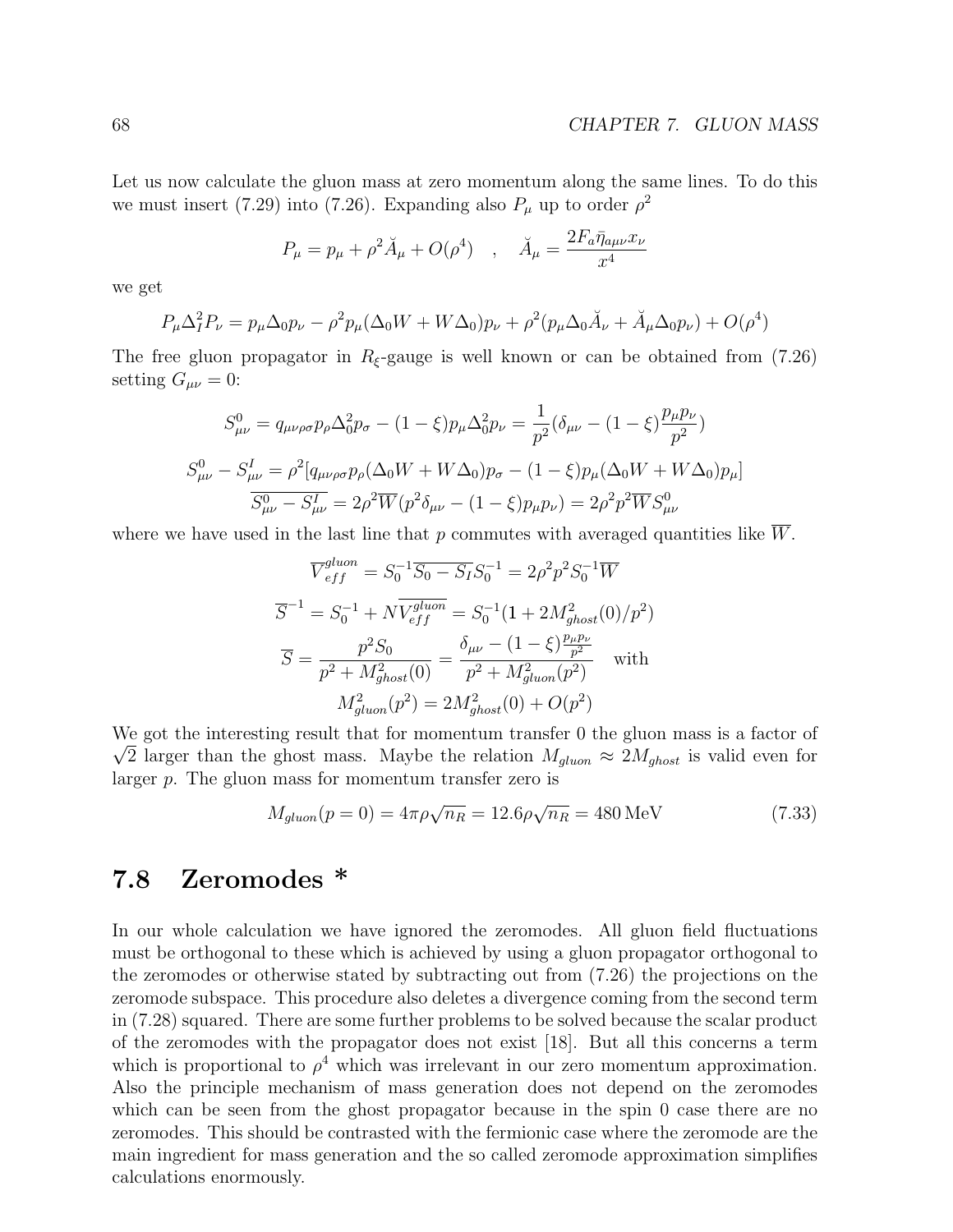Let us now calculate the gluon mass at zero momentum along the same lines. To do this we must insert (7.29) into (7.26). Expanding also $P_\mu$ up to order $\rho^2$

$$P_\mu = p_\mu + \rho^2 \breve{A}_\mu + O(\rho^4) \quad , \quad \breve{A}_\mu = \frac{2F_a \bar{\eta}_{a\mu\nu} x_\nu}{x^4}$$

we get

$$P_\mu \Delta_I^2 P_\nu = p_\mu \Delta_0 p_\nu - \rho^2 p_\mu (\Delta_0 W + W \Delta_0) p_\nu + \rho^2 (p_\mu \Delta_0 \breve{A}_\nu + \breve{A}_\mu \Delta_0 p_\nu) + O(\rho^4)$$

The free gluon propagator in $R_\xi$-gauge is well known or can be obtained from (7.26) setting $G_{\mu\nu} = 0$:

$$S^0_{\mu\nu} = q_{\mu\nu\rho\sigma} p_\rho \Delta_0^2 p_\sigma - (1-\xi) p_\mu \Delta_0^2 p_\nu = \frac{1}{p^2}(\delta_{\mu\nu} - (1-\xi)\frac{p_\mu p_\nu}{p^2})$$

$$S^0_{\mu\nu} - S^I_{\mu\nu} = \rho^2 [q_{\mu\nu\rho\sigma} p_\rho (\Delta_0 W + W\Delta_0) p_\sigma - (1-\xi) p_\mu (\Delta_0 W + W \Delta_0) p_\mu]$$

$$\overline{S^0_{\mu\nu} - S^I_{\mu\nu}} = 2\rho^2 \overline{W} (p^2 \delta_{\mu\nu} - (1-\xi) p_\mu p_\nu) = 2\rho^2 p^2 \overline{W} S^0_{\mu\nu}$$

where we have used in the last line that $p$ commutes with averaged quantities like $\overline{W}$.

$$\overline{V}^{gluon}_{eff} = S_0^{-1} \overline{S_0 - S_I} S_0^{-1} = 2\rho^2 p^2 S_0^{-1} \overline{W}$$

$$\overline{S}^{-1} = S_0^{-1} + N \overline{V^{gluon}_{eff}} = S_0^{-1}(1 + 2M^2_{ghost}(0)/p^2)$$

$$\overline{S} = \frac{p^2 S_0}{p^2 + M^2_{ghost}(0)} = \frac{\delta_{\mu\nu} - (1-\xi)\frac{p_\mu p_\nu}{p^2}}{p^2 + M^2_{gluon}(p^2)} \quad \text{with}$$

$$M^2_{gluon}(p^2) = 2M^2_{ghost}(0) + O(p^2)$$

We got the interesting result that for momentum transfer 0 the gluon mass is a factor of $\sqrt{2}$ larger than the ghost mass. Maybe the relation $M_{gluon} \approx 2M_{ghost}$ is valid even for larger $p$. The gluon mass for momentum transfer zero is

$$M_{gluon}(p=0) = 4\pi\rho\sqrt{n_R} = 12.6\rho\sqrt{n_R} = 480\,\text{MeV} \tag{7.33}$$

## 7.8 Zeromodes *

In our whole calculation we have ignored the zeromodes. All gluon field fluctuations must be orthogonal to these which is achieved by using a gluon propagator orthogonal to the zeromodes or otherwise stated by subtracting out from (7.26) the projections on the zeromode subspace. This procedure also deletes a divergence coming from the second term in (7.28) squared. There are some further problems to be solved because the scalar product of the zeromodes with the propagator does not exist [18]. But all this concerns a term which is proportional to $\rho^4$ which was irrelevant in our zero momentum approximation. Also the principle mechanism of mass generation does not depend on the zeromodes which can be seen from the ghost propagator because in the spin 0 case there are no zeromodes. This should be contrasted with the fermionic case where the zeromode are the main ingredient for mass generation and the so called zeromode approximation simplifies calculations enormously.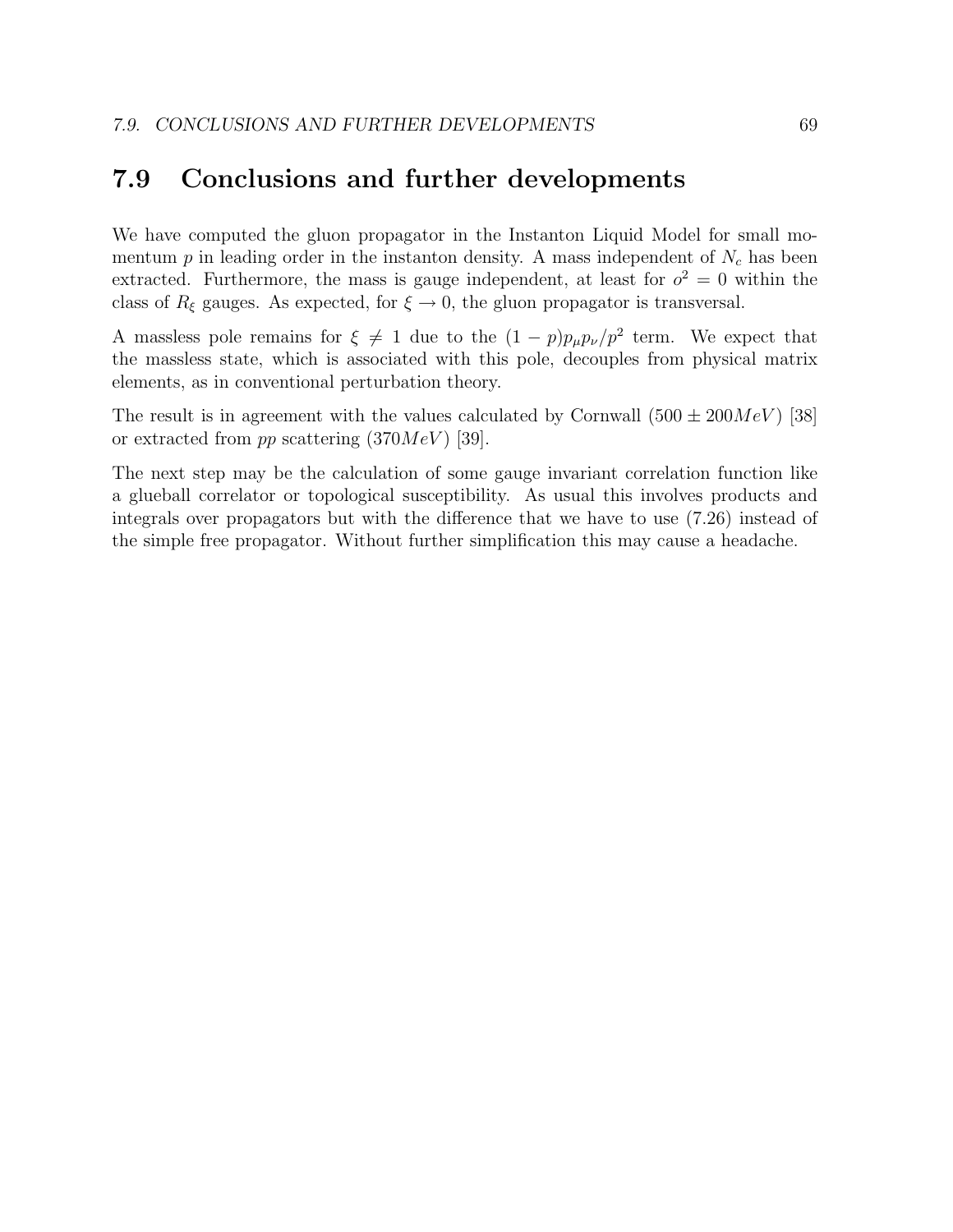## 7.9 Conclusions and further developments

We have computed the gluon propagator in the Instanton Liquid Model for small momentum $p$ in leading order in the instanton density. A mass independent of $N_c$ has been extracted. Furthermore, the mass is gauge independent, at least for $o^2 = 0$ within the class of $R_\xi$ gauges. As expected, for $\xi \to 0$, the gluon propagator is transversal.

A massless pole remains for $\xi \neq 1$ due to the $(1-p)p_\mu p_\nu/p^2$ term. We expect that the massless state, which is associated with this pole, decouples from physical matrix elements, as in conventional perturbation theory.

The result is in agreement with the values calculated by Cornwall ($500 \pm 200 MeV$) [38] or extracted from $pp$ scattering ($370 MeV$) [39].

The next step may be the calculation of some gauge invariant correlation function like a glueball correlator or topological susceptibility. As usual this involves products and integrals over propagators but with the difference that we have to use (7.26) instead of the simple free propagator. Without further simplification this may cause a headache.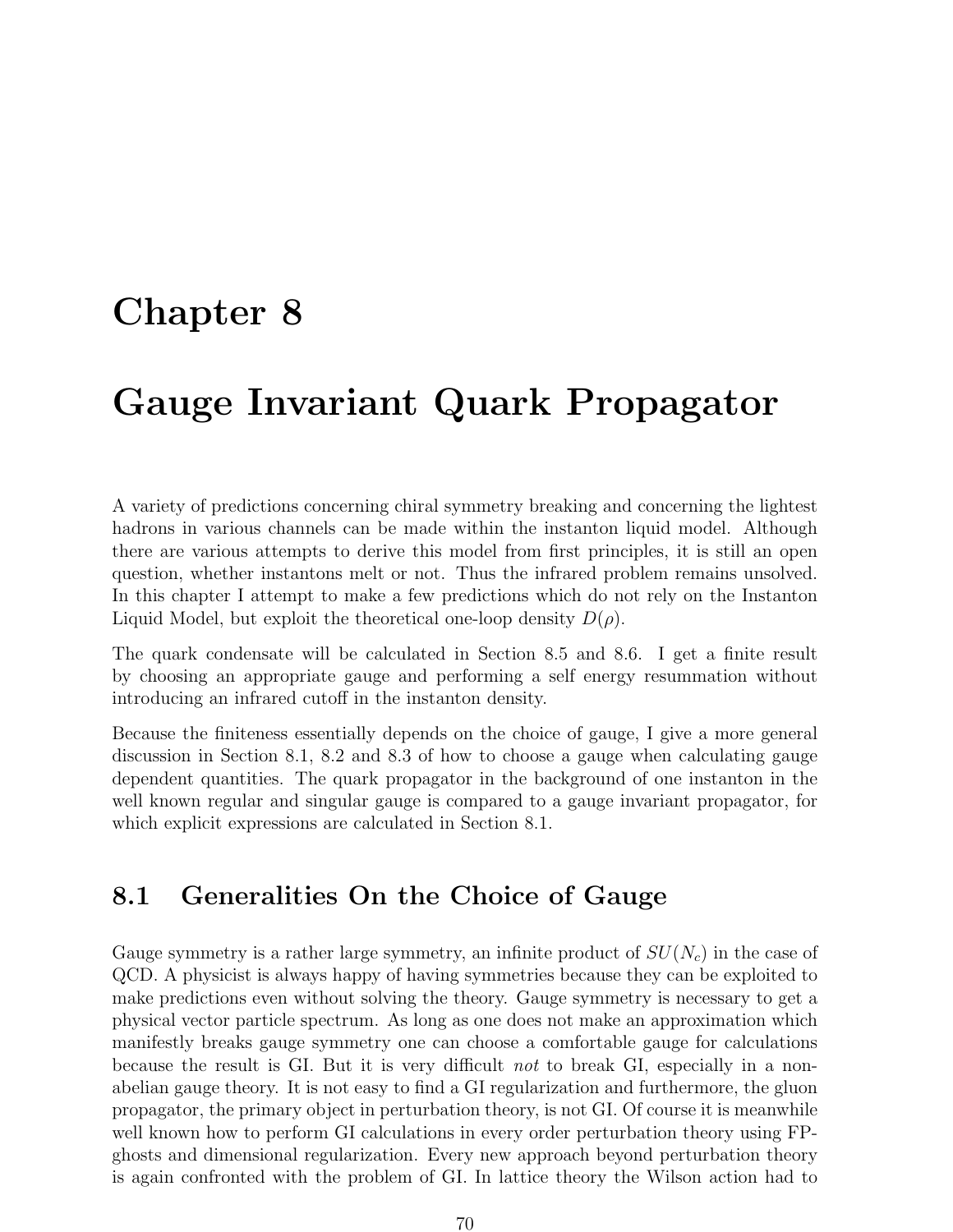# Chapter 8

# Gauge Invariant Quark Propagator

A variety of predictions concerning chiral symmetry breaking and concerning the lightest hadrons in various channels can be made within the instanton liquid model. Although there are various attempts to derive this model from first principles, it is still an open question, whether instantons melt or not. Thus the infrared problem remains unsolved. In this chapter I attempt to make a few predictions which do not rely on the Instanton Liquid Model, but exploit the theoretical one-loop density $D(\rho)$.

The quark condensate will be calculated in Section 8.5 and 8.6. I get a finite result by choosing an appropriate gauge and performing a self energy resummation without introducing an infrared cutoff in the instanton density.

Because the finiteness essentially depends on the choice of gauge, I give a more general discussion in Section 8.1, 8.2 and 8.3 of how to choose a gauge when calculating gauge dependent quantities. The quark propagator in the background of one instanton in the well known regular and singular gauge is compared to a gauge invariant propagator, for which explicit expressions are calculated in Section 8.1.

## 8.1 Generalities On the Choice of Gauge

Gauge symmetry is a rather large symmetry, an infinite product of $SU(N_c)$ in the case of QCD. A physicist is always happy of having symmetries because they can be exploited to make predictions even without solving the theory. Gauge symmetry is necessary to get a physical vector particle spectrum. As long as one does not make an approximation which manifestly breaks gauge symmetry one can choose a comfortable gauge for calculations because the result is GI. But it is very difficult *not* to break GI, especially in a non-abelian gauge theory. It is not easy to find a GI regularization and furthermore, the gluon propagator, the primary object in perturbation theory, is not GI. Of course it is meanwhile well known how to perform GI calculations in every order perturbation theory using FP-ghosts and dimensional regularization. Every new approach beyond perturbation theory is again confronted with the problem of GI. In lattice theory the Wilson action had to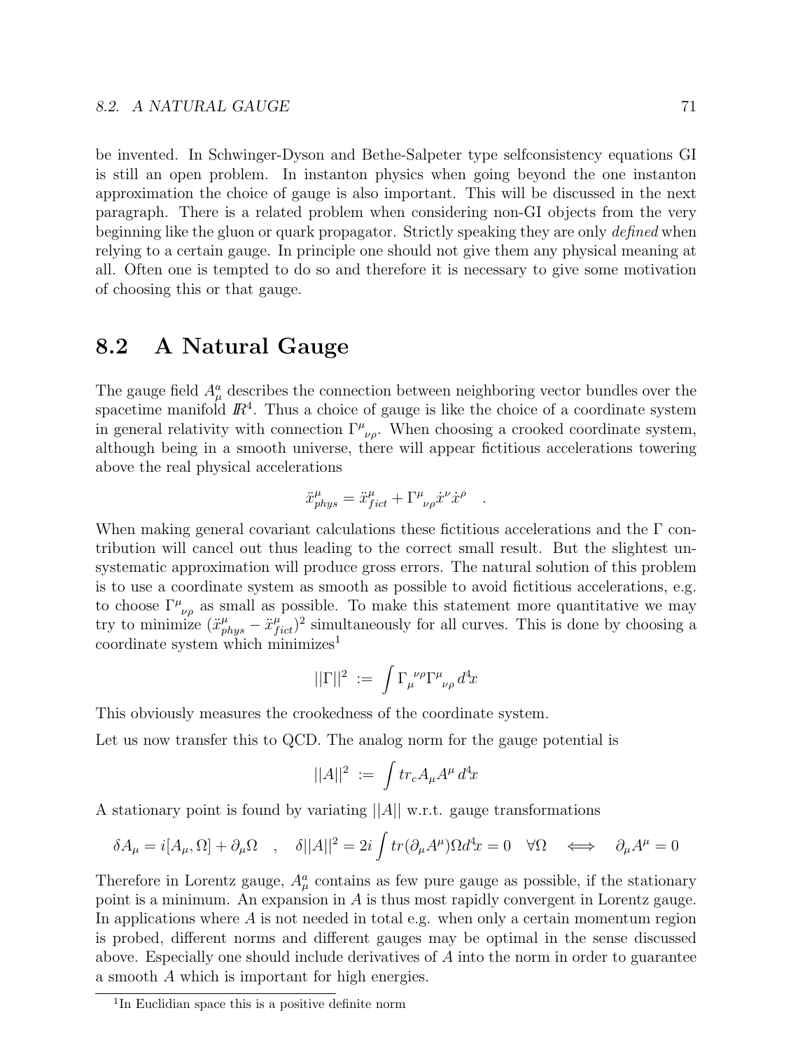be invented. In Schwinger-Dyson and Bethe-Salpeter type selfconsistency equations GI is still an open problem. In instanton physics when going beyond the one instanton approximation the choice of gauge is also important. This will be discussed in the next paragraph. There is a related problem when considering non-GI objects from the very beginning like the gluon or quark propagator. Strictly speaking they are only *defined* when relying to a certain gauge. In principle one should not give them any physical meaning at all. Often one is tempted to do so and therefore it is necessary to give some motivation of choosing this or that gauge.

## 8.2 A Natural Gauge

The gauge field $A_\mu^a$ describes the connection between neighboring vector bundles over the spacetime manifold $I\!R^4$. Thus a choice of gauge is like the choice of a coordinate system in general relativity with connection $\Gamma^\mu{}_{\nu\rho}$. When choosing a crooked coordinate system, although being in a smooth universe, there will appear fictitious accelerations towering above the real physical accelerations

$$\ddot{x}^\mu_{phys} = \ddot{x}^\mu_{fict} + \Gamma^\mu{}_{\nu\rho}\dot{x}^\nu\dot{x}^\rho \quad .$$

When making general covariant calculations these fictitious accelerations and the $\Gamma$ contribution will cancel out thus leading to the correct small result. But the slightest unsystematic approximation will produce gross errors. The natural solution of this problem is to use a coordinate system as smooth as possible to avoid fictitious accelerations, e.g. to choose $\Gamma^\mu{}_{\nu\rho}$ as small as possible. To make this statement more quantitative we may try to minimize $(\ddot{x}^\mu_{phys} - \ddot{x}^\mu_{fict})^2$ simultaneously for all curves. This is done by choosing a coordinate system which minimizes[1]

$$||\Gamma||^2 \ := \ \int \Gamma_\mu{}^{\nu\rho}\Gamma^\mu{}_{\nu\rho}\, d^4\!x$$

This obviously measures the crookedness of the coordinate system.

Let us now transfer this to QCD. The analog norm for the gauge potential is

$$||A||^2 \ := \ \int tr_c A_\mu A^\mu \, d^4\!x$$

A stationary point is found by variating $||A||$ w.r.t. gauge transformations

$$\delta A_\mu = i[A_\mu,\Omega] + \partial_\mu\Omega \quad , \quad \delta||A||^2 = 2i\int tr(\partial_\mu A^\mu)\Omega d^4\!x = 0 \quad \forall\Omega \quad \Longleftrightarrow \quad \partial_\mu A^\mu = 0$$

Therefore in Lorentz gauge, $A_\mu^a$ contains as few pure gauge as possible, if the stationary point is a minimum. An expansion in $A$ is thus most rapidly convergent in Lorentz gauge. In applications where $A$ is not needed in total e.g. when only a certain momentum region is probed, different norms and different gauges may be optimal in the sense discussed above. Especially one should include derivatives of $A$ into the norm in order to guarantee a smooth $A$ which is important for high energies.

[1] In Euclidian space this is a positive definite norm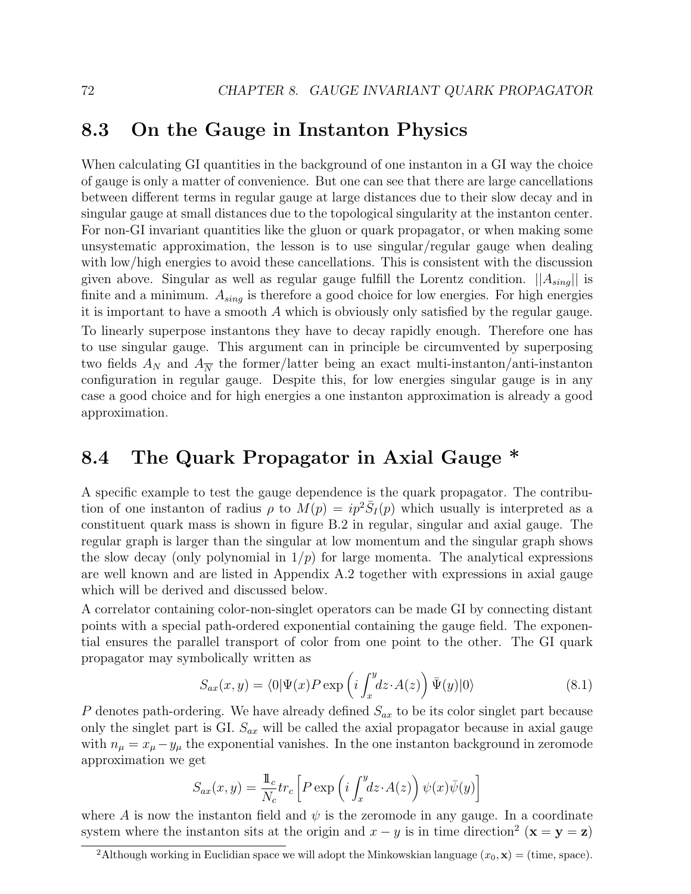## 8.3 On the Gauge in Instanton Physics

When calculating GI quantities in the background of one instanton in a GI way the choice of gauge is only a matter of convenience. But one can see that there are large cancellations between different terms in regular gauge at large distances due to their slow decay and in singular gauge at small distances due to the topological singularity at the instanton center. For non-GI invariant quantities like the gluon or quark propagator, or when making some unsystematic approximation, the lesson is to use singular/regular gauge when dealing with low/high energies to avoid these cancellations. This is consistent with the discussion given above. Singular as well as regular gauge fulfill the Lorentz condition. $||A_{sing}||$ is finite and a minimum. $A_{sing}$ is therefore a good choice for low energies. For high energies it is important to have a smooth $A$ which is obviously only satisfied by the regular gauge. To linearly superpose instantons they have to decay rapidly enough. Therefore one has to use singular gauge. This argument can in principle be circumvented by superposing two fields $A_N$ and $A_{\overline{N}}$ the former/latter being an exact multi-instanton/anti-instanton configuration in regular gauge. Despite this, for low energies singular gauge is in any case a good choice and for high energies a one instanton approximation is already a good approximation.

## 8.4 The Quark Propagator in Axial Gauge *

A specific example to test the gauge dependence is the quark propagator. The contribution of one instanton of radius $\rho$ to $M(p) = ip^2\bar{S}_I(p)$ which usually is interpreted as a constituent quark mass is shown in figure B.2 in regular, singular and axial gauge. The regular graph is larger than the singular at low momentum and the singular graph shows the slow decay (only polynomial in $1/p$) for large momenta. The analytical expressions are well known and are listed in Appendix A.2 together with expressions in axial gauge which will be derived and discussed below.

A correlator containing color-non-singlet operators can be made GI by connecting distant points with a special path-ordered exponential containing the gauge field. The exponential ensures the parallel transport of color from one point to the other. The GI quark propagator may symbolically written as

$$S_{ax}(x,y) = \langle 0|\Psi(x)P\exp\left(i\int_x^y dz\cdot A(z)\right)\bar{\Psi}(y)|0\rangle \tag{8.1}$$

$P$ denotes path-ordering. We have already defined $S_{ax}$ to be its color singlet part because only the singlet part is GI. $S_{ax}$ will be called the axial propagator because in axial gauge with $n_\mu = x_\mu - y_\mu$ the exponential vanishes. In the one instanton background in zeromode approximation we get

$$S_{ax}(x,y) = \frac{1\!\!1_c}{N_c} tr_c\left[P\exp\left(i\int_x^y dz\cdot A(z)\right)\psi(x)\bar{\psi}(y)\right]$$

where $A$ is now the instanton field and $\psi$ is the zeromode in any gauge. In a coordinate system where the instanton sits at the origin and $x-y$ is in time direction[2] ($\mathbf{x} = \mathbf{y} = \mathbf{z}$)

[2] Although working in Euclidian space we will adopt the Minkowskian language $(x_0, \mathbf{x})$ = (time, space).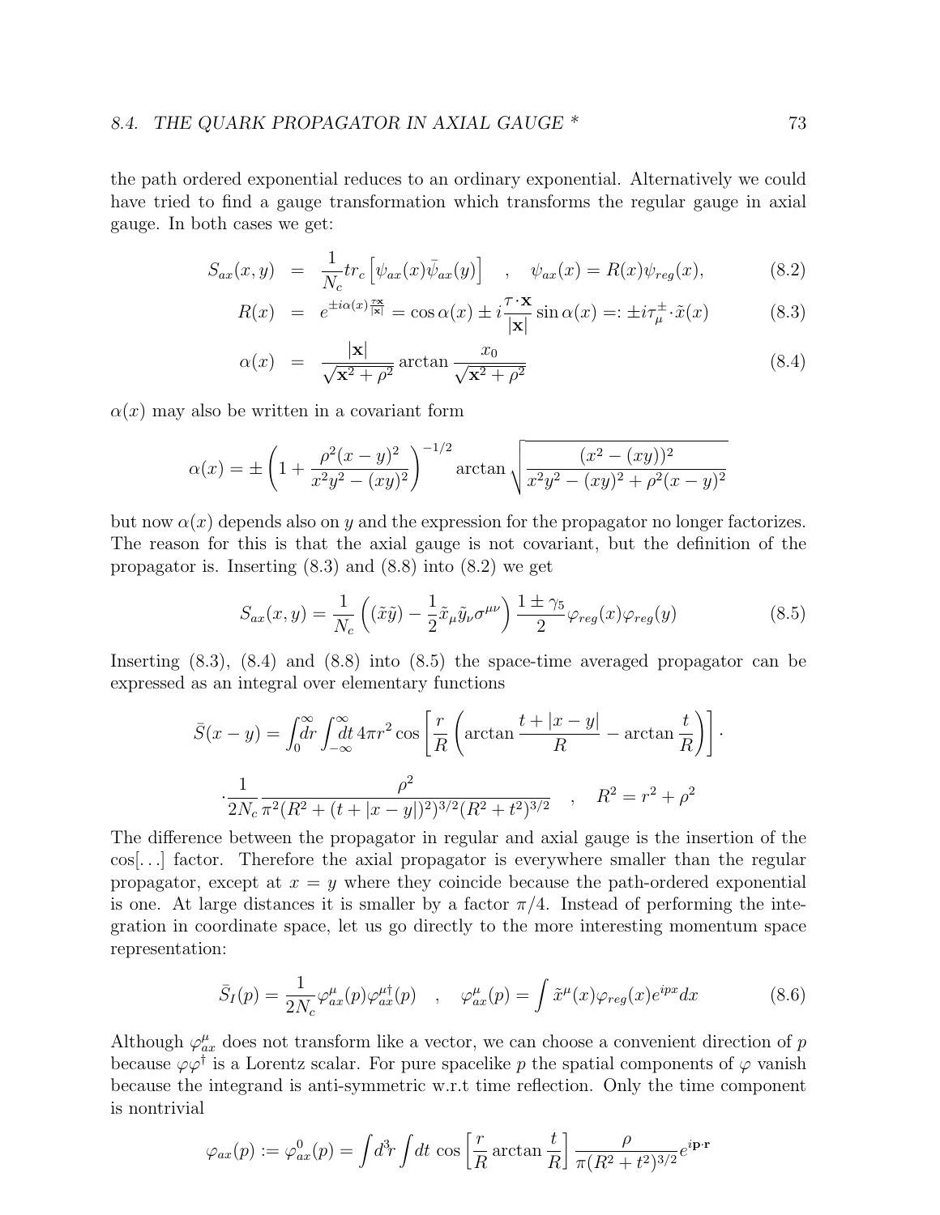the path ordered exponential reduces to an ordinary exponential. Alternatively we could have tried to find a gauge transformation which transforms the regular gauge in axial gauge. In both cases we get:

$$S_{ax}(x,y) = \frac{1}{N_c} tr_c \left[\psi_{ax}(x)\bar{\psi}_{ax}(y)\right] \quad , \quad \psi_{ax}(x) = R(x)\psi_{reg}(x), \tag{8.2}$$

$$R(x) = e^{\pm i\alpha(x)\frac{\tau\mathbf{x}}{|\mathbf{x}|}} = \cos\alpha(x) \pm i\frac{\tau\cdot\mathbf{x}}{|\mathbf{x}|}\sin\alpha(x) =: \pm i\tau_\mu^\pm \cdot \tilde{x}(x) \tag{8.3}$$

$$\alpha(x) = \frac{|\mathbf{x}|}{\sqrt{\mathbf{x}^2+\rho^2}} \arctan\frac{x_0}{\sqrt{\mathbf{x}^2+\rho^2}} \tag{8.4}$$

$\alpha(x)$ may also be written in a covariant form

$$\alpha(x) = \pm\left(1+\frac{\rho^2(x-y)^2}{x^2y^2-(xy)^2}\right)^{-1/2} \arctan\sqrt{\frac{(x^2-(xy))^2}{x^2y^2-(xy)^2+\rho^2(x-y)^2}}$$

but now $\alpha(x)$ depends also on $y$ and the expression for the propagator no longer factorizes. The reason for this is that the axial gauge is not covariant, but the definition of the propagator is. Inserting (8.3) and (8.8) into (8.2) we get

$$S_{ax}(x,y) = \frac{1}{N_c}\left((\tilde{x}\tilde{y}) - \frac{1}{2}\tilde{x}_\mu\tilde{y}_\nu\sigma^{\mu\nu}\right)\frac{1\pm\gamma_5}{2}\varphi_{reg}(x)\varphi_{reg}(y) \tag{8.5}$$

Inserting (8.3), (8.4) and (8.8) into (8.5) the space-time averaged propagator can be expressed as an integral over elementary functions

$$\bar{S}(x-y) = \int_0^\infty\!\!dr \int_{-\infty}^\infty\!\!dt\, 4\pi r^2 \cos\left[\frac{r}{R}\left(\arctan\frac{t+|x-y|}{R} - \arctan\frac{t}{R}\right)\right]\cdot$$

$$\cdot\frac{1}{2N_c}\frac{\rho^2}{\pi^2(R^2+(t+|x-y|)^2)^{3/2}(R^2+t^2)^{3/2}} \quad , \quad R^2 = r^2+\rho^2$$

The difference between the propagator in regular and axial gauge is the insertion of the $\cos[\ldots]$ factor. Therefore the axial propagator is everywhere smaller than the regular propagator, except at $x=y$ where they coincide because the path-ordered exponential is one. At large distances it is smaller by a factor $\pi/4$. Instead of performing the integration in coordinate space, let us go directly to the more interesting momentum space representation:

$$\bar{S}_I(p) = \frac{1}{2N_c}\varphi_{ax}^\mu(p)\varphi_{ax}^{\mu\dagger}(p) \quad , \quad \varphi_{ax}^\mu(p) = \int \tilde{x}^\mu(x)\varphi_{reg}(x)e^{ipx}dx \tag{8.6}$$

Although $\varphi_{ax}^\mu$ does not transform like a vector, we can choose a convenient direction of $p$ because $\varphi\varphi^\dagger$ is a Lorentz scalar. For pure spacelike $p$ the spatial components of $\varphi$ vanish because the integrand is anti-symmetric w.r.t time reflection. Only the time component is nontrivial

$$\varphi_{ax}(p) := \varphi_{ax}^0(p) = \int d^3r \int dt\, \cos\left[\frac{r}{R}\arctan\frac{t}{R}\right]\frac{\rho}{\pi(R^2+t^2)^{3/2}}e^{i\mathbf{p}\cdot\mathbf{r}}$$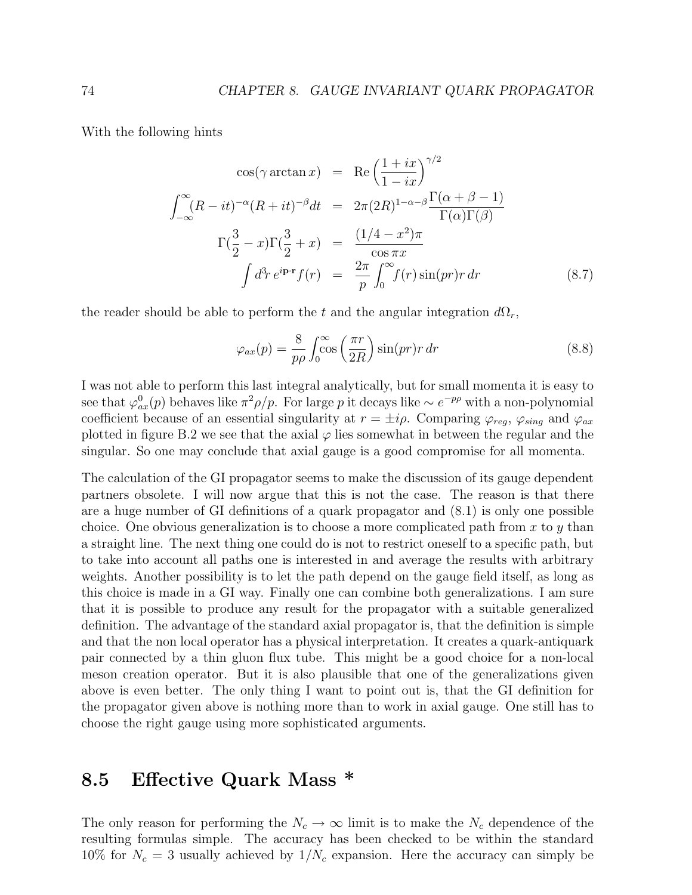With the following hints

$$
\begin{aligned}
\cos(\gamma \arctan x) &= \mathrm{Re}\left(\frac{1+ix}{1-ix}\right)^{\gamma/2} \\
\int_{-\infty}^{\infty}(R-it)^{-\alpha}(R+it)^{-\beta}dt &= 2\pi(2R)^{1-\alpha-\beta}\frac{\Gamma(\alpha+\beta-1)}{\Gamma(\alpha)\Gamma(\beta)} \\
\Gamma(\frac{3}{2}-x)\Gamma(\frac{3}{2}+x) &= \frac{(1/4-x^2)\pi}{\cos\pi x} \\
\int d^3r\, e^{i\mathbf{p}\cdot\mathbf{r}}f(r) &= \frac{2\pi}{p}\int_0^\infty f(r)\sin(pr)r\,dr
\end{aligned}
\tag{8.7}
$$

the reader should be able to perform the $t$ and the angular integration $d\Omega_r$,

$$
\varphi_{ax}(p) = \frac{8}{p\rho}\int_0^\infty \cos\left(\frac{\pi r}{2R}\right)\sin(pr)r\,dr \tag{8.8}
$$

I was not able to perform this last integral analytically, but for small momenta it is easy to see that $\varphi_{ax}^0(p)$ behaves like $\pi^2\rho/p$. For large $p$ it decays like $\sim e^{-p\rho}$ with a non-polynomial coefficient because of an essential singularity at $r = \pm i\rho$. Comparing $\varphi_{reg}$, $\varphi_{sing}$ and $\varphi_{ax}$ plotted in figure B.2 we see that the axial $\varphi$ lies somewhat in between the regular and the singular. So one may conclude that axial gauge is a good compromise for all momenta.

The calculation of the GI propagator seems to make the discussion of its gauge dependent partners obsolete. I will now argue that this is not the case. The reason is that there are a huge number of GI definitions of a quark propagator and (8.1) is only one possible choice. One obvious generalization is to choose a more complicated path from $x$ to $y$ than a straight line. The next thing one could do is not to restrict oneself to a specific path, but to take into account all paths one is interested in and average the results with arbitrary weights. Another possibility is to let the path depend on the gauge field itself, as long as this choice is made in a GI way. Finally one can combine both generalizations. I am sure that it is possible to produce any result for the propagator with a suitable generalized definition. The advantage of the standard axial propagator is, that the definition is simple and that the non local operator has a physical interpretation. It creates a quark-antiquark pair connected by a thin gluon flux tube. This might be a good choice for a non-local meson creation operator. But it is also plausible that one of the generalizations given above is even better. The only thing I want to point out is, that the GI definition for the propagator given above is nothing more than to work in axial gauge. One still has to choose the right gauge using more sophisticated arguments.

## 8.5 Effective Quark Mass *

The only reason for performing the $N_c \to \infty$ limit is to make the $N_c$ dependence of the resulting formulas simple. The accuracy has been checked to be within the standard 10% for $N_c = 3$ usually achieved by $1/N_c$ expansion. Here the accuracy can simply be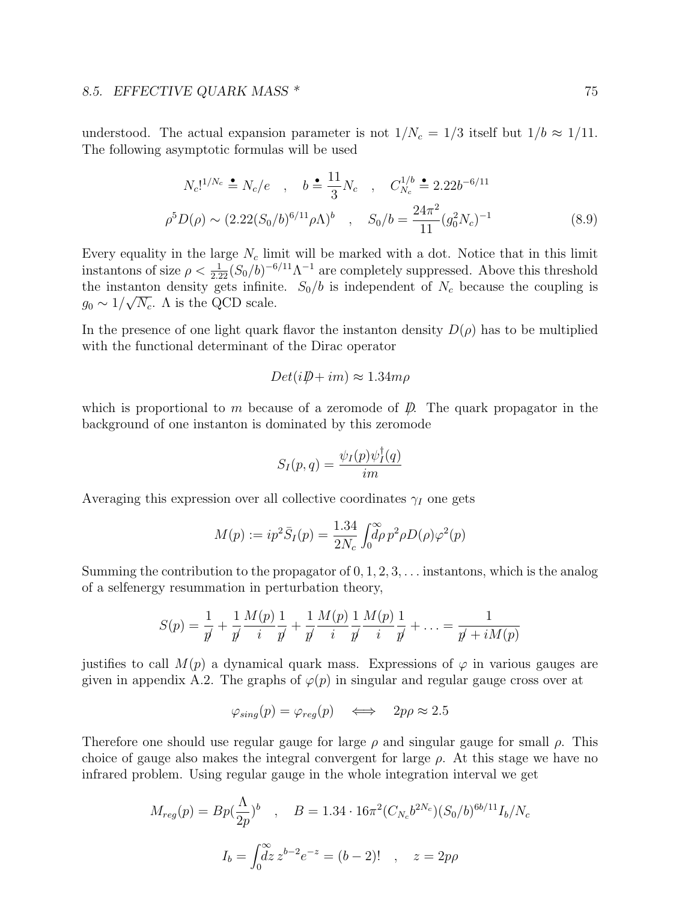understood. The actual expansion parameter is not $1/N_c = 1/3$ itself but $1/b \approx 1/11$. The following asymptotic formulas will be used

$$N_c!^{1/N_c} \doteq N_c/e \quad , \quad b \doteq \frac{11}{3}N_c \quad , \quad C_{N_c}^{1/b} \doteq 2.22 b^{-6/11}$$

$$\rho^5 D(\rho) \sim (2.22(S_0/b)^{6/11}\rho\Lambda)^b \quad , \quad S_0/b = \frac{24\pi^2}{11}(g_0^2 N_c)^{-1} \tag{8.9}$$

Every equality in the large $N_c$ limit will be marked with a dot. Notice that in this limit instantons of size $\rho < \frac{1}{2.22}(S_0/b)^{-6/11}\Lambda^{-1}$ are completely suppressed. Above this threshold the instanton density gets infinite. $S_0/b$ is independent of $N_c$ because the coupling is $g_0 \sim 1/\sqrt{N_c}$. $\Lambda$ is the QCD scale.

In the presence of one light quark flavor the instanton density $D(\rho)$ has to be multiplied with the functional determinant of the Dirac operator

$$Det(i\not{D} + im) \approx 1.34 m\rho$$

which is proportional to $m$ because of a zeromode of $\not{D}$. The quark propagator in the background of one instanton is dominated by this zeromode

$$S_I(p,q) = \frac{\psi_I(p)\psi_I^\dagger(q)}{im}$$

Averaging this expression over all collective coordinates $\gamma_I$ one gets

$$M(p) := ip^2\bar{S}_I(p) = \frac{1.34}{2N_c}\int_0^\infty d\rho \, p^2 \rho D(\rho)\varphi^2(p)$$

Summing the contribution to the propagator of $0,1,2,3,\ldots$ instantons, which is the analog of a selfenergy resummation in perturbation theory,

$$S(p) = \frac{1}{\not{p}} + \frac{1}{\not{p}}\frac{M(p)}{i}\frac{1}{\not{p}} + \frac{1}{\not{p}}\frac{M(p)}{i}\frac{1}{\not{p}}\frac{M(p)}{i}\frac{1}{\not{p}} + \ldots = \frac{1}{\not{p} + iM(p)}$$

justifies to call $M(p)$ a dynamical quark mass. Expressions of $\varphi$ in various gauges are given in appendix A.2. The graphs of $\varphi(p)$ in singular and regular gauge cross over at

$$\varphi_{sing}(p) = \varphi_{reg}(p) \quad \Longleftrightarrow \quad 2p\rho \approx 2.5$$

Therefore one should use regular gauge for large $\rho$ and singular gauge for small $\rho$. This choice of gauge also makes the integral convergent for large $\rho$. At this stage we have no infrared problem. Using regular gauge in the whole integration interval we get

$$M_{reg}(p) = Bp(\frac{\Lambda}{2p})^b \quad , \quad B = 1.34 \cdot 16\pi^2(C_{N_c} b^{2N_c})(S_0/b)^{6b/11} I_b/N_c$$

$$I_b = \int_0^\infty dz \, z^{b-2}e^{-z} = (b-2)! \quad , \quad z = 2p\rho$$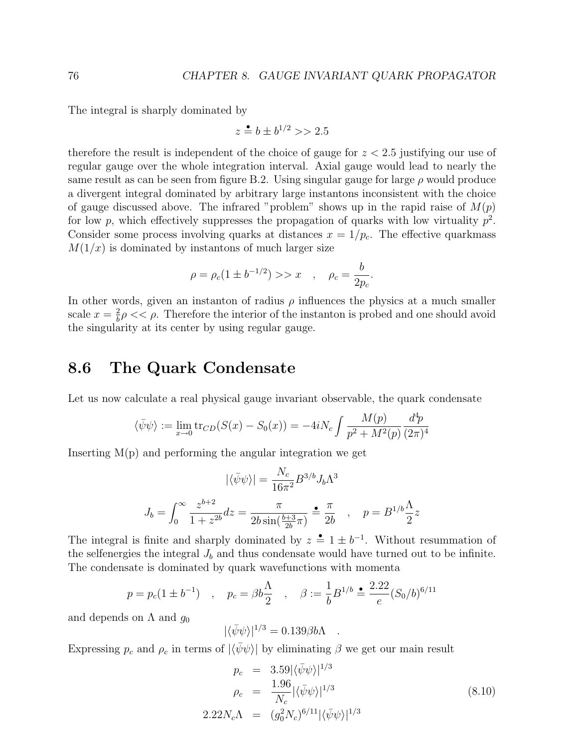The integral is sharply dominated by

$$z \doteq b \pm b^{1/2} >> 2.5$$

therefore the result is independent of the choice of gauge for $z < 2.5$ justifying our use of regular gauge over the whole integration interval. Axial gauge would lead to nearly the same result as can be seen from figure B.2. Using singular gauge for large $\rho$ would produce a divergent integral dominated by arbitrary large instantons inconsistent with the choice of gauge discussed above. The infrared "problem" shows up in the rapid raise of $M(p)$ for low $p$, which effectively suppresses the propagation of quarks with low virtuality $p^2$. Consider some process involving quarks at distances $x = 1/p_c$. The effective quarkmass $M(1/x)$ is dominated by instantons of much larger size

$$\rho = \rho_c(1 \pm b^{-1/2}) >> x \quad , \quad \rho_c = \frac{b}{2p_c}.$$

In other words, given an instanton of radius $\rho$ influences the physics at a much smaller scale $x = \frac{2}{b}\rho << \rho$. Therefore the interior of the instanton is probed and one should avoid the singularity at its center by using regular gauge.

## 8.6 The Quark Condensate

Let us now calculate a real physical gauge invariant observable, the quark condensate

$$\langle \bar{\psi}\psi \rangle := \lim_{x \to 0} \mathrm{tr}_{CD}(S(x) - S_0(x)) = -4iN_c \int \frac{M(p)}{p^2 + M^2(p)} \frac{d^4p}{(2\pi)^4}$$

Inserting M(p) and performing the angular integration we get

$$|\langle \bar{\psi}\psi \rangle| = \frac{N_c}{16\pi^2} B^{3/b} J_b \Lambda^3$$

$$J_b = \int_0^\infty \frac{z^{b+2}}{1 + z^{2b}} dz = \frac{\pi}{2b \sin(\frac{b+3}{2b}\pi)} \doteq \frac{\pi}{2b} \quad , \quad p = B^{1/b} \frac{\Lambda}{2} z$$

The integral is finite and sharply dominated by $z \doteq 1 \pm b^{-1}$. Without resummation of the selfenergies the integral $J_b$ and thus condensate would have turned out to be infinite. The condensate is dominated by quark wavefunctions with momenta

$$p = p_c(1 \pm b^{-1}) \quad , \quad p_c = \beta b \frac{\Lambda}{2} \quad , \quad \beta := \frac{1}{b} B^{1/b} \doteq \frac{2.22}{e} (S_0/b)^{6/11}$$

and depends on $\Lambda$ and $g_0$

$$|\langle \bar{\psi}\psi \rangle|^{1/3} = 0.139 \beta b \Lambda \quad .$$

Expressing $p_c$ and $\rho_c$ in terms of $|\langle \bar{\psi}\psi \rangle|$ by eliminating $\beta$ we get our main result

$$\begin{aligned} p_c &= 3.59 |\langle \bar{\psi}\psi \rangle|^{1/3} \\ \rho_c &= \frac{1.96}{N_c} |\langle \bar{\psi}\psi \rangle|^{1/3} \\ 2.22 N_c \Lambda &= (g_0^2 N_c)^{6/11} |\langle \bar{\psi}\psi \rangle|^{1/3} \end{aligned} \tag{8.10}$$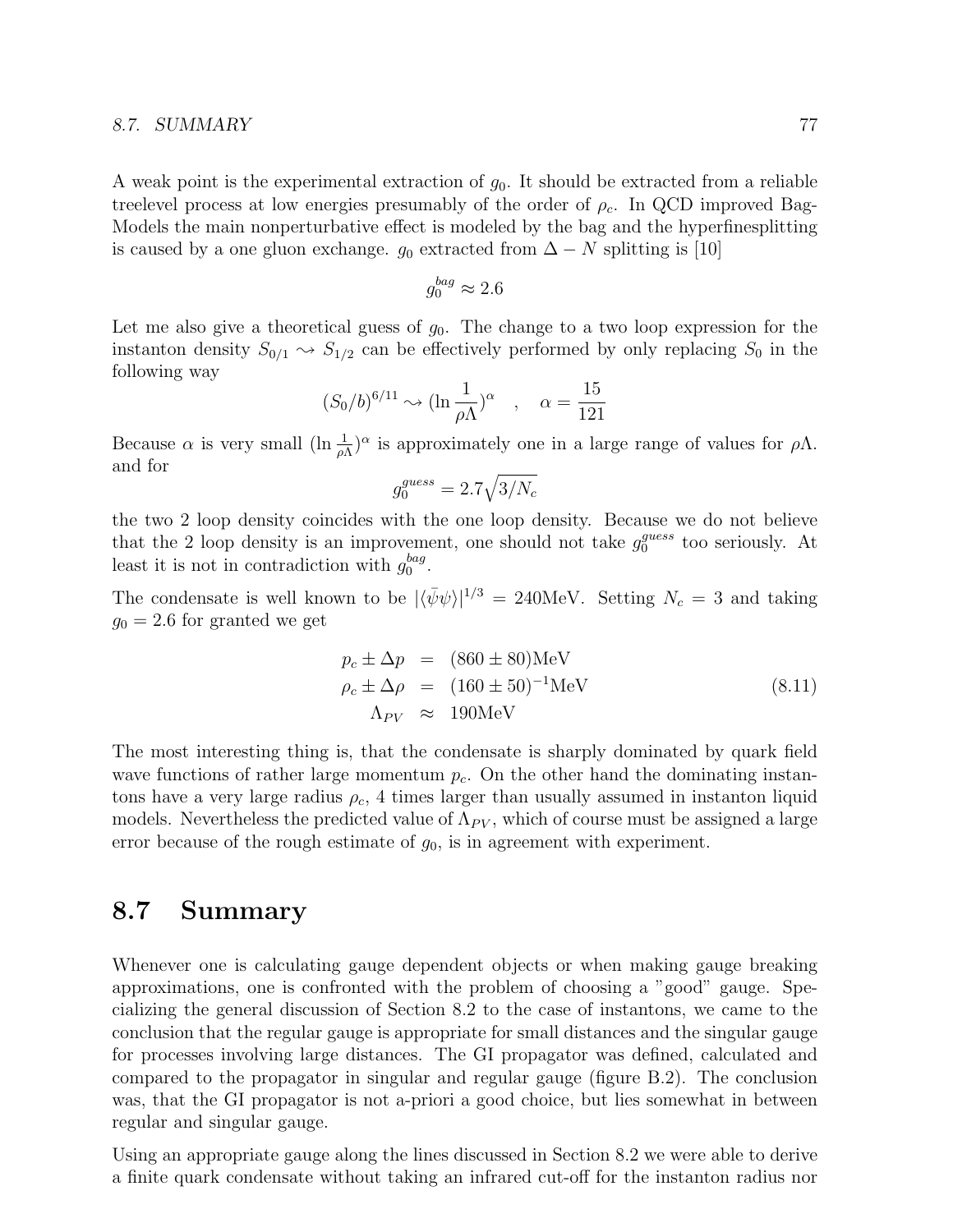A weak point is the experimental extraction of $g_0$. It should be extracted from a reliable treelevel process at low energies presumably of the order of $\rho_c$. In QCD improved Bag-Models the main nonperturbative effect is modeled by the bag and the hyperfinesplitting is caused by a one gluon exchange. $g_0$ extracted from $\Delta - N$ splitting is [10]

$$g_0^{bag} \approx 2.6$$

Let me also give a theoretical guess of $g_0$. The change to a two loop expression for the instanton density $S_{0/1} \rightsquigarrow S_{1/2}$ can be effectively performed by only replacing $S_0$ in the following way

$$(S_0/b)^{6/11} \rightsquigarrow (\ln \frac{1}{\rho\Lambda})^{\alpha} \quad , \quad \alpha = \frac{15}{121}$$

Because $\alpha$ is very small $(\ln \frac{1}{\rho\Lambda})^{\alpha}$ is approximately one in a large range of values for $\rho\Lambda$. and for

$$g_0^{guess} = 2.7\sqrt{3/N_c}$$

the two 2 loop density coincides with the one loop density. Because we do not believe that the 2 loop density is an improvement, one should not take $g_0^{guess}$ too seriously. At least it is not in contradiction with $g_0^{bag}$.

The condensate is well known to be $|\langle\bar{\psi}\psi\rangle|^{1/3} = 240\text{MeV}$. Setting $N_c = 3$ and taking $g_0 = 2.6$ for granted we get

$$\begin{aligned} p_c \pm \Delta p &= (860 \pm 80)\text{MeV} \\ \rho_c \pm \Delta\rho &= (160 \pm 50)^{-1}\text{MeV} \\ \Lambda_{PV} &\approx 190\text{MeV} \end{aligned} \tag{8.11}$$

The most interesting thing is, that the condensate is sharply dominated by quark field wave functions of rather large momentum $p_c$. On the other hand the dominating instantons have a very large radius $\rho_c$, 4 times larger than usually assumed in instanton liquid models. Nevertheless the predicted value of $\Lambda_{PV}$, which of course must be assigned a large error because of the rough estimate of $g_0$, is in agreement with experiment.

## 8.7 Summary

Whenever one is calculating gauge dependent objects or when making gauge breaking approximations, one is confronted with the problem of choosing a "good" gauge. Specializing the general discussion of Section 8.2 to the case of instantons, we came to the conclusion that the regular gauge is appropriate for small distances and the singular gauge for processes involving large distances. The GI propagator was defined, calculated and compared to the propagator in singular and regular gauge (figure B.2). The conclusion was, that the GI propagator is not a-priori a good choice, but lies somewhat in between regular and singular gauge.

Using an appropriate gauge along the lines discussed in Section 8.2 we were able to derive a finite quark condensate without taking an infrared cut-off for the instanton radius nor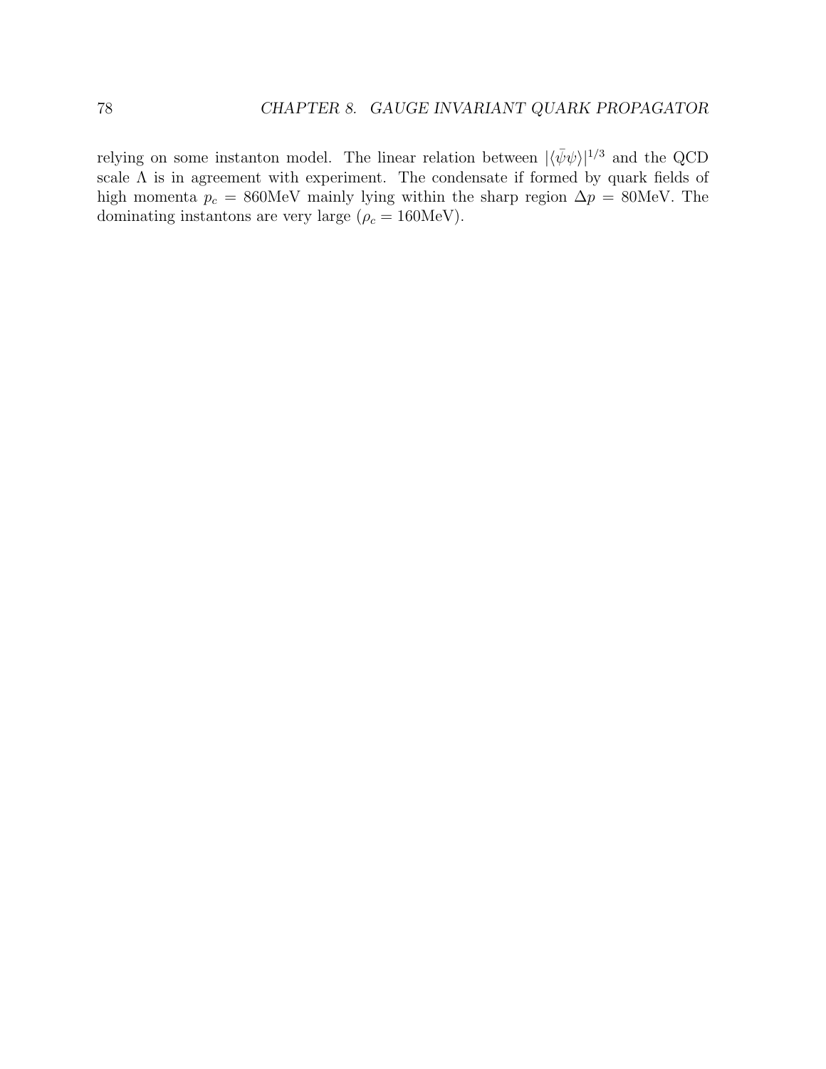relying on some instanton model. The linear relation between $|\langle\bar{\psi}\psi\rangle|^{1/3}$ and the QCD scale $\Lambda$ is in agreement with experiment. The condensate if formed by quark fields of high momenta $p_c = 860\text{MeV}$ mainly lying within the sharp region $\Delta p = 80\text{MeV}$. The dominating instantons are very large ($\rho_c = 160\text{MeV}$).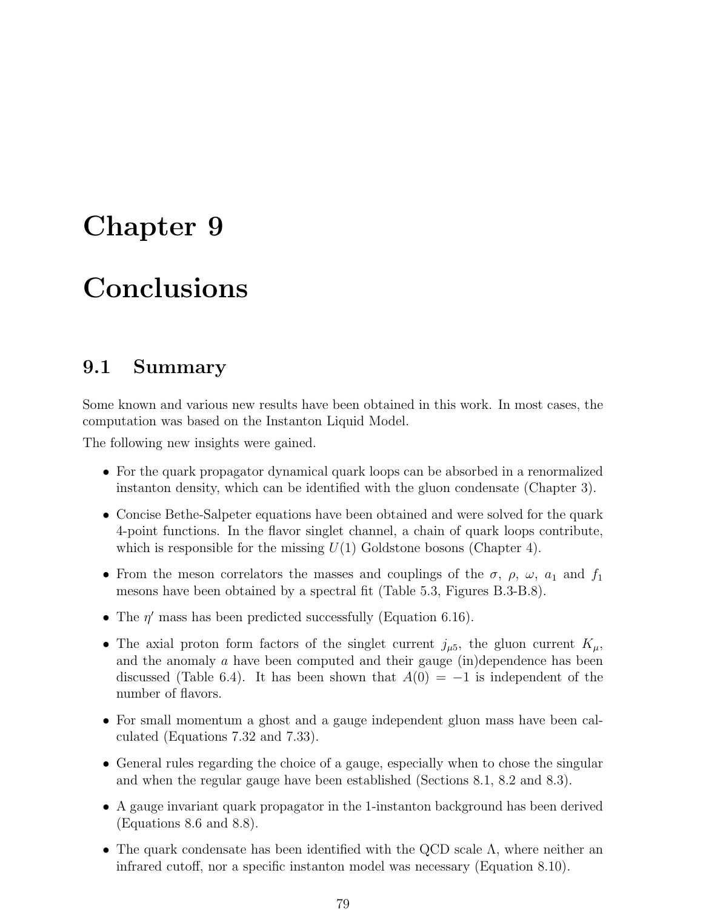# Chapter 9

# Conclusions

## 9.1 Summary

Some known and various new results have been obtained in this work. In most cases, the computation was based on the Instanton Liquid Model.

The following new insights were gained.

- For the quark propagator dynamical quark loops can be absorbed in a renormalized instanton density, which can be identified with the gluon condensate (Chapter 3).
- Concise Bethe-Salpeter equations have been obtained and were solved for the quark 4-point functions. In the flavor singlet channel, a chain of quark loops contribute, which is responsible for the missing $U(1)$ Goldstone bosons (Chapter 4).
- From the meson correlators the masses and couplings of the $\sigma$, $\rho$, $\omega$, $a_1$ and $f_1$ mesons have been obtained by a spectral fit (Table 5.3, Figures B.3-B.8).
- The $\eta'$ mass has been predicted successfully (Equation 6.16).
- The axial proton form factors of the singlet current $j_{\mu 5}$, the gluon current $K_\mu$, and the anomaly $a$ have been computed and their gauge (in)dependence has been discussed (Table 6.4). It has been shown that $A(0) = -1$ is independent of the number of flavors.
- For small momentum a ghost and a gauge independent gluon mass have been calculated (Equations 7.32 and 7.33).
- General rules regarding the choice of a gauge, especially when to chose the singular and when the regular gauge have been established (Sections 8.1, 8.2 and 8.3).
- A gauge invariant quark propagator in the 1-instanton background has been derived (Equations 8.6 and 8.8).
- The quark condensate has been identified with the QCD scale $\Lambda$, where neither an infrared cutoff, nor a specific instanton model was necessary (Equation 8.10).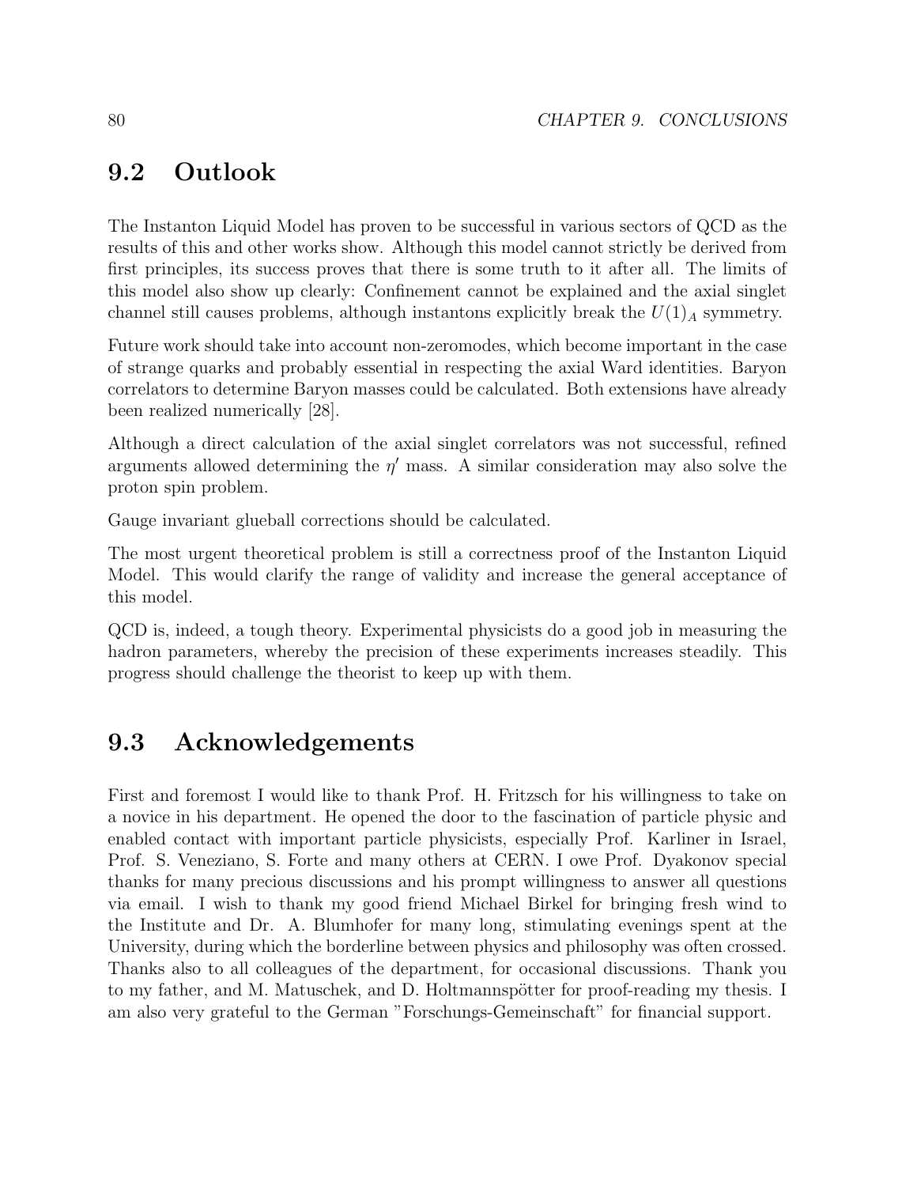## 9.2 Outlook

The Instanton Liquid Model has proven to be successful in various sectors of QCD as the results of this and other works show. Although this model cannot strictly be derived from first principles, its success proves that there is some truth to it after all. The limits of this model also show up clearly: Confinement cannot be explained and the axial singlet channel still causes problems, although instantons explicitly break the $U(1)_A$ symmetry.

Future work should take into account non-zeromodes, which become important in the case of strange quarks and probably essential in respecting the axial Ward identities. Baryon correlators to determine Baryon masses could be calculated. Both extensions have already been realized numerically [28].

Although a direct calculation of the axial singlet correlators was not successful, refined arguments allowed determining the $\eta'$ mass. A similar consideration may also solve the proton spin problem.

Gauge invariant glueball corrections should be calculated.

The most urgent theoretical problem is still a correctness proof of the Instanton Liquid Model. This would clarify the range of validity and increase the general acceptance of this model.

QCD is, indeed, a tough theory. Experimental physicists do a good job in measuring the hadron parameters, whereby the precision of these experiments increases steadily. This progress should challenge the theorist to keep up with them.

## 9.3 Acknowledgements

First and foremost I would like to thank Prof. H. Fritzsch for his willingness to take on a novice in his department. He opened the door to the fascination of particle physic and enabled contact with important particle physicists, especially Prof. Karliner in Israel, Prof. S. Veneziano, S. Forte and many others at CERN. I owe Prof. Dyakonov special thanks for many precious discussions and his prompt willingness to answer all questions via email. I wish to thank my good friend Michael Birkel for bringing fresh wind to the Institute and Dr. A. Blumhofer for many long, stimulating evenings spent at the University, during which the borderline between physics and philosophy was often crossed. Thanks also to all colleagues of the department, for occasional discussions. Thank you to my father, and M. Matuschek, and D. Holtmannspötter for proof-reading my thesis. I am also very grateful to the German "Forschungs-Gemeinschaft" for financial support.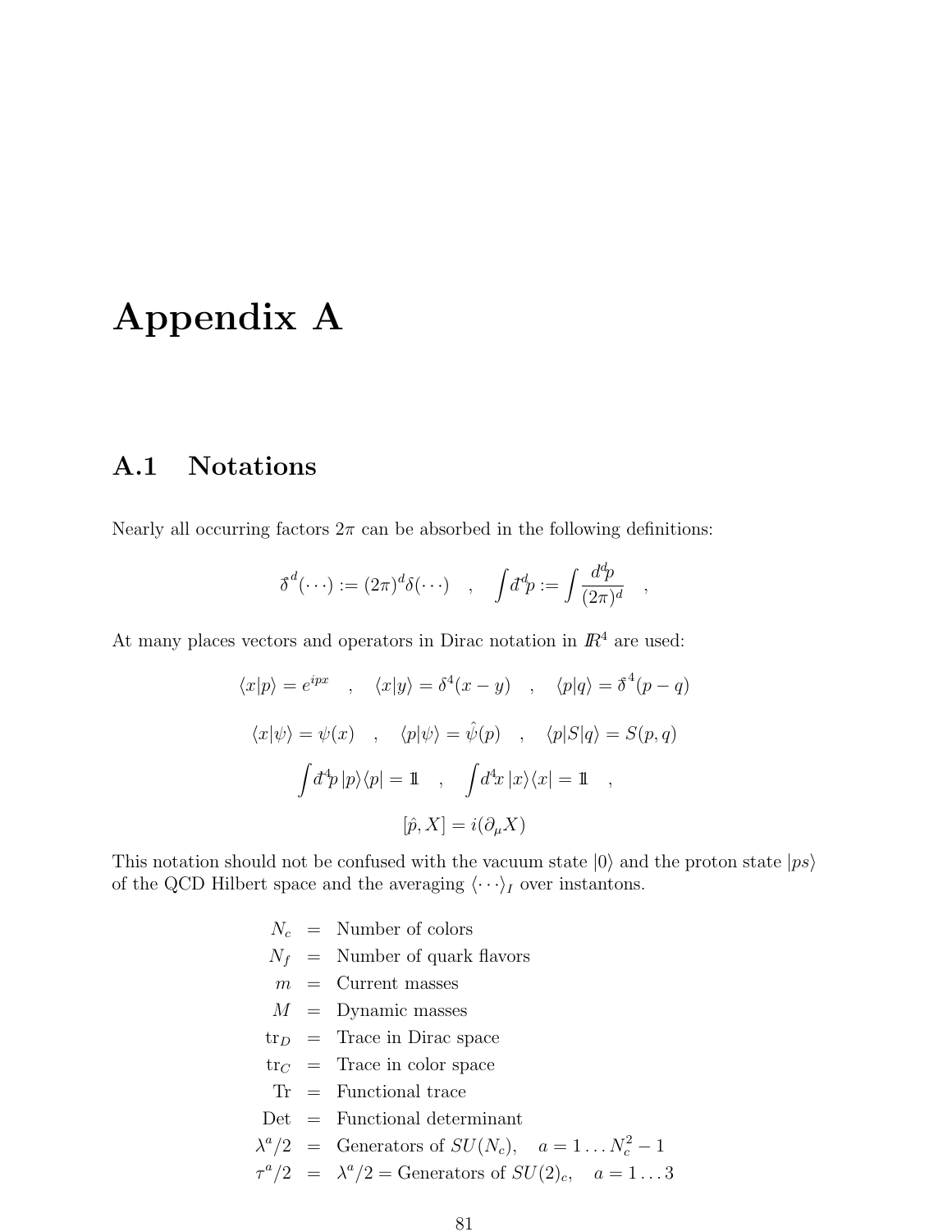# Appendix A

## A.1 Notations

Nearly all occurring factors $2\pi$ can be absorbed in the following definitions:

$$\bar{\delta}^d(\cdots) := (2\pi)^d \delta(\cdots) \quad , \quad \int \bar{d}^d p := \int \frac{d^d p}{(2\pi)^d} \quad ,$$

At many places vectors and operators in Dirac notation in $\mathbb{R}^4$ are used:

$$\langle x|p\rangle = e^{ipx} \quad , \quad \langle x|y\rangle = \delta^4(x-y) \quad , \quad \langle p|q\rangle = \bar{\delta}^4(p-q)$$

$$\langle x|\psi\rangle = \psi(x) \quad , \quad \langle p|\psi\rangle = \hat{\psi}(p) \quad , \quad \langle p|S|q\rangle = S(p,q)$$

$$\int \bar{d}^4 p \, |p\rangle\langle p| = \mathbb{1} \quad , \quad \int d^4 x \, |x\rangle\langle x| = \mathbb{1} \quad ,$$

$$[\hat{p}, X] = i(\partial_\mu X)$$

This notation should not be confused with the vacuum state $|0\rangle$ and the proton state $|ps\rangle$ of the QCD Hilbert space and the averaging $\langle \cdots \rangle_I$ over instantons.

$N_c$ = Number of colors
$N_f$ = Number of quark flavors
$m$ = Current masses
$M$ = Dynamic masses
$\mathrm{tr}_D$ = Trace in Dirac space
$\mathrm{tr}_C$ = Trace in color space
$\mathrm{Tr}$ = Functional trace
$\mathrm{Det}$ = Functional determinant
$\lambda^a/2$ = Generators of $SU(N_c)$, $\quad a = 1 \ldots N_c^2 - 1$
$\tau^a/2$ = $\lambda^a/2$ = Generators of $SU(2)_c$, $\quad a = 1 \ldots 3$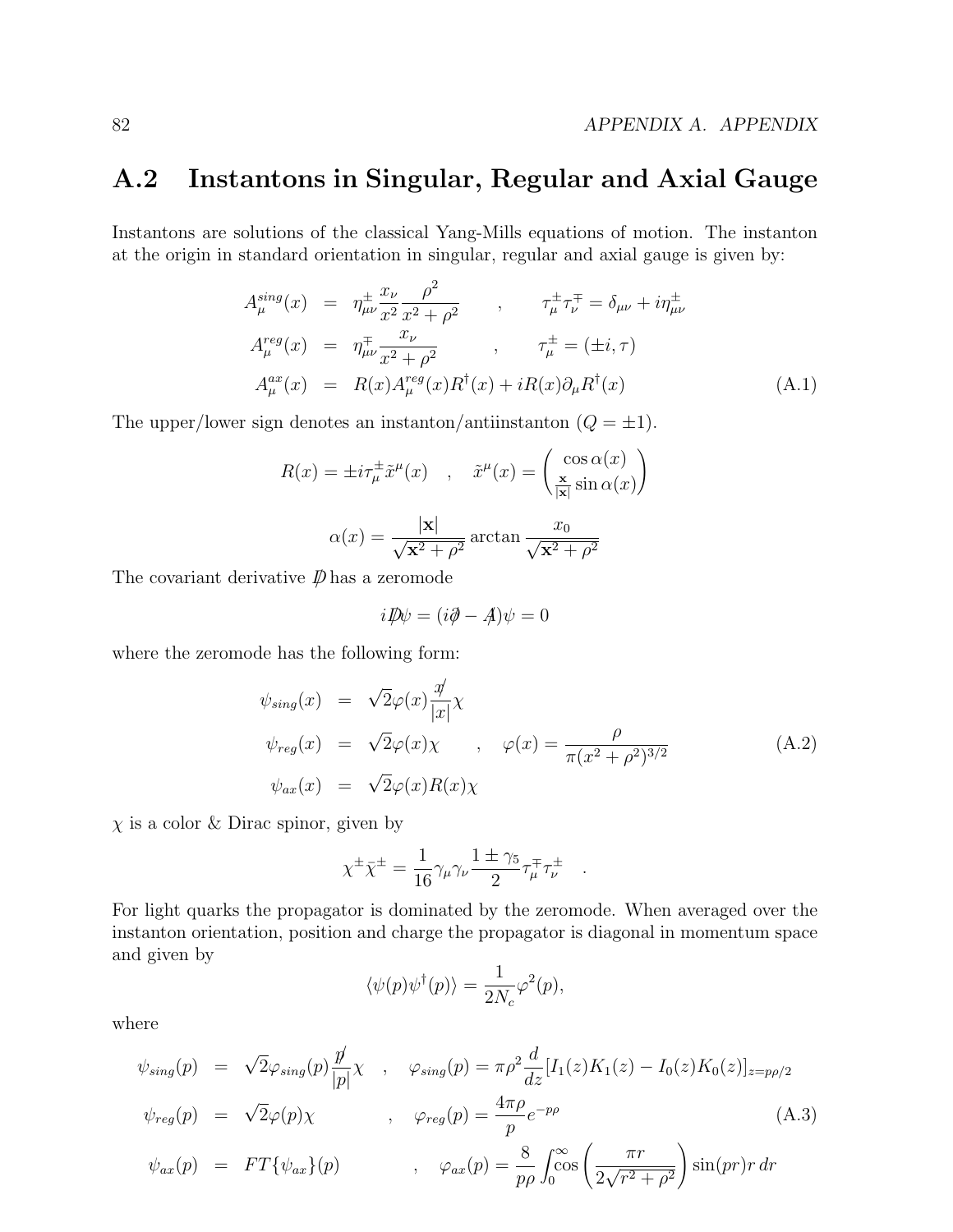## A.2 Instantons in Singular, Regular and Axial Gauge

Instantons are solutions of the classical Yang-Mills equations of motion. The instanton at the origin in standard orientation in singular, regular and axial gauge is given by:

$$
\begin{aligned}
A_\mu^{sing}(x) &= \eta^{\pm}_{\mu\nu}\frac{x_\nu}{x^2}\frac{\rho^2}{x^2+\rho^2} \qquad , \qquad \tau^{\pm}_\mu\tau^{\mp}_\nu = \delta_{\mu\nu} + i\eta^{\pm}_{\mu\nu} \\
A_\mu^{reg}(x) &= \eta^{\mp}_{\mu\nu}\frac{x_\nu}{x^2+\rho^2} \qquad , \qquad \tau^{\pm}_\mu = (\pm i, \tau) \\
A_\mu^{ax}(x) &= R(x)A_\mu^{reg}(x)R^\dagger(x) + iR(x)\partial_\mu R^\dagger(x)
\end{aligned}
\tag{A.1}
$$

The upper/lower sign denotes an instanton/antiinstanton ($Q = \pm 1$).

$$
R(x) = \pm i\tau^{\pm}_\mu \tilde{x}^\mu(x) \quad , \quad \tilde{x}^\mu(x) = \begin{pmatrix} \cos\alpha(x) \\ \frac{\mathbf{x}}{|\mathbf{x}|}\sin\alpha(x) \end{pmatrix}
$$

$$
\alpha(x) = \frac{|\mathbf{x}|}{\sqrt{\mathbf{x}^2+\rho^2}}\arctan\frac{x_0}{\sqrt{\mathbf{x}^2+\rho^2}}
$$

The covariant derivative $\not{D}$ has a zeromode

$$
i\not{D}\psi = (i\not{\partial} - \not{A})\psi = 0
$$

where the zeromode has the following form:

$$
\begin{aligned}
\psi_{sing}(x) &= \sqrt{2}\varphi(x)\frac{\not{x}}{|x|}\chi \\
\psi_{reg}(x) &= \sqrt{2}\varphi(x)\chi \qquad , \quad \varphi(x) = \frac{\rho}{\pi(x^2+\rho^2)^{3/2}} \\
\psi_{ax}(x) &= \sqrt{2}\varphi(x)R(x)\chi
\end{aligned}
\tag{A.2}
$$

$\chi$ is a color & Dirac spinor, given by

$$
\chi^{\pm}\bar{\chi}^{\pm} = \frac{1}{16}\gamma_\mu\gamma_\nu\frac{1\pm\gamma_5}{2}\tau^{\mp}_\mu\tau^{\pm}_\nu \quad .
$$

For light quarks the propagator is dominated by the zeromode. When averaged over the instanton orientation, position and charge the propagator is diagonal in momentum space and given by

$$
\langle\psi(p)\psi^\dagger(p)\rangle = \frac{1}{2N_c}\varphi^2(p),
$$

where

$$
\begin{aligned}
\psi_{sing}(p) &= \sqrt{2}\varphi_{sing}(p)\frac{\not{p}}{|p|}\chi \quad , \quad \varphi_{sing}(p) = \pi\rho^2\frac{d}{dz}[I_1(z)K_1(z) - I_0(z)K_0(z)]_{z=p\rho/2} \\
\psi_{reg}(p) &= \sqrt{2}\varphi(p)\chi \qquad , \quad \varphi_{reg}(p) = \frac{4\pi\rho}{p}e^{-p\rho} \\
\psi_{ax}(p) &= FT\{\psi_{ax}\}(p) \qquad , \quad \varphi_{ax}(p) = \frac{8}{p\rho}\int_0^\infty \cos\left(\frac{\pi r}{2\sqrt{r^2+\rho^2}}\right)\sin(pr)r\,dr
\end{aligned}
\tag{A.3}
$$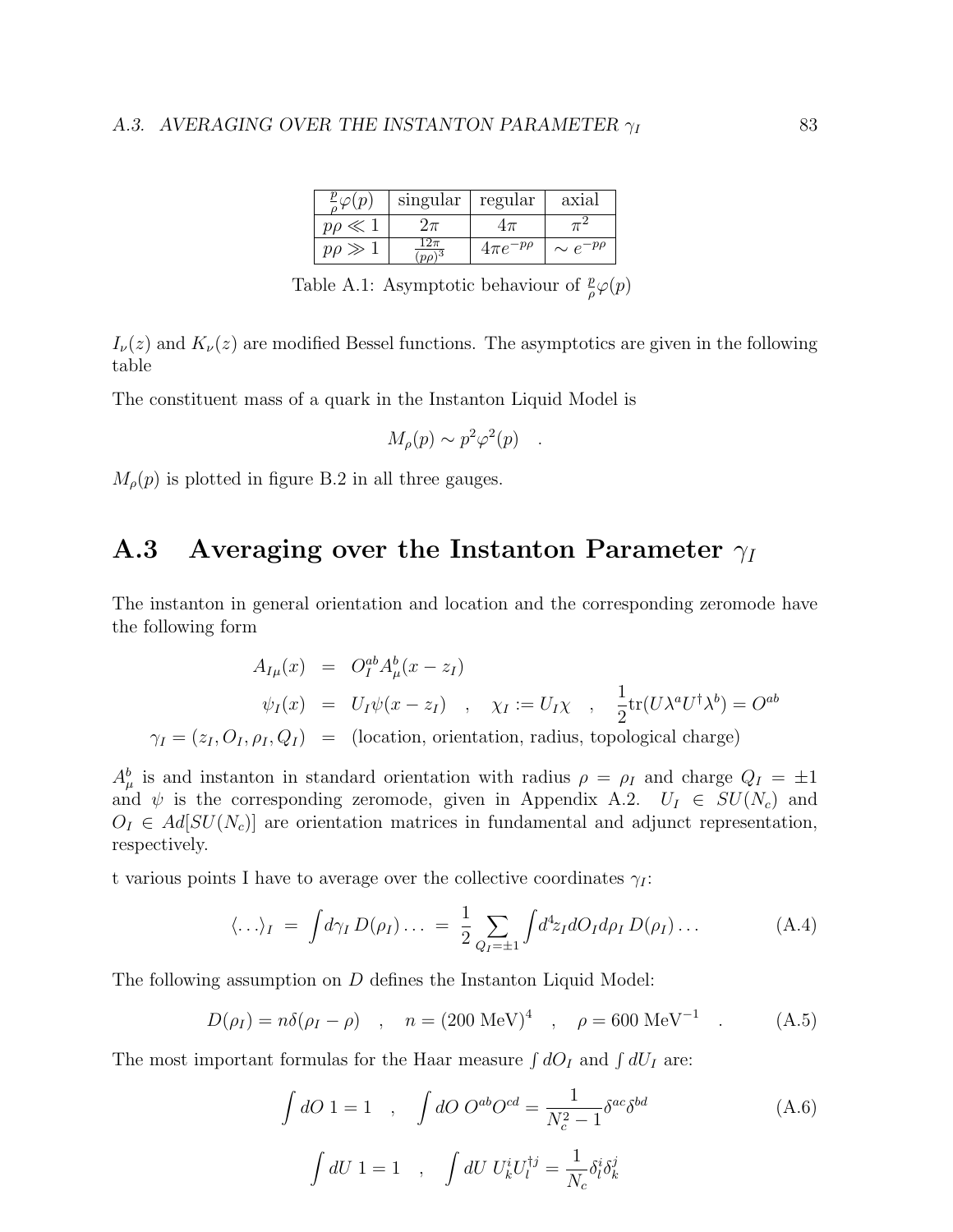| $\frac{p}{\rho}\varphi(p)$ | singular | regular | axial |
|---|---|---|---|
| $p\rho \ll 1$ | $2\pi$ | $4\pi$ | $\pi^2$ |
| $p\rho \gg 1$ | $\frac{12\pi}{(p\rho)^3}$ | $4\pi e^{-p\rho}$ | $\sim e^{-p\rho}$ |

Table A.1: Asymptotic behaviour of $\frac{p}{\rho}\varphi(p)$

$I_\nu(z)$ and $K_\nu(z)$ are modified Bessel functions. The asymptotics are given in the following table

The constituent mass of a quark in the Instanton Liquid Model is

$$M_\rho(p) \sim p^2\varphi^2(p) \quad .$$

$M_\rho(p)$ is plotted in figure B.2 in all three gauges.

## A.3 Averaging over the Instanton Parameter $\gamma_I$

The instanton in general orientation and location and the corresponding zeromode have the following form

$$\begin{aligned}
A_{I\mu}(x) &= O_I^{ab} A_\mu^b(x - z_I) \\
\psi_I(x) &= U_I \psi(x - z_I) \quad , \quad \chi_I := U_I \chi \quad , \quad \frac{1}{2}\mathrm{tr}(U\lambda^a U^\dagger \lambda^b) = O^{ab} \\
\gamma_I = (z_I, O_I, \rho_I, Q_I) &= \text{(location, orientation, radius, topological charge)}
\end{aligned}$$

$A_\mu^b$ is and instanton in standard orientation with radius $\rho = \rho_I$ and charge $Q_I = \pm 1$ and $\psi$ is the corresponding zeromode, given in Appendix A.2. $U_I \in SU(N_c)$ and $O_I \in Ad[SU(N_c)]$ are orientation matrices in fundamental and adjunct representation, respectively.

t various points I have to average over the collective coordinates $\gamma_I$:

$$\langle \ldots \rangle_I \;=\; \int d\gamma_I \, D(\rho_I) \ldots \;=\; \frac{1}{2} \sum_{Q_I = \pm 1} \int d^4 z_I dO_I d\rho_I \, D(\rho_I) \ldots \tag{A.4}$$

The following assumption on $D$ defines the Instanton Liquid Model:

$$D(\rho_I) = n\delta(\rho_I - \rho) \quad , \quad n = (200 \text{ MeV})^4 \quad , \quad \rho = 600 \text{ MeV}^{-1} \quad . \tag{A.5}$$

The most important formulas for the Haar measure $\int dO_I$ and $\int dU_I$ are:

$$\int dO \; 1 = 1 \quad , \quad \int dO \; O^{ab} O^{cd} = \frac{1}{N_c^2 - 1} \delta^{ac} \delta^{bd} \tag{A.6}$$

$$\int dU \; 1 = 1 \quad , \quad \int dU \; U_k^i U_l^{\dagger j} = \frac{1}{N_c} \delta_l^i \delta_k^j$$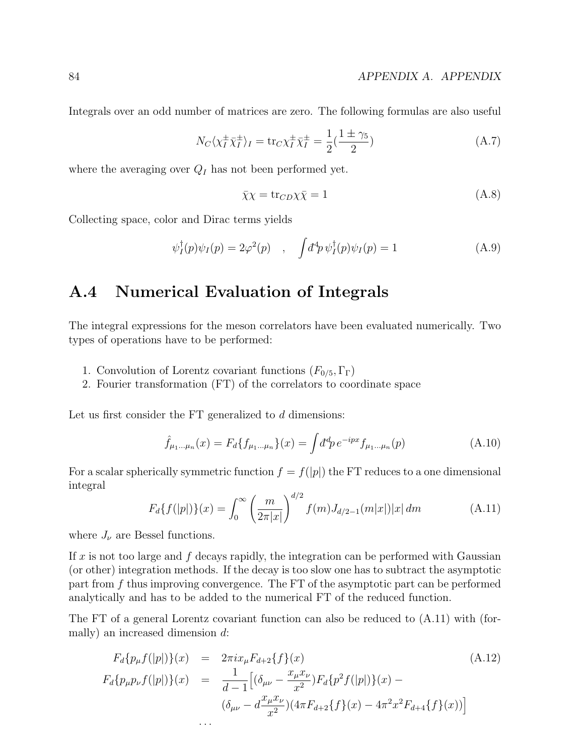Integrals over an odd number of matrices are zero. The following formulas are also useful

$$N_C \langle \chi_I^{\pm} \bar{\chi}_I^{\pm} \rangle_I = \mathrm{tr}_C \chi_I^{\pm} \bar{\chi}_I^{\pm} = \frac{1}{2} \left( \frac{1 \pm \gamma_5}{2} \right) \tag{A.7}$$

where the averaging over $Q_I$ has not been performed yet.

$$\bar{\chi}\chi = \mathrm{tr}_{CD} \chi \bar{\chi} = 1 \tag{A.8}$$

Collecting space, color and Dirac terms yields

$$\psi_I^\dagger(p)\psi_I(p) = 2\varphi^2(p) \quad , \quad \int đ^4 p \, \psi_I^\dagger(p)\psi_I(p) = 1 \tag{A.9}$$

## A.4 Numerical Evaluation of Integrals

The integral expressions for the meson correlators have been evaluated numerically. Two types of operations have to be performed:

1. Convolution of Lorentz covariant functions $(F_{0/5}, \Gamma_\Gamma)$
2. Fourier transformation (FT) of the correlators to coordinate space

Let us first consider the FT generalized to $d$ dimensions:

$$\hat{f}_{\mu_1 \ldots \mu_n}(x) = F_d\{f_{\mu_1 \ldots \mu_n}\}(x) = \int đ^d p \, e^{-ipx} f_{\mu_1 \ldots \mu_n}(p) \tag{A.10}$$

For a scalar spherically symmetric function $f = f(|p|)$ the FT reduces to a one dimensional integral

$$F_d\{f(|p|)\}(x) = \int_0^\infty \left( \frac{m}{2\pi |x|} \right)^{d/2} f(m) J_{d/2-1}(m|x|)|x| \, dm \tag{A.11}$$

where $J_\nu$ are Bessel functions.

If $x$ is not too large and $f$ decays rapidly, the integration can be performed with Gaussian (or other) integration methods. If the decay is too slow one has to subtract the asymptotic part from $f$ thus improving convergence. The FT of the asymptotic part can be performed analytically and has to be added to the numerical FT of the reduced function.

The FT of a general Lorentz covariant function can also be reduced to (A.11) with (formally) an increased dimension $d$:

$$\begin{aligned}
F_d\{p_\mu f(|p|)\}(x) &= 2\pi i x_\mu F_{d+2}\{f\}(x) \\
F_d\{p_\mu p_\nu f(|p|)\}(x) &= \frac{1}{d-1} \Big[ (\delta_{\mu\nu} - \frac{x_\mu x_\nu}{x^2}) F_d\{p^2 f(|p|)\}(x) - \\
&\quad (\delta_{\mu\nu} - d\frac{x_\mu x_\nu}{x^2})(4\pi F_{d+2}\{f\}(x) - 4\pi^2 x^2 F_{d+4}\{f\}(x)) \Big] \\
&\ldots
\end{aligned} \tag{A.12}$$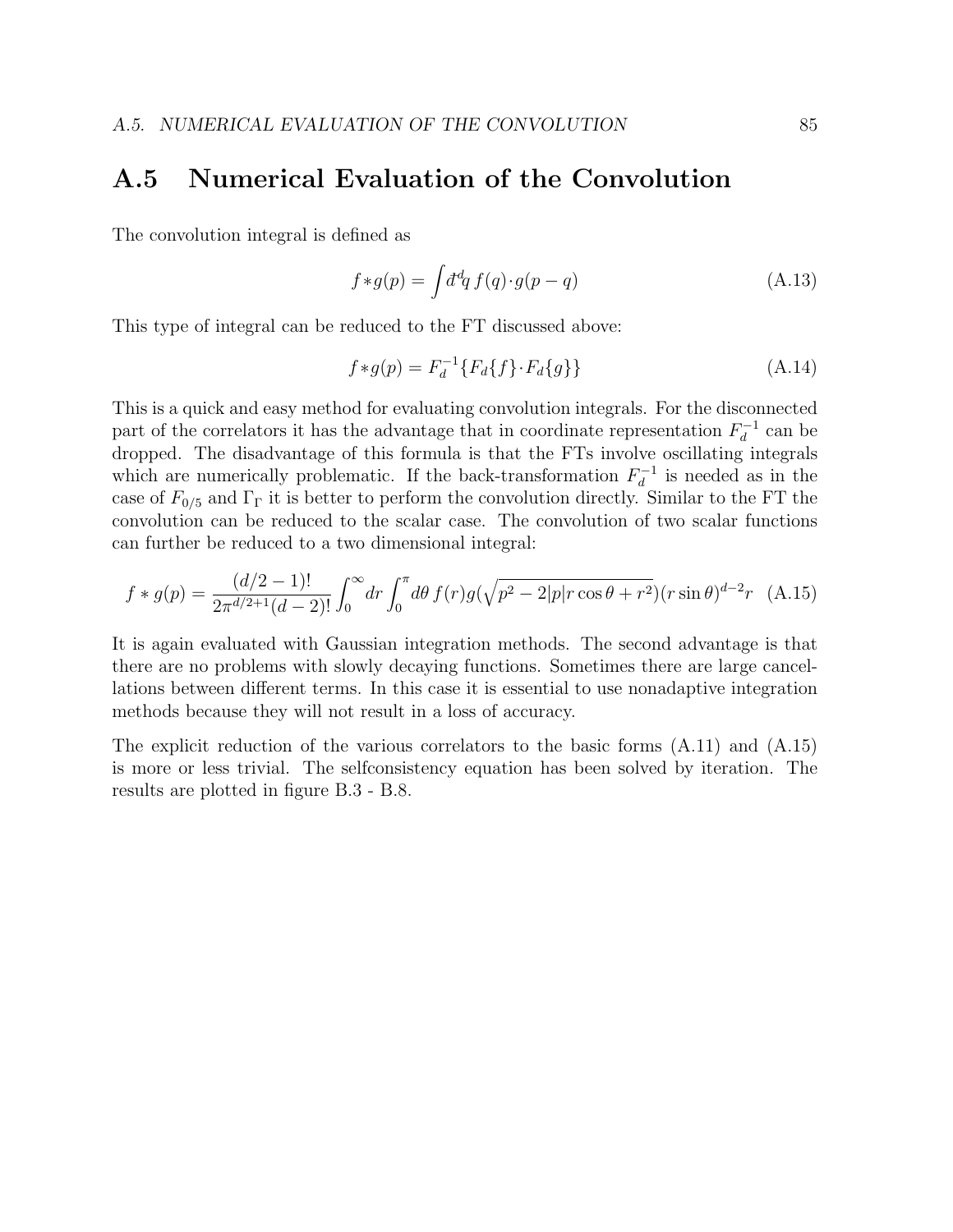## A.5 Numerical Evaluation of the Convolution

The convolution integral is defined as

$$f*g(p) = \int đ^d q \, f(q) \cdot g(p-q) \tag{A.13}$$

This type of integral can be reduced to the FT discussed above:

$$f*g(p) = F_d^{-1}\{F_d\{f\} \cdot F_d\{g\}\} \tag{A.14}$$

This is a quick and easy method for evaluating convolution integrals. For the disconnected part of the correlators it has the advantage that in coordinate representation $F_d^{-1}$ can be dropped. The disadvantage of this formula is that the FTs involve oscillating integrals which are numerically problematic. If the back-transformation $F_d^{-1}$ is needed as in the case of $F_{0/5}$ and $\Gamma_\Gamma$ it is better to perform the convolution directly. Similar to the FT the convolution can be reduced to the scalar case. The convolution of two scalar functions can further be reduced to a two dimensional integral:

$$f * g(p) = \frac{(d/2-1)!}{2\pi^{d/2+1}(d-2)!} \int_0^\infty dr \int_0^\pi d\theta \, f(r) g(\sqrt{p^2 - 2|p| r \cos\theta + r^2})(r \sin\theta)^{d-2} r \tag{A.15}$$

It is again evaluated with Gaussian integration methods. The second advantage is that there are no problems with slowly decaying functions. Sometimes there are large cancellations between different terms. In this case it is essential to use nonadaptive integration methods because they will not result in a loss of accuracy.

The explicit reduction of the various correlators to the basic forms (A.11) and (A.15) is more or less trivial. The selfconsistency equation has been solved by iteration. The results are plotted in figure B.3 - B.8.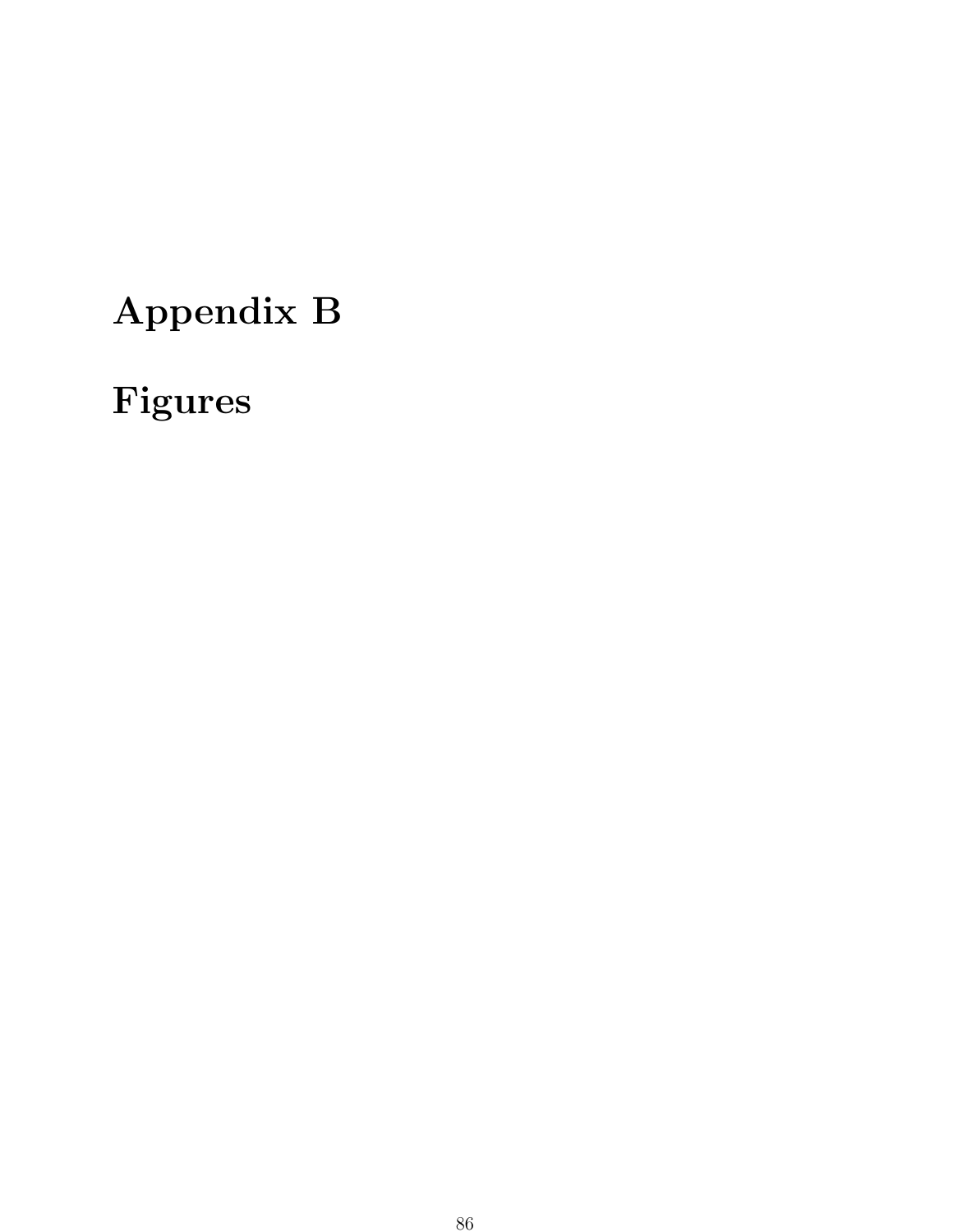# Appendix B

# Figures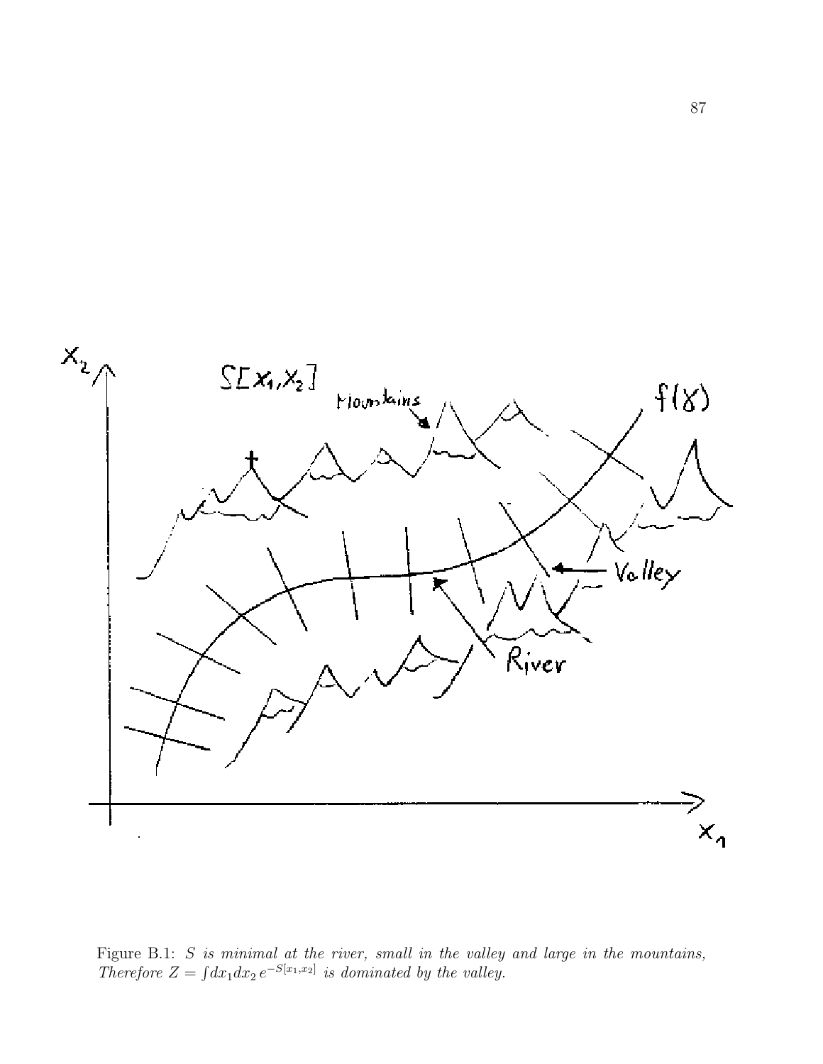Figure B.1: *S is minimal at the river, small in the valley and large in the mountains, Therefore* $Z = \int dx_1 dx_2 \, e^{-S[x_1,x_2]}$ *is dominated by the valley.*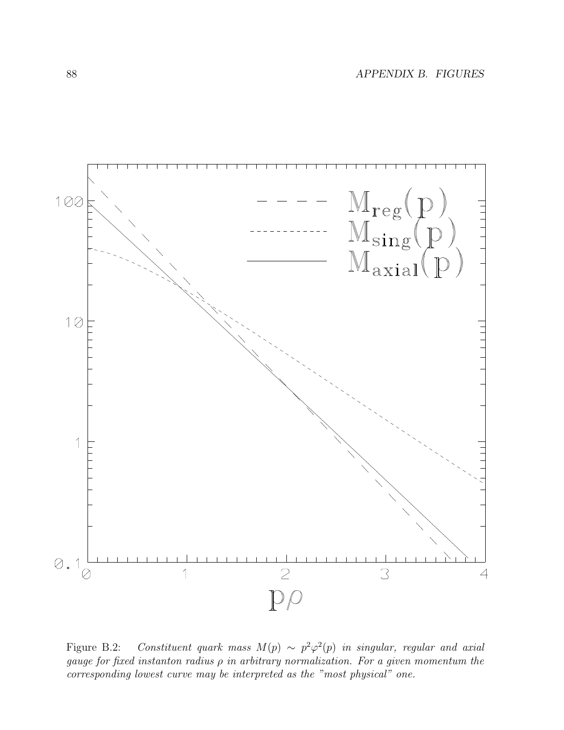Figure B.2: *Constituent quark mass $M(p) \sim p^2\varphi^2(p)$ in singular, regular and axial gauge for fixed instanton radius $\rho$ in arbitrary normalization. For a given momentum the corresponding lowest curve may be interpreted as the "most physical" one.*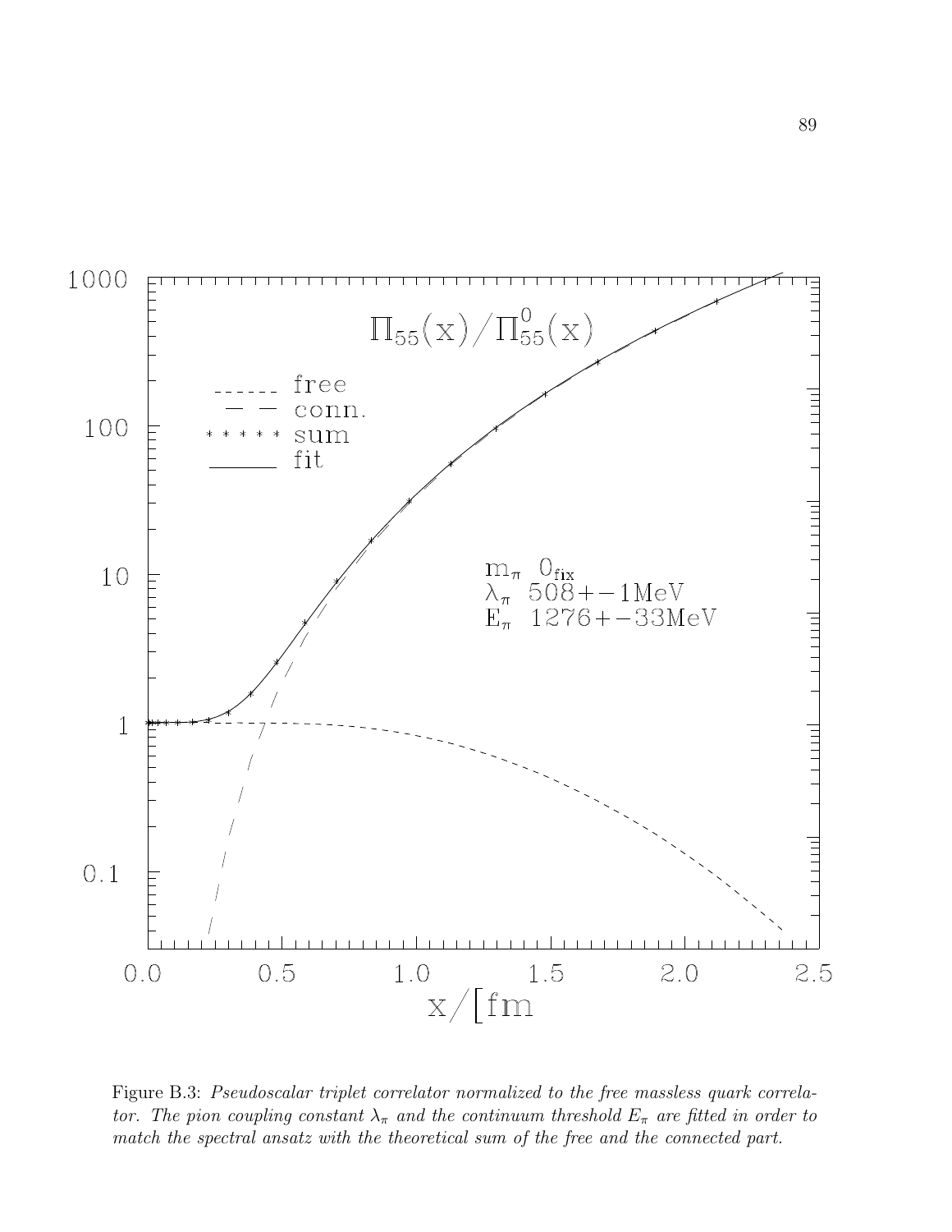Figure B.3: *Pseudoscalar triplet correlator normalized to the free massless quark correlator. The pion coupling constant $\lambda_\pi$ and the continuum threshold $E_\pi$ are fitted in order to match the spectral ansatz with the theoretical sum of the free and the connected part.*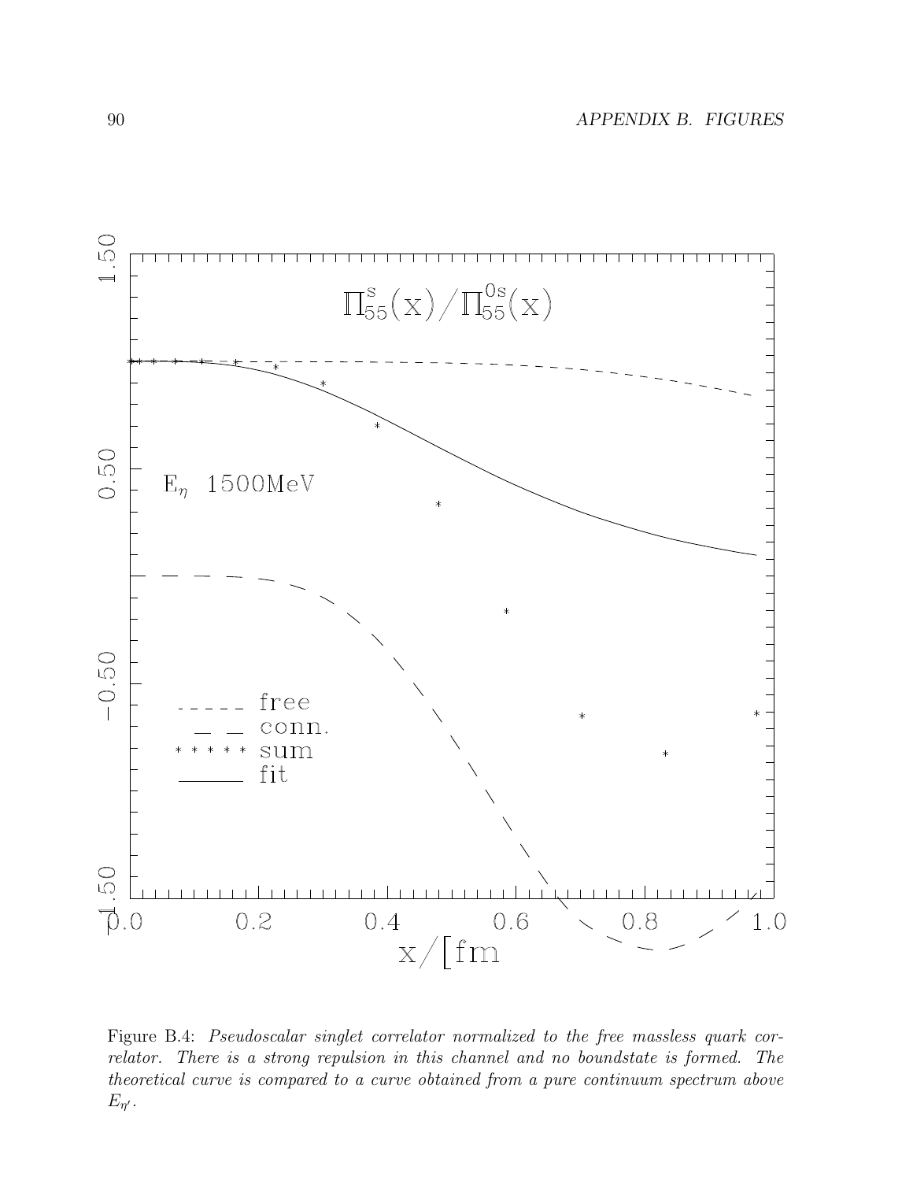Figure B.4: *Pseudoscalar singlet correlator normalized to the free massless quark correlator. There is a strong repulsion in this channel and no boundstate is formed. The theoretical curve is compared to a curve obtained from a pure continuum spectrum above* $E_{\eta'}$.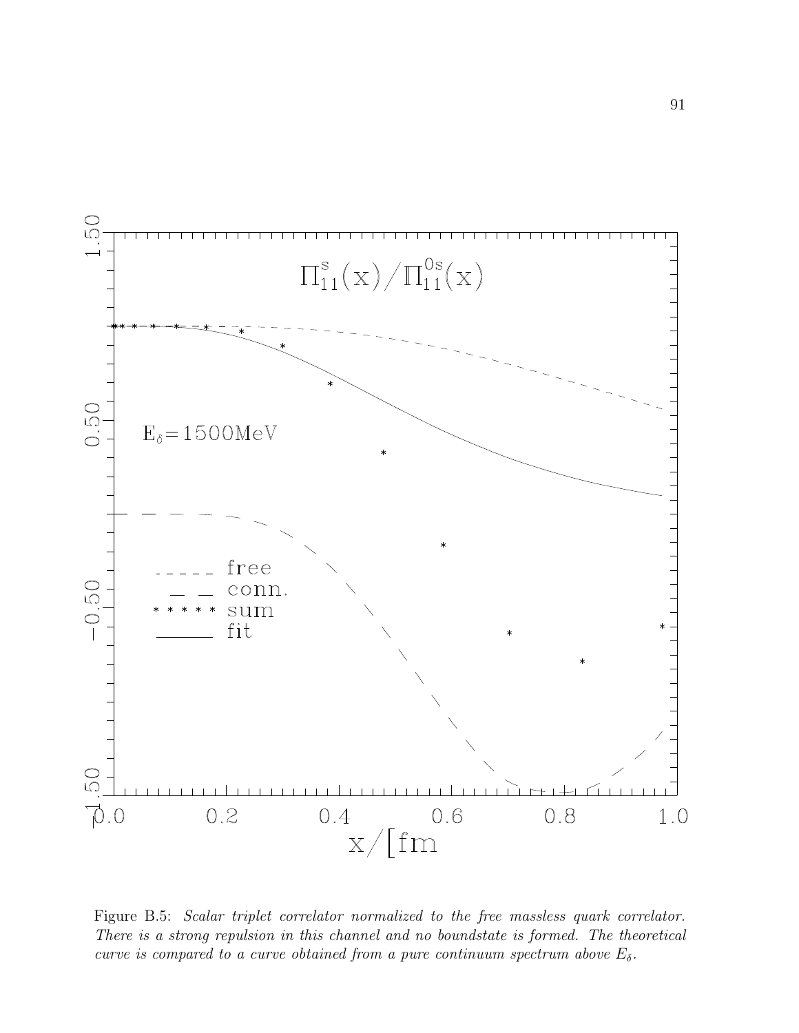Figure B.5: *Scalar triplet correlator normalized to the free massless quark correlator. There is a strong repulsion in this channel and no boundstate is formed. The theoretical curve is compared to a curve obtained from a pure continuum spectrum above $E_\delta$.*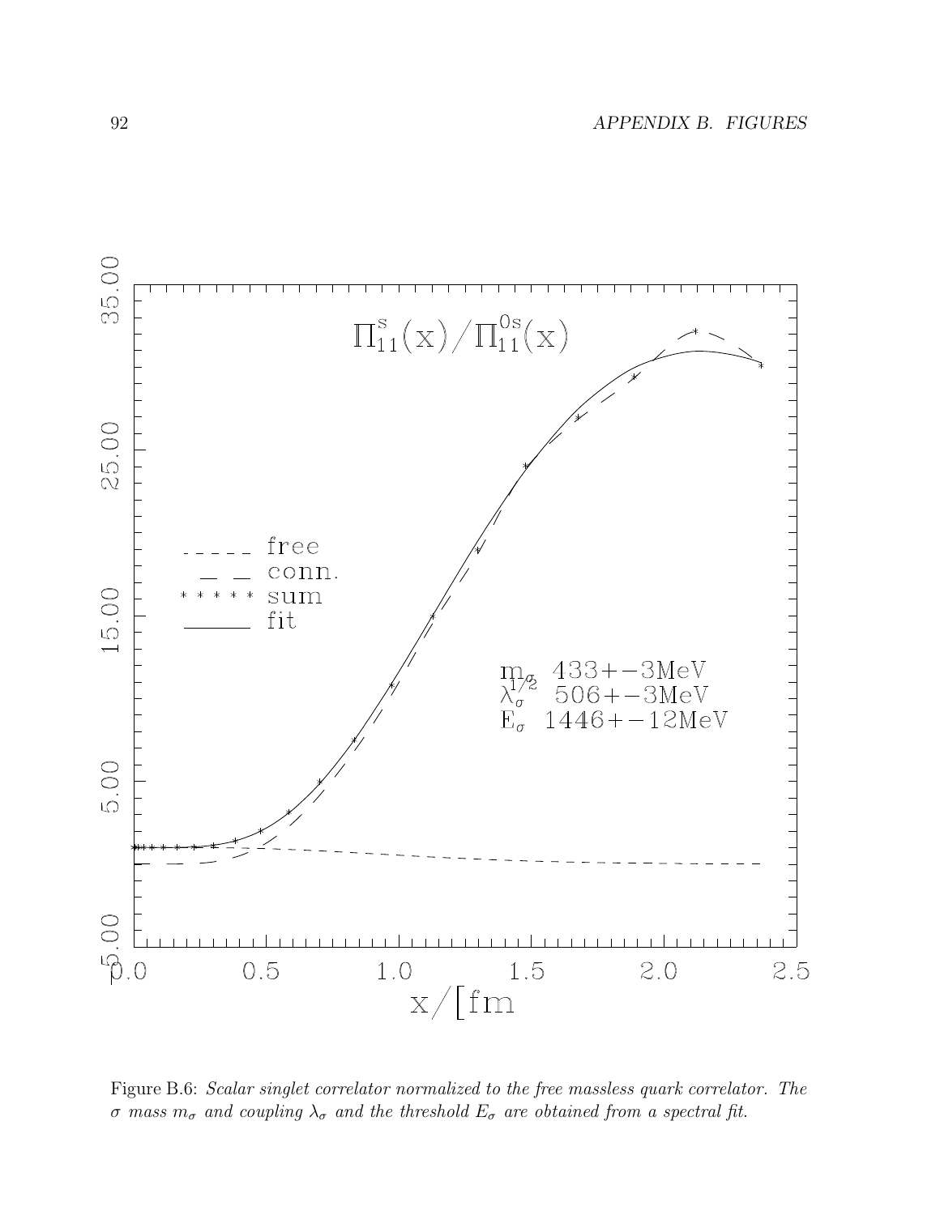Figure B.6: *Scalar singlet correlator normalized to the free massless quark correlator. The $\sigma$ mass $m_\sigma$ and coupling $\lambda_\sigma$ and the threshold $E_\sigma$ are obtained from a spectral fit.*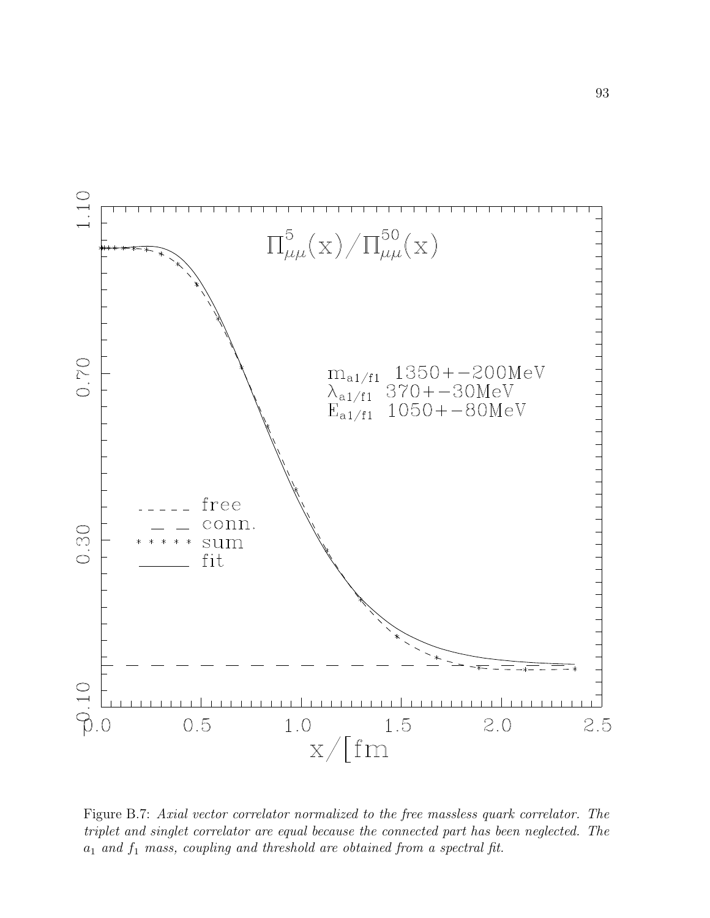Figure B.7: *Axial vector correlator normalized to the free massless quark correlator. The triplet and singlet correlator are equal because the connected part has been neglected. The $a_1$ and $f_1$ mass, coupling and threshold are obtained from a spectral fit.*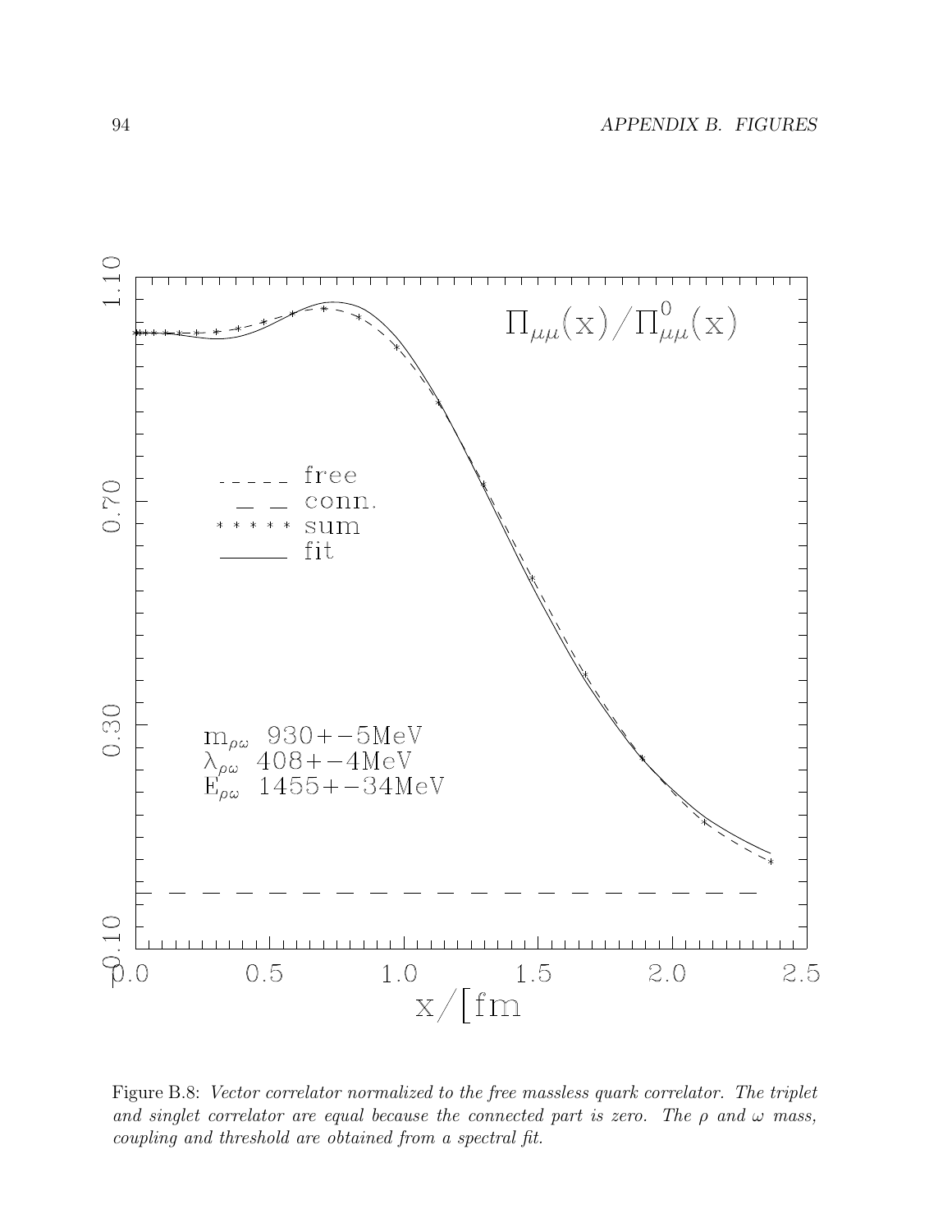$\Pi_{\mu\mu}(x)/\Pi^0_{\mu\mu}(x)$

free
conn.
sum
fit

$m_{\rho\omega}$ 930+−5MeV
$\lambda_{\rho\omega}$ 408+−4MeV
$E_{\rho\omega}$ 1455+−34MeV

x/[fm

Figure B.8: *Vector correlator normalized to the free massless quark correlator. The triplet and singlet correlator are equal because the connected part is zero. The $\rho$ and $\omega$ mass, coupling and threshold are obtained from a spectral fit.*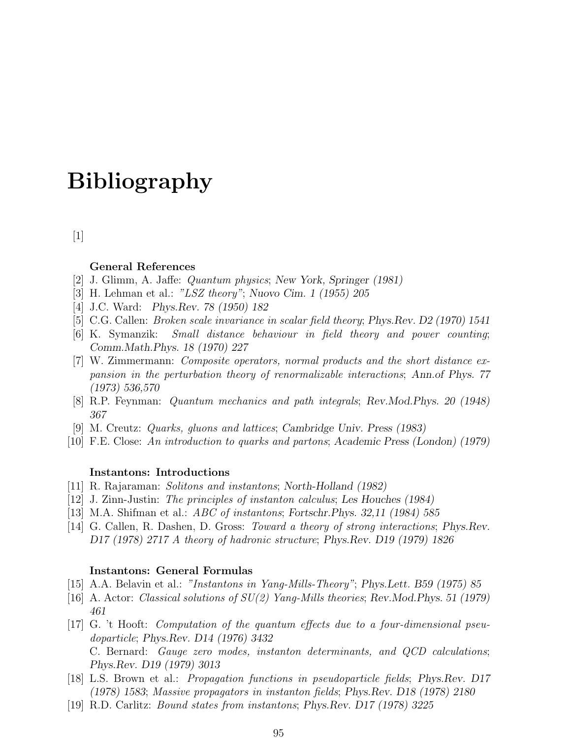# Bibliography

[1]

**General References**

[2] J. Glimm, A. Jaffe: *Quantum physics*; *New York, Springer (1981)*

[3] H. Lehman et al.: *"LSZ theory"*; *Nuovo Cim. 1 (1955) 205*

[4] J.C. Ward: *Phys.Rev. 78 (1950) 182*

[5] C.G. Callen: *Broken scale invariance in scalar field theory*; *Phys.Rev. D2 (1970) 1541*

[6] K. Symanzik: *Small distance behaviour in field theory and power counting*; *Comm.Math.Phys. 18 (1970) 227*

[7] W. Zimmermann: *Composite operators, normal products and the short distance expansion in the perturbation theory of renormalizable interactions*; *Ann.of Phys. 77 (1973) 536,570*

[8] R.P. Feynman: *Quantum mechanics and path integrals*; *Rev.Mod.Phys. 20 (1948) 367*

[9] M. Creutz: *Quarks, gluons and lattices*; *Cambridge Univ. Press (1983)*

[10] F.E. Close: *An introduction to quarks and partons*; *Academic Press (London) (1979)*

**Instantons: Introductions**

[11] R. Rajaraman: *Solitons and instantons*; *North-Holland (1982)*

[12] J. Zinn-Justin: *The principles of instanton calculus*; *Les Houches (1984)*

[13] M.A. Shifman et al.: *ABC of instantons*; *Fortschr.Phys. 32,11 (1984) 585*

[14] G. Callen, R. Dashen, D. Gross: *Toward a theory of strong interactions*; *Phys.Rev. D17 (1978) 2717* *A theory of hadronic structure*; *Phys.Rev. D19 (1979) 1826*

**Instantons: General Formulas**

[15] A.A. Belavin et al.: *"Instantons in Yang-Mills-Theory"*; *Phys.Lett. B59 (1975) 85*

[16] A. Actor: *Classical solutions of SU(2) Yang-Mills theories*; *Rev.Mod.Phys. 51 (1979) 461*

[17] G. 't Hooft: *Computation of the quantum effects due to a four-dimensional pseudoparticle*; *Phys.Rev. D14 (1976) 3432*
C. Bernard: *Gauge zero modes, instanton determinants, and QCD calculations*; *Phys.Rev. D19 (1979) 3013*

[18] L.S. Brown et al.: *Propagation functions in pseudoparticle fields*; *Phys.Rev. D17 (1978) 1583*; *Massive propagators in instanton fields*; *Phys.Rev. D18 (1978) 2180*

[19] R.D. Carlitz: *Bound states from instantons*; *Phys.Rev. D17 (1978) 3225*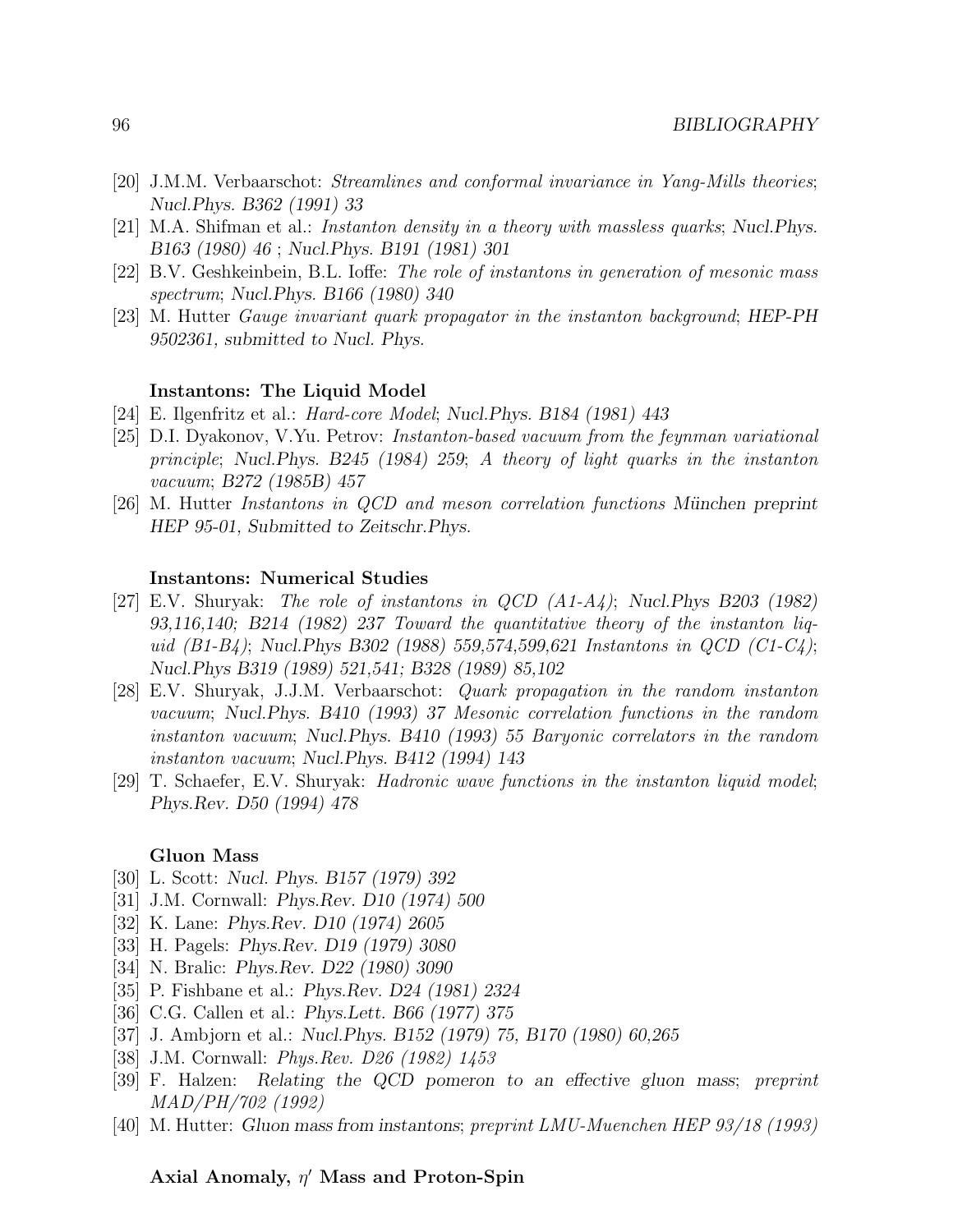[20] J.M.M. Verbaarschot: *Streamlines and conformal invariance in Yang-Mills theories*; *Nucl.Phys. B362 (1991) 33*

[21] M.A. Shifman et al.: *Instanton density in a theory with massless quarks*; *Nucl.Phys. B163 (1980) 46* ; *Nucl.Phys. B191 (1981) 301*

[22] B.V. Geshkeinbein, B.L. Ioffe: *The role of instantons in generation of mesonic mass spectrum*; *Nucl.Phys. B166 (1980) 340*

[23] M. Hutter *Gauge invariant quark propagator in the instanton background*; *HEP-PH 9502361, submitted to Nucl. Phys.*

### Instantons: The Liquid Model

[24] E. Ilgenfritz et al.: *Hard-core Model*; *Nucl.Phys. B184 (1981) 443*

[25] D.I. Dyakonov, V.Yu. Petrov: *Instanton-based vacuum from the feynman variational principle*; *Nucl.Phys. B245 (1984) 259*; *A theory of light quarks in the instanton vacuum*; *B272 (1985B) 457*

[26] M. Hutter *Instantons in QCD and meson correlation functions* München preprint *HEP 95-01, Submitted to Zeitschr.Phys.*

### Instantons: Numerical Studies

[27] E.V. Shuryak: *The role of instantons in QCD (A1-A4)*; *Nucl.Phys B203 (1982) 93,116,140; B214 (1982) 237 Toward the quantitative theory of the instanton liquid (B1-B4)*; *Nucl.Phys B302 (1988) 559,574,599,621 Instantons in QCD (C1-C4)*; *Nucl.Phys B319 (1989) 521,541; B328 (1989) 85,102*

[28] E.V. Shuryak, J.J.M. Verbaarschot: *Quark propagation in the random instanton vacuum*; *Nucl.Phys. B410 (1993) 37 Mesonic correlation functions in the random instanton vacuum*; *Nucl.Phys. B410 (1993) 55 Baryonic correlators in the random instanton vacuum*; *Nucl.Phys. B412 (1994) 143*

[29] T. Schaefer, E.V. Shuryak: *Hadronic wave functions in the instanton liquid model*; *Phys.Rev. D50 (1994) 478*

### Gluon Mass

[30] L. Scott: *Nucl. Phys. B157 (1979) 392*

[31] J.M. Cornwall: *Phys.Rev. D10 (1974) 500*

[32] K. Lane: *Phys.Rev. D10 (1974) 2605*

[33] H. Pagels: *Phys.Rev. D19 (1979) 3080*

[34] N. Bralic: *Phys.Rev. D22 (1980) 3090*

[35] P. Fishbane et al.: *Phys.Rev. D24 (1981) 2324*

[36] C.G. Callen et al.: *Phys.Lett. B66 (1977) 375*

[37] J. Ambjorn et al.: *Nucl.Phys. B152 (1979) 75, B170 (1980) 60,265*

[38] J.M. Cornwall: *Phys.Rev. D26 (1982) 1453*

[39] F. Halzen: Relating the QCD pomeron to an effective gluon mass; *preprint MAD/PH/702 (1992)*

[40] M. Hutter: Gluon mass from instantons; *preprint LMU-Muenchen HEP 93/18 (1993)*

### Axial Anomaly, $\eta'$ Mass and Proton-Spin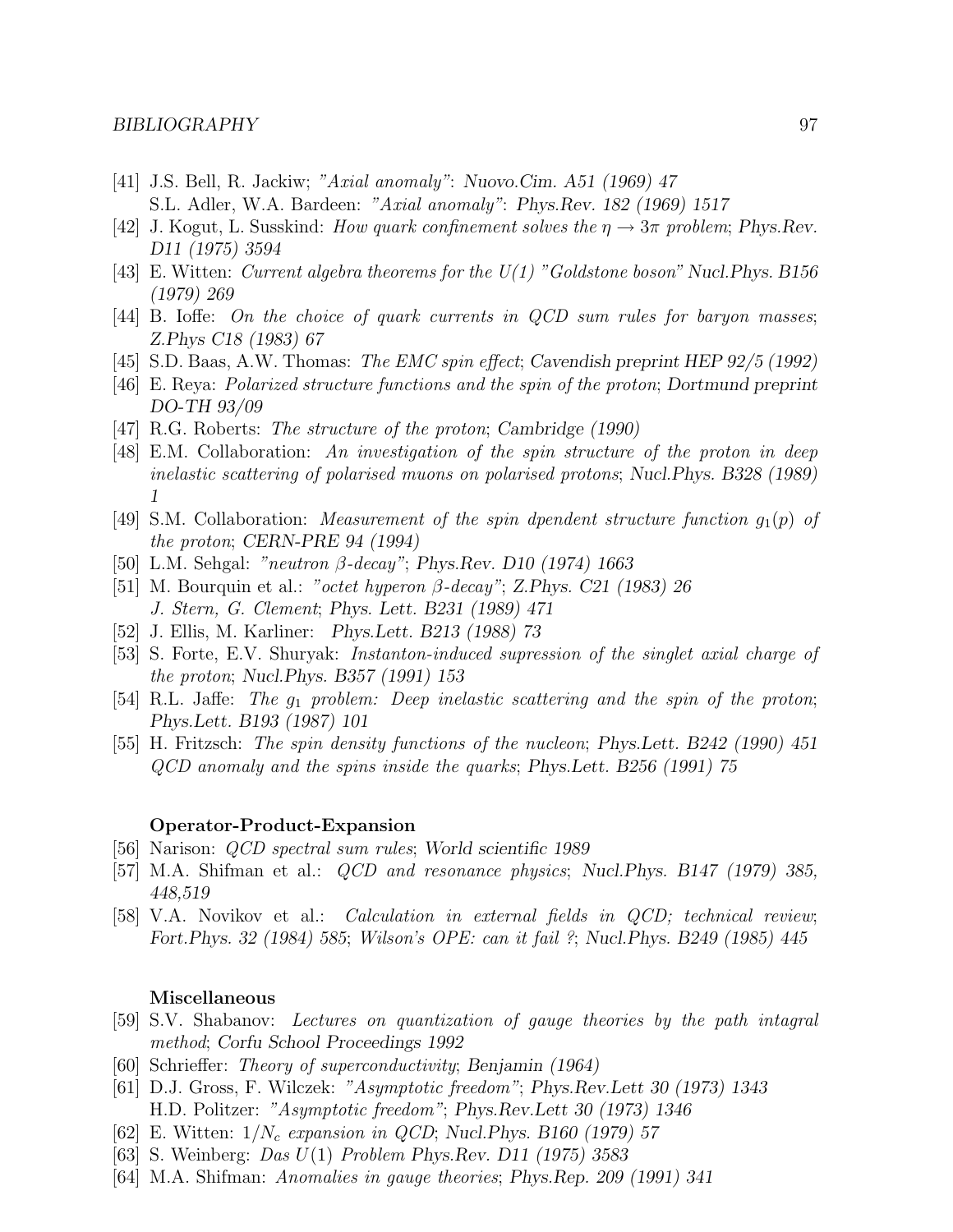[41] J.S. Bell, R. Jackiw; *"Axial anomaly"*: *Nuovo.Cim. A51 (1969) 47*
S.L. Adler, W.A. Bardeen: *"Axial anomaly"*: *Phys.Rev. 182 (1969) 1517*

[42] J. Kogut, L. Susskind: *How quark confinement solves the $\eta \to 3\pi$ problem*; *Phys.Rev. D11 (1975) 3594*

[43] E. Witten: *Current algebra theorems for the U(1) "Goldstone boson" Nucl.Phys. B156 (1979) 269*

[44] B. Ioffe: *On the choice of quark currents in QCD sum rules for baryon masses*; *Z.Phys C18 (1983) 67*

[45] S.D. Baas, A.W. Thomas: *The EMC spin effect*; Cavendish preprint HEP 92/5 (1992)

[46] E. Reya: *Polarized structure functions and the spin of the proton*; Dortmund preprint DO-TH 93/09

[47] R.G. Roberts: *The structure of the proton*; Cambridge (1990)

[48] E.M. Collaboration: *An investigation of the spin structure of the proton in deep inelastic scattering of polarised muons on polarised protons*; *Nucl.Phys. B328 (1989) 1*

[49] S.M. Collaboration: *Measurement of the spin dpendent structure function $g_1(p)$ of the proton*; *CERN-PRE 94 (1994)*

[50] L.M. Sehgal: *"neutron $\beta$-decay"*; *Phys.Rev. D10 (1974) 1663*

[51] M. Bourquin et al.: *"octet hyperon $\beta$-decay"*; *Z.Phys. C21 (1983) 26*
*J. Stern, G. Clement*; *Phys. Lett. B231 (1989) 471*

[52] J. Ellis, M. Karliner: *Phys.Lett. B213 (1988) 73*

[53] S. Forte, E.V. Shuryak: *Instanton-induced supression of the singlet axial charge of the proton*; *Nucl.Phys. B357 (1991) 153*

[54] R.L. Jaffe: *The $g_1$ problem: Deep inelastic scattering and the spin of the proton*; *Phys.Lett. B193 (1987) 101*

[55] H. Fritzsch: *The spin density functions of the nucleon*; *Phys.Lett. B242 (1990) 451*
*QCD anomaly and the spins inside the quarks*; *Phys.Lett. B256 (1991) 75*

### Operator-Product-Expansion

[56] Narison: *QCD spectral sum rules*; World scientific 1989

[57] M.A. Shifman et al.: *QCD and resonance physics*; *Nucl.Phys. B147 (1979) 385, 448,519*

[58] V.A. Novikov et al.: *Calculation in external fields in QCD; technical review*; *Fort.Phys. 32 (1984) 585*; *Wilson's OPE: can it fail ?*; *Nucl.Phys. B249 (1985) 445*

### Miscellaneous

[59] S.V. Shabanov: *Lectures on quantization of gauge theories by the path intagral method*; Corfu School Proceedings 1992

[60] Schrieffer: *Theory of superconductivity*; Benjamin (1964)

[61] D.J. Gross, F. Wilczek: *"Asymptotic freedom"*; *Phys.Rev.Lett 30 (1973) 1343*
H.D. Politzer: *"Asymptotic freedom"*; *Phys.Rev.Lett 30 (1973) 1346*

[62] E. Witten: *$1/N_c$ expansion in QCD*; *Nucl.Phys. B160 (1979) 57*

[63] S. Weinberg: *Das $U(1)$ Problem Phys.Rev. D11 (1975) 3583*

[64] M.A. Shifman: *Anomalies in gauge theories*; *Phys.Rep. 209 (1991) 341*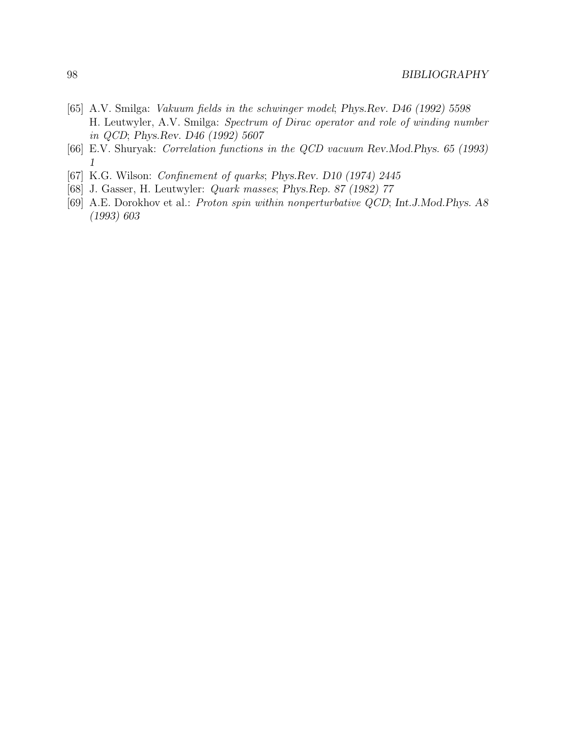[65] A.V. Smilga: *Vakuum fields in the schwinger model*; *Phys.Rev. D46 (1992) 5598*
H. Leutwyler, A.V. Smilga: *Spectrum of Dirac operator and role of winding number in QCD*; *Phys.Rev. D46 (1992) 5607*

[66] E.V. Shuryak: *Correlation functions in the QCD vacuum* Rev.Mod.Phys. *65 (1993) 1*

[67] K.G. Wilson: *Confinement of quarks*; Phys.Rev. *D10 (1974) 2445*

[68] J. Gasser, H. Leutwyler: *Quark masses*; *Phys.Rep. 87 (1982) 77*

[69] A.E. Dorokhov et al.: *Proton spin within nonperturbative QCD*; Int.J.Mod.Phys. *A8 (1993) 603*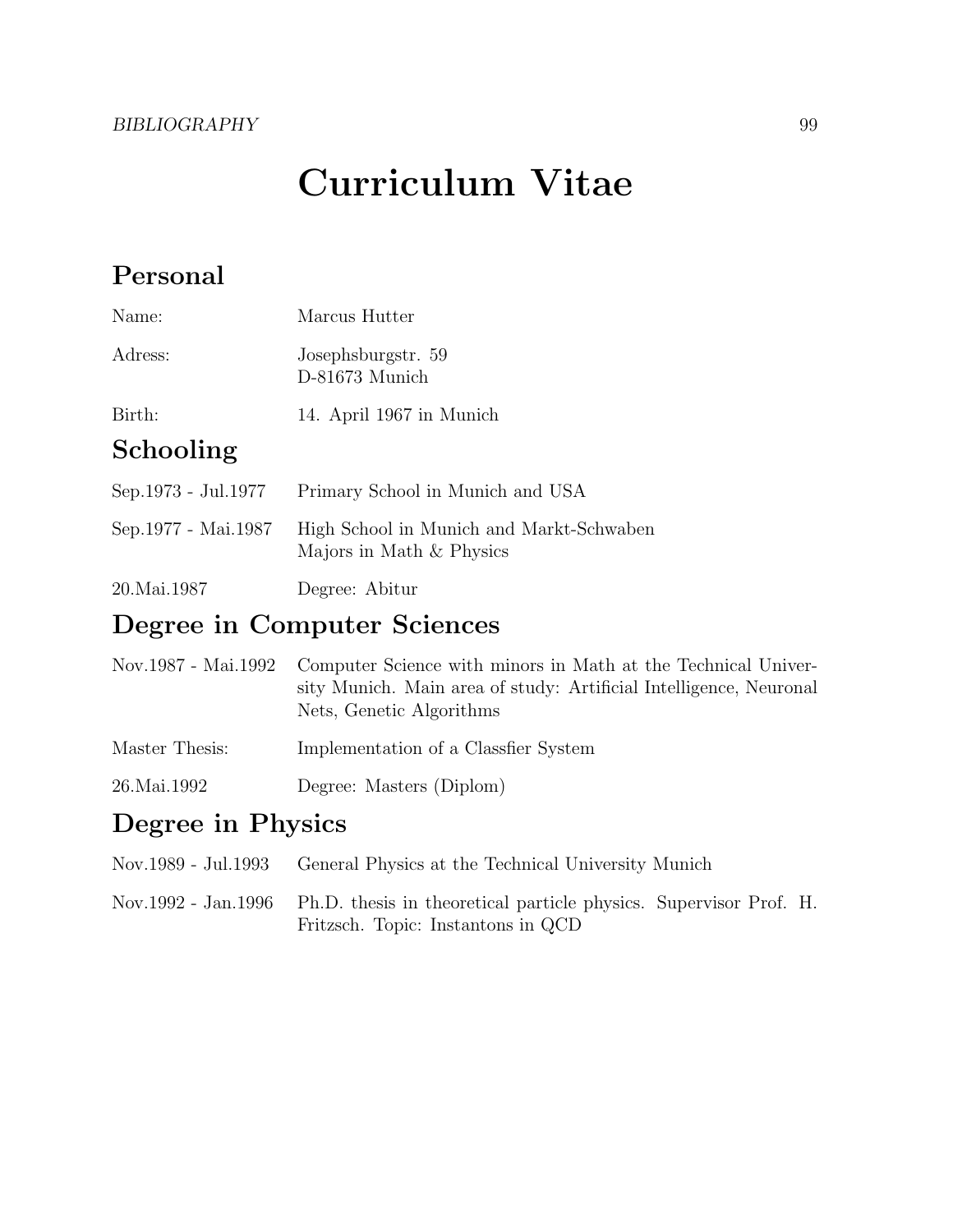# Curriculum Vitae

## Personal

| | |
|---|---|
| Name: | Marcus Hutter |
| Adress: | Josephsburgstr. 59<br>D-81673 Munich |
| Birth: | 14. April 1967 in Munich |

## Schooling

| | |
|---|---|
| Sep.1973 - Jul.1977 | Primary School in Munich and USA |
| Sep.1977 - Mai.1987 | High School in Munich and Markt-Schwaben<br>Majors in Math & Physics |
| 20.Mai.1987 | Degree: Abitur |

## Degree in Computer Sciences

| | |
|---|---|
| Nov.1987 - Mai.1992 | Computer Science with minors in Math at the Technical University Munich. Main area of study: Artificial Intelligence, Neuronal Nets, Genetic Algorithms |
| Master Thesis: | Implementation of a Classfier System |
| 26.Mai.1992 | Degree: Masters (Diplom) |

## Degree in Physics

| | |
|---|---|
| Nov.1989 - Jul.1993 | General Physics at the Technical University Munich |
| Nov.1992 - Jan.1996 | Ph.D. thesis in theoretical particle physics. Supervisor Prof. H. Fritzsch. Topic: Instantons in QCD |